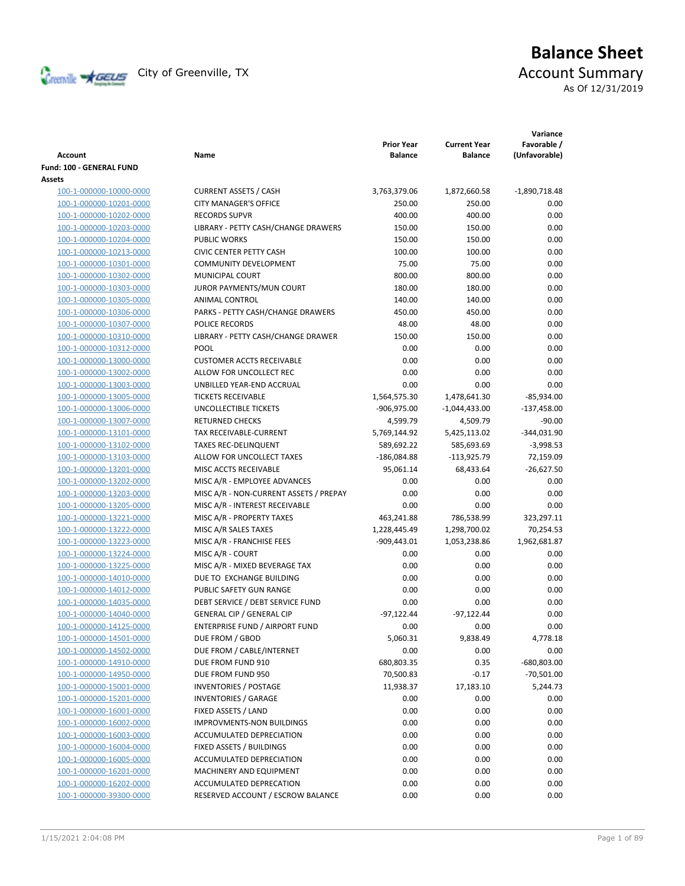City of Greenville, TX

# Balance Sheet

## Account Summary

As Of 12/31/2019

| Account | Name | Prior Year Balance | Current Year Balance | Variance Favorable / (Unfavorable) |
|---|---|---|---|---|
| **Fund: 100 - GENERAL FUND** | | | | |
| **Assets** | | | | |
| 100-1-000000-10000-0000 | CURRENT ASSETS / CASH | 3,763,379.06 | 1,872,660.58 | -1,890,718.48 |
| 100-1-000000-10201-0000 | CITY MANAGER'S OFFICE | 250.00 | 250.00 | 0.00 |
| 100-1-000000-10202-0000 | RECORDS SUPVR | 400.00 | 400.00 | 0.00 |
| 100-1-000000-10203-0000 | LIBRARY - PETTY CASH/CHANGE DRAWERS | 150.00 | 150.00 | 0.00 |
| 100-1-000000-10204-0000 | PUBLIC WORKS | 150.00 | 150.00 | 0.00 |
| 100-1-000000-10213-0000 | CIVIC CENTER PETTY CASH | 100.00 | 100.00 | 0.00 |
| 100-1-000000-10301-0000 | COMMUNITY DEVELOPMENT | 75.00 | 75.00 | 0.00 |
| 100-1-000000-10302-0000 | MUNICIPAL COURT | 800.00 | 800.00 | 0.00 |
| 100-1-000000-10303-0000 | JUROR PAYMENTS/MUN COURT | 180.00 | 180.00 | 0.00 |
| 100-1-000000-10305-0000 | ANIMAL CONTROL | 140.00 | 140.00 | 0.00 |
| 100-1-000000-10306-0000 | PARKS - PETTY CASH/CHANGE DRAWERS | 450.00 | 450.00 | 0.00 |
| 100-1-000000-10307-0000 | POLICE RECORDS | 48.00 | 48.00 | 0.00 |
| 100-1-000000-10310-0000 | LIBRARY - PETTY CASH/CHANGE DRAWER | 150.00 | 150.00 | 0.00 |
| 100-1-000000-10312-0000 | POOL | 0.00 | 0.00 | 0.00 |
| 100-1-000000-13000-0000 | CUSTOMER ACCTS RECEIVABLE | 0.00 | 0.00 | 0.00 |
| 100-1-000000-13002-0000 | ALLOW FOR UNCOLLECT REC | 0.00 | 0.00 | 0.00 |
| 100-1-000000-13003-0000 | UNBILLED YEAR-END ACCRUAL | 0.00 | 0.00 | 0.00 |
| 100-1-000000-13005-0000 | TICKETS RECEIVABLE | 1,564,575.30 | 1,478,641.30 | -85,934.00 |
| 100-1-000000-13006-0000 | UNCOLLECTIBLE TICKETS | -906,975.00 | -1,044,433.00 | -137,458.00 |
| 100-1-000000-13007-0000 | RETURNED CHECKS | 4,599.79 | 4,509.79 | -90.00 |
| 100-1-000000-13101-0000 | TAX RECEIVABLE-CURRENT | 5,769,144.92 | 5,425,113.02 | -344,031.90 |
| 100-1-000000-13102-0000 | TAXES REC-DELINQUENT | 589,692.22 | 585,693.69 | -3,998.53 |
| 100-1-000000-13103-0000 | ALLOW FOR UNCOLLECT TAXES | -186,084.88 | -113,925.79 | 72,159.09 |
| 100-1-000000-13201-0000 | MISC ACCTS RECEIVABLE | 95,061.14 | 68,433.64 | -26,627.50 |
| 100-1-000000-13202-0000 | MISC A/R - EMPLOYEE ADVANCES | 0.00 | 0.00 | 0.00 |
| 100-1-000000-13203-0000 | MISC A/R - NON-CURRENT ASSETS / PREPAY | 0.00 | 0.00 | 0.00 |
| 100-1-000000-13205-0000 | MISC A/R - INTEREST RECEIVABLE | 0.00 | 0.00 | 0.00 |
| 100-1-000000-13221-0000 | MISC A/R - PROPERTY TAXES | 463,241.88 | 786,538.99 | 323,297.11 |
| 100-1-000000-13222-0000 | MISC A/R SALES TAXES | 1,228,445.49 | 1,298,700.02 | 70,254.53 |
| 100-1-000000-13223-0000 | MISC A/R - FRANCHISE FEES | -909,443.01 | 1,053,238.86 | 1,962,681.87 |
| 100-1-000000-13224-0000 | MISC A/R - COURT | 0.00 | 0.00 | 0.00 |
| 100-1-000000-13225-0000 | MISC A/R - MIXED BEVERAGE TAX | 0.00 | 0.00 | 0.00 |
| 100-1-000000-14010-0000 | DUE TO EXCHANGE BUILDING | 0.00 | 0.00 | 0.00 |
| 100-1-000000-14012-0000 | PUBLIC SAFETY GUN RANGE | 0.00 | 0.00 | 0.00 |
| 100-1-000000-14035-0000 | DEBT SERVICE / DEBT SERVICE FUND | 0.00 | 0.00 | 0.00 |
| 100-1-000000-14040-0000 | GENERAL CIP / GENERAL CIP | -97,122.44 | -97,122.44 | 0.00 |
| 100-1-000000-14125-0000 | ENTERPRISE FUND / AIRPORT FUND | 0.00 | 0.00 | 0.00 |
| 100-1-000000-14501-0000 | DUE FROM / GBOD | 5,060.31 | 9,838.49 | 4,778.18 |
| 100-1-000000-14502-0000 | DUE FROM / CABLE/INTERNET | 0.00 | 0.00 | 0.00 |
| 100-1-000000-14910-0000 | DUE FROM FUND 910 | 680,803.35 | 0.35 | -680,803.00 |
| 100-1-000000-14950-0000 | DUE FROM FUND 950 | 70,500.83 | -0.17 | -70,501.00 |
| 100-1-000000-15001-0000 | INVENTORIES / POSTAGE | 11,938.37 | 17,183.10 | 5,244.73 |
| 100-1-000000-15201-0000 | INVENTORIES / GARAGE | 0.00 | 0.00 | 0.00 |
| 100-1-000000-16001-0000 | FIXED ASSETS / LAND | 0.00 | 0.00 | 0.00 |
| 100-1-000000-16002-0000 | IMPROVMENTS-NON BUILDINGS | 0.00 | 0.00 | 0.00 |
| 100-1-000000-16003-0000 | ACCUMULATED DEPRECIATION | 0.00 | 0.00 | 0.00 |
| 100-1-000000-16004-0000 | FIXED ASSETS / BUILDINGS | 0.00 | 0.00 | 0.00 |
| 100-1-000000-16005-0000 | ACCUMULATED DEPRECIATION | 0.00 | 0.00 | 0.00 |
| 100-1-000000-16201-0000 | MACHINERY AND EQUIPMENT | 0.00 | 0.00 | 0.00 |
| 100-1-000000-16202-0000 | ACCUMULATED DEPRECATION | 0.00 | 0.00 | 0.00 |
| 100-1-000000-39300-0000 | RESERVED ACCOUNT / ESCROW BALANCE | 0.00 | 0.00 | 0.00 |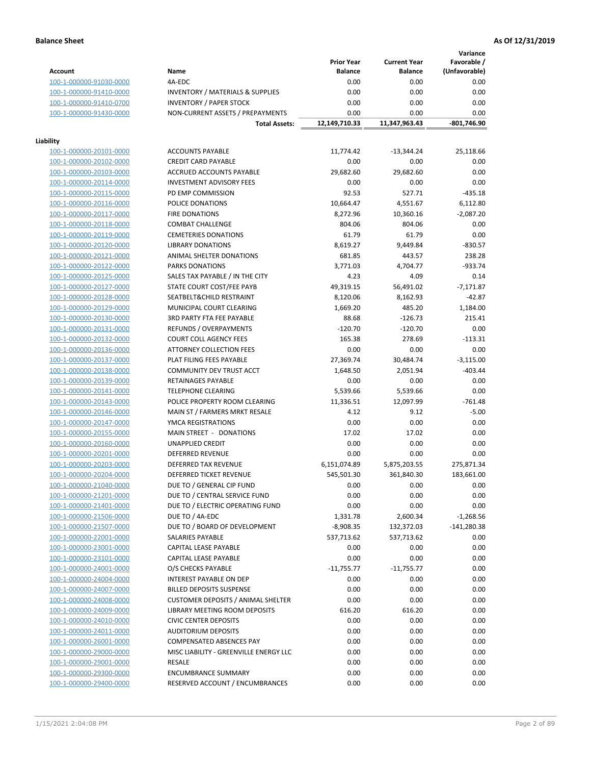**Balance Sheet** | **As Of 12/31/2019**

| Account | Name | Prior Year Balance | Current Year Balance | Variance Favorable / (Unfavorable) |
|---|---|---|---|---|
| 100-1-000000-91030-0000 | 4A-EDC | 0.00 | 0.00 | 0.00 |
| 100-1-000000-91410-0000 | INVENTORY / MATERIALS & SUPPLIES | 0.00 | 0.00 | 0.00 |
| 100-1-000000-91410-0700 | INVENTORY / PAPER STOCK | 0.00 | 0.00 | 0.00 |
| 100-1-000000-91430-0000 | NON-CURRENT ASSETS / PREPAYMENTS | 0.00 | 0.00 | 0.00 |
| | **Total Assets:** | **12,149,710.33** | **11,347,963.43** | **-801,746.90** |

**Liability**

| Account | Name | Prior Year Balance | Current Year Balance | Variance Favorable / (Unfavorable) |
|---|---|---|---|---|
| 100-1-000000-20101-0000 | ACCOUNTS PAYABLE | 11,774.42 | -13,344.24 | 25,118.66 |
| 100-1-000000-20102-0000 | CREDIT CARD PAYABLE | 0.00 | 0.00 | 0.00 |
| 100-1-000000-20103-0000 | ACCRUED ACCOUNTS PAYABLE | 29,682.60 | 29,682.60 | 0.00 |
| 100-1-000000-20114-0000 | INVESTMENT ADVISORY FEES | 0.00 | 0.00 | 0.00 |
| 100-1-000000-20115-0000 | PD EMP COMMISSION | 92.53 | 527.71 | -435.18 |
| 100-1-000000-20116-0000 | POLICE DONATIONS | 10,664.47 | 4,551.67 | 6,112.80 |
| 100-1-000000-20117-0000 | FIRE DONATIONS | 8,272.96 | 10,360.16 | -2,087.20 |
| 100-1-000000-20118-0000 | COMBAT CHALLENGE | 804.06 | 804.06 | 0.00 |
| 100-1-000000-20119-0000 | CEMETERIES DONATIONS | 61.79 | 61.79 | 0.00 |
| 100-1-000000-20120-0000 | LIBRARY DONATIONS | 8,619.27 | 9,449.84 | -830.57 |
| 100-1-000000-20121-0000 | ANIMAL SHELTER DONATIONS | 681.85 | 443.57 | 238.28 |
| 100-1-000000-20122-0000 | PARKS DONATIONS | 3,771.03 | 4,704.77 | -933.74 |
| 100-1-000000-20125-0000 | SALES TAX PAYABLE / IN THE CITY | 4.23 | 4.09 | 0.14 |
| 100-1-000000-20127-0000 | STATE COURT COST/FEE PAYB | 49,319.15 | 56,491.02 | -7,171.87 |
| 100-1-000000-20128-0000 | SEATBELT&CHILD RESTRAINT | 8,120.06 | 8,162.93 | -42.87 |
| 100-1-000000-20129-0000 | MUNICIPAL COURT CLEARING | 1,669.20 | 485.20 | 1,184.00 |
| 100-1-000000-20130-0000 | 3RD PARTY FTA FEE PAYABLE | 88.68 | -126.73 | 215.41 |
| 100-1-000000-20131-0000 | REFUNDS / OVERPAYMENTS | -120.70 | -120.70 | 0.00 |
| 100-1-000000-20132-0000 | COURT COLL AGENCY FEES | 165.38 | 278.69 | -113.31 |
| 100-1-000000-20136-0000 | ATTORNEY COLLECTION FEES | 0.00 | 0.00 | 0.00 |
| 100-1-000000-20137-0000 | PLAT FILING FEES PAYABLE | 27,369.74 | 30,484.74 | -3,115.00 |
| 100-1-000000-20138-0000 | COMMUNITY DEV TRUST ACCT | 1,648.50 | 2,051.94 | -403.44 |
| 100-1-000000-20139-0000 | RETAINAGES PAYABLE | 0.00 | 0.00 | 0.00 |
| 100-1-000000-20141-0000 | TELEPHONE CLEARING | 5,539.66 | 5,539.66 | 0.00 |
| 100-1-000000-20143-0000 | POLICE PROPERTY ROOM CLEARING | 11,336.51 | 12,097.99 | -761.48 |
| 100-1-000000-20146-0000 | MAIN ST / FARMERS MRKT RESALE | 4.12 | 9.12 | -5.00 |
| 100-1-000000-20147-0000 | YMCA REGISTRATIONS | 0.00 | 0.00 | 0.00 |
| 100-1-000000-20155-0000 | MAIN STREET - DONATIONS | 17.02 | 17.02 | 0.00 |
| 100-1-000000-20160-0000 | UNAPPLIED CREDIT | 0.00 | 0.00 | 0.00 |
| 100-1-000000-20201-0000 | DEFERRED REVENUE | 0.00 | 0.00 | 0.00 |
| 100-1-000000-20203-0000 | DEFERRED TAX REVENUE | 6,151,074.89 | 5,875,203.55 | 275,871.34 |
| 100-1-000000-20204-0000 | DEFERRED TICKET REVENUE | 545,501.30 | 361,840.30 | 183,661.00 |
| 100-1-000000-21040-0000 | DUE TO / GENERAL CIP FUND | 0.00 | 0.00 | 0.00 |
| 100-1-000000-21201-0000 | DUE TO / CENTRAL SERVICE FUND | 0.00 | 0.00 | 0.00 |
| 100-1-000000-21401-0000 | DUE TO / ELECTRIC OPERATING FUND | 0.00 | 0.00 | 0.00 |
| 100-1-000000-21506-0000 | DUE TO / 4A-EDC | 1,331.78 | 2,600.34 | -1,268.56 |
| 100-1-000000-21507-0000 | DUE TO / BOARD OF DEVELOPMENT | -8,908.35 | 132,372.03 | -141,280.38 |
| 100-1-000000-22001-0000 | SALARIES PAYABLE | 537,713.62 | 537,713.62 | 0.00 |
| 100-1-000000-23001-0000 | CAPITAL LEASE PAYABLE | 0.00 | 0.00 | 0.00 |
| 100-1-000000-23101-0000 | CAPITAL LEASE PAYABLE | 0.00 | 0.00 | 0.00 |
| 100-1-000000-24001-0000 | O/S CHECKS PAYABLE | -11,755.77 | -11,755.77 | 0.00 |
| 100-1-000000-24004-0000 | INTEREST PAYABLE ON DEP | 0.00 | 0.00 | 0.00 |
| 100-1-000000-24007-0000 | BILLED DEPOSITS SUSPENSE | 0.00 | 0.00 | 0.00 |
| 100-1-000000-24008-0000 | CUSTOMER DEPOSITS / ANIMAL SHELTER | 0.00 | 0.00 | 0.00 |
| 100-1-000000-24009-0000 | LIBRARY MEETING ROOM DEPOSITS | 616.20 | 616.20 | 0.00 |
| 100-1-000000-24010-0000 | CIVIC CENTER DEPOSITS | 0.00 | 0.00 | 0.00 |
| 100-1-000000-24011-0000 | AUDITORIUM DEPOSITS | 0.00 | 0.00 | 0.00 |
| 100-1-000000-26001-0000 | COMPENSATED ABSENCES PAY | 0.00 | 0.00 | 0.00 |
| 100-1-000000-29000-0000 | MISC LIABILITY - GREENVILLE ENERGY LLC | 0.00 | 0.00 | 0.00 |
| 100-1-000000-29001-0000 | RESALE | 0.00 | 0.00 | 0.00 |
| 100-1-000000-29300-0000 | ENCUMBRANCE SUMMARY | 0.00 | 0.00 | 0.00 |
| 100-1-000000-29400-0000 | RESERVED ACCOUNT / ENCUMBRANCES | 0.00 | 0.00 | 0.00 |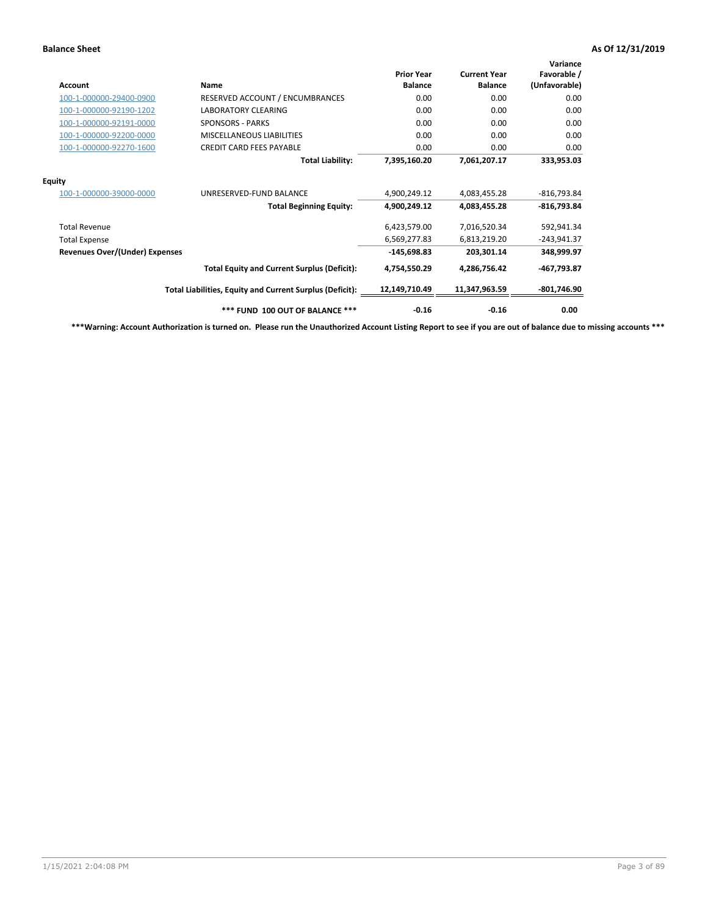**Balance Sheet** **As Of 12/31/2019**

| Account | Name | Prior Year Balance | Current Year Balance | Variance Favorable / (Unfavorable) |
|---|---|---|---|---|
| 100-1-000000-29400-0900 | RESERVED ACCOUNT / ENCUMBRANCES | 0.00 | 0.00 | 0.00 |
| 100-1-000000-92190-1202 | LABORATORY CLEARING | 0.00 | 0.00 | 0.00 |
| 100-1-000000-92191-0000 | SPONSORS - PARKS | 0.00 | 0.00 | 0.00 |
| 100-1-000000-92200-0000 | MISCELLANEOUS LIABILITIES | 0.00 | 0.00 | 0.00 |
| 100-1-000000-92270-1600 | CREDIT CARD FEES PAYABLE | 0.00 | 0.00 | 0.00 |
| | **Total Liability:** | **7,395,160.20** | **7,061,207.17** | **333,953.03** |
| **Equity** | | | | |
| 100-1-000000-39000-0000 | UNRESERVED-FUND BALANCE | 4,900,249.12 | 4,083,455.28 | -816,793.84 |
| | **Total Beginning Equity:** | **4,900,249.12** | **4,083,455.28** | **-816,793.84** |
| Total Revenue | | 6,423,579.00 | 7,016,520.34 | 592,941.34 |
| Total Expense | | 6,569,277.83 | 6,813,219.20 | -243,941.37 |
| **Revenues Over/(Under) Expenses** | | **-145,698.83** | **203,301.14** | **348,999.97** |
| | **Total Equity and Current Surplus (Deficit):** | **4,754,550.29** | **4,286,756.42** | **-467,793.87** |
| | **Total Liabilities, Equity and Current Surplus (Deficit):** | **12,149,710.49** | **11,347,963.59** | **-801,746.90** |
| | **\*\*\* FUND 100 OUT OF BALANCE \*\*\*** | **-0.16** | **-0.16** | **0.00** |

**\*\*\*Warning: Account Authorization is turned on. Please run the Unauthorized Account Listing Report to see if you are out of balance due to missing accounts \*\*\***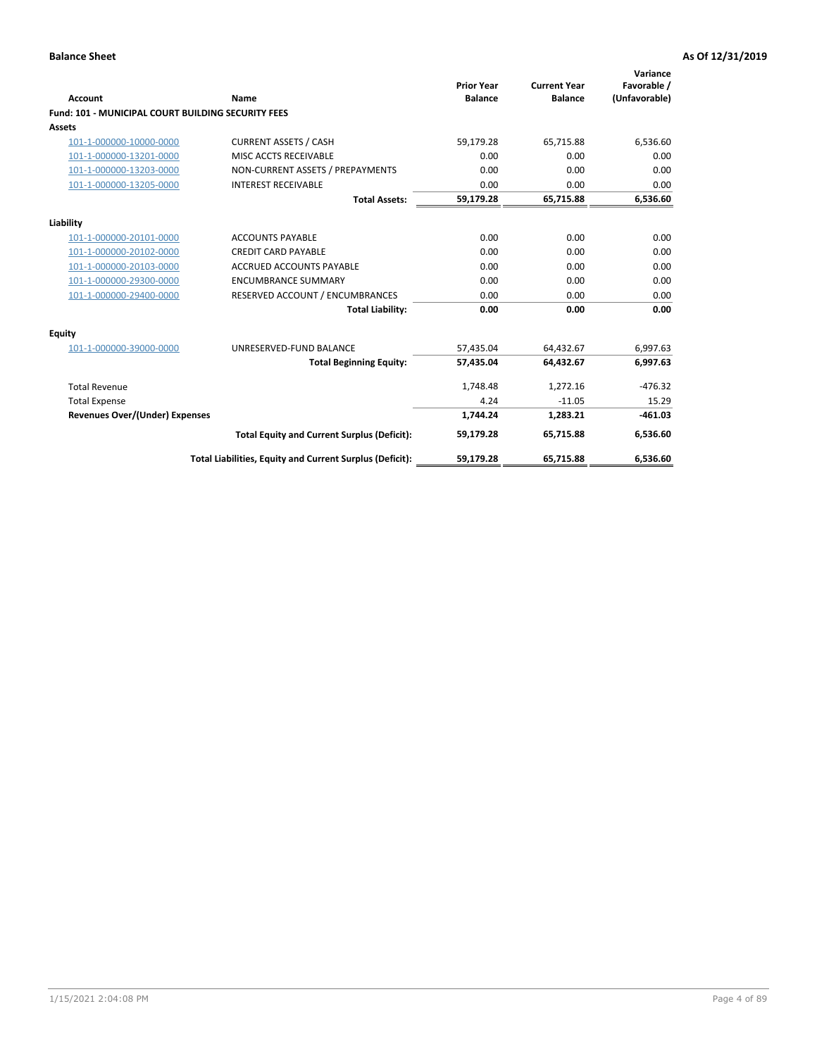**Balance Sheet** | **As Of 12/31/2019**

| Account | Name | Prior Year Balance | Current Year Balance | Variance Favorable / (Unfavorable) |
|---|---|---|---|---|
| **Fund: 101 - MUNICIPAL COURT BUILDING SECURITY FEES** | | | | |
| **Assets** | | | | |
| 101-1-000000-10000-0000 | CURRENT ASSETS / CASH | 59,179.28 | 65,715.88 | 6,536.60 |
| 101-1-000000-13201-0000 | MISC ACCTS RECEIVABLE | 0.00 | 0.00 | 0.00 |
| 101-1-000000-13203-0000 | NON-CURRENT ASSETS / PREPAYMENTS | 0.00 | 0.00 | 0.00 |
| 101-1-000000-13205-0000 | INTEREST RECEIVABLE | 0.00 | 0.00 | 0.00 |
| | **Total Assets:** | **59,179.28** | **65,715.88** | **6,536.60** |
| **Liability** | | | | |
| 101-1-000000-20101-0000 | ACCOUNTS PAYABLE | 0.00 | 0.00 | 0.00 |
| 101-1-000000-20102-0000 | CREDIT CARD PAYABLE | 0.00 | 0.00 | 0.00 |
| 101-1-000000-20103-0000 | ACCRUED ACCOUNTS PAYABLE | 0.00 | 0.00 | 0.00 |
| 101-1-000000-29300-0000 | ENCUMBRANCE SUMMARY | 0.00 | 0.00 | 0.00 |
| 101-1-000000-29400-0000 | RESERVED ACCOUNT / ENCUMBRANCES | 0.00 | 0.00 | 0.00 |
| | **Total Liability:** | **0.00** | **0.00** | **0.00** |
| **Equity** | | | | |
| 101-1-000000-39000-0000 | UNRESERVED-FUND BALANCE | 57,435.04 | 64,432.67 | 6,997.63 |
| | **Total Beginning Equity:** | **57,435.04** | **64,432.67** | **6,997.63** |
| Total Revenue | | 1,748.48 | 1,272.16 | -476.32 |
| Total Expense | | 4.24 | -11.05 | 15.29 |
| **Revenues Over/(Under) Expenses** | | **1,744.24** | **1,283.21** | **-461.03** |
| | **Total Equity and Current Surplus (Deficit):** | **59,179.28** | **65,715.88** | **6,536.60** |
| | **Total Liabilities, Equity and Current Surplus (Deficit):** | **59,179.28** | **65,715.88** | **6,536.60** |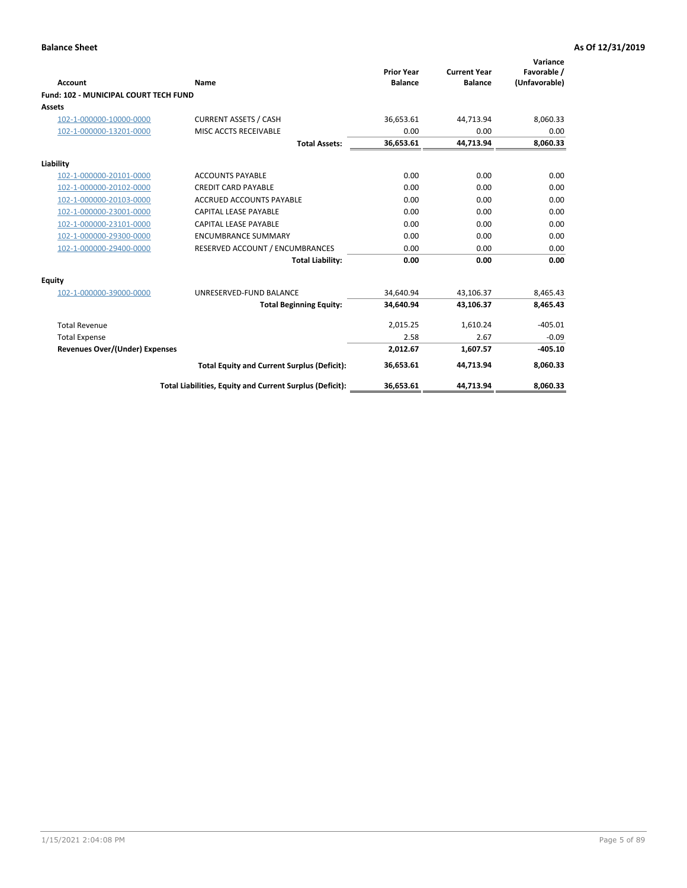**Balance Sheet** — **As Of 12/31/2019**

| Account | Name | Prior Year Balance | Current Year Balance | Variance Favorable / (Unfavorable) |
|---|---|---|---|---|
| **Fund: 102 - MUNICIPAL COURT TECH FUND** | | | | |
| **Assets** | | | | |
| 102-1-000000-10000-0000 | CURRENT ASSETS / CASH | 36,653.61 | 44,713.94 | 8,060.33 |
| 102-1-000000-13201-0000 | MISC ACCTS RECEIVABLE | 0.00 | 0.00 | 0.00 |
| | **Total Assets:** | **36,653.61** | **44,713.94** | **8,060.33** |
| **Liability** | | | | |
| 102-1-000000-20101-0000 | ACCOUNTS PAYABLE | 0.00 | 0.00 | 0.00 |
| 102-1-000000-20102-0000 | CREDIT CARD PAYABLE | 0.00 | 0.00 | 0.00 |
| 102-1-000000-20103-0000 | ACCRUED ACCOUNTS PAYABLE | 0.00 | 0.00 | 0.00 |
| 102-1-000000-23001-0000 | CAPITAL LEASE PAYABLE | 0.00 | 0.00 | 0.00 |
| 102-1-000000-23101-0000 | CAPITAL LEASE PAYABLE | 0.00 | 0.00 | 0.00 |
| 102-1-000000-29300-0000 | ENCUMBRANCE SUMMARY | 0.00 | 0.00 | 0.00 |
| 102-1-000000-29400-0000 | RESERVED ACCOUNT / ENCUMBRANCES | 0.00 | 0.00 | 0.00 |
| | **Total Liability:** | **0.00** | **0.00** | **0.00** |
| **Equity** | | | | |
| 102-1-000000-39000-0000 | UNRESERVED-FUND BALANCE | 34,640.94 | 43,106.37 | 8,465.43 |
| | **Total Beginning Equity:** | **34,640.94** | **43,106.37** | **8,465.43** |
| Total Revenue | | 2,015.25 | 1,610.24 | -405.01 |
| Total Expense | | 2.58 | 2.67 | -0.09 |
| **Revenues Over/(Under) Expenses** | | **2,012.67** | **1,607.57** | **-405.10** |
| | **Total Equity and Current Surplus (Deficit):** | **36,653.61** | **44,713.94** | **8,060.33** |
| | **Total Liabilities, Equity and Current Surplus (Deficit):** | **36,653.61** | **44,713.94** | **8,060.33** |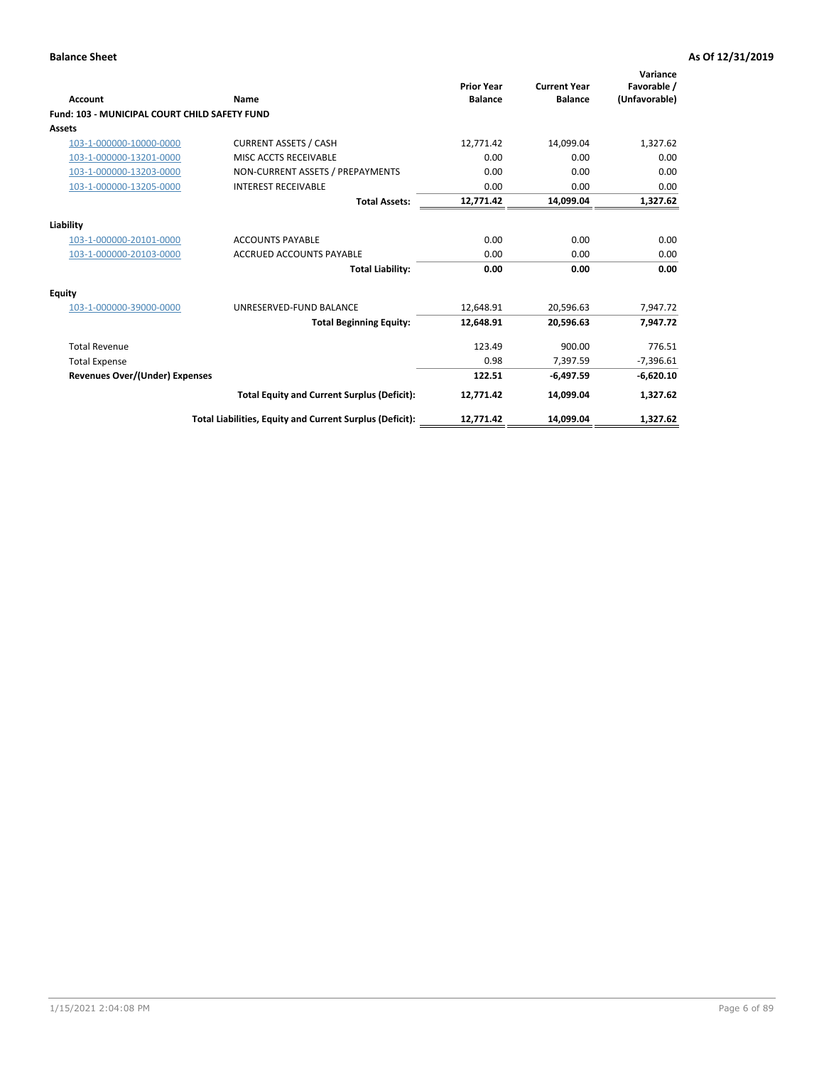**Balance Sheet** | **As Of 12/31/2019**

| Account | Name | Prior Year Balance | Current Year Balance | Variance Favorable / (Unfavorable) |
|---|---|---|---|---|
| **Fund: 103 - MUNICIPAL COURT CHILD SAFETY FUND** | | | | |
| **Assets** | | | | |
| 103-1-000000-10000-0000 | CURRENT ASSETS / CASH | 12,771.42 | 14,099.04 | 1,327.62 |
| 103-1-000000-13201-0000 | MISC ACCTS RECEIVABLE | 0.00 | 0.00 | 0.00 |
| 103-1-000000-13203-0000 | NON-CURRENT ASSETS / PREPAYMENTS | 0.00 | 0.00 | 0.00 |
| 103-1-000000-13205-0000 | INTEREST RECEIVABLE | 0.00 | 0.00 | 0.00 |
| | **Total Assets:** | **12,771.42** | **14,099.04** | **1,327.62** |
| **Liability** | | | | |
| 103-1-000000-20101-0000 | ACCOUNTS PAYABLE | 0.00 | 0.00 | 0.00 |
| 103-1-000000-20103-0000 | ACCRUED ACCOUNTS PAYABLE | 0.00 | 0.00 | 0.00 |
| | **Total Liability:** | **0.00** | **0.00** | **0.00** |
| **Equity** | | | | |
| 103-1-000000-39000-0000 | UNRESERVED-FUND BALANCE | 12,648.91 | 20,596.63 | 7,947.72 |
| | **Total Beginning Equity:** | **12,648.91** | **20,596.63** | **7,947.72** |
| Total Revenue | | 123.49 | 900.00 | 776.51 |
| Total Expense | | 0.98 | 7,397.59 | -7,396.61 |
| **Revenues Over/(Under) Expenses** | | **122.51** | **-6,497.59** | **-6,620.10** |
| | **Total Equity and Current Surplus (Deficit):** | **12,771.42** | **14,099.04** | **1,327.62** |
| | **Total Liabilities, Equity and Current Surplus (Deficit):** | **12,771.42** | **14,099.04** | **1,327.62** |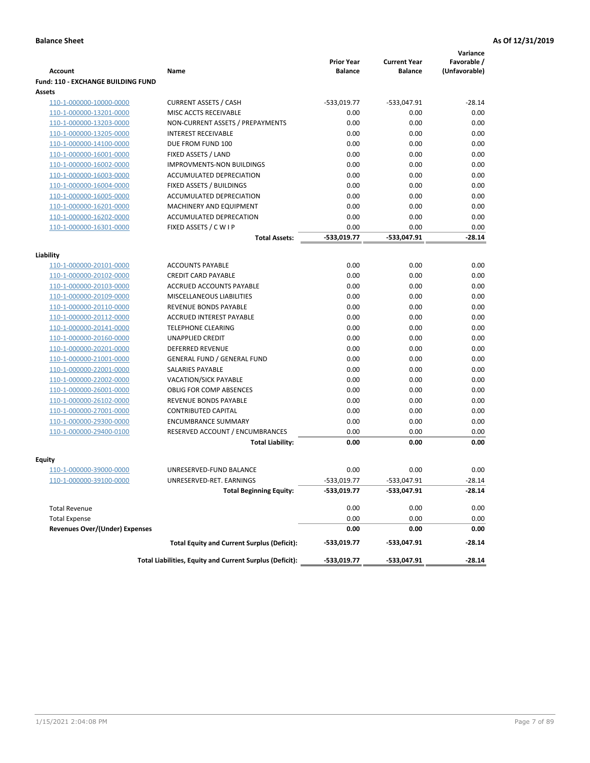**Balance Sheet** | **As Of 12/31/2019**

| Account | Name | Prior Year Balance | Current Year Balance | Variance Favorable / (Unfavorable) |
|---|---|---|---|---|
| **Fund: 110 - EXCHANGE BUILDING FUND** | | | | |
| **Assets** | | | | |
| 110-1-000000-10000-0000 | CURRENT ASSETS / CASH | -533,019.77 | -533,047.91 | -28.14 |
| 110-1-000000-13201-0000 | MISC ACCTS RECEIVABLE | 0.00 | 0.00 | 0.00 |
| 110-1-000000-13203-0000 | NON-CURRENT ASSETS / PREPAYMENTS | 0.00 | 0.00 | 0.00 |
| 110-1-000000-13205-0000 | INTEREST RECEIVABLE | 0.00 | 0.00 | 0.00 |
| 110-1-000000-14100-0000 | DUE FROM FUND 100 | 0.00 | 0.00 | 0.00 |
| 110-1-000000-16001-0000 | FIXED ASSETS / LAND | 0.00 | 0.00 | 0.00 |
| 110-1-000000-16002-0000 | IMPROVMENTS-NON BUILDINGS | 0.00 | 0.00 | 0.00 |
| 110-1-000000-16003-0000 | ACCUMULATED DEPRECIATION | 0.00 | 0.00 | 0.00 |
| 110-1-000000-16004-0000 | FIXED ASSETS / BUILDINGS | 0.00 | 0.00 | 0.00 |
| 110-1-000000-16005-0000 | ACCUMULATED DEPRECIATION | 0.00 | 0.00 | 0.00 |
| 110-1-000000-16201-0000 | MACHINERY AND EQUIPMENT | 0.00 | 0.00 | 0.00 |
| 110-1-000000-16202-0000 | ACCUMULATED DEPRECATION | 0.00 | 0.00 | 0.00 |
| 110-1-000000-16301-0000 | FIXED ASSETS / C W I P | 0.00 | 0.00 | 0.00 |
| | **Total Assets:** | **-533,019.77** | **-533,047.91** | **-28.14** |
| **Liability** | | | | |
| 110-1-000000-20101-0000 | ACCOUNTS PAYABLE | 0.00 | 0.00 | 0.00 |
| 110-1-000000-20102-0000 | CREDIT CARD PAYABLE | 0.00 | 0.00 | 0.00 |
| 110-1-000000-20103-0000 | ACCRUED ACCOUNTS PAYABLE | 0.00 | 0.00 | 0.00 |
| 110-1-000000-20109-0000 | MISCELLANEOUS LIABILITIES | 0.00 | 0.00 | 0.00 |
| 110-1-000000-20110-0000 | REVENUE BONDS PAYABLE | 0.00 | 0.00 | 0.00 |
| 110-1-000000-20112-0000 | ACCRUED INTEREST PAYABLE | 0.00 | 0.00 | 0.00 |
| 110-1-000000-20141-0000 | TELEPHONE CLEARING | 0.00 | 0.00 | 0.00 |
| 110-1-000000-20160-0000 | UNAPPLIED CREDIT | 0.00 | 0.00 | 0.00 |
| 110-1-000000-20201-0000 | DEFERRED REVENUE | 0.00 | 0.00 | 0.00 |
| 110-1-000000-21001-0000 | GENERAL FUND / GENERAL FUND | 0.00 | 0.00 | 0.00 |
| 110-1-000000-22001-0000 | SALARIES PAYABLE | 0.00 | 0.00 | 0.00 |
| 110-1-000000-22002-0000 | VACATION/SICK PAYABLE | 0.00 | 0.00 | 0.00 |
| 110-1-000000-26001-0000 | OBLIG FOR COMP ABSENCES | 0.00 | 0.00 | 0.00 |
| 110-1-000000-26102-0000 | REVENUE BONDS PAYABLE | 0.00 | 0.00 | 0.00 |
| 110-1-000000-27001-0000 | CONTRIBUTED CAPITAL | 0.00 | 0.00 | 0.00 |
| 110-1-000000-29300-0000 | ENCUMBRANCE SUMMARY | 0.00 | 0.00 | 0.00 |
| 110-1-000000-29400-0100 | RESERVED ACCOUNT / ENCUMBRANCES | 0.00 | 0.00 | 0.00 |
| | **Total Liability:** | **0.00** | **0.00** | **0.00** |
| **Equity** | | | | |
| 110-1-000000-39000-0000 | UNRESERVED-FUND BALANCE | 0.00 | 0.00 | 0.00 |
| 110-1-000000-39100-0000 | UNRESERVED-RET. EARNINGS | -533,019.77 | -533,047.91 | -28.14 |
| | **Total Beginning Equity:** | **-533,019.77** | **-533,047.91** | **-28.14** |
| Total Revenue | | 0.00 | 0.00 | 0.00 |
| Total Expense | | 0.00 | 0.00 | 0.00 |
| **Revenues Over/(Under) Expenses** | | **0.00** | **0.00** | **0.00** |
| | **Total Equity and Current Surplus (Deficit):** | **-533,019.77** | **-533,047.91** | **-28.14** |
| | **Total Liabilities, Equity and Current Surplus (Deficit):** | **-533,019.77** | **-533,047.91** | **-28.14** |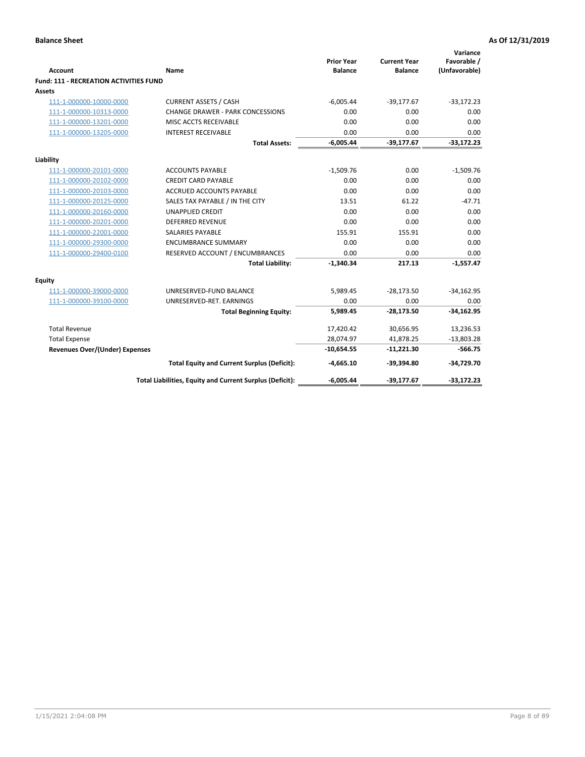**Balance Sheet** **As Of 12/31/2019**

| Account | Name | Prior Year Balance | Current Year Balance | Variance Favorable / (Unfavorable) |
|---|---|---|---|---|
| **Fund: 111 - RECREATION ACTIVITIES FUND** | | | | |
| **Assets** | | | | |
| 111-1-000000-10000-0000 | CURRENT ASSETS / CASH | -6,005.44 | -39,177.67 | -33,172.23 |
| 111-1-000000-10313-0000 | CHANGE DRAWER - PARK CONCESSIONS | 0.00 | 0.00 | 0.00 |
| 111-1-000000-13201-0000 | MISC ACCTS RECEIVABLE | 0.00 | 0.00 | 0.00 |
| 111-1-000000-13205-0000 | INTEREST RECEIVABLE | 0.00 | 0.00 | 0.00 |
| | **Total Assets:** | **-6,005.44** | **-39,177.67** | **-33,172.23** |
| **Liability** | | | | |
| 111-1-000000-20101-0000 | ACCOUNTS PAYABLE | -1,509.76 | 0.00 | -1,509.76 |
| 111-1-000000-20102-0000 | CREDIT CARD PAYABLE | 0.00 | 0.00 | 0.00 |
| 111-1-000000-20103-0000 | ACCRUED ACCOUNTS PAYABLE | 0.00 | 0.00 | 0.00 |
| 111-1-000000-20125-0000 | SALES TAX PAYABLE / IN THE CITY | 13.51 | 61.22 | -47.71 |
| 111-1-000000-20160-0000 | UNAPPLIED CREDIT | 0.00 | 0.00 | 0.00 |
| 111-1-000000-20201-0000 | DEFERRED REVENUE | 0.00 | 0.00 | 0.00 |
| 111-1-000000-22001-0000 | SALARIES PAYABLE | 155.91 | 155.91 | 0.00 |
| 111-1-000000-29300-0000 | ENCUMBRANCE SUMMARY | 0.00 | 0.00 | 0.00 |
| 111-1-000000-29400-0100 | RESERVED ACCOUNT / ENCUMBRANCES | 0.00 | 0.00 | 0.00 |
| | **Total Liability:** | **-1,340.34** | **217.13** | **-1,557.47** |
| **Equity** | | | | |
| 111-1-000000-39000-0000 | UNRESERVED-FUND BALANCE | 5,989.45 | -28,173.50 | -34,162.95 |
| 111-1-000000-39100-0000 | UNRESERVED-RET. EARNINGS | 0.00 | 0.00 | 0.00 |
| | **Total Beginning Equity:** | **5,989.45** | **-28,173.50** | **-34,162.95** |
| Total Revenue | | 17,420.42 | 30,656.95 | 13,236.53 |
| Total Expense | | 28,074.97 | 41,878.25 | -13,803.28 |
| **Revenues Over/(Under) Expenses** | | **-10,654.55** | **-11,221.30** | **-566.75** |
| | **Total Equity and Current Surplus (Deficit):** | **-4,665.10** | **-39,394.80** | **-34,729.70** |
| | **Total Liabilities, Equity and Current Surplus (Deficit):** | **-6,005.44** | **-39,177.67** | **-33,172.23** |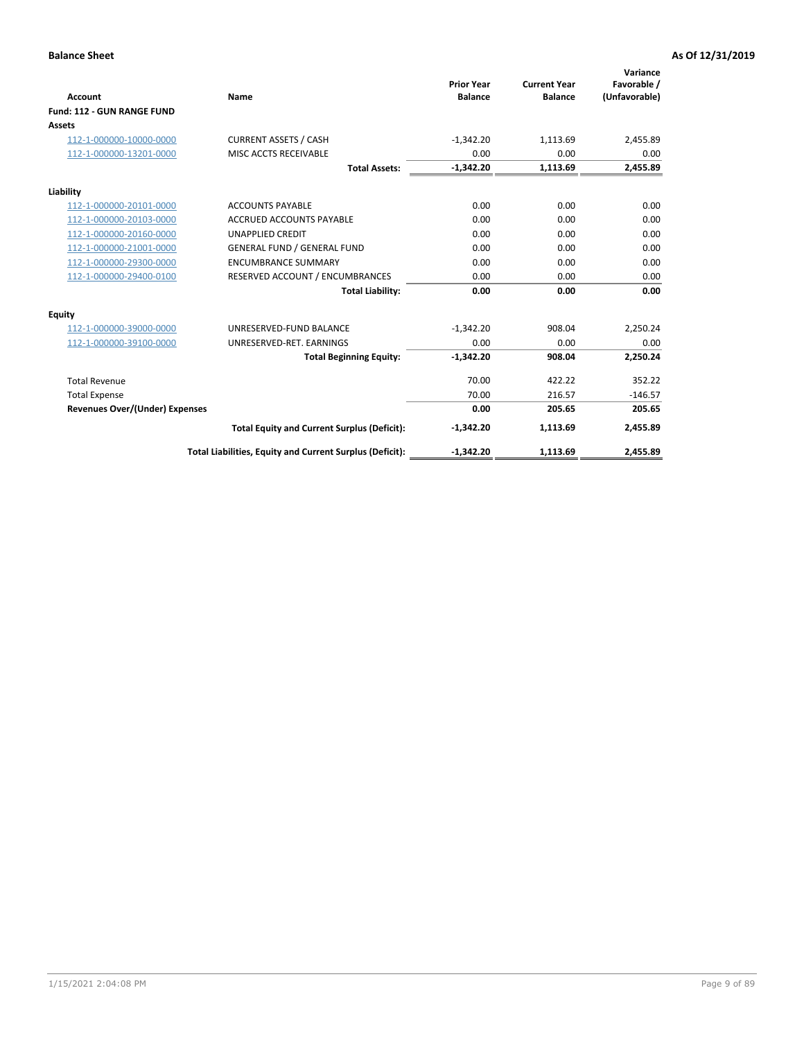**Balance Sheet** **As Of 12/31/2019**

| Account | Name | Prior Year Balance | Current Year Balance | Variance Favorable / (Unfavorable) |
|---|---|---|---|---|
| **Fund: 112 - GUN RANGE FUND** | | | | |
| **Assets** | | | | |
| 112-1-000000-10000-0000 | CURRENT ASSETS / CASH | -1,342.20 | 1,113.69 | 2,455.89 |
| 112-1-000000-13201-0000 | MISC ACCTS RECEIVABLE | 0.00 | 0.00 | 0.00 |
| | **Total Assets:** | **-1,342.20** | **1,113.69** | **2,455.89** |
| **Liability** | | | | |
| 112-1-000000-20101-0000 | ACCOUNTS PAYABLE | 0.00 | 0.00 | 0.00 |
| 112-1-000000-20103-0000 | ACCRUED ACCOUNTS PAYABLE | 0.00 | 0.00 | 0.00 |
| 112-1-000000-20160-0000 | UNAPPLIED CREDIT | 0.00 | 0.00 | 0.00 |
| 112-1-000000-21001-0000 | GENERAL FUND / GENERAL FUND | 0.00 | 0.00 | 0.00 |
| 112-1-000000-29300-0000 | ENCUMBRANCE SUMMARY | 0.00 | 0.00 | 0.00 |
| 112-1-000000-29400-0100 | RESERVED ACCOUNT / ENCUMBRANCES | 0.00 | 0.00 | 0.00 |
| | **Total Liability:** | **0.00** | **0.00** | **0.00** |
| **Equity** | | | | |
| 112-1-000000-39000-0000 | UNRESERVED-FUND BALANCE | -1,342.20 | 908.04 | 2,250.24 |
| 112-1-000000-39100-0000 | UNRESERVED-RET. EARNINGS | 0.00 | 0.00 | 0.00 |
| | **Total Beginning Equity:** | **-1,342.20** | **908.04** | **2,250.24** |
| Total Revenue | | 70.00 | 422.22 | 352.22 |
| Total Expense | | 70.00 | 216.57 | -146.57 |
| **Revenues Over/(Under) Expenses** | | **0.00** | **205.65** | **205.65** |
| | **Total Equity and Current Surplus (Deficit):** | **-1,342.20** | **1,113.69** | **2,455.89** |
| | **Total Liabilities, Equity and Current Surplus (Deficit):** | **-1,342.20** | **1,113.69** | **2,455.89** |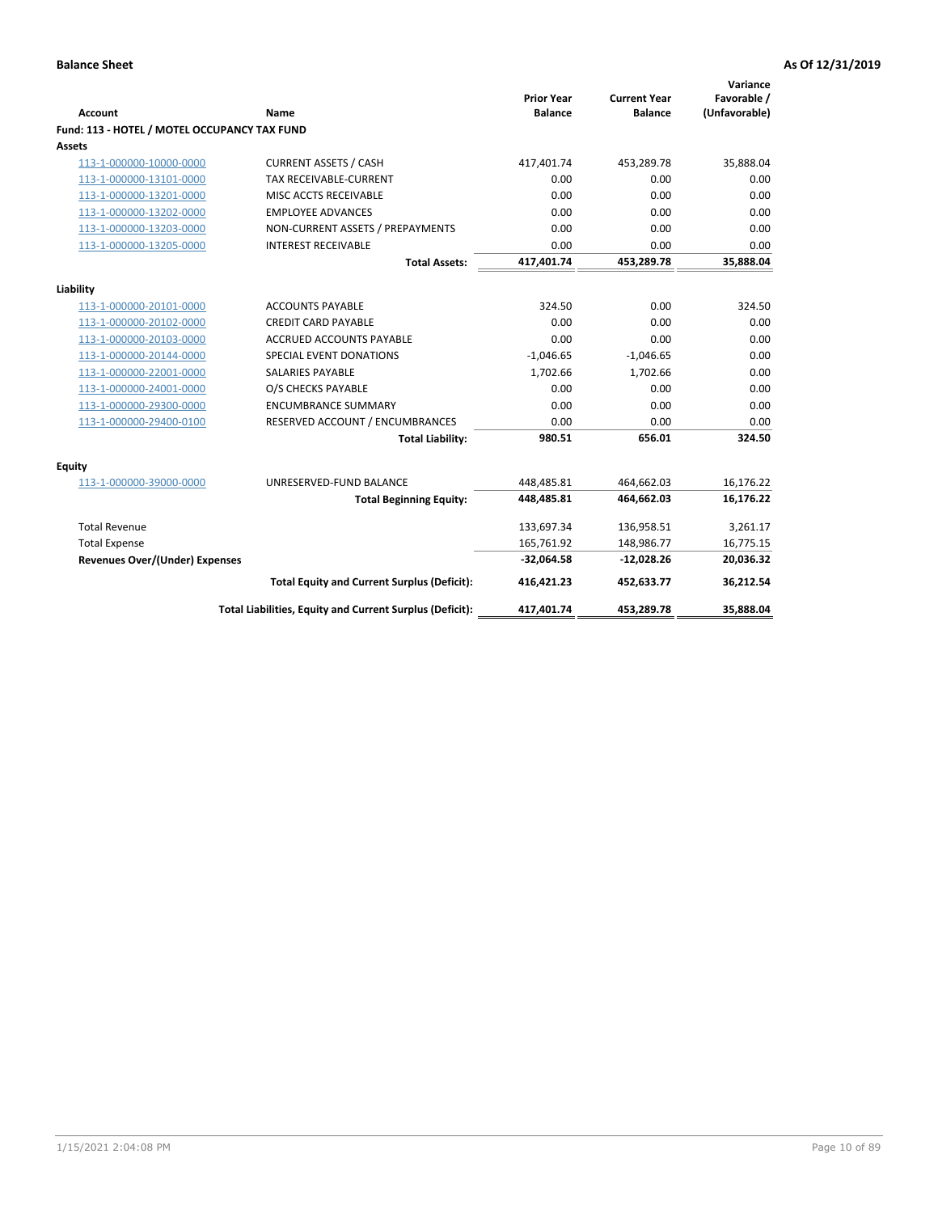**Balance Sheet** **As Of 12/31/2019**

| Account | Name | Prior Year Balance | Current Year Balance | Variance Favorable / (Unfavorable) |
|---|---|---|---|---|
| **Fund: 113 - HOTEL / MOTEL OCCUPANCY TAX FUND** | | | | |
| **Assets** | | | | |
| 113-1-000000-10000-0000 | CURRENT ASSETS / CASH | 417,401.74 | 453,289.78 | 35,888.04 |
| 113-1-000000-13101-0000 | TAX RECEIVABLE-CURRENT | 0.00 | 0.00 | 0.00 |
| 113-1-000000-13201-0000 | MISC ACCTS RECEIVABLE | 0.00 | 0.00 | 0.00 |
| 113-1-000000-13202-0000 | EMPLOYEE ADVANCES | 0.00 | 0.00 | 0.00 |
| 113-1-000000-13203-0000 | NON-CURRENT ASSETS / PREPAYMENTS | 0.00 | 0.00 | 0.00 |
| 113-1-000000-13205-0000 | INTEREST RECEIVABLE | 0.00 | 0.00 | 0.00 |
| | **Total Assets:** | **417,401.74** | **453,289.78** | **35,888.04** |
| **Liability** | | | | |
| 113-1-000000-20101-0000 | ACCOUNTS PAYABLE | 324.50 | 0.00 | 324.50 |
| 113-1-000000-20102-0000 | CREDIT CARD PAYABLE | 0.00 | 0.00 | 0.00 |
| 113-1-000000-20103-0000 | ACCRUED ACCOUNTS PAYABLE | 0.00 | 0.00 | 0.00 |
| 113-1-000000-20144-0000 | SPECIAL EVENT DONATIONS | -1,046.65 | -1,046.65 | 0.00 |
| 113-1-000000-22001-0000 | SALARIES PAYABLE | 1,702.66 | 1,702.66 | 0.00 |
| 113-1-000000-24001-0000 | O/S CHECKS PAYABLE | 0.00 | 0.00 | 0.00 |
| 113-1-000000-29300-0000 | ENCUMBRANCE SUMMARY | 0.00 | 0.00 | 0.00 |
| 113-1-000000-29400-0100 | RESERVED ACCOUNT / ENCUMBRANCES | 0.00 | 0.00 | 0.00 |
| | **Total Liability:** | **980.51** | **656.01** | **324.50** |
| **Equity** | | | | |
| 113-1-000000-39000-0000 | UNRESERVED-FUND BALANCE | 448,485.81 | 464,662.03 | 16,176.22 |
| | **Total Beginning Equity:** | **448,485.81** | **464,662.03** | **16,176.22** |
| Total Revenue | | 133,697.34 | 136,958.51 | 3,261.17 |
| Total Expense | | 165,761.92 | 148,986.77 | 16,775.15 |
| **Revenues Over/(Under) Expenses** | | **-32,064.58** | **-12,028.26** | **20,036.32** |
| | **Total Equity and Current Surplus (Deficit):** | **416,421.23** | **452,633.77** | **36,212.54** |
| | **Total Liabilities, Equity and Current Surplus (Deficit):** | **417,401.74** | **453,289.78** | **35,888.04** |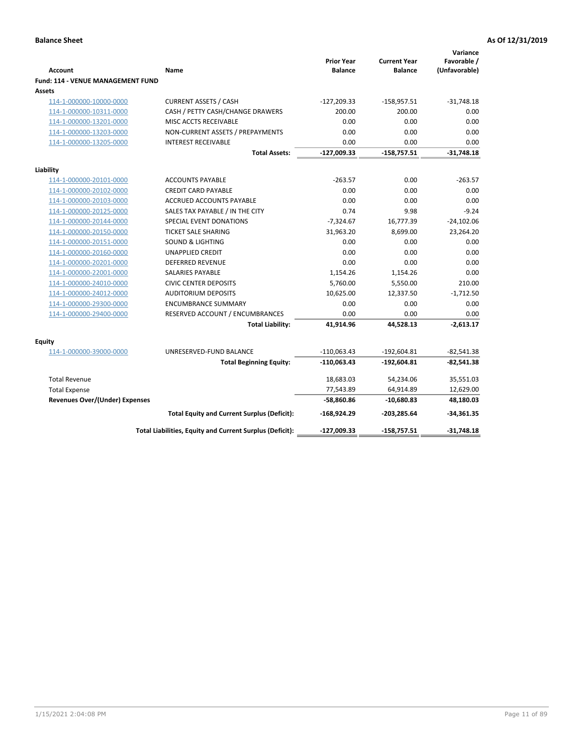**Balance Sheet** **As Of 12/31/2019**

| Account | Name | Prior Year Balance | Current Year Balance | Variance Favorable / (Unfavorable) |
|---|---|---|---|---|
| **Fund: 114 - VENUE MANAGEMENT FUND** | | | | |
| **Assets** | | | | |
| 114-1-000000-10000-0000 | CURRENT ASSETS / CASH | -127,209.33 | -158,957.51 | -31,748.18 |
| 114-1-000000-10311-0000 | CASH / PETTY CASH/CHANGE DRAWERS | 200.00 | 200.00 | 0.00 |
| 114-1-000000-13201-0000 | MISC ACCTS RECEIVABLE | 0.00 | 0.00 | 0.00 |
| 114-1-000000-13203-0000 | NON-CURRENT ASSETS / PREPAYMENTS | 0.00 | 0.00 | 0.00 |
| 114-1-000000-13205-0000 | INTEREST RECEIVABLE | 0.00 | 0.00 | 0.00 |
| | **Total Assets:** | **-127,009.33** | **-158,757.51** | **-31,748.18** |
| **Liability** | | | | |
| 114-1-000000-20101-0000 | ACCOUNTS PAYABLE | -263.57 | 0.00 | -263.57 |
| 114-1-000000-20102-0000 | CREDIT CARD PAYABLE | 0.00 | 0.00 | 0.00 |
| 114-1-000000-20103-0000 | ACCRUED ACCOUNTS PAYABLE | 0.00 | 0.00 | 0.00 |
| 114-1-000000-20125-0000 | SALES TAX PAYABLE / IN THE CITY | 0.74 | 9.98 | -9.24 |
| 114-1-000000-20144-0000 | SPECIAL EVENT DONATIONS | -7,324.67 | 16,777.39 | -24,102.06 |
| 114-1-000000-20150-0000 | TICKET SALE SHARING | 31,963.20 | 8,699.00 | 23,264.20 |
| 114-1-000000-20151-0000 | SOUND & LIGHTING | 0.00 | 0.00 | 0.00 |
| 114-1-000000-20160-0000 | UNAPPLIED CREDIT | 0.00 | 0.00 | 0.00 |
| 114-1-000000-20201-0000 | DEFERRED REVENUE | 0.00 | 0.00 | 0.00 |
| 114-1-000000-22001-0000 | SALARIES PAYABLE | 1,154.26 | 1,154.26 | 0.00 |
| 114-1-000000-24010-0000 | CIVIC CENTER DEPOSITS | 5,760.00 | 5,550.00 | 210.00 |
| 114-1-000000-24012-0000 | AUDITORIUM DEPOSITS | 10,625.00 | 12,337.50 | -1,712.50 |
| 114-1-000000-29300-0000 | ENCUMBRANCE SUMMARY | 0.00 | 0.00 | 0.00 |
| 114-1-000000-29400-0000 | RESERVED ACCOUNT / ENCUMBRANCES | 0.00 | 0.00 | 0.00 |
| | **Total Liability:** | **41,914.96** | **44,528.13** | **-2,613.17** |
| **Equity** | | | | |
| 114-1-000000-39000-0000 | UNRESERVED-FUND BALANCE | -110,063.43 | -192,604.81 | -82,541.38 |
| | **Total Beginning Equity:** | **-110,063.43** | **-192,604.81** | **-82,541.38** |
| Total Revenue | | 18,683.03 | 54,234.06 | 35,551.03 |
| Total Expense | | 77,543.89 | 64,914.89 | 12,629.00 |
| **Revenues Over/(Under) Expenses** | | **-58,860.86** | **-10,680.83** | **48,180.03** |
| | **Total Equity and Current Surplus (Deficit):** | **-168,924.29** | **-203,285.64** | **-34,361.35** |
| | **Total Liabilities, Equity and Current Surplus (Deficit):** | **-127,009.33** | **-158,757.51** | **-31,748.18** |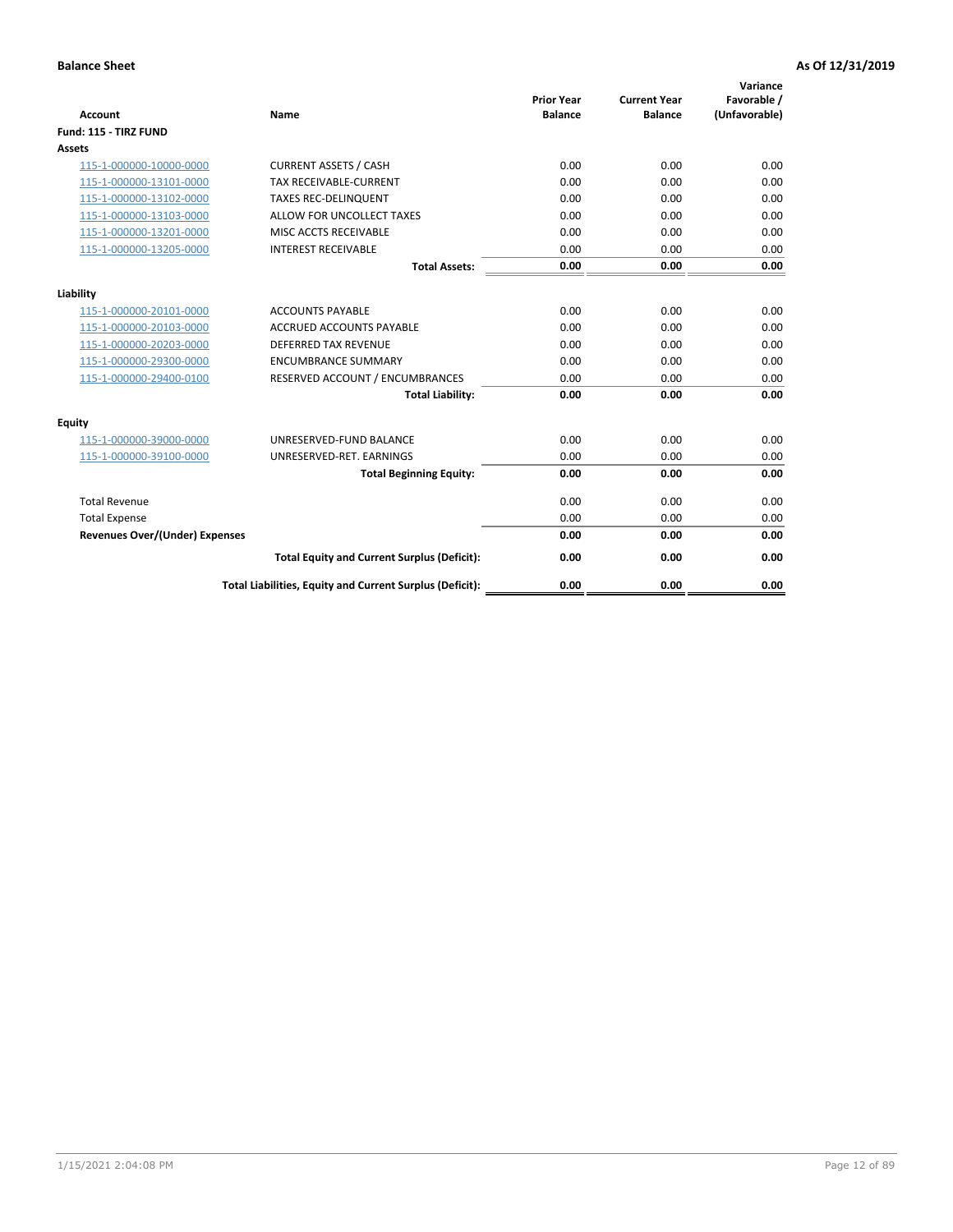**Balance Sheet** **As Of 12/31/2019**

| Account | Name | Prior Year Balance | Current Year Balance | Variance Favorable / (Unfavorable) |
|---|---|---|---|---|
| **Fund: 115 - TIRZ FUND** | | | | |
| **Assets** | | | | |
| 115-1-000000-10000-0000 | CURRENT ASSETS / CASH | 0.00 | 0.00 | 0.00 |
| 115-1-000000-13101-0000 | TAX RECEIVABLE-CURRENT | 0.00 | 0.00 | 0.00 |
| 115-1-000000-13102-0000 | TAXES REC-DELINQUENT | 0.00 | 0.00 | 0.00 |
| 115-1-000000-13103-0000 | ALLOW FOR UNCOLLECT TAXES | 0.00 | 0.00 | 0.00 |
| 115-1-000000-13201-0000 | MISC ACCTS RECEIVABLE | 0.00 | 0.00 | 0.00 |
| 115-1-000000-13205-0000 | INTEREST RECEIVABLE | 0.00 | 0.00 | 0.00 |
| | **Total Assets:** | **0.00** | **0.00** | **0.00** |
| **Liability** | | | | |
| 115-1-000000-20101-0000 | ACCOUNTS PAYABLE | 0.00 | 0.00 | 0.00 |
| 115-1-000000-20103-0000 | ACCRUED ACCOUNTS PAYABLE | 0.00 | 0.00 | 0.00 |
| 115-1-000000-20203-0000 | DEFERRED TAX REVENUE | 0.00 | 0.00 | 0.00 |
| 115-1-000000-29300-0000 | ENCUMBRANCE SUMMARY | 0.00 | 0.00 | 0.00 |
| 115-1-000000-29400-0100 | RESERVED ACCOUNT / ENCUMBRANCES | 0.00 | 0.00 | 0.00 |
| | **Total Liability:** | **0.00** | **0.00** | **0.00** |
| **Equity** | | | | |
| 115-1-000000-39000-0000 | UNRESERVED-FUND BALANCE | 0.00 | 0.00 | 0.00 |
| 115-1-000000-39100-0000 | UNRESERVED-RET. EARNINGS | 0.00 | 0.00 | 0.00 |
| | **Total Beginning Equity:** | **0.00** | **0.00** | **0.00** |
| Total Revenue | | 0.00 | 0.00 | 0.00 |
| Total Expense | | 0.00 | 0.00 | 0.00 |
| **Revenues Over/(Under) Expenses** | | **0.00** | **0.00** | **0.00** |
| | **Total Equity and Current Surplus (Deficit):** | **0.00** | **0.00** | **0.00** |
| | **Total Liabilities, Equity and Current Surplus (Deficit):** | **0.00** | **0.00** | **0.00** |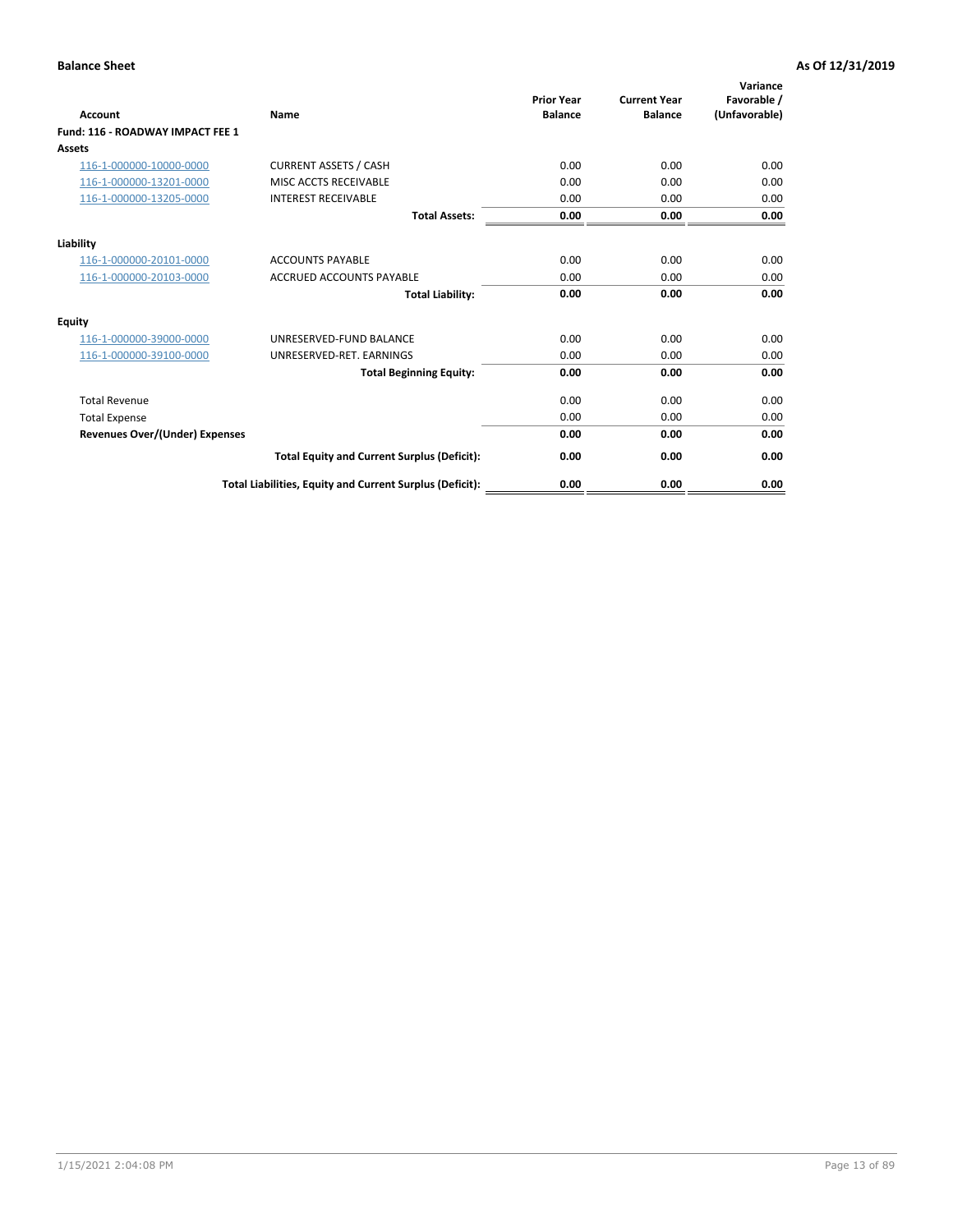**Balance Sheet** — **As Of 12/31/2019**

| Account | Name | Prior Year Balance | Current Year Balance | Variance Favorable / (Unfavorable) |
|---|---|---|---|---|
| **Fund: 116 - ROADWAY IMPACT FEE 1** | | | | |
| **Assets** | | | | |
| 116-1-000000-10000-0000 | CURRENT ASSETS / CASH | 0.00 | 0.00 | 0.00 |
| 116-1-000000-13201-0000 | MISC ACCTS RECEIVABLE | 0.00 | 0.00 | 0.00 |
| 116-1-000000-13205-0000 | INTEREST RECEIVABLE | 0.00 | 0.00 | 0.00 |
| | **Total Assets:** | **0.00** | **0.00** | **0.00** |
| **Liability** | | | | |
| 116-1-000000-20101-0000 | ACCOUNTS PAYABLE | 0.00 | 0.00 | 0.00 |
| 116-1-000000-20103-0000 | ACCRUED ACCOUNTS PAYABLE | 0.00 | 0.00 | 0.00 |
| | **Total Liability:** | **0.00** | **0.00** | **0.00** |
| **Equity** | | | | |
| 116-1-000000-39000-0000 | UNRESERVED-FUND BALANCE | 0.00 | 0.00 | 0.00 |
| 116-1-000000-39100-0000 | UNRESERVED-RET. EARNINGS | 0.00 | 0.00 | 0.00 |
| | **Total Beginning Equity:** | **0.00** | **0.00** | **0.00** |
| Total Revenue | | 0.00 | 0.00 | 0.00 |
| Total Expense | | 0.00 | 0.00 | 0.00 |
| **Revenues Over/(Under) Expenses** | | **0.00** | **0.00** | **0.00** |
| | **Total Equity and Current Surplus (Deficit):** | **0.00** | **0.00** | **0.00** |
| | **Total Liabilities, Equity and Current Surplus (Deficit):** | **0.00** | **0.00** | **0.00** |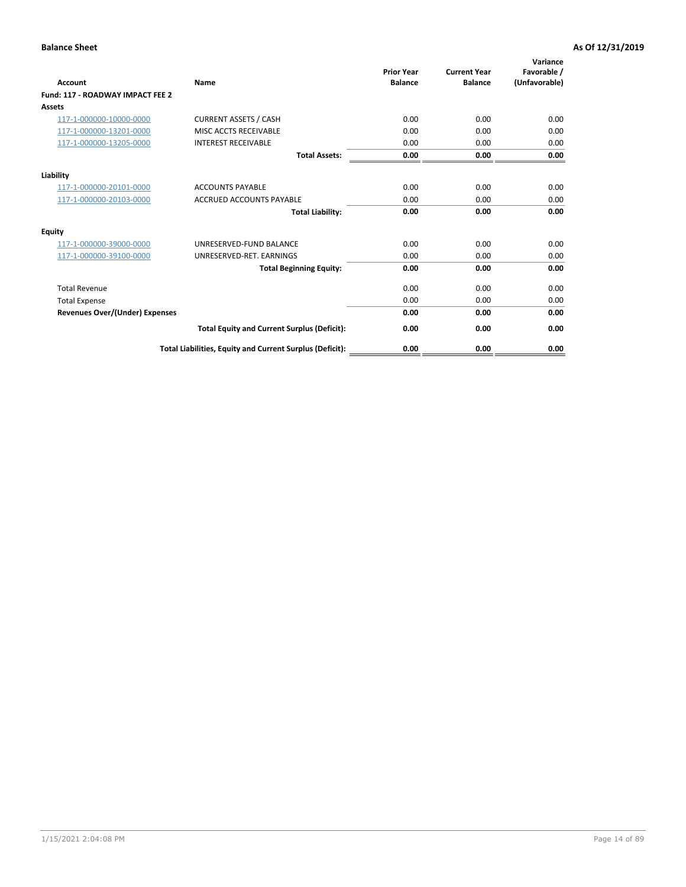**Balance Sheet** **As Of 12/31/2019**

| Account | Name | Prior Year Balance | Current Year Balance | Variance Favorable / (Unfavorable) |
|---|---|---|---|---|
| **Fund: 117 - ROADWAY IMPACT FEE 2** | | | | |
| **Assets** | | | | |
| 117-1-000000-10000-0000 | CURRENT ASSETS / CASH | 0.00 | 0.00 | 0.00 |
| 117-1-000000-13201-0000 | MISC ACCTS RECEIVABLE | 0.00 | 0.00 | 0.00 |
| 117-1-000000-13205-0000 | INTEREST RECEIVABLE | 0.00 | 0.00 | 0.00 |
| | **Total Assets:** | **0.00** | **0.00** | **0.00** |
| **Liability** | | | | |
| 117-1-000000-20101-0000 | ACCOUNTS PAYABLE | 0.00 | 0.00 | 0.00 |
| 117-1-000000-20103-0000 | ACCRUED ACCOUNTS PAYABLE | 0.00 | 0.00 | 0.00 |
| | **Total Liability:** | **0.00** | **0.00** | **0.00** |
| **Equity** | | | | |
| 117-1-000000-39000-0000 | UNRESERVED-FUND BALANCE | 0.00 | 0.00 | 0.00 |
| 117-1-000000-39100-0000 | UNRESERVED-RET. EARNINGS | 0.00 | 0.00 | 0.00 |
| | **Total Beginning Equity:** | **0.00** | **0.00** | **0.00** |
| Total Revenue | | 0.00 | 0.00 | 0.00 |
| Total Expense | | 0.00 | 0.00 | 0.00 |
| **Revenues Over/(Under) Expenses** | | **0.00** | **0.00** | **0.00** |
| | **Total Equity and Current Surplus (Deficit):** | **0.00** | **0.00** | **0.00** |
| | **Total Liabilities, Equity and Current Surplus (Deficit):** | **0.00** | **0.00** | **0.00** |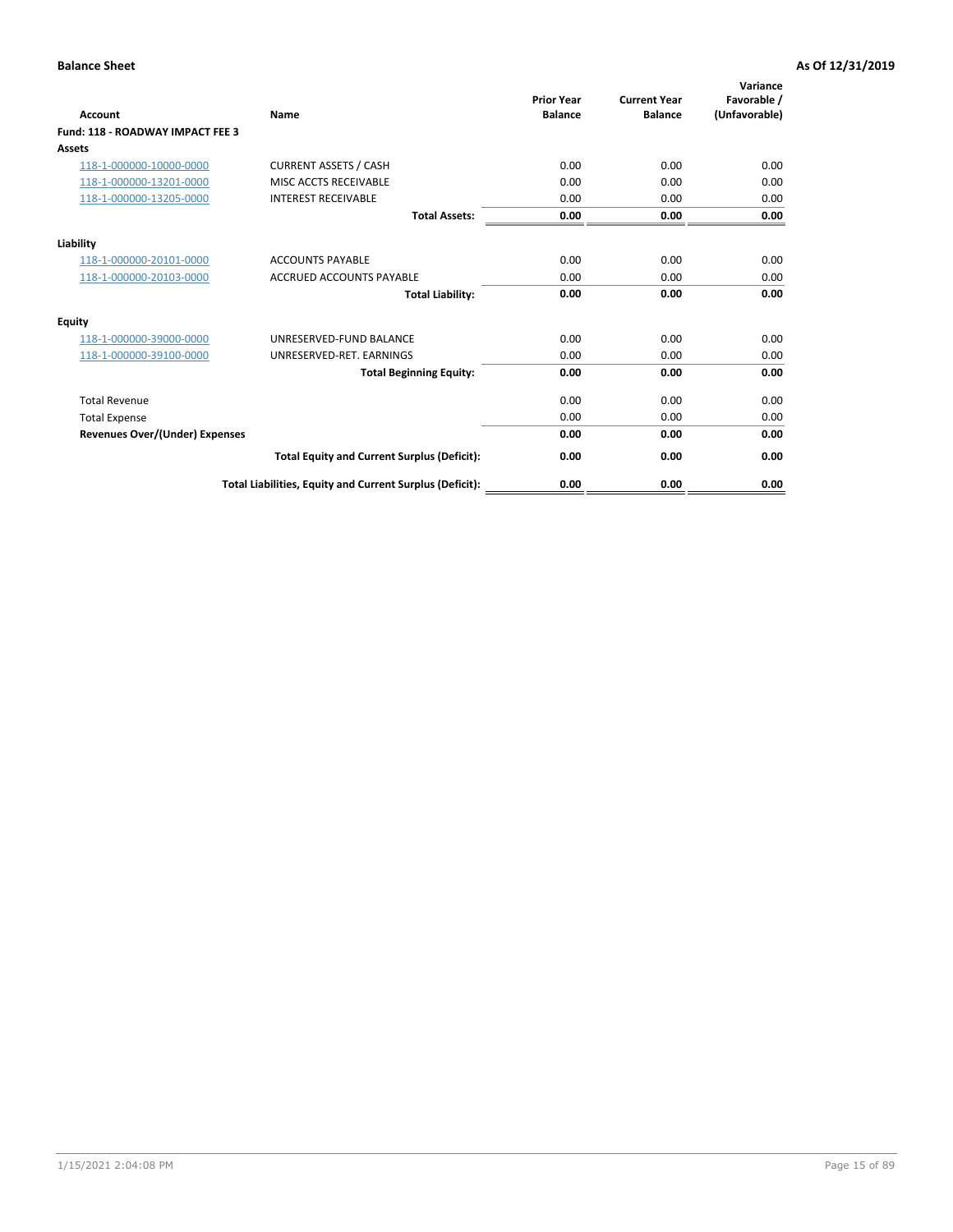**Balance Sheet** **As Of 12/31/2019**

| Account | Name | Prior Year Balance | Current Year Balance | Variance Favorable / (Unfavorable) |
|---|---|---|---|---|
| **Fund: 118 - ROADWAY IMPACT FEE 3** | | | | |
| **Assets** | | | | |
| 118-1-000000-10000-0000 | CURRENT ASSETS / CASH | 0.00 | 0.00 | 0.00 |
| 118-1-000000-13201-0000 | MISC ACCTS RECEIVABLE | 0.00 | 0.00 | 0.00 |
| 118-1-000000-13205-0000 | INTEREST RECEIVABLE | 0.00 | 0.00 | 0.00 |
| | **Total Assets:** | **0.00** | **0.00** | **0.00** |
| **Liability** | | | | |
| 118-1-000000-20101-0000 | ACCOUNTS PAYABLE | 0.00 | 0.00 | 0.00 |
| 118-1-000000-20103-0000 | ACCRUED ACCOUNTS PAYABLE | 0.00 | 0.00 | 0.00 |
| | **Total Liability:** | **0.00** | **0.00** | **0.00** |
| **Equity** | | | | |
| 118-1-000000-39000-0000 | UNRESERVED-FUND BALANCE | 0.00 | 0.00 | 0.00 |
| 118-1-000000-39100-0000 | UNRESERVED-RET. EARNINGS | 0.00 | 0.00 | 0.00 |
| | **Total Beginning Equity:** | **0.00** | **0.00** | **0.00** |
| Total Revenue | | 0.00 | 0.00 | 0.00 |
| Total Expense | | 0.00 | 0.00 | 0.00 |
| **Revenues Over/(Under) Expenses** | | **0.00** | **0.00** | **0.00** |
| | **Total Equity and Current Surplus (Deficit):** | **0.00** | **0.00** | **0.00** |
| | **Total Liabilities, Equity and Current Surplus (Deficit):** | **0.00** | **0.00** | **0.00** |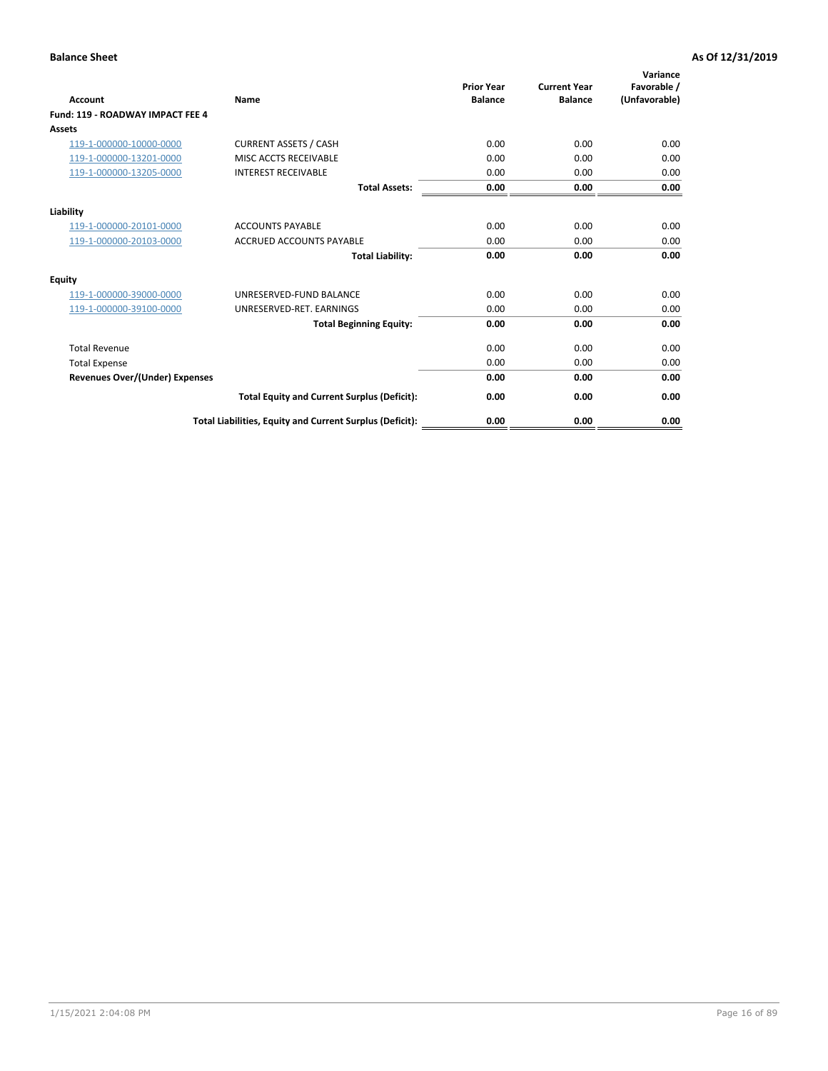**Balance Sheet** — **As Of 12/31/2019**

| Account | Name | Prior Year Balance | Current Year Balance | Variance Favorable / (Unfavorable) |
|---|---|---|---|---|
| **Fund: 119 - ROADWAY IMPACT FEE 4** | | | | |
| **Assets** | | | | |
| 119-1-000000-10000-0000 | CURRENT ASSETS / CASH | 0.00 | 0.00 | 0.00 |
| 119-1-000000-13201-0000 | MISC ACCTS RECEIVABLE | 0.00 | 0.00 | 0.00 |
| 119-1-000000-13205-0000 | INTEREST RECEIVABLE | 0.00 | 0.00 | 0.00 |
| | **Total Assets:** | **0.00** | **0.00** | **0.00** |
| **Liability** | | | | |
| 119-1-000000-20101-0000 | ACCOUNTS PAYABLE | 0.00 | 0.00 | 0.00 |
| 119-1-000000-20103-0000 | ACCRUED ACCOUNTS PAYABLE | 0.00 | 0.00 | 0.00 |
| | **Total Liability:** | **0.00** | **0.00** | **0.00** |
| **Equity** | | | | |
| 119-1-000000-39000-0000 | UNRESERVED-FUND BALANCE | 0.00 | 0.00 | 0.00 |
| 119-1-000000-39100-0000 | UNRESERVED-RET. EARNINGS | 0.00 | 0.00 | 0.00 |
| | **Total Beginning Equity:** | **0.00** | **0.00** | **0.00** |
| Total Revenue | | 0.00 | 0.00 | 0.00 |
| Total Expense | | 0.00 | 0.00 | 0.00 |
| **Revenues Over/(Under) Expenses** | | **0.00** | **0.00** | **0.00** |
| | **Total Equity and Current Surplus (Deficit):** | **0.00** | **0.00** | **0.00** |
| | **Total Liabilities, Equity and Current Surplus (Deficit):** | **0.00** | **0.00** | **0.00** |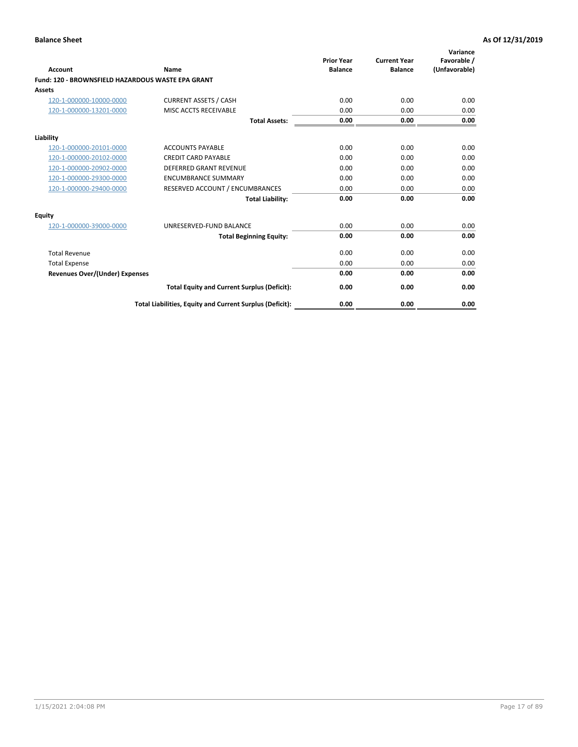**Balance Sheet** **As Of 12/31/2019**

| Account | Name | Prior Year Balance | Current Year Balance | Variance Favorable / (Unfavorable) |
|---|---|---|---|---|
| **Fund: 120 - BROWNSFIELD HAZARDOUS WASTE EPA GRANT** | | | | |
| **Assets** | | | | |
| 120-1-000000-10000-0000 | CURRENT ASSETS / CASH | 0.00 | 0.00 | 0.00 |
| 120-1-000000-13201-0000 | MISC ACCTS RECEIVABLE | 0.00 | 0.00 | 0.00 |
| | **Total Assets:** | **0.00** | **0.00** | **0.00** |
| **Liability** | | | | |
| 120-1-000000-20101-0000 | ACCOUNTS PAYABLE | 0.00 | 0.00 | 0.00 |
| 120-1-000000-20102-0000 | CREDIT CARD PAYABLE | 0.00 | 0.00 | 0.00 |
| 120-1-000000-20902-0000 | DEFERRED GRANT REVENUE | 0.00 | 0.00 | 0.00 |
| 120-1-000000-29300-0000 | ENCUMBRANCE SUMMARY | 0.00 | 0.00 | 0.00 |
| 120-1-000000-29400-0000 | RESERVED ACCOUNT / ENCUMBRANCES | 0.00 | 0.00 | 0.00 |
| | **Total Liability:** | **0.00** | **0.00** | **0.00** |
| **Equity** | | | | |
| 120-1-000000-39000-0000 | UNRESERVED-FUND BALANCE | 0.00 | 0.00 | 0.00 |
| | **Total Beginning Equity:** | **0.00** | **0.00** | **0.00** |
| Total Revenue | | 0.00 | 0.00 | 0.00 |
| Total Expense | | 0.00 | 0.00 | 0.00 |
| **Revenues Over/(Under) Expenses** | | **0.00** | **0.00** | **0.00** |
| | **Total Equity and Current Surplus (Deficit):** | **0.00** | **0.00** | **0.00** |
| | **Total Liabilities, Equity and Current Surplus (Deficit):** | **0.00** | **0.00** | **0.00** |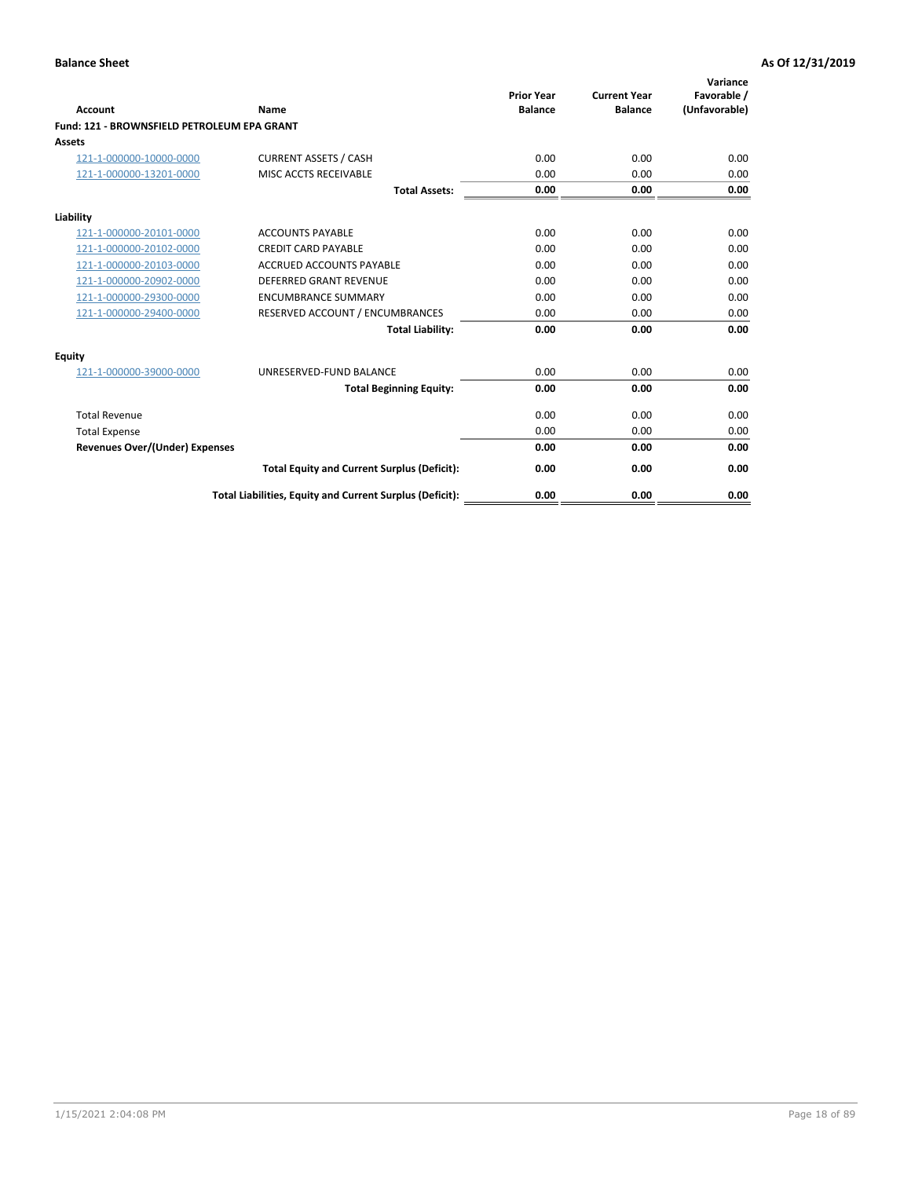**Balance Sheet** **As Of 12/31/2019**

| Account | Name | Prior Year Balance | Current Year Balance | Variance Favorable / (Unfavorable) |
|---|---|---|---|---|
| **Fund: 121 - BROWNSFIELD PETROLEUM EPA GRANT** | | | | |
| **Assets** | | | | |
| 121-1-000000-10000-0000 | CURRENT ASSETS / CASH | 0.00 | 0.00 | 0.00 |
| 121-1-000000-13201-0000 | MISC ACCTS RECEIVABLE | 0.00 | 0.00 | 0.00 |
| | **Total Assets:** | **0.00** | **0.00** | **0.00** |
| **Liability** | | | | |
| 121-1-000000-20101-0000 | ACCOUNTS PAYABLE | 0.00 | 0.00 | 0.00 |
| 121-1-000000-20102-0000 | CREDIT CARD PAYABLE | 0.00 | 0.00 | 0.00 |
| 121-1-000000-20103-0000 | ACCRUED ACCOUNTS PAYABLE | 0.00 | 0.00 | 0.00 |
| 121-1-000000-20902-0000 | DEFERRED GRANT REVENUE | 0.00 | 0.00 | 0.00 |
| 121-1-000000-29300-0000 | ENCUMBRANCE SUMMARY | 0.00 | 0.00 | 0.00 |
| 121-1-000000-29400-0000 | RESERVED ACCOUNT / ENCUMBRANCES | 0.00 | 0.00 | 0.00 |
| | **Total Liability:** | **0.00** | **0.00** | **0.00** |
| **Equity** | | | | |
| 121-1-000000-39000-0000 | UNRESERVED-FUND BALANCE | 0.00 | 0.00 | 0.00 |
| | **Total Beginning Equity:** | **0.00** | **0.00** | **0.00** |
| Total Revenue | | 0.00 | 0.00 | 0.00 |
| Total Expense | | 0.00 | 0.00 | 0.00 |
| **Revenues Over/(Under) Expenses** | | **0.00** | **0.00** | **0.00** |
| | **Total Equity and Current Surplus (Deficit):** | **0.00** | **0.00** | **0.00** |
| | **Total Liabilities, Equity and Current Surplus (Deficit):** | **0.00** | **0.00** | **0.00** |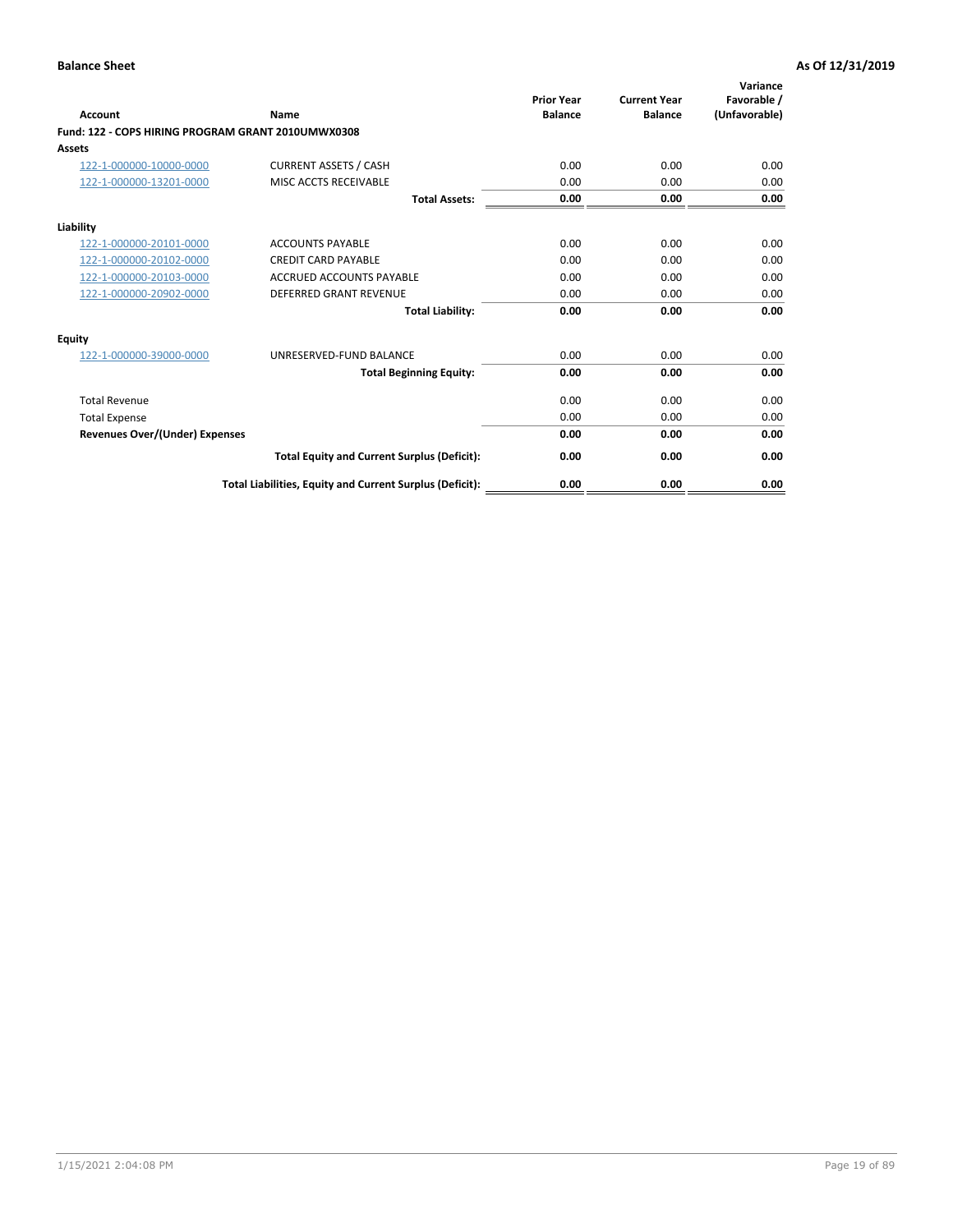**Balance Sheet** — As Of 12/31/2019

| Account | Name | Prior Year Balance | Current Year Balance | Variance Favorable / (Unfavorable) |
|---|---|---|---|---|
| **Fund: 122 - COPS HIRING PROGRAM GRANT 2010UMWX0308** | | | | |
| **Assets** | | | | |
| 122-1-000000-10000-0000 | CURRENT ASSETS / CASH | 0.00 | 0.00 | 0.00 |
| 122-1-000000-13201-0000 | MISC ACCTS RECEIVABLE | 0.00 | 0.00 | 0.00 |
| | **Total Assets:** | **0.00** | **0.00** | **0.00** |
| **Liability** | | | | |
| 122-1-000000-20101-0000 | ACCOUNTS PAYABLE | 0.00 | 0.00 | 0.00 |
| 122-1-000000-20102-0000 | CREDIT CARD PAYABLE | 0.00 | 0.00 | 0.00 |
| 122-1-000000-20103-0000 | ACCRUED ACCOUNTS PAYABLE | 0.00 | 0.00 | 0.00 |
| 122-1-000000-20902-0000 | DEFERRED GRANT REVENUE | 0.00 | 0.00 | 0.00 |
| | **Total Liability:** | **0.00** | **0.00** | **0.00** |
| **Equity** | | | | |
| 122-1-000000-39000-0000 | UNRESERVED-FUND BALANCE | 0.00 | 0.00 | 0.00 |
| | **Total Beginning Equity:** | **0.00** | **0.00** | **0.00** |
| Total Revenue | | 0.00 | 0.00 | 0.00 |
| Total Expense | | 0.00 | 0.00 | 0.00 |
| **Revenues Over/(Under) Expenses** | | **0.00** | **0.00** | **0.00** |
| | **Total Equity and Current Surplus (Deficit):** | **0.00** | **0.00** | **0.00** |
| | **Total Liabilities, Equity and Current Surplus (Deficit):** | **0.00** | **0.00** | **0.00** |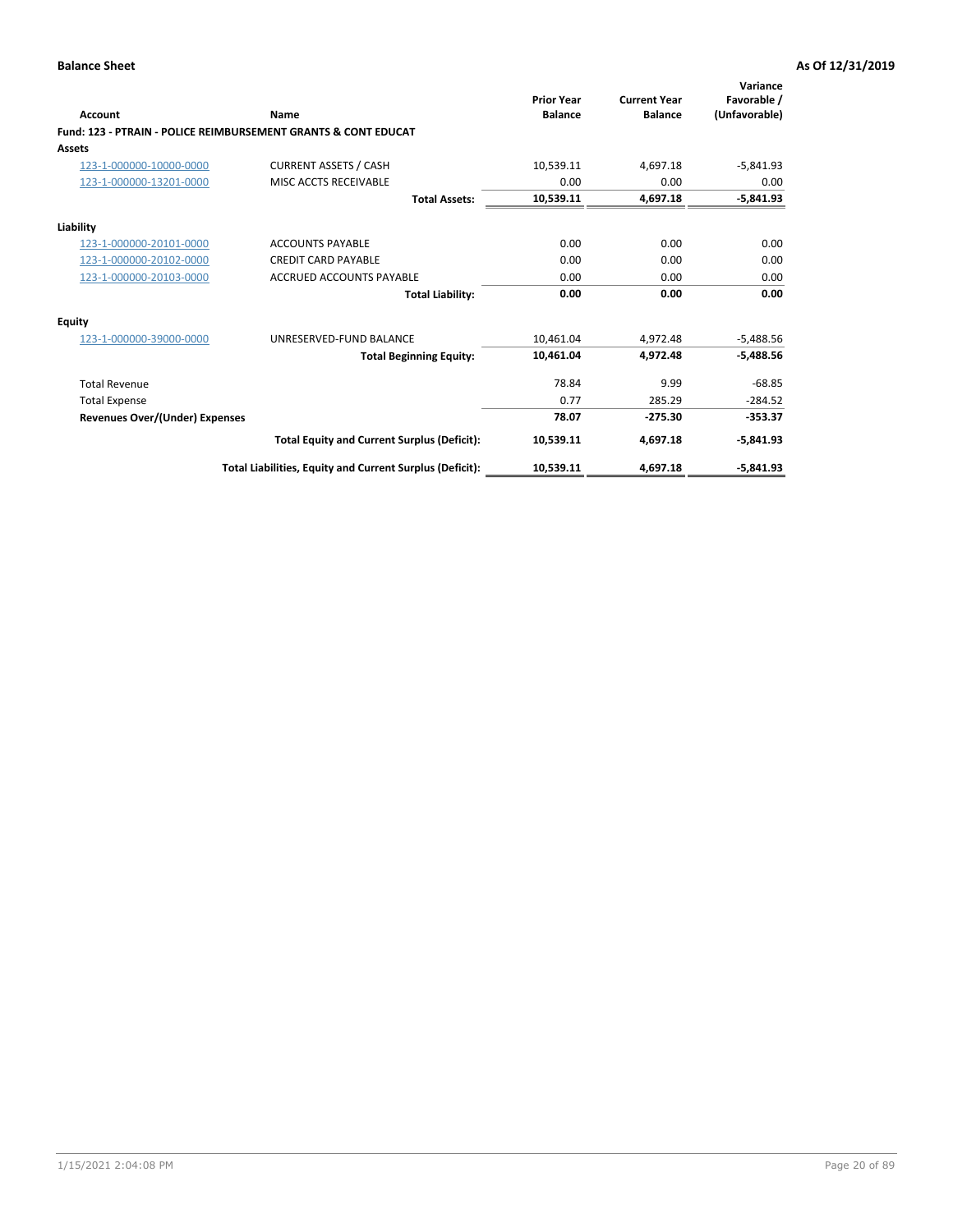**Balance Sheet** **As Of 12/31/2019**

| Account | Name | Prior Year Balance | Current Year Balance | Variance Favorable / (Unfavorable) |
|---|---|---|---|---|
| **Fund: 123 - PTRAIN - POLICE REIMBURSEMENT GRANTS & CONT EDUCAT** | | | | |
| **Assets** | | | | |
| 123-1-000000-10000-0000 | CURRENT ASSETS / CASH | 10,539.11 | 4,697.18 | -5,841.93 |
| 123-1-000000-13201-0000 | MISC ACCTS RECEIVABLE | 0.00 | 0.00 | 0.00 |
| | **Total Assets:** | **10,539.11** | **4,697.18** | **-5,841.93** |
| **Liability** | | | | |
| 123-1-000000-20101-0000 | ACCOUNTS PAYABLE | 0.00 | 0.00 | 0.00 |
| 123-1-000000-20102-0000 | CREDIT CARD PAYABLE | 0.00 | 0.00 | 0.00 |
| 123-1-000000-20103-0000 | ACCRUED ACCOUNTS PAYABLE | 0.00 | 0.00 | 0.00 |
| | **Total Liability:** | **0.00** | **0.00** | **0.00** |
| **Equity** | | | | |
| 123-1-000000-39000-0000 | UNRESERVED-FUND BALANCE | 10,461.04 | 4,972.48 | -5,488.56 |
| | **Total Beginning Equity:** | **10,461.04** | **4,972.48** | **-5,488.56** |
| Total Revenue | | 78.84 | 9.99 | -68.85 |
| Total Expense | | 0.77 | 285.29 | -284.52 |
| **Revenues Over/(Under) Expenses** | | **78.07** | **-275.30** | **-353.37** |
| | **Total Equity and Current Surplus (Deficit):** | **10,539.11** | **4,697.18** | **-5,841.93** |
| | **Total Liabilities, Equity and Current Surplus (Deficit):** | **10,539.11** | **4,697.18** | **-5,841.93** |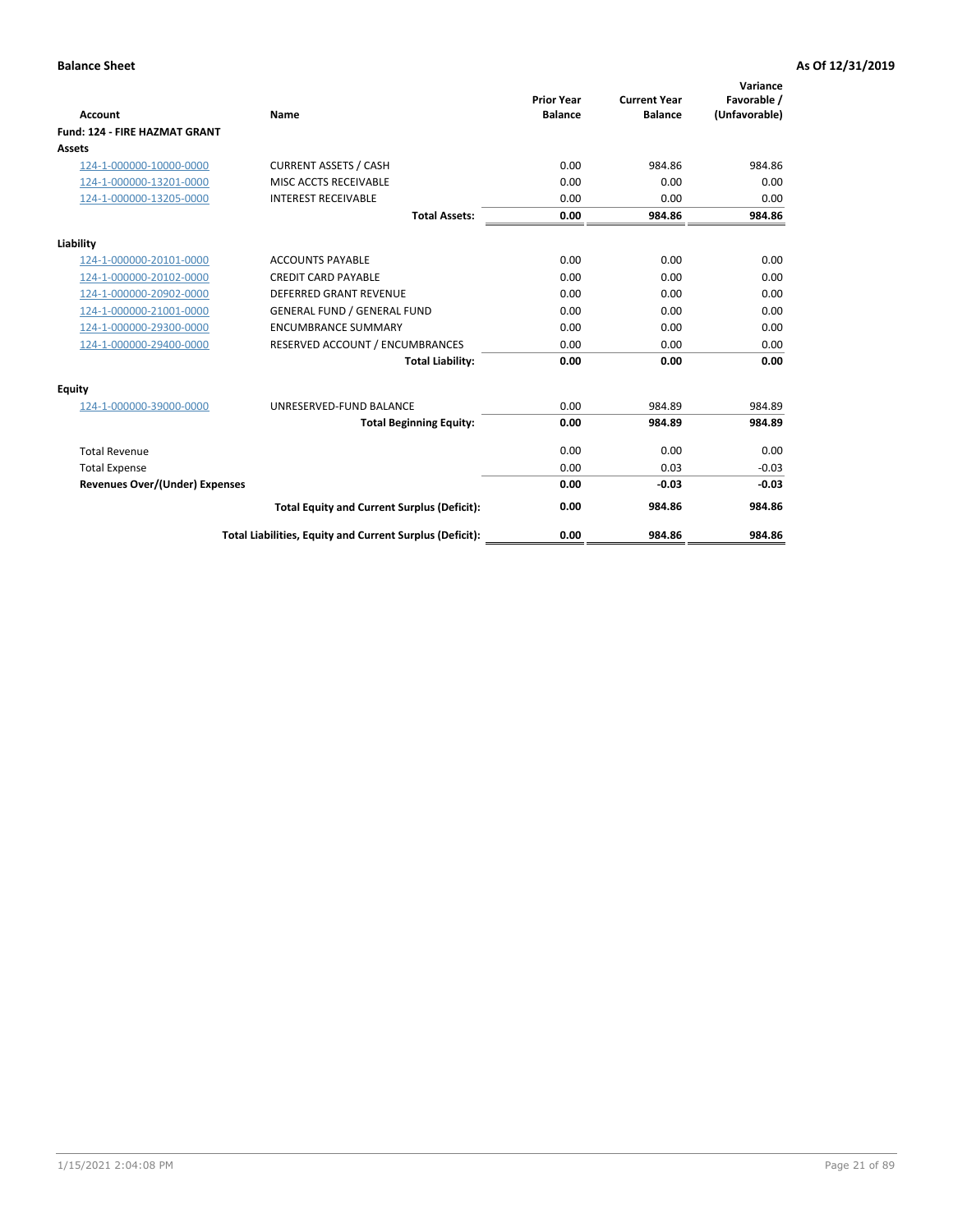**Balance Sheet** — **As Of 12/31/2019**

| Account | Name | Prior Year Balance | Current Year Balance | Variance Favorable / (Unfavorable) |
|---|---|---|---|---|
| **Fund: 124 - FIRE HAZMAT GRANT** | | | | |
| **Assets** | | | | |
| 124-1-000000-10000-0000 | CURRENT ASSETS / CASH | 0.00 | 984.86 | 984.86 |
| 124-1-000000-13201-0000 | MISC ACCTS RECEIVABLE | 0.00 | 0.00 | 0.00 |
| 124-1-000000-13205-0000 | INTEREST RECEIVABLE | 0.00 | 0.00 | 0.00 |
| | **Total Assets:** | **0.00** | **984.86** | **984.86** |
| **Liability** | | | | |
| 124-1-000000-20101-0000 | ACCOUNTS PAYABLE | 0.00 | 0.00 | 0.00 |
| 124-1-000000-20102-0000 | CREDIT CARD PAYABLE | 0.00 | 0.00 | 0.00 |
| 124-1-000000-20902-0000 | DEFERRED GRANT REVENUE | 0.00 | 0.00 | 0.00 |
| 124-1-000000-21001-0000 | GENERAL FUND / GENERAL FUND | 0.00 | 0.00 | 0.00 |
| 124-1-000000-29300-0000 | ENCUMBRANCE SUMMARY | 0.00 | 0.00 | 0.00 |
| 124-1-000000-29400-0000 | RESERVED ACCOUNT / ENCUMBRANCES | 0.00 | 0.00 | 0.00 |
| | **Total Liability:** | **0.00** | **0.00** | **0.00** |
| **Equity** | | | | |
| 124-1-000000-39000-0000 | UNRESERVED-FUND BALANCE | 0.00 | 984.89 | 984.89 |
| | **Total Beginning Equity:** | **0.00** | **984.89** | **984.89** |
| Total Revenue | | 0.00 | 0.00 | 0.00 |
| Total Expense | | 0.00 | 0.03 | -0.03 |
| **Revenues Over/(Under) Expenses** | | **0.00** | **-0.03** | **-0.03** |
| | **Total Equity and Current Surplus (Deficit):** | **0.00** | **984.86** | **984.86** |
| | **Total Liabilities, Equity and Current Surplus (Deficit):** | **0.00** | **984.86** | **984.86** |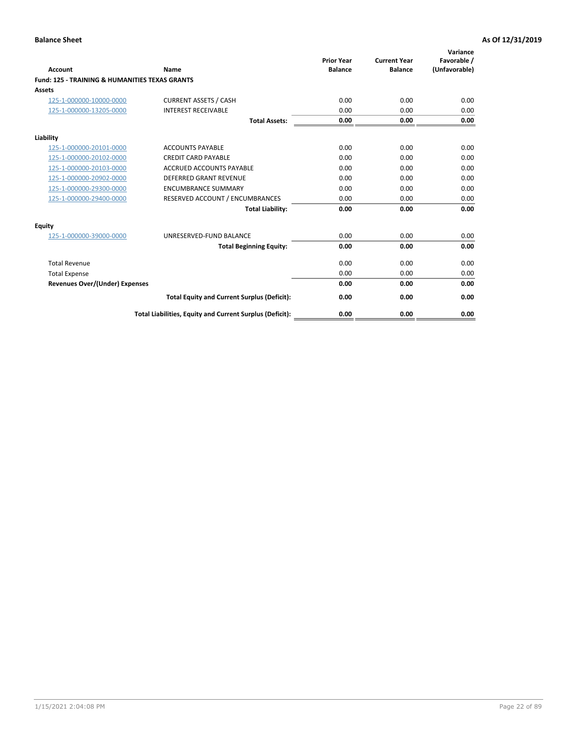**Balance Sheet** **As Of 12/31/2019**

| Account | Name | Prior Year Balance | Current Year Balance | Variance Favorable / (Unfavorable) |
|---|---|---|---|---|
| **Fund: 125 - TRAINING & HUMANITIES TEXAS GRANTS** | | | | |
| **Assets** | | | | |
| 125-1-000000-10000-0000 | CURRENT ASSETS / CASH | 0.00 | 0.00 | 0.00 |
| 125-1-000000-13205-0000 | INTEREST RECEIVABLE | 0.00 | 0.00 | 0.00 |
| | **Total Assets:** | **0.00** | **0.00** | **0.00** |
| **Liability** | | | | |
| 125-1-000000-20101-0000 | ACCOUNTS PAYABLE | 0.00 | 0.00 | 0.00 |
| 125-1-000000-20102-0000 | CREDIT CARD PAYABLE | 0.00 | 0.00 | 0.00 |
| 125-1-000000-20103-0000 | ACCRUED ACCOUNTS PAYABLE | 0.00 | 0.00 | 0.00 |
| 125-1-000000-20902-0000 | DEFERRED GRANT REVENUE | 0.00 | 0.00 | 0.00 |
| 125-1-000000-29300-0000 | ENCUMBRANCE SUMMARY | 0.00 | 0.00 | 0.00 |
| 125-1-000000-29400-0000 | RESERVED ACCOUNT / ENCUMBRANCES | 0.00 | 0.00 | 0.00 |
| | **Total Liability:** | **0.00** | **0.00** | **0.00** |
| **Equity** | | | | |
| 125-1-000000-39000-0000 | UNRESERVED-FUND BALANCE | 0.00 | 0.00 | 0.00 |
| | **Total Beginning Equity:** | **0.00** | **0.00** | **0.00** |
| Total Revenue | | 0.00 | 0.00 | 0.00 |
| Total Expense | | 0.00 | 0.00 | 0.00 |
| **Revenues Over/(Under) Expenses** | | **0.00** | **0.00** | **0.00** |
| | **Total Equity and Current Surplus (Deficit):** | **0.00** | **0.00** | **0.00** |
| | **Total Liabilities, Equity and Current Surplus (Deficit):** | **0.00** | **0.00** | **0.00** |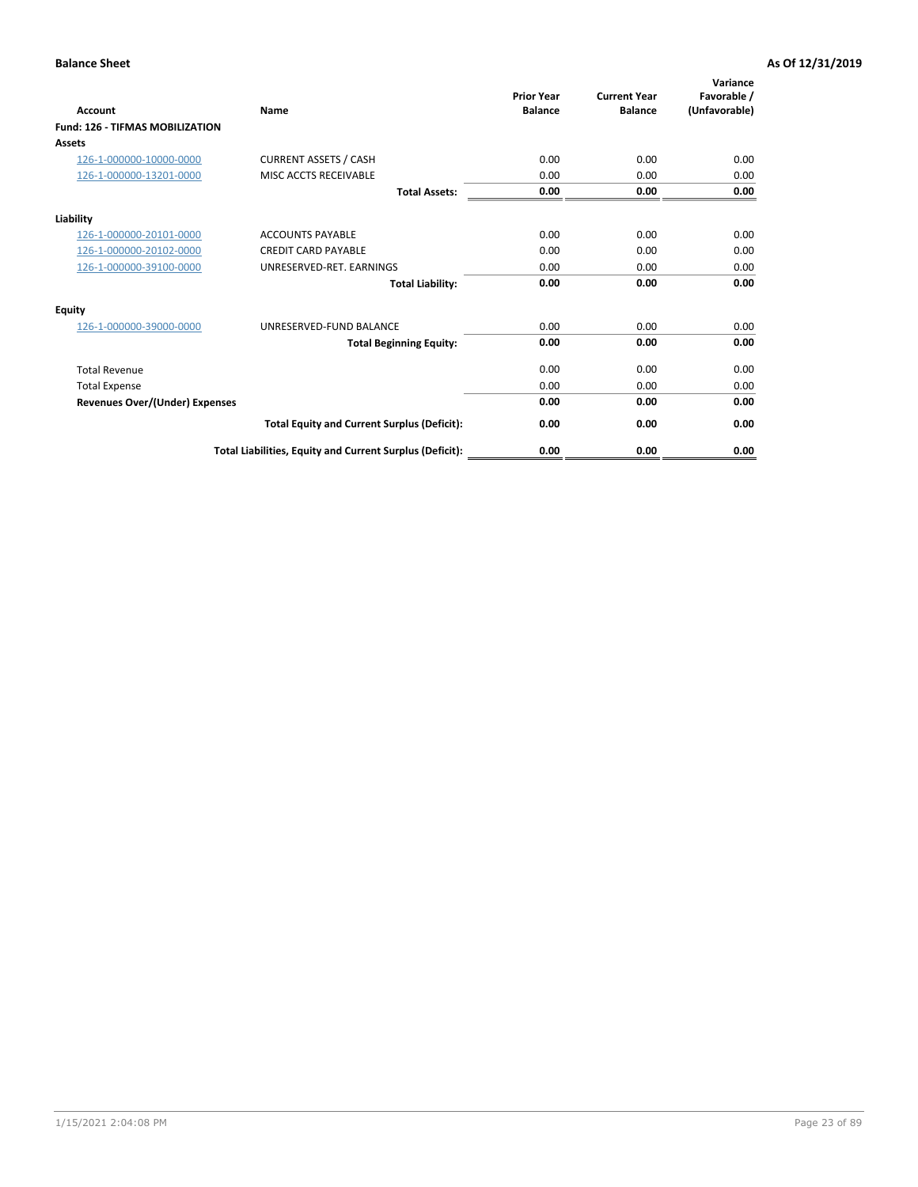**Balance Sheet** **As Of 12/31/2019**

| Account | Name | Prior Year Balance | Current Year Balance | Variance Favorable / (Unfavorable) |
|---|---|---|---|---|
| **Fund: 126 - TIFMAS MOBILIZATION** | | | | |
| **Assets** | | | | |
| 126-1-000000-10000-0000 | CURRENT ASSETS / CASH | 0.00 | 0.00 | 0.00 |
| 126-1-000000-13201-0000 | MISC ACCTS RECEIVABLE | 0.00 | 0.00 | 0.00 |
| | **Total Assets:** | **0.00** | **0.00** | **0.00** |
| **Liability** | | | | |
| 126-1-000000-20101-0000 | ACCOUNTS PAYABLE | 0.00 | 0.00 | 0.00 |
| 126-1-000000-20102-0000 | CREDIT CARD PAYABLE | 0.00 | 0.00 | 0.00 |
| 126-1-000000-39100-0000 | UNRESERVED-RET. EARNINGS | 0.00 | 0.00 | 0.00 |
| | **Total Liability:** | **0.00** | **0.00** | **0.00** |
| **Equity** | | | | |
| 126-1-000000-39000-0000 | UNRESERVED-FUND BALANCE | 0.00 | 0.00 | 0.00 |
| | **Total Beginning Equity:** | **0.00** | **0.00** | **0.00** |
| Total Revenue | | 0.00 | 0.00 | 0.00 |
| Total Expense | | 0.00 | 0.00 | 0.00 |
| **Revenues Over/(Under) Expenses** | | **0.00** | **0.00** | **0.00** |
| | **Total Equity and Current Surplus (Deficit):** | **0.00** | **0.00** | **0.00** |
| | **Total Liabilities, Equity and Current Surplus (Deficit):** | **0.00** | **0.00** | **0.00** |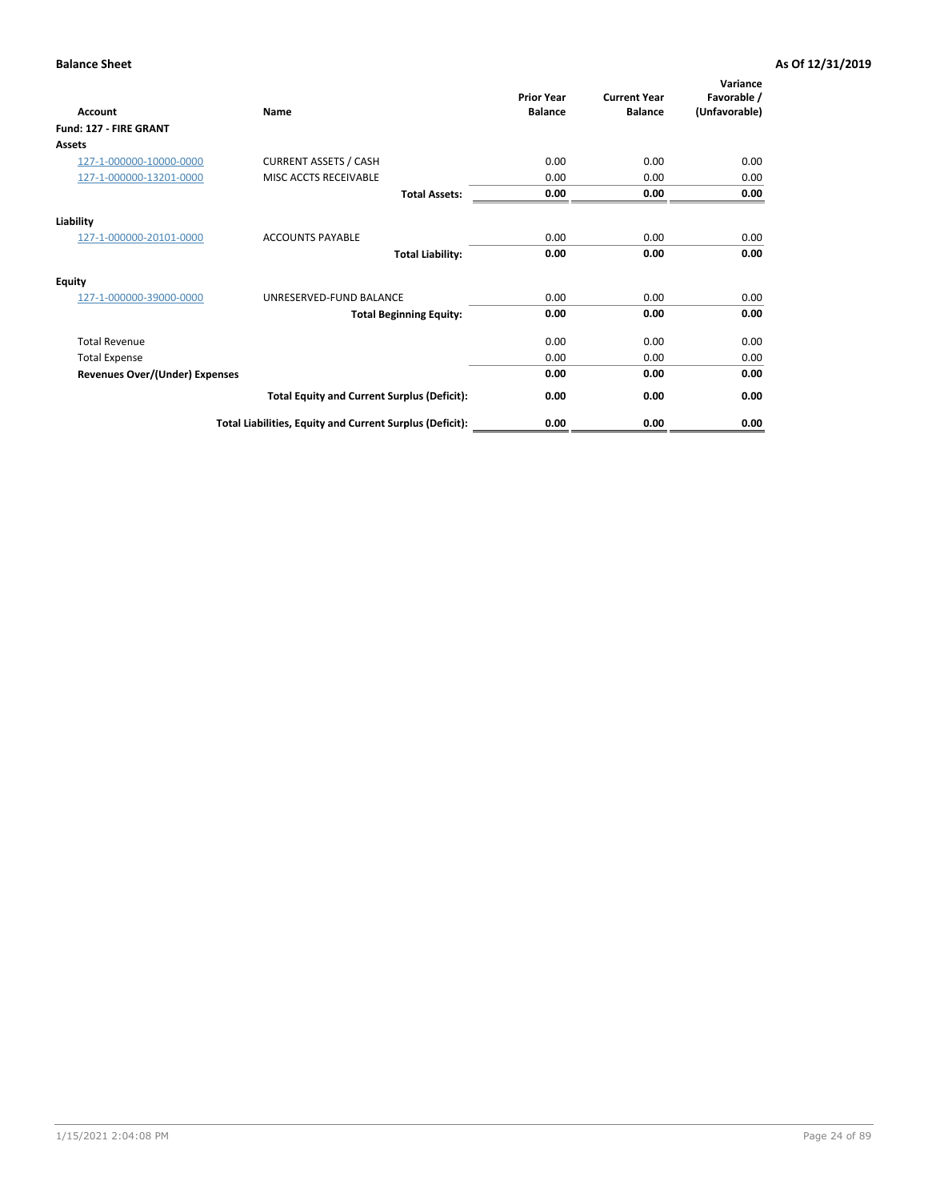**Balance Sheet** **As Of 12/31/2019**

| Account | Name | Prior Year Balance | Current Year Balance | Variance Favorable / (Unfavorable) |
|---|---|---|---|---|
| **Fund: 127 - FIRE GRANT** | | | | |
| **Assets** | | | | |
| 127-1-000000-10000-0000 | CURRENT ASSETS / CASH | 0.00 | 0.00 | 0.00 |
| 127-1-000000-13201-0000 | MISC ACCTS RECEIVABLE | 0.00 | 0.00 | 0.00 |
| | **Total Assets:** | **0.00** | **0.00** | **0.00** |
| **Liability** | | | | |
| 127-1-000000-20101-0000 | ACCOUNTS PAYABLE | 0.00 | 0.00 | 0.00 |
| | **Total Liability:** | **0.00** | **0.00** | **0.00** |
| **Equity** | | | | |
| 127-1-000000-39000-0000 | UNRESERVED-FUND BALANCE | 0.00 | 0.00 | 0.00 |
| | **Total Beginning Equity:** | **0.00** | **0.00** | **0.00** |
| Total Revenue | | 0.00 | 0.00 | 0.00 |
| Total Expense | | 0.00 | 0.00 | 0.00 |
| **Revenues Over/(Under) Expenses** | | **0.00** | **0.00** | **0.00** |
| | **Total Equity and Current Surplus (Deficit):** | **0.00** | **0.00** | **0.00** |
| | **Total Liabilities, Equity and Current Surplus (Deficit):** | **0.00** | **0.00** | **0.00** |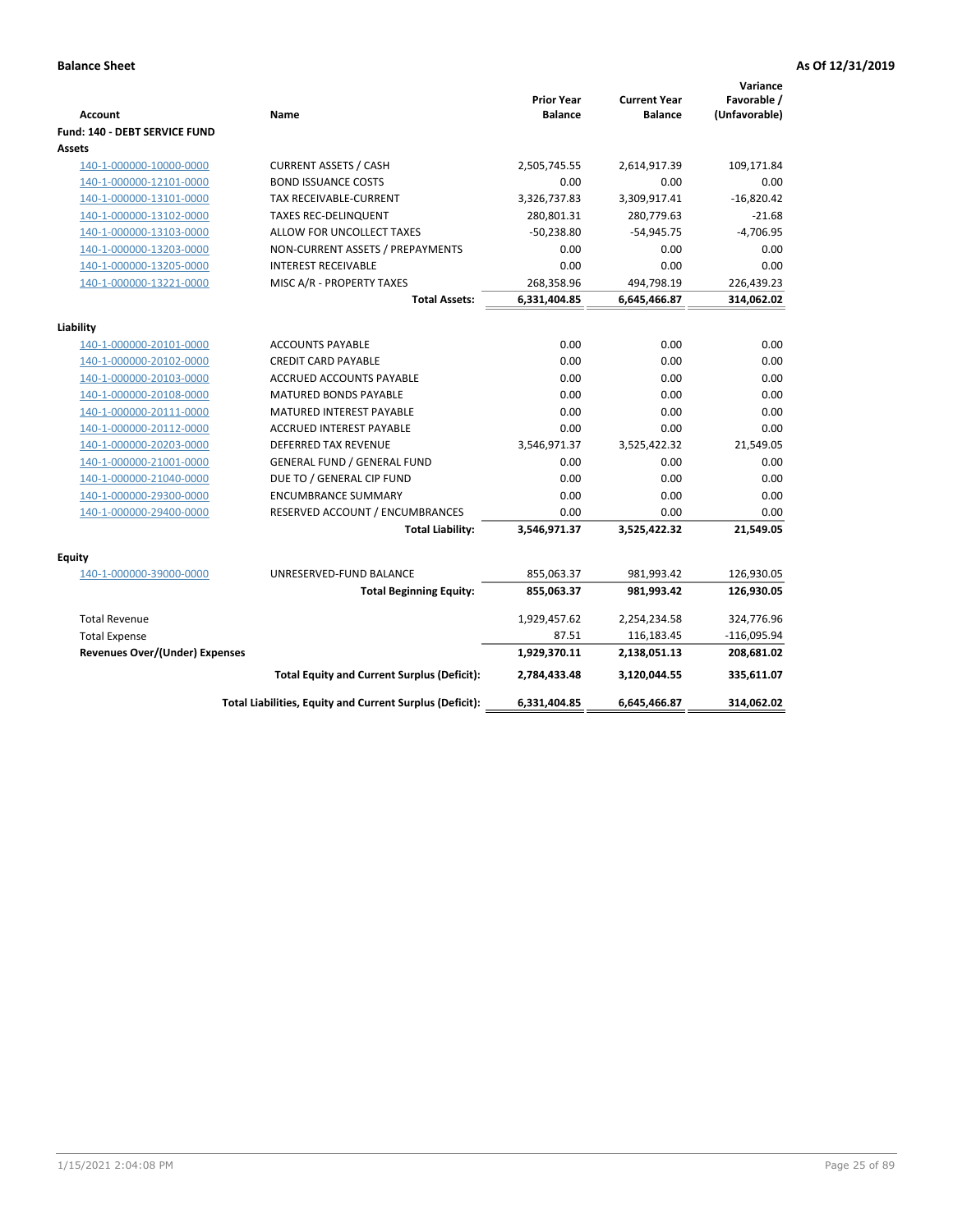**Balance Sheet** **As Of 12/31/2019**

| Account | Name | Prior Year Balance | Current Year Balance | Variance Favorable / (Unfavorable) |
|---|---|---|---|---|
| **Fund: 140 - DEBT SERVICE FUND** | | | | |
| **Assets** | | | | |
| 140-1-000000-10000-0000 | CURRENT ASSETS / CASH | 2,505,745.55 | 2,614,917.39 | 109,171.84 |
| 140-1-000000-12101-0000 | BOND ISSUANCE COSTS | 0.00 | 0.00 | 0.00 |
| 140-1-000000-13101-0000 | TAX RECEIVABLE-CURRENT | 3,326,737.83 | 3,309,917.41 | -16,820.42 |
| 140-1-000000-13102-0000 | TAXES REC-DELINQUENT | 280,801.31 | 280,779.63 | -21.68 |
| 140-1-000000-13103-0000 | ALLOW FOR UNCOLLECT TAXES | -50,238.80 | -54,945.75 | -4,706.95 |
| 140-1-000000-13203-0000 | NON-CURRENT ASSETS / PREPAYMENTS | 0.00 | 0.00 | 0.00 |
| 140-1-000000-13205-0000 | INTEREST RECEIVABLE | 0.00 | 0.00 | 0.00 |
| 140-1-000000-13221-0000 | MISC A/R - PROPERTY TAXES | 268,358.96 | 494,798.19 | 226,439.23 |
| | **Total Assets:** | **6,331,404.85** | **6,645,466.87** | **314,062.02** |
| **Liability** | | | | |
| 140-1-000000-20101-0000 | ACCOUNTS PAYABLE | 0.00 | 0.00 | 0.00 |
| 140-1-000000-20102-0000 | CREDIT CARD PAYABLE | 0.00 | 0.00 | 0.00 |
| 140-1-000000-20103-0000 | ACCRUED ACCOUNTS PAYABLE | 0.00 | 0.00 | 0.00 |
| 140-1-000000-20108-0000 | MATURED BONDS PAYABLE | 0.00 | 0.00 | 0.00 |
| 140-1-000000-20111-0000 | MATURED INTEREST PAYABLE | 0.00 | 0.00 | 0.00 |
| 140-1-000000-20112-0000 | ACCRUED INTEREST PAYABLE | 0.00 | 0.00 | 0.00 |
| 140-1-000000-20203-0000 | DEFERRED TAX REVENUE | 3,546,971.37 | 3,525,422.32 | 21,549.05 |
| 140-1-000000-21001-0000 | GENERAL FUND / GENERAL FUND | 0.00 | 0.00 | 0.00 |
| 140-1-000000-21040-0000 | DUE TO / GENERAL CIP FUND | 0.00 | 0.00 | 0.00 |
| 140-1-000000-29300-0000 | ENCUMBRANCE SUMMARY | 0.00 | 0.00 | 0.00 |
| 140-1-000000-29400-0000 | RESERVED ACCOUNT / ENCUMBRANCES | 0.00 | 0.00 | 0.00 |
| | **Total Liability:** | **3,546,971.37** | **3,525,422.32** | **21,549.05** |
| **Equity** | | | | |
| 140-1-000000-39000-0000 | UNRESERVED-FUND BALANCE | 855,063.37 | 981,993.42 | 126,930.05 |
| | **Total Beginning Equity:** | **855,063.37** | **981,993.42** | **126,930.05** |
| Total Revenue | | 1,929,457.62 | 2,254,234.58 | 324,776.96 |
| Total Expense | | 87.51 | 116,183.45 | -116,095.94 |
| **Revenues Over/(Under) Expenses** | | **1,929,370.11** | **2,138,051.13** | **208,681.02** |
| | **Total Equity and Current Surplus (Deficit):** | **2,784,433.48** | **3,120,044.55** | **335,611.07** |
| | **Total Liabilities, Equity and Current Surplus (Deficit):** | **6,331,404.85** | **6,645,466.87** | **314,062.02** |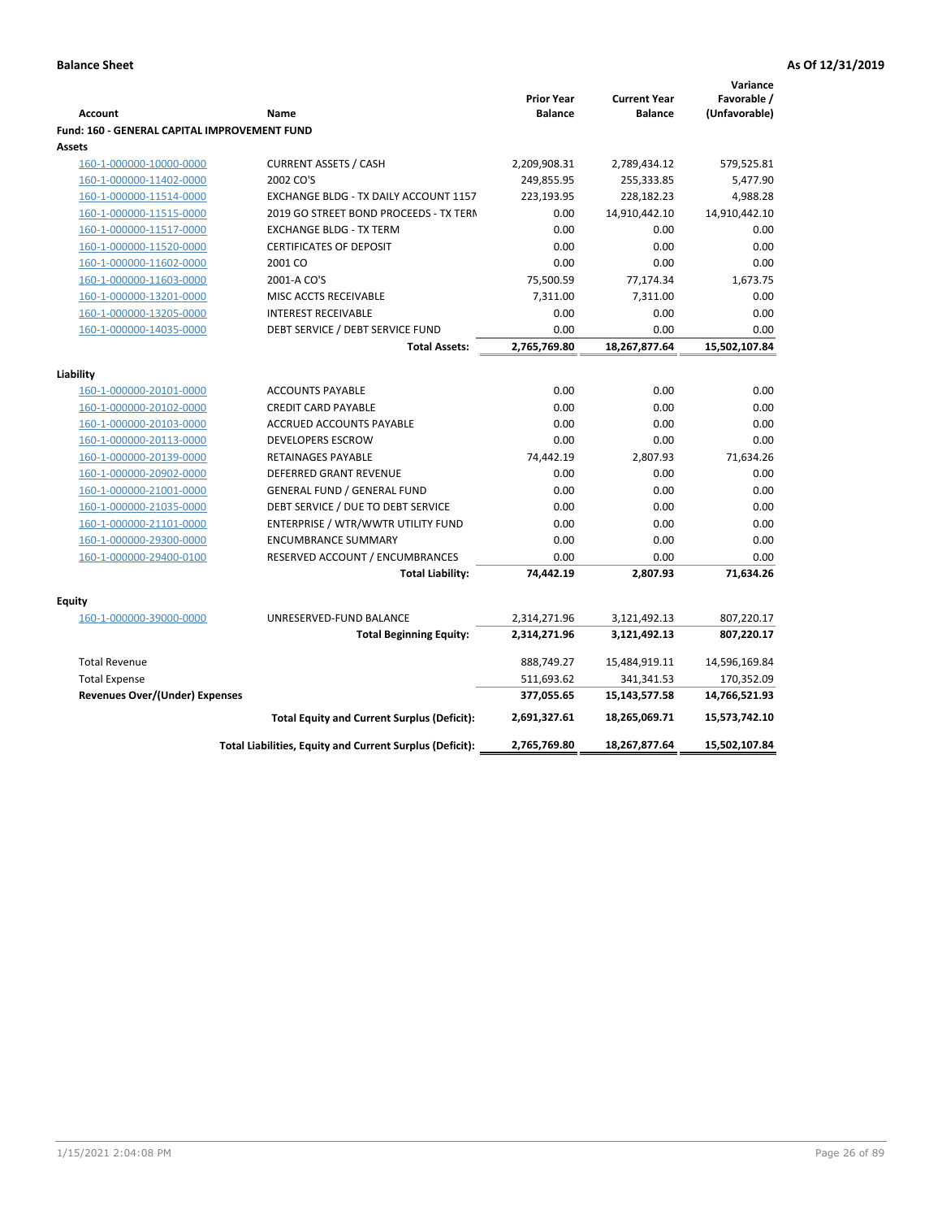**Balance Sheet** **As Of 12/31/2019**

| Account | Name | Prior Year Balance | Current Year Balance | Variance Favorable / (Unfavorable) |
|---|---|---|---|---|
| **Fund: 160 - GENERAL CAPITAL IMPROVEMENT FUND** | | | | |
| **Assets** | | | | |
| 160-1-000000-10000-0000 | CURRENT ASSETS / CASH | 2,209,908.31 | 2,789,434.12 | 579,525.81 |
| 160-1-000000-11402-0000 | 2002 CO'S | 249,855.95 | 255,333.85 | 5,477.90 |
| 160-1-000000-11514-0000 | EXCHANGE BLDG - TX DAILY ACCOUNT 1157 | 223,193.95 | 228,182.23 | 4,988.28 |
| 160-1-000000-11515-0000 | 2019 GO STREET BOND PROCEEDS - TX TERN | 0.00 | 14,910,442.10 | 14,910,442.10 |
| 160-1-000000-11517-0000 | EXCHANGE BLDG - TX TERM | 0.00 | 0.00 | 0.00 |
| 160-1-000000-11520-0000 | CERTIFICATES OF DEPOSIT | 0.00 | 0.00 | 0.00 |
| 160-1-000000-11602-0000 | 2001 CO | 0.00 | 0.00 | 0.00 |
| 160-1-000000-11603-0000 | 2001-A CO'S | 75,500.59 | 77,174.34 | 1,673.75 |
| 160-1-000000-13201-0000 | MISC ACCTS RECEIVABLE | 7,311.00 | 7,311.00 | 0.00 |
| 160-1-000000-13205-0000 | INTEREST RECEIVABLE | 0.00 | 0.00 | 0.00 |
| 160-1-000000-14035-0000 | DEBT SERVICE / DEBT SERVICE FUND | 0.00 | 0.00 | 0.00 |
| | **Total Assets:** | **2,765,769.80** | **18,267,877.64** | **15,502,107.84** |
| **Liability** | | | | |
| 160-1-000000-20101-0000 | ACCOUNTS PAYABLE | 0.00 | 0.00 | 0.00 |
| 160-1-000000-20102-0000 | CREDIT CARD PAYABLE | 0.00 | 0.00 | 0.00 |
| 160-1-000000-20103-0000 | ACCRUED ACCOUNTS PAYABLE | 0.00 | 0.00 | 0.00 |
| 160-1-000000-20113-0000 | DEVELOPERS ESCROW | 0.00 | 0.00 | 0.00 |
| 160-1-000000-20139-0000 | RETAINAGES PAYABLE | 74,442.19 | 2,807.93 | 71,634.26 |
| 160-1-000000-20902-0000 | DEFERRED GRANT REVENUE | 0.00 | 0.00 | 0.00 |
| 160-1-000000-21001-0000 | GENERAL FUND / GENERAL FUND | 0.00 | 0.00 | 0.00 |
| 160-1-000000-21035-0000 | DEBT SERVICE / DUE TO DEBT SERVICE | 0.00 | 0.00 | 0.00 |
| 160-1-000000-21101-0000 | ENTERPRISE / WTR/WWTR UTILITY FUND | 0.00 | 0.00 | 0.00 |
| 160-1-000000-29300-0000 | ENCUMBRANCE SUMMARY | 0.00 | 0.00 | 0.00 |
| 160-1-000000-29400-0100 | RESERVED ACCOUNT / ENCUMBRANCES | 0.00 | 0.00 | 0.00 |
| | **Total Liability:** | **74,442.19** | **2,807.93** | **71,634.26** |
| **Equity** | | | | |
| 160-1-000000-39000-0000 | UNRESERVED-FUND BALANCE | 2,314,271.96 | 3,121,492.13 | 807,220.17 |
| | **Total Beginning Equity:** | **2,314,271.96** | **3,121,492.13** | **807,220.17** |
| Total Revenue | | 888,749.27 | 15,484,919.11 | 14,596,169.84 |
| Total Expense | | 511,693.62 | 341,341.53 | 170,352.09 |
| **Revenues Over/(Under) Expenses** | | **377,055.65** | **15,143,577.58** | **14,766,521.93** |
| | **Total Equity and Current Surplus (Deficit):** | **2,691,327.61** | **18,265,069.71** | **15,573,742.10** |
| | **Total Liabilities, Equity and Current Surplus (Deficit):** | **2,765,769.80** | **18,267,877.64** | **15,502,107.84** |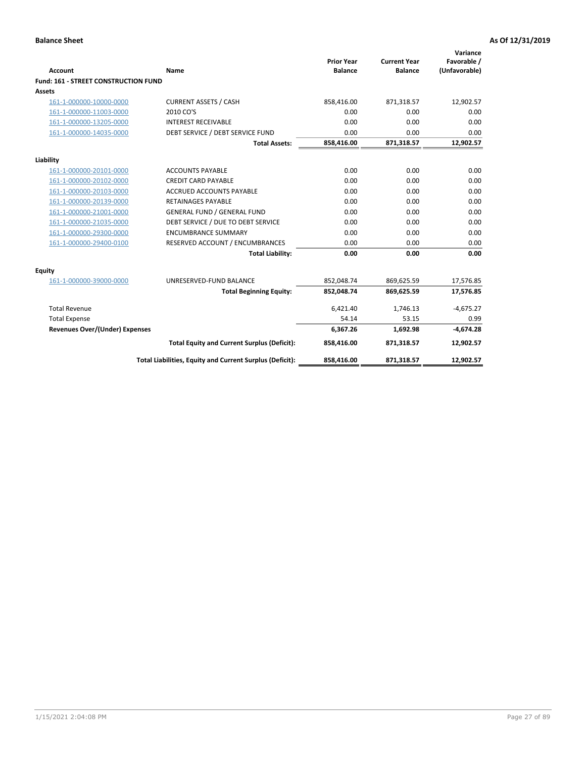**Balance Sheet** — As Of 12/31/2019

| Account | Name | Prior Year Balance | Current Year Balance | Variance Favorable / (Unfavorable) |
|---|---|---|---|---|
| **Fund: 161 - STREET CONSTRUCTION FUND** | | | | |
| **Assets** | | | | |
| 161-1-000000-10000-0000 | CURRENT ASSETS / CASH | 858,416.00 | 871,318.57 | 12,902.57 |
| 161-1-000000-11003-0000 | 2010 CO'S | 0.00 | 0.00 | 0.00 |
| 161-1-000000-13205-0000 | INTEREST RECEIVABLE | 0.00 | 0.00 | 0.00 |
| 161-1-000000-14035-0000 | DEBT SERVICE / DEBT SERVICE FUND | 0.00 | 0.00 | 0.00 |
| | **Total Assets:** | **858,416.00** | **871,318.57** | **12,902.57** |
| **Liability** | | | | |
| 161-1-000000-20101-0000 | ACCOUNTS PAYABLE | 0.00 | 0.00 | 0.00 |
| 161-1-000000-20102-0000 | CREDIT CARD PAYABLE | 0.00 | 0.00 | 0.00 |
| 161-1-000000-20103-0000 | ACCRUED ACCOUNTS PAYABLE | 0.00 | 0.00 | 0.00 |
| 161-1-000000-20139-0000 | RETAINAGES PAYABLE | 0.00 | 0.00 | 0.00 |
| 161-1-000000-21001-0000 | GENERAL FUND / GENERAL FUND | 0.00 | 0.00 | 0.00 |
| 161-1-000000-21035-0000 | DEBT SERVICE / DUE TO DEBT SERVICE | 0.00 | 0.00 | 0.00 |
| 161-1-000000-29300-0000 | ENCUMBRANCE SUMMARY | 0.00 | 0.00 | 0.00 |
| 161-1-000000-29400-0100 | RESERVED ACCOUNT / ENCUMBRANCES | 0.00 | 0.00 | 0.00 |
| | **Total Liability:** | **0.00** | **0.00** | **0.00** |
| **Equity** | | | | |
| 161-1-000000-39000-0000 | UNRESERVED-FUND BALANCE | 852,048.74 | 869,625.59 | 17,576.85 |
| | **Total Beginning Equity:** | **852,048.74** | **869,625.59** | **17,576.85** |
| Total Revenue | | 6,421.40 | 1,746.13 | -4,675.27 |
| Total Expense | | 54.14 | 53.15 | 0.99 |
| **Revenues Over/(Under) Expenses** | | **6,367.26** | **1,692.98** | **-4,674.28** |
| | **Total Equity and Current Surplus (Deficit):** | **858,416.00** | **871,318.57** | **12,902.57** |
| | **Total Liabilities, Equity and Current Surplus (Deficit):** | **858,416.00** | **871,318.57** | **12,902.57** |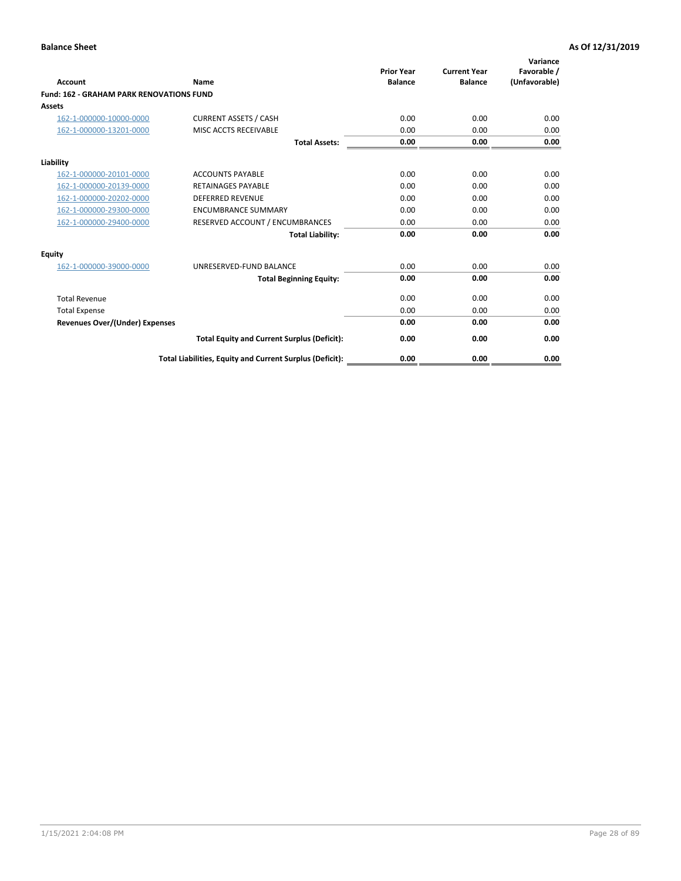| Account | Name | Prior Year Balance | Current Year Balance | Variance Favorable / (Unfavorable) |
|---|---|---|---|---|
| **Fund: 162 - GRAHAM PARK RENOVATIONS FUND** | | | | |
| **Assets** | | | | |
| 162-1-000000-10000-0000 | CURRENT ASSETS / CASH | 0.00 | 0.00 | 0.00 |
| 162-1-000000-13201-0000 | MISC ACCTS RECEIVABLE | 0.00 | 0.00 | 0.00 |
| | **Total Assets:** | **0.00** | **0.00** | **0.00** |
| **Liability** | | | | |
| 162-1-000000-20101-0000 | ACCOUNTS PAYABLE | 0.00 | 0.00 | 0.00 |
| 162-1-000000-20139-0000 | RETAINAGES PAYABLE | 0.00 | 0.00 | 0.00 |
| 162-1-000000-20202-0000 | DEFERRED REVENUE | 0.00 | 0.00 | 0.00 |
| 162-1-000000-29300-0000 | ENCUMBRANCE SUMMARY | 0.00 | 0.00 | 0.00 |
| 162-1-000000-29400-0000 | RESERVED ACCOUNT / ENCUMBRANCES | 0.00 | 0.00 | 0.00 |
| | **Total Liability:** | **0.00** | **0.00** | **0.00** |
| **Equity** | | | | |
| 162-1-000000-39000-0000 | UNRESERVED-FUND BALANCE | 0.00 | 0.00 | 0.00 |
| | **Total Beginning Equity:** | **0.00** | **0.00** | **0.00** |
| Total Revenue | | 0.00 | 0.00 | 0.00 |
| Total Expense | | 0.00 | 0.00 | 0.00 |
| **Revenues Over/(Under) Expenses** | | **0.00** | **0.00** | **0.00** |
| | **Total Equity and Current Surplus (Deficit):** | **0.00** | **0.00** | **0.00** |
| | **Total Liabilities, Equity and Current Surplus (Deficit):** | **0.00** | **0.00** | **0.00** |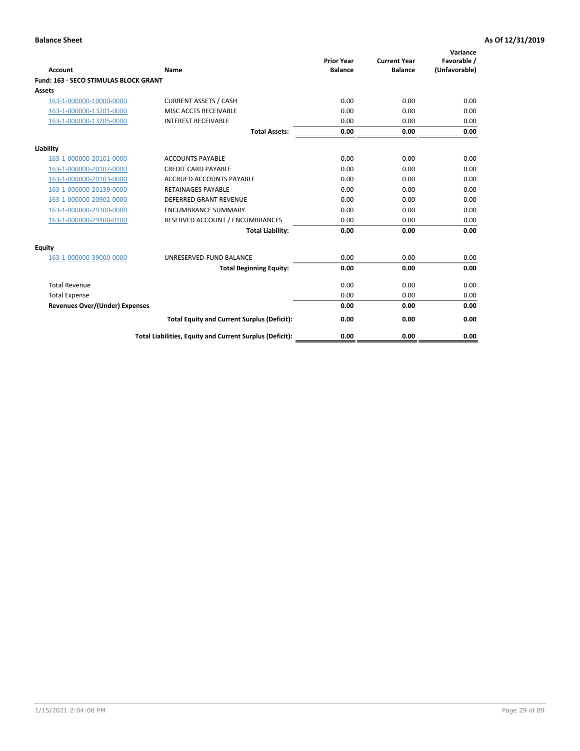**Balance Sheet** **As Of 12/31/2019**

| Account | Name | Prior Year Balance | Current Year Balance | Variance Favorable / (Unfavorable) |
|---|---|---|---|---|
| **Fund: 163 - SECO STIMULAS BLOCK GRANT** | | | | |
| **Assets** | | | | |
| 163-1-000000-10000-0000 | CURRENT ASSETS / CASH | 0.00 | 0.00 | 0.00 |
| 163-1-000000-13201-0000 | MISC ACCTS RECEIVABLE | 0.00 | 0.00 | 0.00 |
| 163-1-000000-13205-0000 | INTEREST RECEIVABLE | 0.00 | 0.00 | 0.00 |
| | **Total Assets:** | **0.00** | **0.00** | **0.00** |
| **Liability** | | | | |
| 163-1-000000-20101-0000 | ACCOUNTS PAYABLE | 0.00 | 0.00 | 0.00 |
| 163-1-000000-20102-0000 | CREDIT CARD PAYABLE | 0.00 | 0.00 | 0.00 |
| 163-1-000000-20103-0000 | ACCRUED ACCOUNTS PAYABLE | 0.00 | 0.00 | 0.00 |
| 163-1-000000-20139-0000 | RETAINAGES PAYABLE | 0.00 | 0.00 | 0.00 |
| 163-1-000000-20902-0000 | DEFERRED GRANT REVENUE | 0.00 | 0.00 | 0.00 |
| 163-1-000000-29300-0000 | ENCUMBRANCE SUMMARY | 0.00 | 0.00 | 0.00 |
| 163-1-000000-29400-0100 | RESERVED ACCOUNT / ENCUMBRANCES | 0.00 | 0.00 | 0.00 |
| | **Total Liability:** | **0.00** | **0.00** | **0.00** |
| **Equity** | | | | |
| 163-1-000000-39000-0000 | UNRESERVED-FUND BALANCE | 0.00 | 0.00 | 0.00 |
| | **Total Beginning Equity:** | **0.00** | **0.00** | **0.00** |
| Total Revenue | | 0.00 | 0.00 | 0.00 |
| Total Expense | | 0.00 | 0.00 | 0.00 |
| **Revenues Over/(Under) Expenses** | | **0.00** | **0.00** | **0.00** |
| | **Total Equity and Current Surplus (Deficit):** | **0.00** | **0.00** | **0.00** |
| | **Total Liabilities, Equity and Current Surplus (Deficit):** | **0.00** | **0.00** | **0.00** |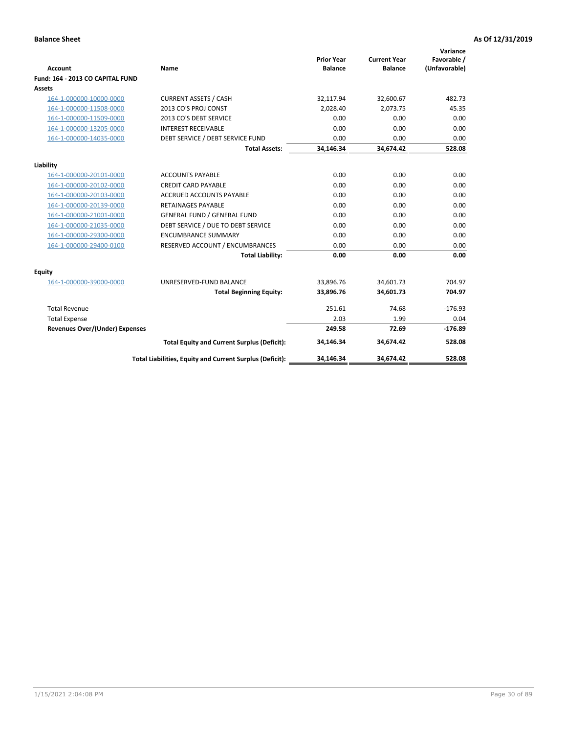**Balance Sheet** **As Of 12/31/2019**

| Account | Name | Prior Year Balance | Current Year Balance | Variance Favorable / (Unfavorable) |
|---|---|---|---|---|
| **Fund: 164 - 2013 CO CAPITAL FUND** | | | | |
| **Assets** | | | | |
| 164-1-000000-10000-0000 | CURRENT ASSETS / CASH | 32,117.94 | 32,600.67 | 482.73 |
| 164-1-000000-11508-0000 | 2013 CO'S PROJ CONST | 2,028.40 | 2,073.75 | 45.35 |
| 164-1-000000-11509-0000 | 2013 CO'S DEBT SERVICE | 0.00 | 0.00 | 0.00 |
| 164-1-000000-13205-0000 | INTEREST RECEIVABLE | 0.00 | 0.00 | 0.00 |
| 164-1-000000-14035-0000 | DEBT SERVICE / DEBT SERVICE FUND | 0.00 | 0.00 | 0.00 |
| | **Total Assets:** | **34,146.34** | **34,674.42** | **528.08** |
| **Liability** | | | | |
| 164-1-000000-20101-0000 | ACCOUNTS PAYABLE | 0.00 | 0.00 | 0.00 |
| 164-1-000000-20102-0000 | CREDIT CARD PAYABLE | 0.00 | 0.00 | 0.00 |
| 164-1-000000-20103-0000 | ACCRUED ACCOUNTS PAYABLE | 0.00 | 0.00 | 0.00 |
| 164-1-000000-20139-0000 | RETAINAGES PAYABLE | 0.00 | 0.00 | 0.00 |
| 164-1-000000-21001-0000 | GENERAL FUND / GENERAL FUND | 0.00 | 0.00 | 0.00 |
| 164-1-000000-21035-0000 | DEBT SERVICE / DUE TO DEBT SERVICE | 0.00 | 0.00 | 0.00 |
| 164-1-000000-29300-0000 | ENCUMBRANCE SUMMARY | 0.00 | 0.00 | 0.00 |
| 164-1-000000-29400-0100 | RESERVED ACCOUNT / ENCUMBRANCES | 0.00 | 0.00 | 0.00 |
| | **Total Liability:** | **0.00** | **0.00** | **0.00** |
| **Equity** | | | | |
| 164-1-000000-39000-0000 | UNRESERVED-FUND BALANCE | 33,896.76 | 34,601.73 | 704.97 |
| | **Total Beginning Equity:** | **33,896.76** | **34,601.73** | **704.97** |
| Total Revenue | | 251.61 | 74.68 | -176.93 |
| Total Expense | | 2.03 | 1.99 | 0.04 |
| **Revenues Over/(Under) Expenses** | | **249.58** | **72.69** | **-176.89** |
| | **Total Equity and Current Surplus (Deficit):** | **34,146.34** | **34,674.42** | **528.08** |
| | **Total Liabilities, Equity and Current Surplus (Deficit):** | **34,146.34** | **34,674.42** | **528.08** |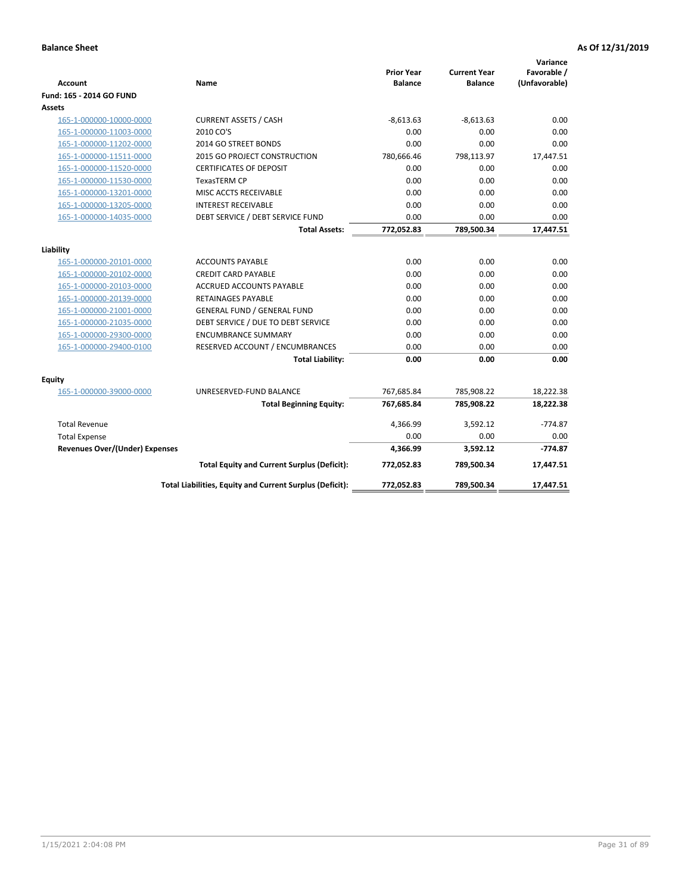**Balance Sheet** **As Of 12/31/2019**

| Account | Name | Prior Year Balance | Current Year Balance | Variance Favorable / (Unfavorable) |
|---|---|---|---|---|
| **Fund: 165 - 2014 GO FUND** | | | | |
| **Assets** | | | | |
| 165-1-000000-10000-0000 | CURRENT ASSETS / CASH | -8,613.63 | -8,613.63 | 0.00 |
| 165-1-000000-11003-0000 | 2010 CO'S | 0.00 | 0.00 | 0.00 |
| 165-1-000000-11202-0000 | 2014 GO STREET BONDS | 0.00 | 0.00 | 0.00 |
| 165-1-000000-11511-0000 | 2015 GO PROJECT CONSTRUCTION | 780,666.46 | 798,113.97 | 17,447.51 |
| 165-1-000000-11520-0000 | CERTIFICATES OF DEPOSIT | 0.00 | 0.00 | 0.00 |
| 165-1-000000-11530-0000 | TexasTERM CP | 0.00 | 0.00 | 0.00 |
| 165-1-000000-13201-0000 | MISC ACCTS RECEIVABLE | 0.00 | 0.00 | 0.00 |
| 165-1-000000-13205-0000 | INTEREST RECEIVABLE | 0.00 | 0.00 | 0.00 |
| 165-1-000000-14035-0000 | DEBT SERVICE / DEBT SERVICE FUND | 0.00 | 0.00 | 0.00 |
| | **Total Assets:** | **772,052.83** | **789,500.34** | **17,447.51** |
| **Liability** | | | | |
| 165-1-000000-20101-0000 | ACCOUNTS PAYABLE | 0.00 | 0.00 | 0.00 |
| 165-1-000000-20102-0000 | CREDIT CARD PAYABLE | 0.00 | 0.00 | 0.00 |
| 165-1-000000-20103-0000 | ACCRUED ACCOUNTS PAYABLE | 0.00 | 0.00 | 0.00 |
| 165-1-000000-20139-0000 | RETAINAGES PAYABLE | 0.00 | 0.00 | 0.00 |
| 165-1-000000-21001-0000 | GENERAL FUND / GENERAL FUND | 0.00 | 0.00 | 0.00 |
| 165-1-000000-21035-0000 | DEBT SERVICE / DUE TO DEBT SERVICE | 0.00 | 0.00 | 0.00 |
| 165-1-000000-29300-0000 | ENCUMBRANCE SUMMARY | 0.00 | 0.00 | 0.00 |
| 165-1-000000-29400-0100 | RESERVED ACCOUNT / ENCUMBRANCES | 0.00 | 0.00 | 0.00 |
| | **Total Liability:** | **0.00** | **0.00** | **0.00** |
| **Equity** | | | | |
| 165-1-000000-39000-0000 | UNRESERVED-FUND BALANCE | 767,685.84 | 785,908.22 | 18,222.38 |
| | **Total Beginning Equity:** | **767,685.84** | **785,908.22** | **18,222.38** |
| Total Revenue | | 4,366.99 | 3,592.12 | -774.87 |
| Total Expense | | 0.00 | 0.00 | 0.00 |
| **Revenues Over/(Under) Expenses** | | **4,366.99** | **3,592.12** | **-774.87** |
| | **Total Equity and Current Surplus (Deficit):** | **772,052.83** | **789,500.34** | **17,447.51** |
| | **Total Liabilities, Equity and Current Surplus (Deficit):** | **772,052.83** | **789,500.34** | **17,447.51** |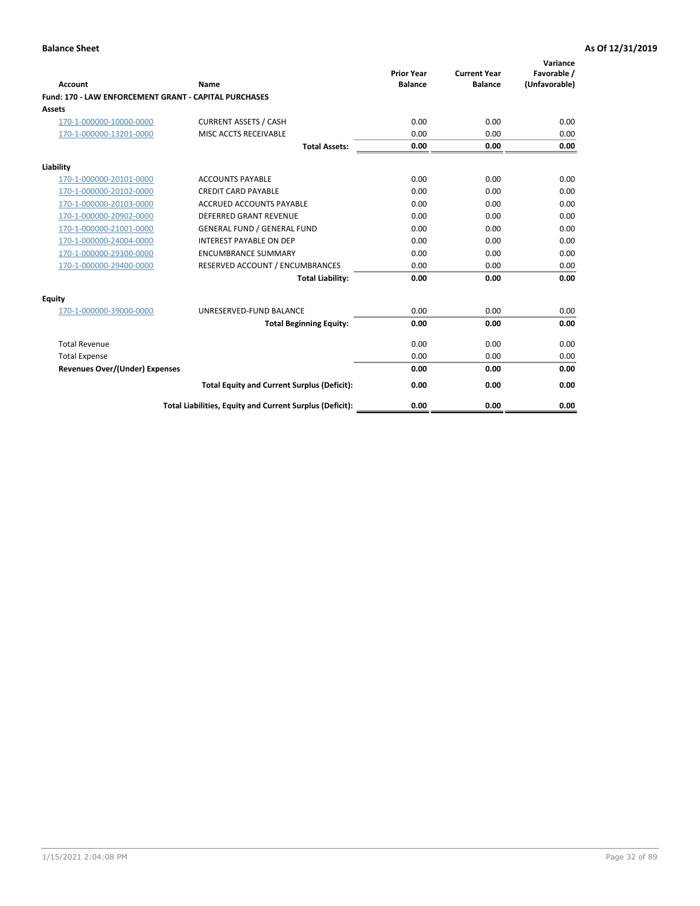**Balance Sheet** **As Of 12/31/2019**

| Account | Name | Prior Year Balance | Current Year Balance | Variance Favorable / (Unfavorable) |
|---|---|---|---|---|
| **Fund: 170 - LAW ENFORCEMENT GRANT - CAPITAL PURCHASES** | | | | |
| **Assets** | | | | |
| 170-1-000000-10000-0000 | CURRENT ASSETS / CASH | 0.00 | 0.00 | 0.00 |
| 170-1-000000-13201-0000 | MISC ACCTS RECEIVABLE | 0.00 | 0.00 | 0.00 |
| | **Total Assets:** | **0.00** | **0.00** | **0.00** |
| **Liability** | | | | |
| 170-1-000000-20101-0000 | ACCOUNTS PAYABLE | 0.00 | 0.00 | 0.00 |
| 170-1-000000-20102-0000 | CREDIT CARD PAYABLE | 0.00 | 0.00 | 0.00 |
| 170-1-000000-20103-0000 | ACCRUED ACCOUNTS PAYABLE | 0.00 | 0.00 | 0.00 |
| 170-1-000000-20902-0000 | DEFERRED GRANT REVENUE | 0.00 | 0.00 | 0.00 |
| 170-1-000000-21001-0000 | GENERAL FUND / GENERAL FUND | 0.00 | 0.00 | 0.00 |
| 170-1-000000-24004-0000 | INTEREST PAYABLE ON DEP | 0.00 | 0.00 | 0.00 |
| 170-1-000000-29300-0000 | ENCUMBRANCE SUMMARY | 0.00 | 0.00 | 0.00 |
| 170-1-000000-29400-0000 | RESERVED ACCOUNT / ENCUMBRANCES | 0.00 | 0.00 | 0.00 |
| | **Total Liability:** | **0.00** | **0.00** | **0.00** |
| **Equity** | | | | |
| 170-1-000000-39000-0000 | UNRESERVED-FUND BALANCE | 0.00 | 0.00 | 0.00 |
| | **Total Beginning Equity:** | **0.00** | **0.00** | **0.00** |
| Total Revenue | | 0.00 | 0.00 | 0.00 |
| Total Expense | | 0.00 | 0.00 | 0.00 |
| **Revenues Over/(Under) Expenses** | | **0.00** | **0.00** | **0.00** |
| | **Total Equity and Current Surplus (Deficit):** | **0.00** | **0.00** | **0.00** |
| | **Total Liabilities, Equity and Current Surplus (Deficit):** | **0.00** | **0.00** | **0.00** |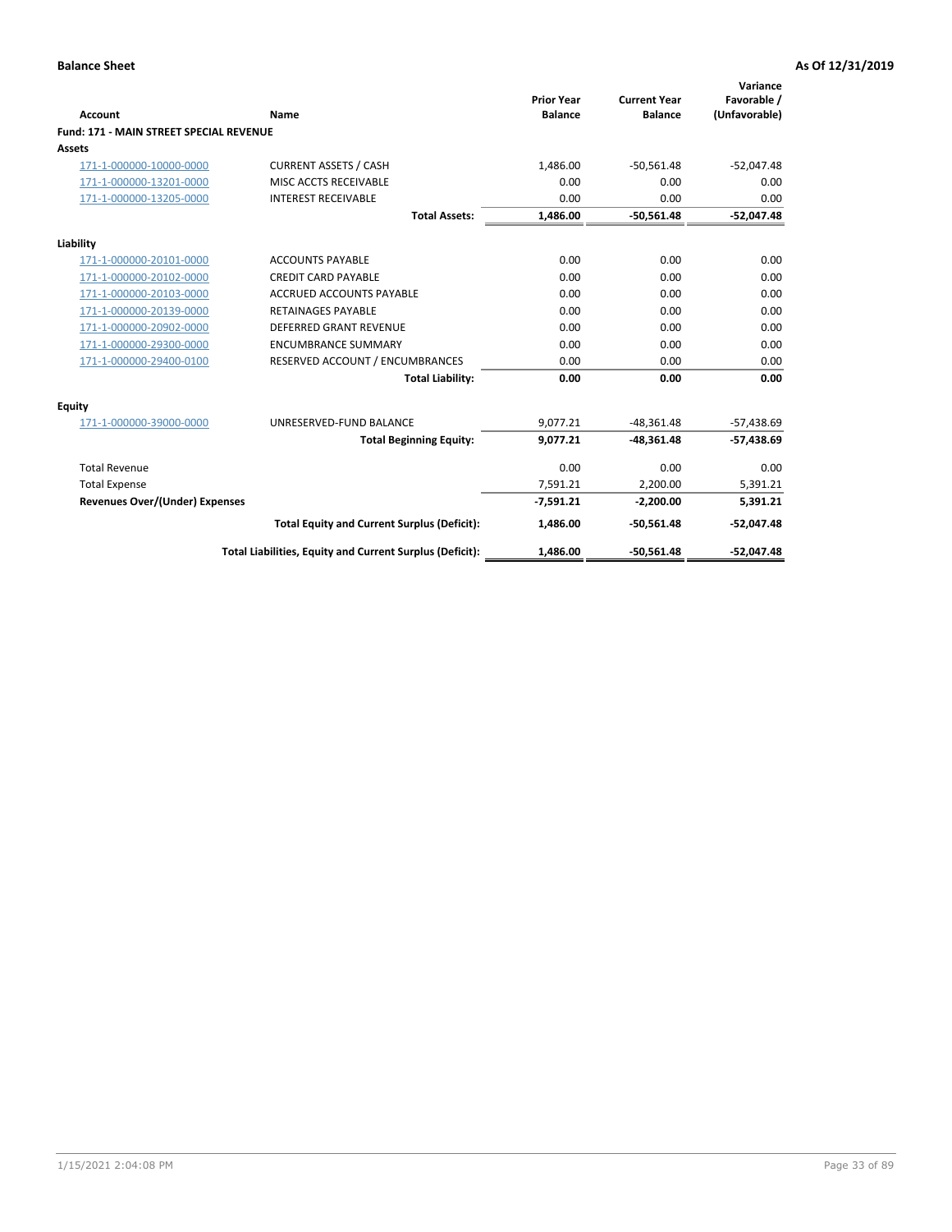**Balance Sheet** | **As Of 12/31/2019**

| Account | Name | Prior Year Balance | Current Year Balance | Variance Favorable / (Unfavorable) |
|---|---|---|---|---|
| **Fund: 171 - MAIN STREET SPECIAL REVENUE** | | | | |
| **Assets** | | | | |
| 171-1-000000-10000-0000 | CURRENT ASSETS / CASH | 1,486.00 | -50,561.48 | -52,047.48 |
| 171-1-000000-13201-0000 | MISC ACCTS RECEIVABLE | 0.00 | 0.00 | 0.00 |
| 171-1-000000-13205-0000 | INTEREST RECEIVABLE | 0.00 | 0.00 | 0.00 |
| | **Total Assets:** | **1,486.00** | **-50,561.48** | **-52,047.48** |
| **Liability** | | | | |
| 171-1-000000-20101-0000 | ACCOUNTS PAYABLE | 0.00 | 0.00 | 0.00 |
| 171-1-000000-20102-0000 | CREDIT CARD PAYABLE | 0.00 | 0.00 | 0.00 |
| 171-1-000000-20103-0000 | ACCRUED ACCOUNTS PAYABLE | 0.00 | 0.00 | 0.00 |
| 171-1-000000-20139-0000 | RETAINAGES PAYABLE | 0.00 | 0.00 | 0.00 |
| 171-1-000000-20902-0000 | DEFERRED GRANT REVENUE | 0.00 | 0.00 | 0.00 |
| 171-1-000000-29300-0000 | ENCUMBRANCE SUMMARY | 0.00 | 0.00 | 0.00 |
| 171-1-000000-29400-0100 | RESERVED ACCOUNT / ENCUMBRANCES | 0.00 | 0.00 | 0.00 |
| | **Total Liability:** | **0.00** | **0.00** | **0.00** |
| **Equity** | | | | |
| 171-1-000000-39000-0000 | UNRESERVED-FUND BALANCE | 9,077.21 | -48,361.48 | -57,438.69 |
| | **Total Beginning Equity:** | **9,077.21** | **-48,361.48** | **-57,438.69** |
| Total Revenue | | 0.00 | 0.00 | 0.00 |
| Total Expense | | 7,591.21 | 2,200.00 | 5,391.21 |
| **Revenues Over/(Under) Expenses** | | **-7,591.21** | **-2,200.00** | **5,391.21** |
| | **Total Equity and Current Surplus (Deficit):** | **1,486.00** | **-50,561.48** | **-52,047.48** |
| | **Total Liabilities, Equity and Current Surplus (Deficit):** | **1,486.00** | **-50,561.48** | **-52,047.48** |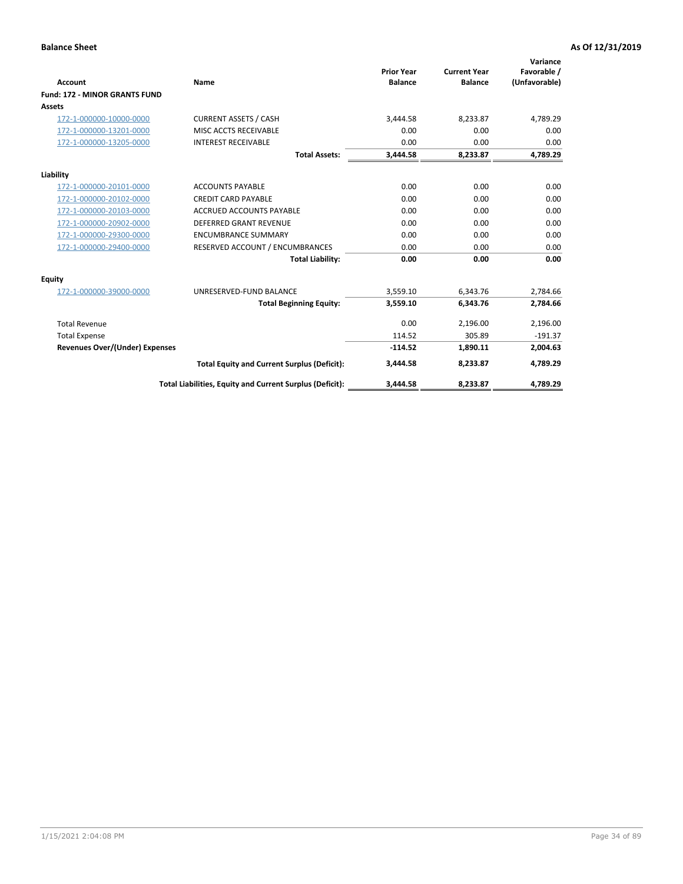**Balance Sheet** **As Of 12/31/2019**

| Account | Name | Prior Year Balance | Current Year Balance | Variance Favorable / (Unfavorable) |
|---|---|---|---|---|
| **Fund: 172 - MINOR GRANTS FUND** | | | | |
| **Assets** | | | | |
| 172-1-000000-10000-0000 | CURRENT ASSETS / CASH | 3,444.58 | 8,233.87 | 4,789.29 |
| 172-1-000000-13201-0000 | MISC ACCTS RECEIVABLE | 0.00 | 0.00 | 0.00 |
| 172-1-000000-13205-0000 | INTEREST RECEIVABLE | 0.00 | 0.00 | 0.00 |
| | **Total Assets:** | **3,444.58** | **8,233.87** | **4,789.29** |
| **Liability** | | | | |
| 172-1-000000-20101-0000 | ACCOUNTS PAYABLE | 0.00 | 0.00 | 0.00 |
| 172-1-000000-20102-0000 | CREDIT CARD PAYABLE | 0.00 | 0.00 | 0.00 |
| 172-1-000000-20103-0000 | ACCRUED ACCOUNTS PAYABLE | 0.00 | 0.00 | 0.00 |
| 172-1-000000-20902-0000 | DEFERRED GRANT REVENUE | 0.00 | 0.00 | 0.00 |
| 172-1-000000-29300-0000 | ENCUMBRANCE SUMMARY | 0.00 | 0.00 | 0.00 |
| 172-1-000000-29400-0000 | RESERVED ACCOUNT / ENCUMBRANCES | 0.00 | 0.00 | 0.00 |
| | **Total Liability:** | **0.00** | **0.00** | **0.00** |
| **Equity** | | | | |
| 172-1-000000-39000-0000 | UNRESERVED-FUND BALANCE | 3,559.10 | 6,343.76 | 2,784.66 |
| | **Total Beginning Equity:** | **3,559.10** | **6,343.76** | **2,784.66** |
| Total Revenue | | 0.00 | 2,196.00 | 2,196.00 |
| Total Expense | | 114.52 | 305.89 | -191.37 |
| **Revenues Over/(Under) Expenses** | | **-114.52** | **1,890.11** | **2,004.63** |
| | **Total Equity and Current Surplus (Deficit):** | **3,444.58** | **8,233.87** | **4,789.29** |
| | **Total Liabilities, Equity and Current Surplus (Deficit):** | **3,444.58** | **8,233.87** | **4,789.29** |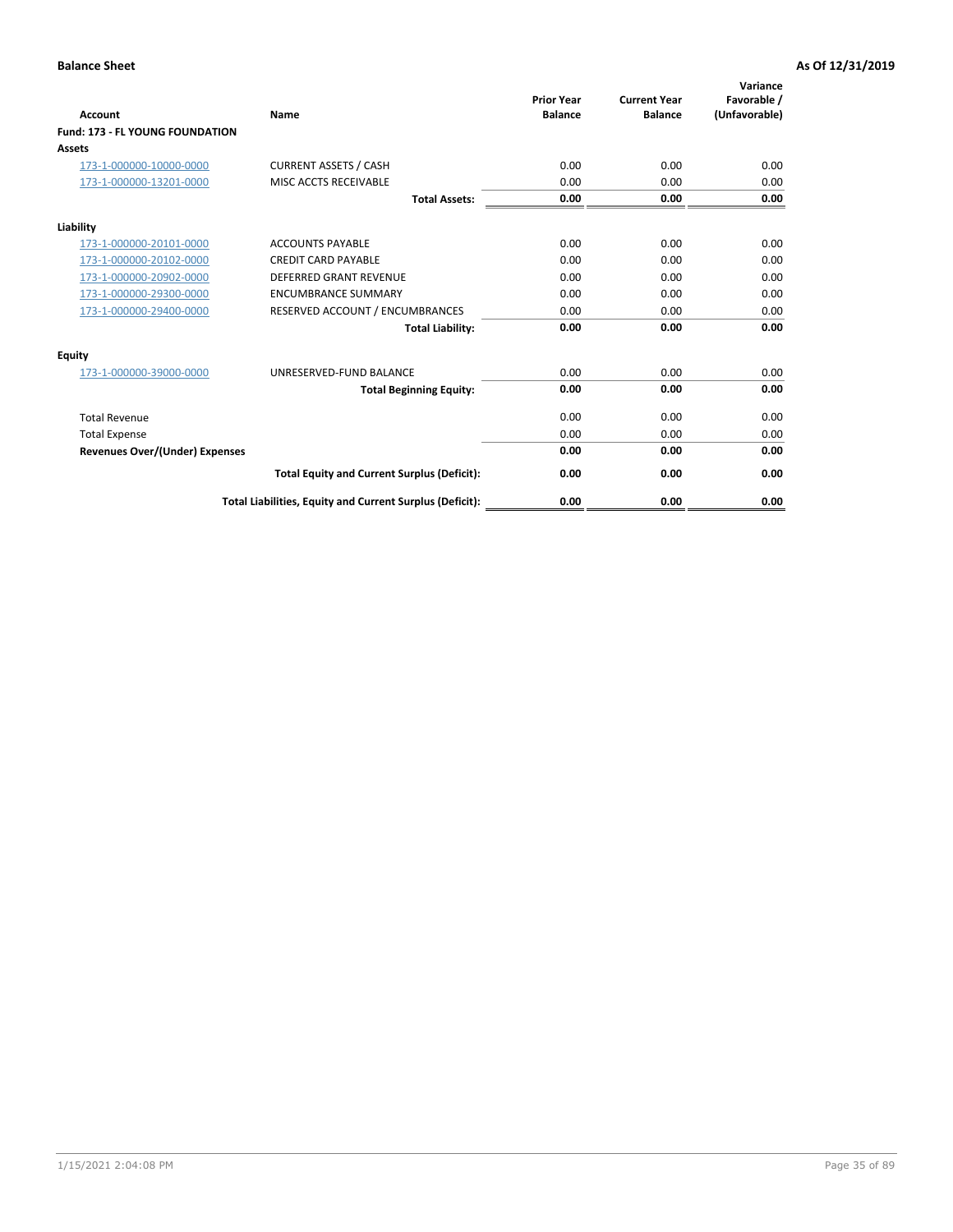**Balance Sheet** | **As Of 12/31/2019**

| Account | Name | Prior Year Balance | Current Year Balance | Variance Favorable / (Unfavorable) |
|---|---|---|---|---|
| **Fund: 173 - FL YOUNG FOUNDATION** | | | | |
| **Assets** | | | | |
| 173-1-000000-10000-0000 | CURRENT ASSETS / CASH | 0.00 | 0.00 | 0.00 |
| 173-1-000000-13201-0000 | MISC ACCTS RECEIVABLE | 0.00 | 0.00 | 0.00 |
| | **Total Assets:** | **0.00** | **0.00** | **0.00** |
| **Liability** | | | | |
| 173-1-000000-20101-0000 | ACCOUNTS PAYABLE | 0.00 | 0.00 | 0.00 |
| 173-1-000000-20102-0000 | CREDIT CARD PAYABLE | 0.00 | 0.00 | 0.00 |
| 173-1-000000-20902-0000 | DEFERRED GRANT REVENUE | 0.00 | 0.00 | 0.00 |
| 173-1-000000-29300-0000 | ENCUMBRANCE SUMMARY | 0.00 | 0.00 | 0.00 |
| 173-1-000000-29400-0000 | RESERVED ACCOUNT / ENCUMBRANCES | 0.00 | 0.00 | 0.00 |
| | **Total Liability:** | **0.00** | **0.00** | **0.00** |
| **Equity** | | | | |
| 173-1-000000-39000-0000 | UNRESERVED-FUND BALANCE | 0.00 | 0.00 | 0.00 |
| | **Total Beginning Equity:** | **0.00** | **0.00** | **0.00** |
| Total Revenue | | 0.00 | 0.00 | 0.00 |
| Total Expense | | 0.00 | 0.00 | 0.00 |
| **Revenues Over/(Under) Expenses** | | **0.00** | **0.00** | **0.00** |
| | **Total Equity and Current Surplus (Deficit):** | **0.00** | **0.00** | **0.00** |
| | **Total Liabilities, Equity and Current Surplus (Deficit):** | **0.00** | **0.00** | **0.00** |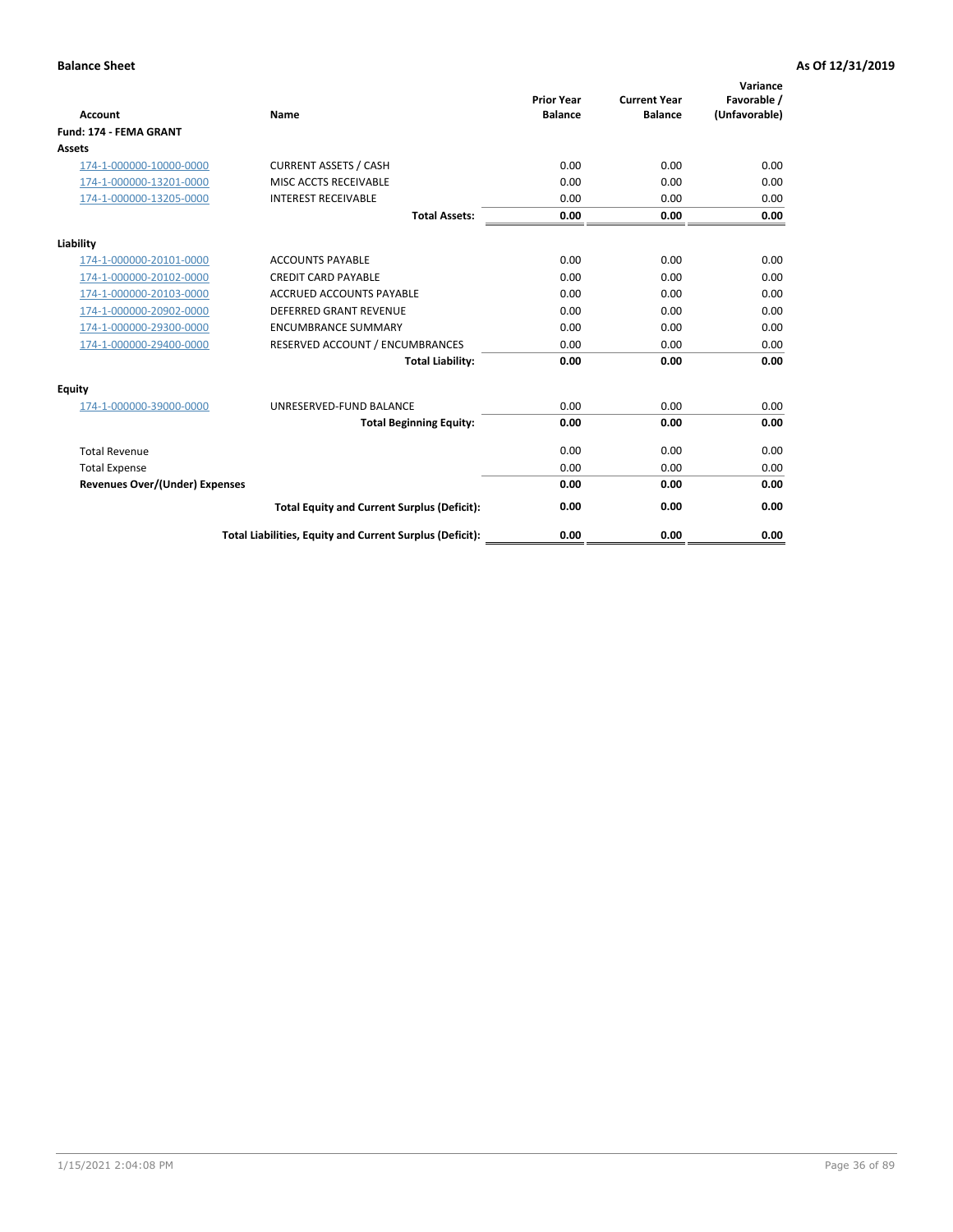**Balance Sheet** — As Of 12/31/2019

| Account | Name | Prior Year Balance | Current Year Balance | Variance Favorable / (Unfavorable) |
|---|---|---|---|---|
| **Fund: 174 - FEMA GRANT** | | | | |
| **Assets** | | | | |
| 174-1-000000-10000-0000 | CURRENT ASSETS / CASH | 0.00 | 0.00 | 0.00 |
| 174-1-000000-13201-0000 | MISC ACCTS RECEIVABLE | 0.00 | 0.00 | 0.00 |
| 174-1-000000-13205-0000 | INTEREST RECEIVABLE | 0.00 | 0.00 | 0.00 |
| | **Total Assets:** | **0.00** | **0.00** | **0.00** |
| **Liability** | | | | |
| 174-1-000000-20101-0000 | ACCOUNTS PAYABLE | 0.00 | 0.00 | 0.00 |
| 174-1-000000-20102-0000 | CREDIT CARD PAYABLE | 0.00 | 0.00 | 0.00 |
| 174-1-000000-20103-0000 | ACCRUED ACCOUNTS PAYABLE | 0.00 | 0.00 | 0.00 |
| 174-1-000000-20902-0000 | DEFERRED GRANT REVENUE | 0.00 | 0.00 | 0.00 |
| 174-1-000000-29300-0000 | ENCUMBRANCE SUMMARY | 0.00 | 0.00 | 0.00 |
| 174-1-000000-29400-0000 | RESERVED ACCOUNT / ENCUMBRANCES | 0.00 | 0.00 | 0.00 |
| | **Total Liability:** | **0.00** | **0.00** | **0.00** |
| **Equity** | | | | |
| 174-1-000000-39000-0000 | UNRESERVED-FUND BALANCE | 0.00 | 0.00 | 0.00 |
| | **Total Beginning Equity:** | **0.00** | **0.00** | **0.00** |
| Total Revenue | | 0.00 | 0.00 | 0.00 |
| Total Expense | | 0.00 | 0.00 | 0.00 |
| **Revenues Over/(Under) Expenses** | | **0.00** | **0.00** | **0.00** |
| | **Total Equity and Current Surplus (Deficit):** | **0.00** | **0.00** | **0.00** |
| | **Total Liabilities, Equity and Current Surplus (Deficit):** | **0.00** | **0.00** | **0.00** |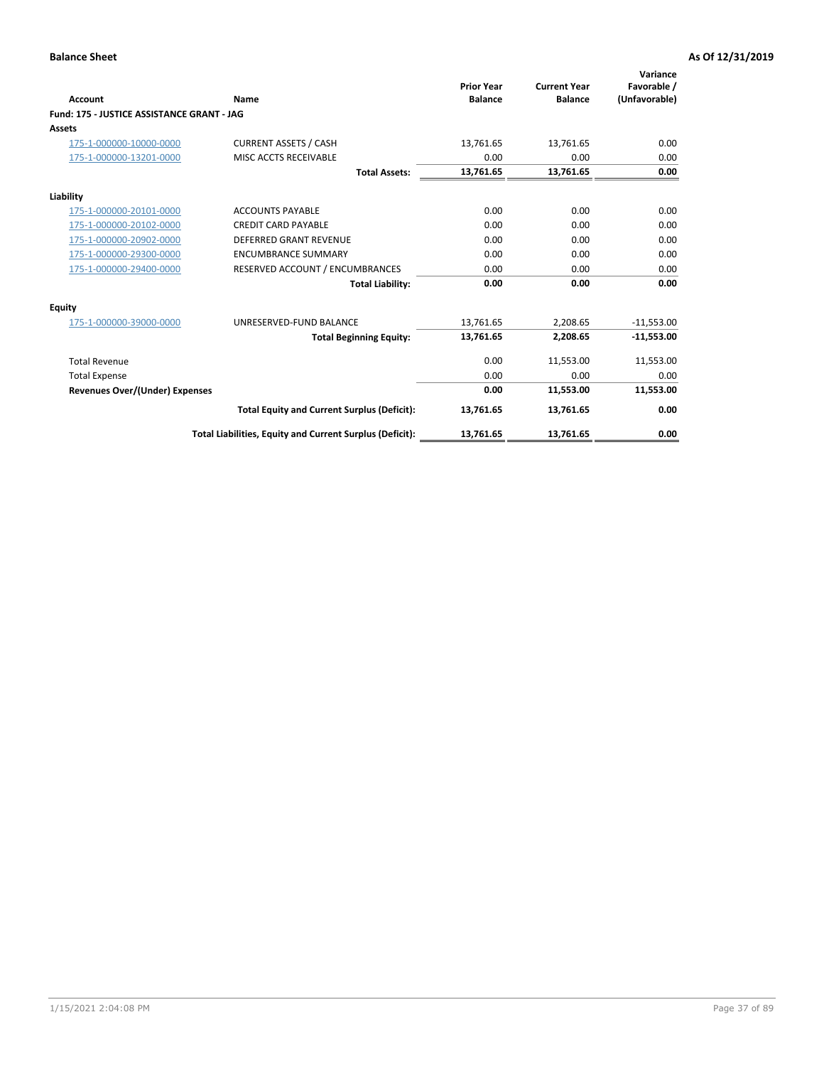**Balance Sheet** | **As Of 12/31/2019**

| Account | Name | Prior Year Balance | Current Year Balance | Variance Favorable / (Unfavorable) |
|---|---|---|---|---|
| **Fund: 175 - JUSTICE ASSISTANCE GRANT - JAG** | | | | |
| **Assets** | | | | |
| 175-1-000000-10000-0000 | CURRENT ASSETS / CASH | 13,761.65 | 13,761.65 | 0.00 |
| 175-1-000000-13201-0000 | MISC ACCTS RECEIVABLE | 0.00 | 0.00 | 0.00 |
| | **Total Assets:** | **13,761.65** | **13,761.65** | **0.00** |
| **Liability** | | | | |
| 175-1-000000-20101-0000 | ACCOUNTS PAYABLE | 0.00 | 0.00 | 0.00 |
| 175-1-000000-20102-0000 | CREDIT CARD PAYABLE | 0.00 | 0.00 | 0.00 |
| 175-1-000000-20902-0000 | DEFERRED GRANT REVENUE | 0.00 | 0.00 | 0.00 |
| 175-1-000000-29300-0000 | ENCUMBRANCE SUMMARY | 0.00 | 0.00 | 0.00 |
| 175-1-000000-29400-0000 | RESERVED ACCOUNT / ENCUMBRANCES | 0.00 | 0.00 | 0.00 |
| | **Total Liability:** | **0.00** | **0.00** | **0.00** |
| **Equity** | | | | |
| 175-1-000000-39000-0000 | UNRESERVED-FUND BALANCE | 13,761.65 | 2,208.65 | -11,553.00 |
| | **Total Beginning Equity:** | **13,761.65** | **2,208.65** | **-11,553.00** |
| Total Revenue | | 0.00 | 11,553.00 | 11,553.00 |
| Total Expense | | 0.00 | 0.00 | 0.00 |
| **Revenues Over/(Under) Expenses** | | **0.00** | **11,553.00** | **11,553.00** |
| | **Total Equity and Current Surplus (Deficit):** | **13,761.65** | **13,761.65** | **0.00** |
| | **Total Liabilities, Equity and Current Surplus (Deficit):** | **13,761.65** | **13,761.65** | **0.00** |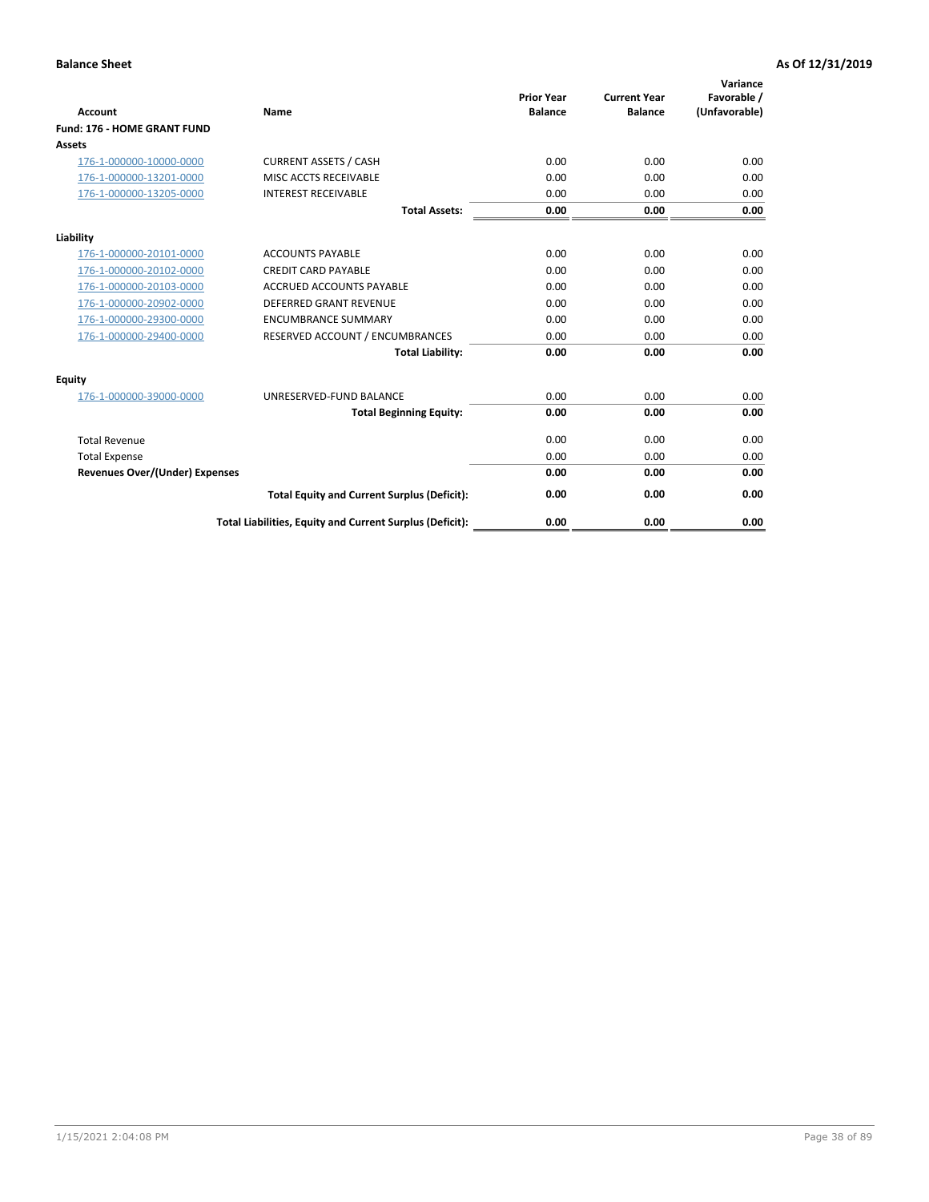**Balance Sheet** **As Of 12/31/2019**

| Account | Name | Prior Year Balance | Current Year Balance | Variance Favorable / (Unfavorable) |
|---|---|---|---|---|
| **Fund: 176 - HOME GRANT FUND** | | | | |
| **Assets** | | | | |
| 176-1-000000-10000-0000 | CURRENT ASSETS / CASH | 0.00 | 0.00 | 0.00 |
| 176-1-000000-13201-0000 | MISC ACCTS RECEIVABLE | 0.00 | 0.00 | 0.00 |
| 176-1-000000-13205-0000 | INTEREST RECEIVABLE | 0.00 | 0.00 | 0.00 |
| | **Total Assets:** | **0.00** | **0.00** | **0.00** |
| **Liability** | | | | |
| 176-1-000000-20101-0000 | ACCOUNTS PAYABLE | 0.00 | 0.00 | 0.00 |
| 176-1-000000-20102-0000 | CREDIT CARD PAYABLE | 0.00 | 0.00 | 0.00 |
| 176-1-000000-20103-0000 | ACCRUED ACCOUNTS PAYABLE | 0.00 | 0.00 | 0.00 |
| 176-1-000000-20902-0000 | DEFERRED GRANT REVENUE | 0.00 | 0.00 | 0.00 |
| 176-1-000000-29300-0000 | ENCUMBRANCE SUMMARY | 0.00 | 0.00 | 0.00 |
| 176-1-000000-29400-0000 | RESERVED ACCOUNT / ENCUMBRANCES | 0.00 | 0.00 | 0.00 |
| | **Total Liability:** | **0.00** | **0.00** | **0.00** |
| **Equity** | | | | |
| 176-1-000000-39000-0000 | UNRESERVED-FUND BALANCE | 0.00 | 0.00 | 0.00 |
| | **Total Beginning Equity:** | **0.00** | **0.00** | **0.00** |
| Total Revenue | | 0.00 | 0.00 | 0.00 |
| Total Expense | | 0.00 | 0.00 | 0.00 |
| **Revenues Over/(Under) Expenses** | | **0.00** | **0.00** | **0.00** |
| | **Total Equity and Current Surplus (Deficit):** | **0.00** | **0.00** | **0.00** |
| | **Total Liabilities, Equity and Current Surplus (Deficit):** | **0.00** | **0.00** | **0.00** |

1/15/2021 2:04:08 PM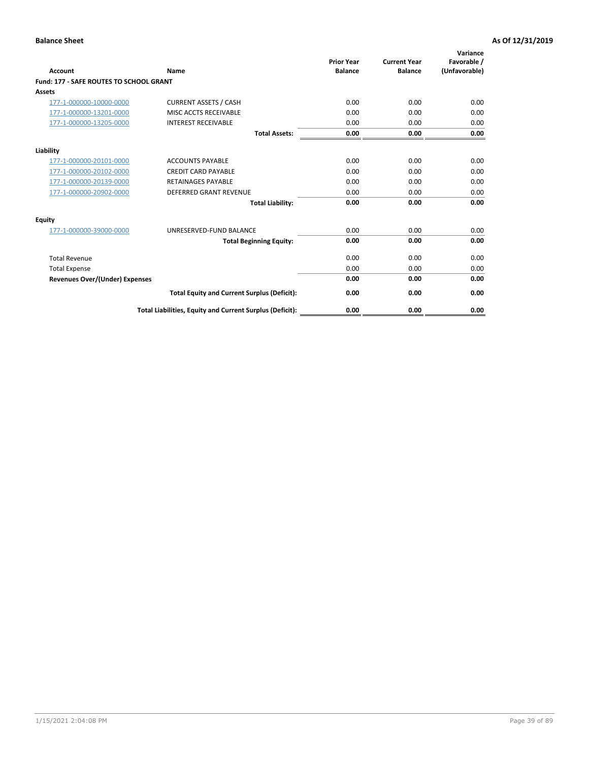**Balance Sheet** **As Of 12/31/2019**

| Account | Name | Prior Year Balance | Current Year Balance | Variance Favorable / (Unfavorable) |
|---|---|---|---|---|
| **Fund: 177 - SAFE ROUTES TO SCHOOL GRANT** | | | | |
| **Assets** | | | | |
| 177-1-000000-10000-0000 | CURRENT ASSETS / CASH | 0.00 | 0.00 | 0.00 |
| 177-1-000000-13201-0000 | MISC ACCTS RECEIVABLE | 0.00 | 0.00 | 0.00 |
| 177-1-000000-13205-0000 | INTEREST RECEIVABLE | 0.00 | 0.00 | 0.00 |
| | **Total Assets:** | **0.00** | **0.00** | **0.00** |
| **Liability** | | | | |
| 177-1-000000-20101-0000 | ACCOUNTS PAYABLE | 0.00 | 0.00 | 0.00 |
| 177-1-000000-20102-0000 | CREDIT CARD PAYABLE | 0.00 | 0.00 | 0.00 |
| 177-1-000000-20139-0000 | RETAINAGES PAYABLE | 0.00 | 0.00 | 0.00 |
| 177-1-000000-20902-0000 | DEFERRED GRANT REVENUE | 0.00 | 0.00 | 0.00 |
| | **Total Liability:** | **0.00** | **0.00** | **0.00** |
| **Equity** | | | | |
| 177-1-000000-39000-0000 | UNRESERVED-FUND BALANCE | 0.00 | 0.00 | 0.00 |
| | **Total Beginning Equity:** | **0.00** | **0.00** | **0.00** |
| Total Revenue | | 0.00 | 0.00 | 0.00 |
| Total Expense | | 0.00 | 0.00 | 0.00 |
| **Revenues Over/(Under) Expenses** | | **0.00** | **0.00** | **0.00** |
| | **Total Equity and Current Surplus (Deficit):** | **0.00** | **0.00** | **0.00** |
| | **Total Liabilities, Equity and Current Surplus (Deficit):** | **0.00** | **0.00** | **0.00** |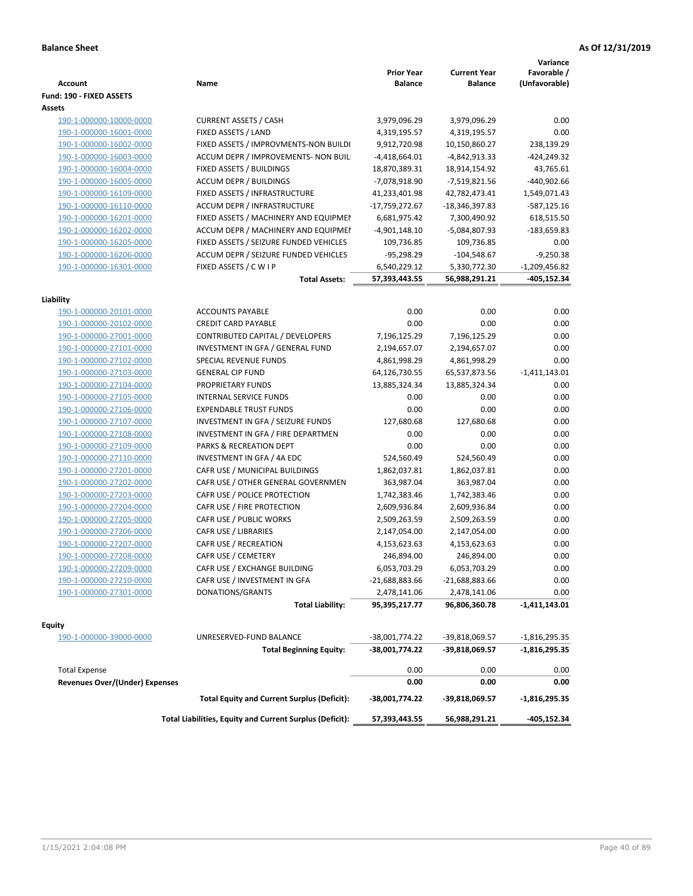**Balance Sheet** | **As Of 12/31/2019**

| Account | Name | Prior Year Balance | Current Year Balance | Variance Favorable / (Unfavorable) |
|---|---|---|---|---|
| **Fund: 190 - FIXED ASSETS** | | | | |
| **Assets** | | | | |
| 190-1-000000-10000-0000 | CURRENT ASSETS / CASH | 3,979,096.29 | 3,979,096.29 | 0.00 |
| 190-1-000000-16001-0000 | FIXED ASSETS / LAND | 4,319,195.57 | 4,319,195.57 | 0.00 |
| 190-1-000000-16002-0000 | FIXED ASSETS / IMPROVMENTS-NON BUILDI | 9,912,720.98 | 10,150,860.27 | 238,139.29 |
| 190-1-000000-16003-0000 | ACCUM DEPR / IMPROVEMENTS- NON BUIL | -4,418,664.01 | -4,842,913.33 | -424,249.32 |
| 190-1-000000-16004-0000 | FIXED ASSETS / BUILDINGS | 18,870,389.31 | 18,914,154.92 | 43,765.61 |
| 190-1-000000-16005-0000 | ACCUM DEPR / BUILDINGS | -7,078,918.90 | -7,519,821.56 | -440,902.66 |
| 190-1-000000-16109-0000 | FIXED ASSETS / INFRASTRUCTURE | 41,233,401.98 | 42,782,473.41 | 1,549,071.43 |
| 190-1-000000-16110-0000 | ACCUM DEPR / INFRASTRUCTURE | -17,759,272.67 | -18,346,397.83 | -587,125.16 |
| 190-1-000000-16201-0000 | FIXED ASSETS / MACHINERY AND EQUIPMEN | 6,681,975.42 | 7,300,490.92 | 618,515.50 |
| 190-1-000000-16202-0000 | ACCUM DEPR / MACHINERY AND EQUIPMEI | -4,901,148.10 | -5,084,807.93 | -183,659.83 |
| 190-1-000000-16205-0000 | FIXED ASSETS / SEIZURE FUNDED VEHICLES | 109,736.85 | 109,736.85 | 0.00 |
| 190-1-000000-16206-0000 | ACCUM DEPR / SEIZURE FUNDED VEHICLES | -95,298.29 | -104,548.67 | -9,250.38 |
| 190-1-000000-16301-0000 | FIXED ASSETS / C W I P | 6,540,229.12 | 5,330,772.30 | -1,209,456.82 |
| | **Total Assets:** | **57,393,443.55** | **56,988,291.21** | **-405,152.34** |
| **Liability** | | | | |
| 190-1-000000-20101-0000 | ACCOUNTS PAYABLE | 0.00 | 0.00 | 0.00 |
| 190-1-000000-20102-0000 | CREDIT CARD PAYABLE | 0.00 | 0.00 | 0.00 |
| 190-1-000000-27001-0000 | CONTRIBUTED CAPITAL / DEVELOPERS | 7,196,125.29 | 7,196,125.29 | 0.00 |
| 190-1-000000-27101-0000 | INVESTMENT IN GFA / GENERAL FUND | 2,194,657.07 | 2,194,657.07 | 0.00 |
| 190-1-000000-27102-0000 | SPECIAL REVENUE FUNDS | 4,861,998.29 | 4,861,998.29 | 0.00 |
| 190-1-000000-27103-0000 | GENERAL CIP FUND | 64,126,730.55 | 65,537,873.56 | -1,411,143.01 |
| 190-1-000000-27104-0000 | PROPRIETARY FUNDS | 13,885,324.34 | 13,885,324.34 | 0.00 |
| 190-1-000000-27105-0000 | INTERNAL SERVICE FUNDS | 0.00 | 0.00 | 0.00 |
| 190-1-000000-27106-0000 | EXPENDABLE TRUST FUNDS | 0.00 | 0.00 | 0.00 |
| 190-1-000000-27107-0000 | INVESTMENT IN GFA / SEIZURE FUNDS | 127,680.68 | 127,680.68 | 0.00 |
| 190-1-000000-27108-0000 | INVESTMENT IN GFA / FIRE DEPARTMEN | 0.00 | 0.00 | 0.00 |
| 190-1-000000-27109-0000 | PARKS & RECREATION DEPT | 0.00 | 0.00 | 0.00 |
| 190-1-000000-27110-0000 | INVESTMENT IN GFA / 4A EDC | 524,560.49 | 524,560.49 | 0.00 |
| 190-1-000000-27201-0000 | CAFR USE / MUNICIPAL BUILDINGS | 1,862,037.81 | 1,862,037.81 | 0.00 |
| 190-1-000000-27202-0000 | CAFR USE / OTHER GENERAL GOVERNMEN | 363,987.04 | 363,987.04 | 0.00 |
| 190-1-000000-27203-0000 | CAFR USE / POLICE PROTECTION | 1,742,383.46 | 1,742,383.46 | 0.00 |
| 190-1-000000-27204-0000 | CAFR USE / FIRE PROTECTION | 2,609,936.84 | 2,609,936.84 | 0.00 |
| 190-1-000000-27205-0000 | CAFR USE / PUBLIC WORKS | 2,509,263.59 | 2,509,263.59 | 0.00 |
| 190-1-000000-27206-0000 | CAFR USE / LIBRARIES | 2,147,054.00 | 2,147,054.00 | 0.00 |
| 190-1-000000-27207-0000 | CAFR USE / RECREATION | 4,153,623.63 | 4,153,623.63 | 0.00 |
| 190-1-000000-27208-0000 | CAFR USE / CEMETERY | 246,894.00 | 246,894.00 | 0.00 |
| 190-1-000000-27209-0000 | CAFR USE / EXCHANGE BUILDING | 6,053,703.29 | 6,053,703.29 | 0.00 |
| 190-1-000000-27210-0000 | CAFR USE / INVESTMENT IN GFA | -21,688,883.66 | -21,688,883.66 | 0.00 |
| 190-1-000000-27301-0000 | DONATIONS/GRANTS | 2,478,141.06 | 2,478,141.06 | 0.00 |
| | **Total Liability:** | **95,395,217.77** | **96,806,360.78** | **-1,411,143.01** |
| **Equity** | | | | |
| 190-1-000000-39000-0000 | UNRESERVED-FUND BALANCE | -38,001,774.22 | -39,818,069.57 | -1,816,295.35 |
| | **Total Beginning Equity:** | **-38,001,774.22** | **-39,818,069.57** | **-1,816,295.35** |
| Total Expense | | 0.00 | 0.00 | 0.00 |
| **Revenues Over/(Under) Expenses** | | **0.00** | **0.00** | **0.00** |
| | **Total Equity and Current Surplus (Deficit):** | **-38,001,774.22** | **-39,818,069.57** | **-1,816,295.35** |
| | **Total Liabilities, Equity and Current Surplus (Deficit):** | **57,393,443.55** | **56,988,291.21** | **-405,152.34** |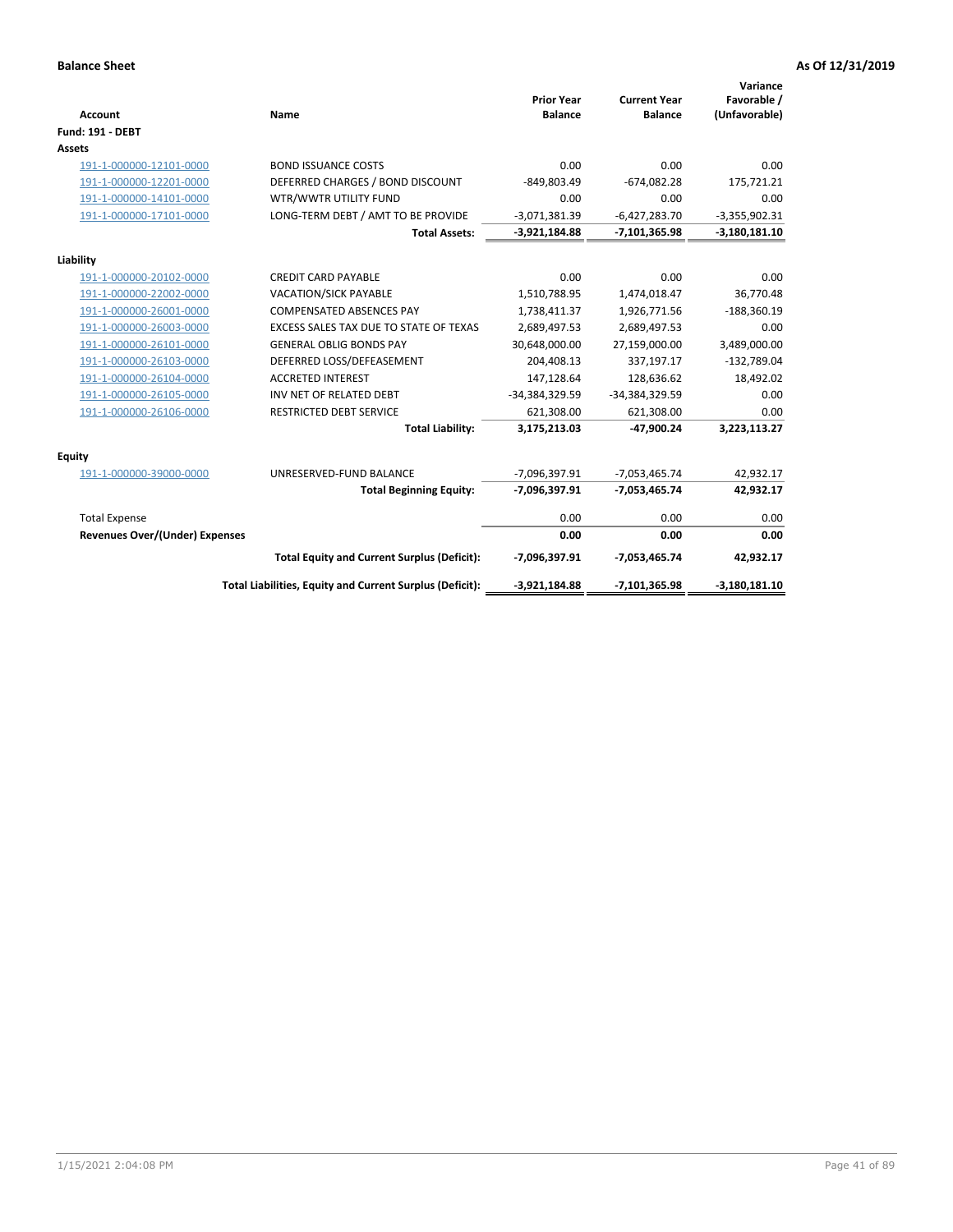**Balance Sheet** **As Of 12/31/2019**

| Account | Name | Prior Year Balance | Current Year Balance | Variance Favorable / (Unfavorable) |
|---|---|---|---|---|
| **Fund: 191 - DEBT** | | | | |
| **Assets** | | | | |
| 191-1-000000-12101-0000 | BOND ISSUANCE COSTS | 0.00 | 0.00 | 0.00 |
| 191-1-000000-12201-0000 | DEFERRED CHARGES / BOND DISCOUNT | -849,803.49 | -674,082.28 | 175,721.21 |
| 191-1-000000-14101-0000 | WTR/WWTR UTILITY FUND | 0.00 | 0.00 | 0.00 |
| 191-1-000000-17101-0000 | LONG-TERM DEBT / AMT TO BE PROVIDE | -3,071,381.39 | -6,427,283.70 | -3,355,902.31 |
| | **Total Assets:** | **-3,921,184.88** | **-7,101,365.98** | **-3,180,181.10** |
| **Liability** | | | | |
| 191-1-000000-20102-0000 | CREDIT CARD PAYABLE | 0.00 | 0.00 | 0.00 |
| 191-1-000000-22002-0000 | VACATION/SICK PAYABLE | 1,510,788.95 | 1,474,018.47 | 36,770.48 |
| 191-1-000000-26001-0000 | COMPENSATED ABSENCES PAY | 1,738,411.37 | 1,926,771.56 | -188,360.19 |
| 191-1-000000-26003-0000 | EXCESS SALES TAX DUE TO STATE OF TEXAS | 2,689,497.53 | 2,689,497.53 | 0.00 |
| 191-1-000000-26101-0000 | GENERAL OBLIG BONDS PAY | 30,648,000.00 | 27,159,000.00 | 3,489,000.00 |
| 191-1-000000-26103-0000 | DEFERRED LOSS/DEFEASEMENT | 204,408.13 | 337,197.17 | -132,789.04 |
| 191-1-000000-26104-0000 | ACCRETED INTEREST | 147,128.64 | 128,636.62 | 18,492.02 |
| 191-1-000000-26105-0000 | INV NET OF RELATED DEBT | -34,384,329.59 | -34,384,329.59 | 0.00 |
| 191-1-000000-26106-0000 | RESTRICTED DEBT SERVICE | 621,308.00 | 621,308.00 | 0.00 |
| | **Total Liability:** | **3,175,213.03** | **-47,900.24** | **3,223,113.27** |
| **Equity** | | | | |
| 191-1-000000-39000-0000 | UNRESERVED-FUND BALANCE | -7,096,397.91 | -7,053,465.74 | 42,932.17 |
| | **Total Beginning Equity:** | **-7,096,397.91** | **-7,053,465.74** | **42,932.17** |
| Total Expense | | 0.00 | 0.00 | 0.00 |
| **Revenues Over/(Under) Expenses** | | **0.00** | **0.00** | **0.00** |
| | **Total Equity and Current Surplus (Deficit):** | **-7,096,397.91** | **-7,053,465.74** | **42,932.17** |
| | **Total Liabilities, Equity and Current Surplus (Deficit):** | **-3,921,184.88** | **-7,101,365.98** | **-3,180,181.10** |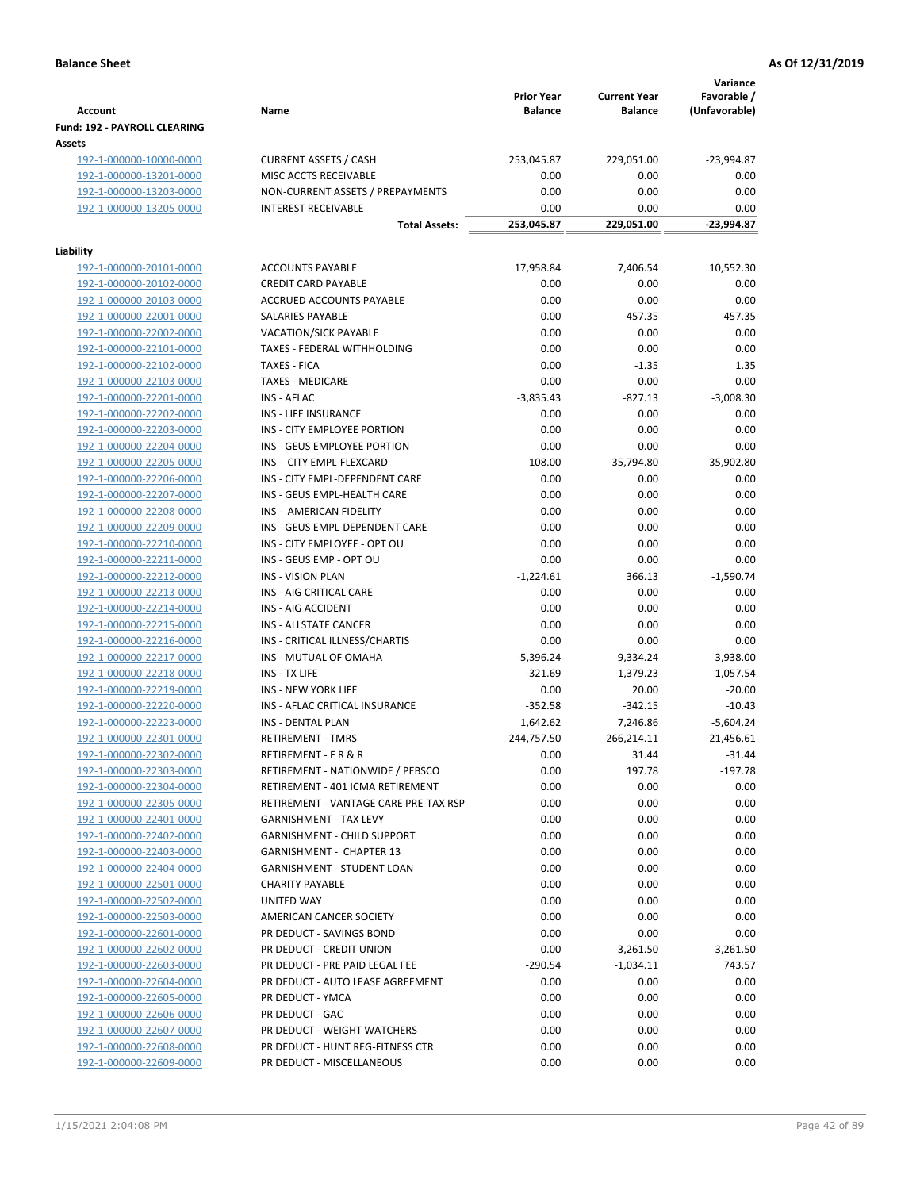**Balance Sheet** **As Of 12/31/2019**

| Account | Name | Prior Year Balance | Current Year Balance | Variance Favorable / (Unfavorable) |
|---|---|---|---|---|
| **Fund: 192 - PAYROLL CLEARING** | | | | |
| **Assets** | | | | |
| 192-1-000000-10000-0000 | CURRENT ASSETS / CASH | 253,045.87 | 229,051.00 | -23,994.87 |
| 192-1-000000-13201-0000 | MISC ACCTS RECEIVABLE | 0.00 | 0.00 | 0.00 |
| 192-1-000000-13203-0000 | NON-CURRENT ASSETS / PREPAYMENTS | 0.00 | 0.00 | 0.00 |
| 192-1-000000-13205-0000 | INTEREST RECEIVABLE | 0.00 | 0.00 | 0.00 |
| | **Total Assets:** | **253,045.87** | **229,051.00** | **-23,994.87** |
| **Liability** | | | | |
| 192-1-000000-20101-0000 | ACCOUNTS PAYABLE | 17,958.84 | 7,406.54 | 10,552.30 |
| 192-1-000000-20102-0000 | CREDIT CARD PAYABLE | 0.00 | 0.00 | 0.00 |
| 192-1-000000-20103-0000 | ACCRUED ACCOUNTS PAYABLE | 0.00 | 0.00 | 0.00 |
| 192-1-000000-22001-0000 | SALARIES PAYABLE | 0.00 | -457.35 | 457.35 |
| 192-1-000000-22002-0000 | VACATION/SICK PAYABLE | 0.00 | 0.00 | 0.00 |
| 192-1-000000-22101-0000 | TAXES - FEDERAL WITHHOLDING | 0.00 | 0.00 | 0.00 |
| 192-1-000000-22102-0000 | TAXES - FICA | 0.00 | -1.35 | 1.35 |
| 192-1-000000-22103-0000 | TAXES - MEDICARE | 0.00 | 0.00 | 0.00 |
| 192-1-000000-22201-0000 | INS - AFLAC | -3,835.43 | -827.13 | -3,008.30 |
| 192-1-000000-22202-0000 | INS - LIFE INSURANCE | 0.00 | 0.00 | 0.00 |
| 192-1-000000-22203-0000 | INS - CITY EMPLOYEE PORTION | 0.00 | 0.00 | 0.00 |
| 192-1-000000-22204-0000 | INS - GEUS EMPLOYEE PORTION | 0.00 | 0.00 | 0.00 |
| 192-1-000000-22205-0000 | INS - CITY EMPL-FLEXCARD | 108.00 | -35,794.80 | 35,902.80 |
| 192-1-000000-22206-0000 | INS - CITY EMPL-DEPENDENT CARE | 0.00 | 0.00 | 0.00 |
| 192-1-000000-22207-0000 | INS - GEUS EMPL-HEALTH CARE | 0.00 | 0.00 | 0.00 |
| 192-1-000000-22208-0000 | INS - AMERICAN FIDELITY | 0.00 | 0.00 | 0.00 |
| 192-1-000000-22209-0000 | INS - GEUS EMPL-DEPENDENT CARE | 0.00 | 0.00 | 0.00 |
| 192-1-000000-22210-0000 | INS - CITY EMPLOYEE - OPT OU | 0.00 | 0.00 | 0.00 |
| 192-1-000000-22211-0000 | INS - GEUS EMP - OPT OU | 0.00 | 0.00 | 0.00 |
| 192-1-000000-22212-0000 | INS - VISION PLAN | -1,224.61 | 366.13 | -1,590.74 |
| 192-1-000000-22213-0000 | INS - AIG CRITICAL CARE | 0.00 | 0.00 | 0.00 |
| 192-1-000000-22214-0000 | INS - AIG ACCIDENT | 0.00 | 0.00 | 0.00 |
| 192-1-000000-22215-0000 | INS - ALLSTATE CANCER | 0.00 | 0.00 | 0.00 |
| 192-1-000000-22216-0000 | INS - CRITICAL ILLNESS/CHARTIS | 0.00 | 0.00 | 0.00 |
| 192-1-000000-22217-0000 | INS - MUTUAL OF OMAHA | -5,396.24 | -9,334.24 | 3,938.00 |
| 192-1-000000-22218-0000 | INS - TX LIFE | -321.69 | -1,379.23 | 1,057.54 |
| 192-1-000000-22219-0000 | INS - NEW YORK LIFE | 0.00 | 20.00 | -20.00 |
| 192-1-000000-22220-0000 | INS - AFLAC CRITICAL INSURANCE | -352.58 | -342.15 | -10.43 |
| 192-1-000000-22223-0000 | INS - DENTAL PLAN | 1,642.62 | 7,246.86 | -5,604.24 |
| 192-1-000000-22301-0000 | RETIREMENT - TMRS | 244,757.50 | 266,214.11 | -21,456.61 |
| 192-1-000000-22302-0000 | RETIREMENT - F R & R | 0.00 | 31.44 | -31.44 |
| 192-1-000000-22303-0000 | RETIREMENT - NATIONWIDE / PEBSCO | 0.00 | 197.78 | -197.78 |
| 192-1-000000-22304-0000 | RETIREMENT - 401 ICMA RETIREMENT | 0.00 | 0.00 | 0.00 |
| 192-1-000000-22305-0000 | RETIREMENT - VANTAGE CARE PRE-TAX RSP | 0.00 | 0.00 | 0.00 |
| 192-1-000000-22401-0000 | GARNISHMENT - TAX LEVY | 0.00 | 0.00 | 0.00 |
| 192-1-000000-22402-0000 | GARNISHMENT - CHILD SUPPORT | 0.00 | 0.00 | 0.00 |
| 192-1-000000-22403-0000 | GARNISHMENT - CHAPTER 13 | 0.00 | 0.00 | 0.00 |
| 192-1-000000-22404-0000 | GARNISHMENT - STUDENT LOAN | 0.00 | 0.00 | 0.00 |
| 192-1-000000-22501-0000 | CHARITY PAYABLE | 0.00 | 0.00 | 0.00 |
| 192-1-000000-22502-0000 | UNITED WAY | 0.00 | 0.00 | 0.00 |
| 192-1-000000-22503-0000 | AMERICAN CANCER SOCIETY | 0.00 | 0.00 | 0.00 |
| 192-1-000000-22601-0000 | PR DEDUCT - SAVINGS BOND | 0.00 | 0.00 | 0.00 |
| 192-1-000000-22602-0000 | PR DEDUCT - CREDIT UNION | 0.00 | -3,261.50 | 3,261.50 |
| 192-1-000000-22603-0000 | PR DEDUCT - PRE PAID LEGAL FEE | -290.54 | -1,034.11 | 743.57 |
| 192-1-000000-22604-0000 | PR DEDUCT - AUTO LEASE AGREEMENT | 0.00 | 0.00 | 0.00 |
| 192-1-000000-22605-0000 | PR DEDUCT - YMCA | 0.00 | 0.00 | 0.00 |
| 192-1-000000-22606-0000 | PR DEDUCT - GAC | 0.00 | 0.00 | 0.00 |
| 192-1-000000-22607-0000 | PR DEDUCT - WEIGHT WATCHERS | 0.00 | 0.00 | 0.00 |
| 192-1-000000-22608-0000 | PR DEDUCT - HUNT REG-FITNESS CTR | 0.00 | 0.00 | 0.00 |
| 192-1-000000-22609-0000 | PR DEDUCT - MISCELLANEOUS | 0.00 | 0.00 | 0.00 |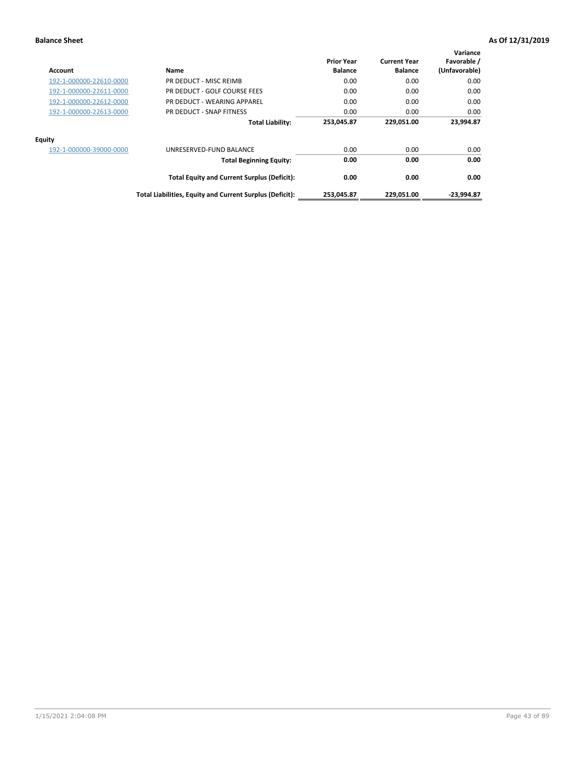**Balance Sheet** **As Of 12/31/2019**

| Account | Name | Prior Year Balance | Current Year Balance | Variance Favorable / (Unfavorable) |
|---|---|---|---|---|
| 192-1-000000-22610-0000 | PR DEDUCT - MISC REIMB | 0.00 | 0.00 | 0.00 |
| 192-1-000000-22611-0000 | PR DEDUCT - GOLF COURSE FEES | 0.00 | 0.00 | 0.00 |
| 192-1-000000-22612-0000 | PR DEDUCT - WEARING APPAREL | 0.00 | 0.00 | 0.00 |
| 192-1-000000-22613-0000 | PR DEDUCT - SNAP FITNESS | 0.00 | 0.00 | 0.00 |
| | **Total Liability:** | **253,045.87** | **229,051.00** | **23,994.87** |
| **Equity** | | | | |
| 192-1-000000-39000-0000 | UNRESERVED-FUND BALANCE | 0.00 | 0.00 | 0.00 |
| | **Total Beginning Equity:** | **0.00** | **0.00** | **0.00** |
| | **Total Equity and Current Surplus (Deficit):** | **0.00** | **0.00** | **0.00** |
| | **Total Liabilities, Equity and Current Surplus (Deficit):** | **253,045.87** | **229,051.00** | **-23,994.87** |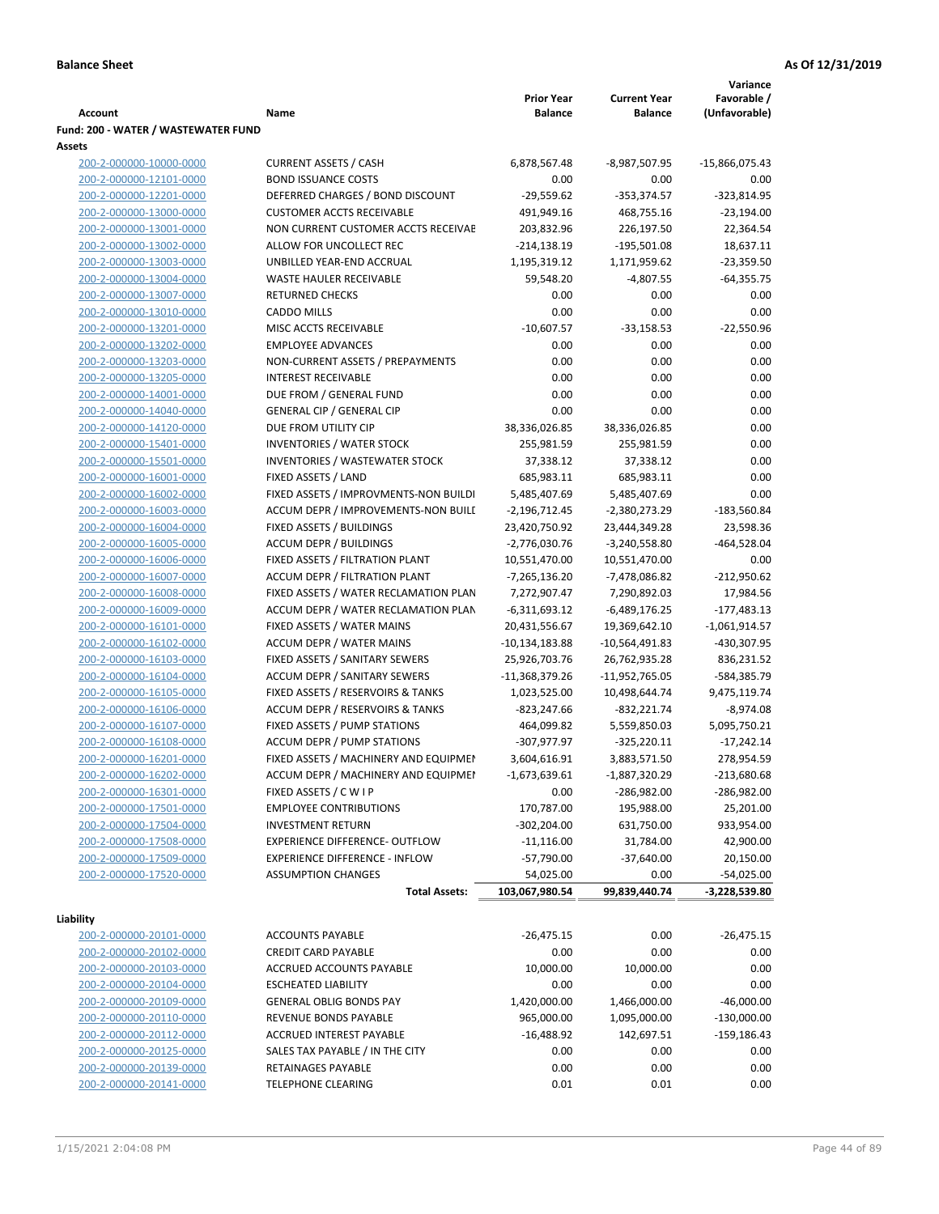**Balance Sheet** | **As Of 12/31/2019**

| Account | Name | Prior Year Balance | Current Year Balance | Variance Favorable / (Unfavorable) |
|---|---|---|---|---|
| **Fund: 200 - WATER / WASTEWATER FUND** | | | | |
| **Assets** | | | | |
| 200-2-000000-10000-0000 | CURRENT ASSETS / CASH | 6,878,567.48 | -8,987,507.95 | -15,866,075.43 |
| 200-2-000000-12101-0000 | BOND ISSUANCE COSTS | 0.00 | 0.00 | 0.00 |
| 200-2-000000-12201-0000 | DEFERRED CHARGES / BOND DISCOUNT | -29,559.62 | -353,374.57 | -323,814.95 |
| 200-2-000000-13000-0000 | CUSTOMER ACCTS RECEIVABLE | 491,949.16 | 468,755.16 | -23,194.00 |
| 200-2-000000-13001-0000 | NON CURRENT CUSTOMER ACCTS RECEIVAE | 203,832.96 | 226,197.50 | 22,364.54 |
| 200-2-000000-13002-0000 | ALLOW FOR UNCOLLECT REC | -214,138.19 | -195,501.08 | 18,637.11 |
| 200-2-000000-13003-0000 | UNBILLED YEAR-END ACCRUAL | 1,195,319.12 | 1,171,959.62 | -23,359.50 |
| 200-2-000000-13004-0000 | WASTE HAULER RECEIVABLE | 59,548.20 | -4,807.55 | -64,355.75 |
| 200-2-000000-13007-0000 | RETURNED CHECKS | 0.00 | 0.00 | 0.00 |
| 200-2-000000-13010-0000 | CADDO MILLS | 0.00 | 0.00 | 0.00 |
| 200-2-000000-13201-0000 | MISC ACCTS RECEIVABLE | -10,607.57 | -33,158.53 | -22,550.96 |
| 200-2-000000-13202-0000 | EMPLOYEE ADVANCES | 0.00 | 0.00 | 0.00 |
| 200-2-000000-13203-0000 | NON-CURRENT ASSETS / PREPAYMENTS | 0.00 | 0.00 | 0.00 |
| 200-2-000000-13205-0000 | INTEREST RECEIVABLE | 0.00 | 0.00 | 0.00 |
| 200-2-000000-14001-0000 | DUE FROM / GENERAL FUND | 0.00 | 0.00 | 0.00 |
| 200-2-000000-14040-0000 | GENERAL CIP / GENERAL CIP | 0.00 | 0.00 | 0.00 |
| 200-2-000000-14120-0000 | DUE FROM UTILITY CIP | 38,336,026.85 | 38,336,026.85 | 0.00 |
| 200-2-000000-15401-0000 | INVENTORIES / WATER STOCK | 255,981.59 | 255,981.59 | 0.00 |
| 200-2-000000-15501-0000 | INVENTORIES / WASTEWATER STOCK | 37,338.12 | 37,338.12 | 0.00 |
| 200-2-000000-16001-0000 | FIXED ASSETS / LAND | 685,983.11 | 685,983.11 | 0.00 |
| 200-2-000000-16002-0000 | FIXED ASSETS / IMPROVMENTS-NON BUILDI | 5,485,407.69 | 5,485,407.69 | 0.00 |
| 200-2-000000-16003-0000 | ACCUM DEPR / IMPROVEMENTS-NON BUILI | -2,196,712.45 | -2,380,273.29 | -183,560.84 |
| 200-2-000000-16004-0000 | FIXED ASSETS / BUILDINGS | 23,420,750.92 | 23,444,349.28 | 23,598.36 |
| 200-2-000000-16005-0000 | ACCUM DEPR / BUILDINGS | -2,776,030.76 | -3,240,558.80 | -464,528.04 |
| 200-2-000000-16006-0000 | FIXED ASSETS / FILTRATION PLANT | 10,551,470.00 | 10,551,470.00 | 0.00 |
| 200-2-000000-16007-0000 | ACCUM DEPR / FILTRATION PLANT | -7,265,136.20 | -7,478,086.82 | -212,950.62 |
| 200-2-000000-16008-0000 | FIXED ASSETS / WATER RECLAMATION PLAN | 7,272,907.47 | 7,290,892.03 | 17,984.56 |
| 200-2-000000-16009-0000 | ACCUM DEPR / WATER RECLAMATION PLAN | -6,311,693.12 | -6,489,176.25 | -177,483.13 |
| 200-2-000000-16101-0000 | FIXED ASSETS / WATER MAINS | 20,431,556.67 | 19,369,642.10 | -1,061,914.57 |
| 200-2-000000-16102-0000 | ACCUM DEPR / WATER MAINS | -10,134,183.88 | -10,564,491.83 | -430,307.95 |
| 200-2-000000-16103-0000 | FIXED ASSETS / SANITARY SEWERS | 25,926,703.76 | 26,762,935.28 | 836,231.52 |
| 200-2-000000-16104-0000 | ACCUM DEPR / SANITARY SEWERS | -11,368,379.26 | -11,952,765.05 | -584,385.79 |
| 200-2-000000-16105-0000 | FIXED ASSETS / RESERVOIRS & TANKS | 1,023,525.00 | 10,498,644.74 | 9,475,119.74 |
| 200-2-000000-16106-0000 | ACCUM DEPR / RESERVOIRS & TANKS | -823,247.66 | -832,221.74 | -8,974.08 |
| 200-2-000000-16107-0000 | FIXED ASSETS / PUMP STATIONS | 464,099.82 | 5,559,850.03 | 5,095,750.21 |
| 200-2-000000-16108-0000 | ACCUM DEPR / PUMP STATIONS | -307,977.97 | -325,220.11 | -17,242.14 |
| 200-2-000000-16201-0000 | FIXED ASSETS / MACHINERY AND EQUIPMEI | 3,604,616.91 | 3,883,571.50 | 278,954.59 |
| 200-2-000000-16202-0000 | ACCUM DEPR / MACHINERY AND EQUIPMEI | -1,673,639.61 | -1,887,320.29 | -213,680.68 |
| 200-2-000000-16301-0000 | FIXED ASSETS / C W I P | 0.00 | -286,982.00 | -286,982.00 |
| 200-2-000000-17501-0000 | EMPLOYEE CONTRIBUTIONS | 170,787.00 | 195,988.00 | 25,201.00 |
| 200-2-000000-17504-0000 | INVESTMENT RETURN | -302,204.00 | 631,750.00 | 933,954.00 |
| 200-2-000000-17508-0000 | EXPERIENCE DIFFERENCE- OUTFLOW | -11,116.00 | 31,784.00 | 42,900.00 |
| 200-2-000000-17509-0000 | EXPERIENCE DIFFERENCE - INFLOW | -57,790.00 | -37,640.00 | 20,150.00 |
| 200-2-000000-17520-0000 | ASSUMPTION CHANGES | 54,025.00 | 0.00 | -54,025.00 |
| | **Total Assets:** | **103,067,980.54** | **99,839,440.74** | **-3,228,539.80** |
| **Liability** | | | | |
| 200-2-000000-20101-0000 | ACCOUNTS PAYABLE | -26,475.15 | 0.00 | -26,475.15 |
| 200-2-000000-20102-0000 | CREDIT CARD PAYABLE | 0.00 | 0.00 | 0.00 |
| 200-2-000000-20103-0000 | ACCRUED ACCOUNTS PAYABLE | 10,000.00 | 10,000.00 | 0.00 |
| 200-2-000000-20104-0000 | ESCHEATED LIABILITY | 0.00 | 0.00 | 0.00 |
| 200-2-000000-20109-0000 | GENERAL OBLIG BONDS PAY | 1,420,000.00 | 1,466,000.00 | -46,000.00 |
| 200-2-000000-20110-0000 | REVENUE BONDS PAYABLE | 965,000.00 | 1,095,000.00 | -130,000.00 |
| 200-2-000000-20112-0000 | ACCRUED INTEREST PAYABLE | -16,488.92 | 142,697.51 | -159,186.43 |
| 200-2-000000-20125-0000 | SALES TAX PAYABLE / IN THE CITY | 0.00 | 0.00 | 0.00 |
| 200-2-000000-20139-0000 | RETAINAGES PAYABLE | 0.00 | 0.00 | 0.00 |
| 200-2-000000-20141-0000 | TELEPHONE CLEARING | 0.01 | 0.01 | 0.00 |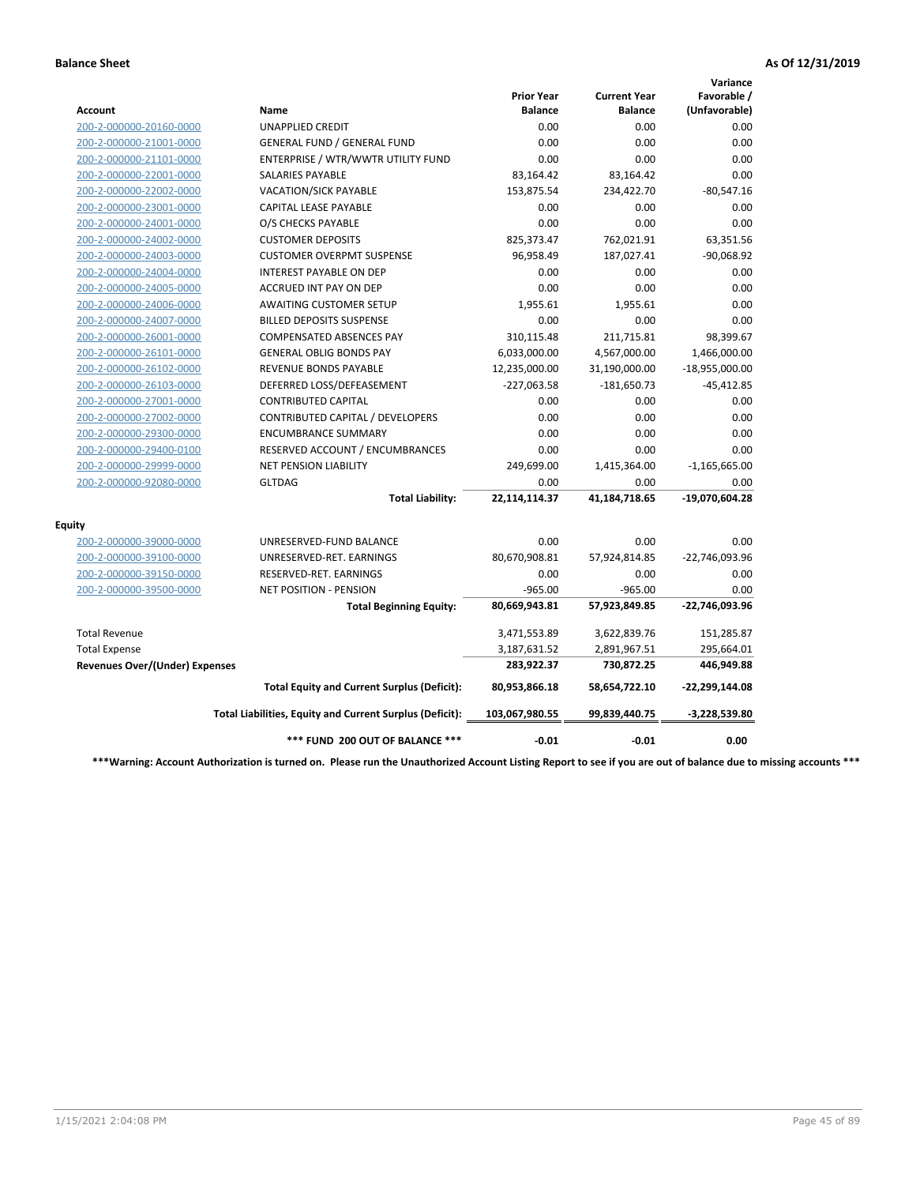**Balance Sheet** **As Of 12/31/2019**

| Account | Name | Prior Year Balance | Current Year Balance | Variance Favorable / (Unfavorable) |
|---|---|---|---|---|
| 200-2-000000-20160-0000 | UNAPPLIED CREDIT | 0.00 | 0.00 | 0.00 |
| 200-2-000000-21001-0000 | GENERAL FUND / GENERAL FUND | 0.00 | 0.00 | 0.00 |
| 200-2-000000-21101-0000 | ENTERPRISE / WTR/WWTR UTILITY FUND | 0.00 | 0.00 | 0.00 |
| 200-2-000000-22001-0000 | SALARIES PAYABLE | 83,164.42 | 83,164.42 | 0.00 |
| 200-2-000000-22002-0000 | VACATION/SICK PAYABLE | 153,875.54 | 234,422.70 | -80,547.16 |
| 200-2-000000-23001-0000 | CAPITAL LEASE PAYABLE | 0.00 | 0.00 | 0.00 |
| 200-2-000000-24001-0000 | O/S CHECKS PAYABLE | 0.00 | 0.00 | 0.00 |
| 200-2-000000-24002-0000 | CUSTOMER DEPOSITS | 825,373.47 | 762,021.91 | 63,351.56 |
| 200-2-000000-24003-0000 | CUSTOMER OVERPMT SUSPENSE | 96,958.49 | 187,027.41 | -90,068.92 |
| 200-2-000000-24004-0000 | INTEREST PAYABLE ON DEP | 0.00 | 0.00 | 0.00 |
| 200-2-000000-24005-0000 | ACCRUED INT PAY ON DEP | 0.00 | 0.00 | 0.00 |
| 200-2-000000-24006-0000 | AWAITING CUSTOMER SETUP | 1,955.61 | 1,955.61 | 0.00 |
| 200-2-000000-24007-0000 | BILLED DEPOSITS SUSPENSE | 0.00 | 0.00 | 0.00 |
| 200-2-000000-26001-0000 | COMPENSATED ABSENCES PAY | 310,115.48 | 211,715.81 | 98,399.67 |
| 200-2-000000-26101-0000 | GENERAL OBLIG BONDS PAY | 6,033,000.00 | 4,567,000.00 | 1,466,000.00 |
| 200-2-000000-26102-0000 | REVENUE BONDS PAYABLE | 12,235,000.00 | 31,190,000.00 | -18,955,000.00 |
| 200-2-000000-26103-0000 | DEFERRED LOSS/DEFEASEMENT | -227,063.58 | -181,650.73 | -45,412.85 |
| 200-2-000000-27001-0000 | CONTRIBUTED CAPITAL | 0.00 | 0.00 | 0.00 |
| 200-2-000000-27002-0000 | CONTRIBUTED CAPITAL / DEVELOPERS | 0.00 | 0.00 | 0.00 |
| 200-2-000000-29300-0000 | ENCUMBRANCE SUMMARY | 0.00 | 0.00 | 0.00 |
| 200-2-000000-29400-0100 | RESERVED ACCOUNT / ENCUMBRANCES | 0.00 | 0.00 | 0.00 |
| 200-2-000000-29999-0000 | NET PENSION LIABILITY | 249,699.00 | 1,415,364.00 | -1,165,665.00 |
| 200-2-000000-92080-0000 | GLTDAG | 0.00 | 0.00 | 0.00 |
| | **Total Liability:** | **22,114,114.37** | **41,184,718.65** | **-19,070,604.28** |
| **Equity** | | | | |
| 200-2-000000-39000-0000 | UNRESERVED-FUND BALANCE | 0.00 | 0.00 | 0.00 |
| 200-2-000000-39100-0000 | UNRESERVED-RET. EARNINGS | 80,670,908.81 | 57,924,814.85 | -22,746,093.96 |
| 200-2-000000-39150-0000 | RESERVED-RET. EARNINGS | 0.00 | 0.00 | 0.00 |
| 200-2-000000-39500-0000 | NET POSITION - PENSION | -965.00 | -965.00 | 0.00 |
| | **Total Beginning Equity:** | **80,669,943.81** | **57,923,849.85** | **-22,746,093.96** |
| Total Revenue | | 3,471,553.89 | 3,622,839.76 | 151,285.87 |
| Total Expense | | 3,187,631.52 | 2,891,967.51 | 295,664.01 |
| **Revenues Over/(Under) Expenses** | | **283,922.37** | **730,872.25** | **446,949.88** |
| | **Total Equity and Current Surplus (Deficit):** | **80,953,866.18** | **58,654,722.10** | **-22,299,144.08** |
| | **Total Liabilities, Equity and Current Surplus (Deficit):** | **103,067,980.55** | **99,839,440.75** | **-3,228,539.80** |
| | **\*\*\* FUND 200 OUT OF BALANCE \*\*\*** | **-0.01** | **-0.01** | **0.00** |

**\*\*\*Warning: Account Authorization is turned on. Please run the Unauthorized Account Listing Report to see if you are out of balance due to missing accounts \*\*\***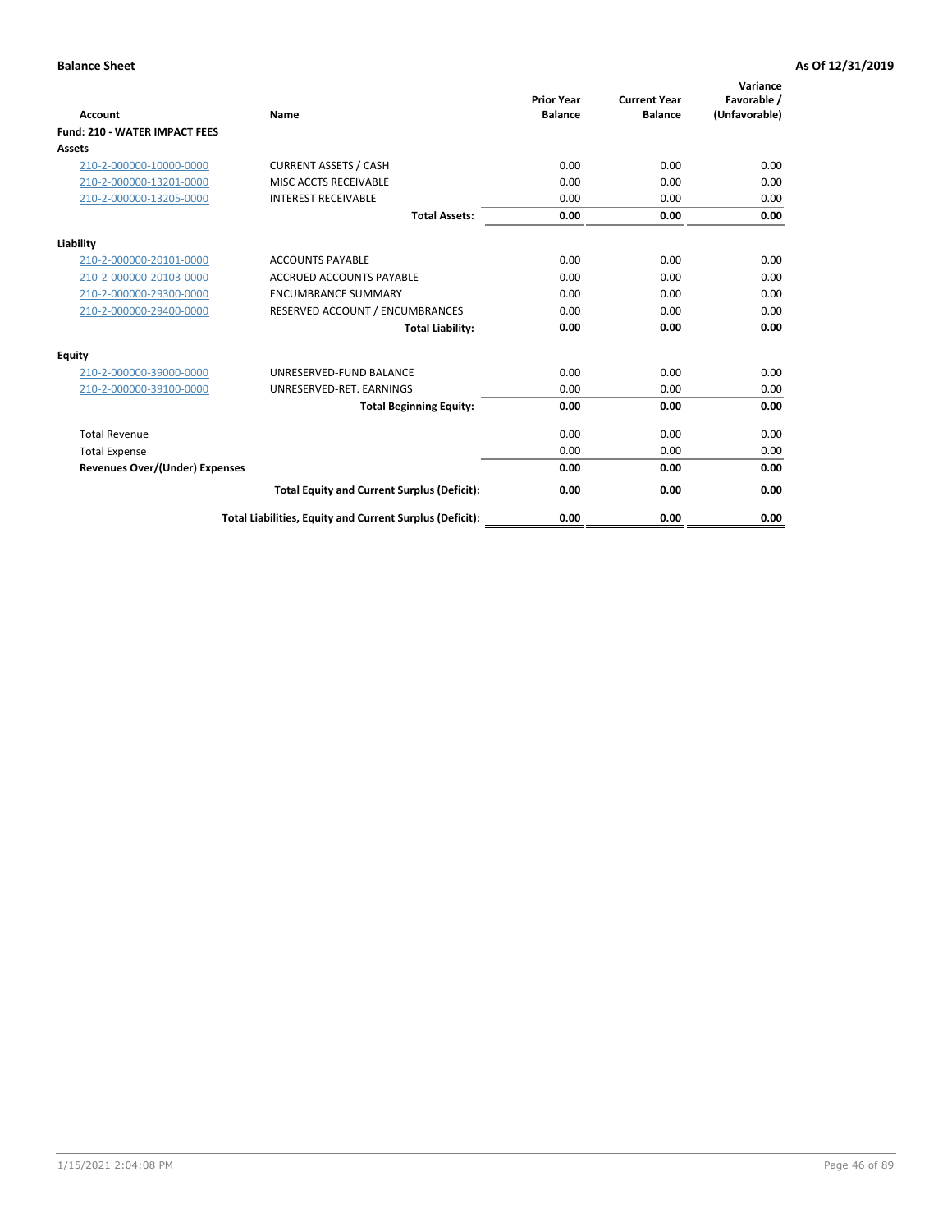**Balance Sheet** **As Of 12/31/2019**

| Account | Name | Prior Year Balance | Current Year Balance | Variance Favorable / (Unfavorable) |
|---|---|---|---|---|
| **Fund: 210 - WATER IMPACT FEES** | | | | |
| **Assets** | | | | |
| 210-2-000000-10000-0000 | CURRENT ASSETS / CASH | 0.00 | 0.00 | 0.00 |
| 210-2-000000-13201-0000 | MISC ACCTS RECEIVABLE | 0.00 | 0.00 | 0.00 |
| 210-2-000000-13205-0000 | INTEREST RECEIVABLE | 0.00 | 0.00 | 0.00 |
| | **Total Assets:** | **0.00** | **0.00** | **0.00** |
| **Liability** | | | | |
| 210-2-000000-20101-0000 | ACCOUNTS PAYABLE | 0.00 | 0.00 | 0.00 |
| 210-2-000000-20103-0000 | ACCRUED ACCOUNTS PAYABLE | 0.00 | 0.00 | 0.00 |
| 210-2-000000-29300-0000 | ENCUMBRANCE SUMMARY | 0.00 | 0.00 | 0.00 |
| 210-2-000000-29400-0000 | RESERVED ACCOUNT / ENCUMBRANCES | 0.00 | 0.00 | 0.00 |
| | **Total Liability:** | **0.00** | **0.00** | **0.00** |
| **Equity** | | | | |
| 210-2-000000-39000-0000 | UNRESERVED-FUND BALANCE | 0.00 | 0.00 | 0.00 |
| 210-2-000000-39100-0000 | UNRESERVED-RET. EARNINGS | 0.00 | 0.00 | 0.00 |
| | **Total Beginning Equity:** | **0.00** | **0.00** | **0.00** |
| Total Revenue | | 0.00 | 0.00 | 0.00 |
| Total Expense | | 0.00 | 0.00 | 0.00 |
| **Revenues Over/(Under) Expenses** | | **0.00** | **0.00** | **0.00** |
| | **Total Equity and Current Surplus (Deficit):** | **0.00** | **0.00** | **0.00** |
| | **Total Liabilities, Equity and Current Surplus (Deficit):** | **0.00** | **0.00** | **0.00** |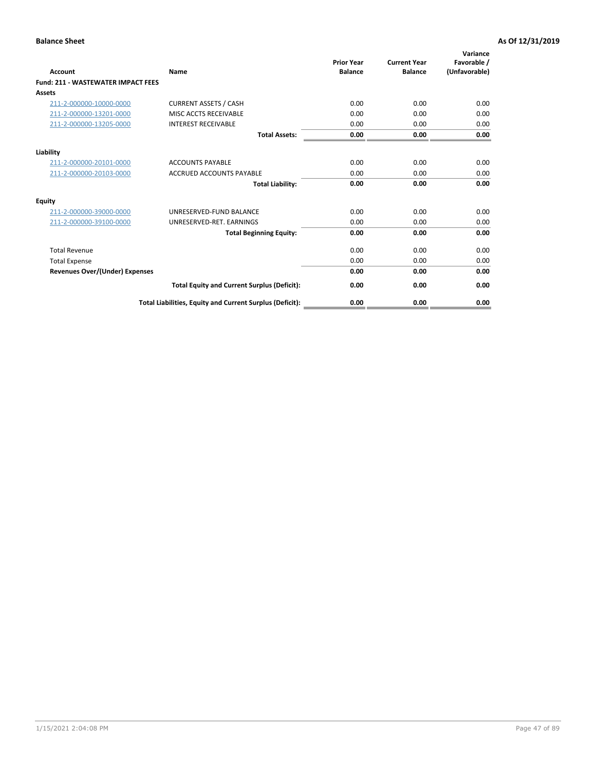**Balance Sheet** — **As Of 12/31/2019**

| Account | Name | Prior Year Balance | Current Year Balance | Variance Favorable / (Unfavorable) |
|---|---|---|---|---|
| **Fund: 211 - WASTEWATER IMPACT FEES** | | | | |
| **Assets** | | | | |
| 211-2-000000-10000-0000 | CURRENT ASSETS / CASH | 0.00 | 0.00 | 0.00 |
| 211-2-000000-13201-0000 | MISC ACCTS RECEIVABLE | 0.00 | 0.00 | 0.00 |
| 211-2-000000-13205-0000 | INTEREST RECEIVABLE | 0.00 | 0.00 | 0.00 |
| | **Total Assets:** | **0.00** | **0.00** | **0.00** |
| **Liability** | | | | |
| 211-2-000000-20101-0000 | ACCOUNTS PAYABLE | 0.00 | 0.00 | 0.00 |
| 211-2-000000-20103-0000 | ACCRUED ACCOUNTS PAYABLE | 0.00 | 0.00 | 0.00 |
| | **Total Liability:** | **0.00** | **0.00** | **0.00** |
| **Equity** | | | | |
| 211-2-000000-39000-0000 | UNRESERVED-FUND BALANCE | 0.00 | 0.00 | 0.00 |
| 211-2-000000-39100-0000 | UNRESERVED-RET. EARNINGS | 0.00 | 0.00 | 0.00 |
| | **Total Beginning Equity:** | **0.00** | **0.00** | **0.00** |
| Total Revenue | | 0.00 | 0.00 | 0.00 |
| Total Expense | | 0.00 | 0.00 | 0.00 |
| **Revenues Over/(Under) Expenses** | | **0.00** | **0.00** | **0.00** |
| | **Total Equity and Current Surplus (Deficit):** | **0.00** | **0.00** | **0.00** |
| | **Total Liabilities, Equity and Current Surplus (Deficit):** | **0.00** | **0.00** | **0.00** |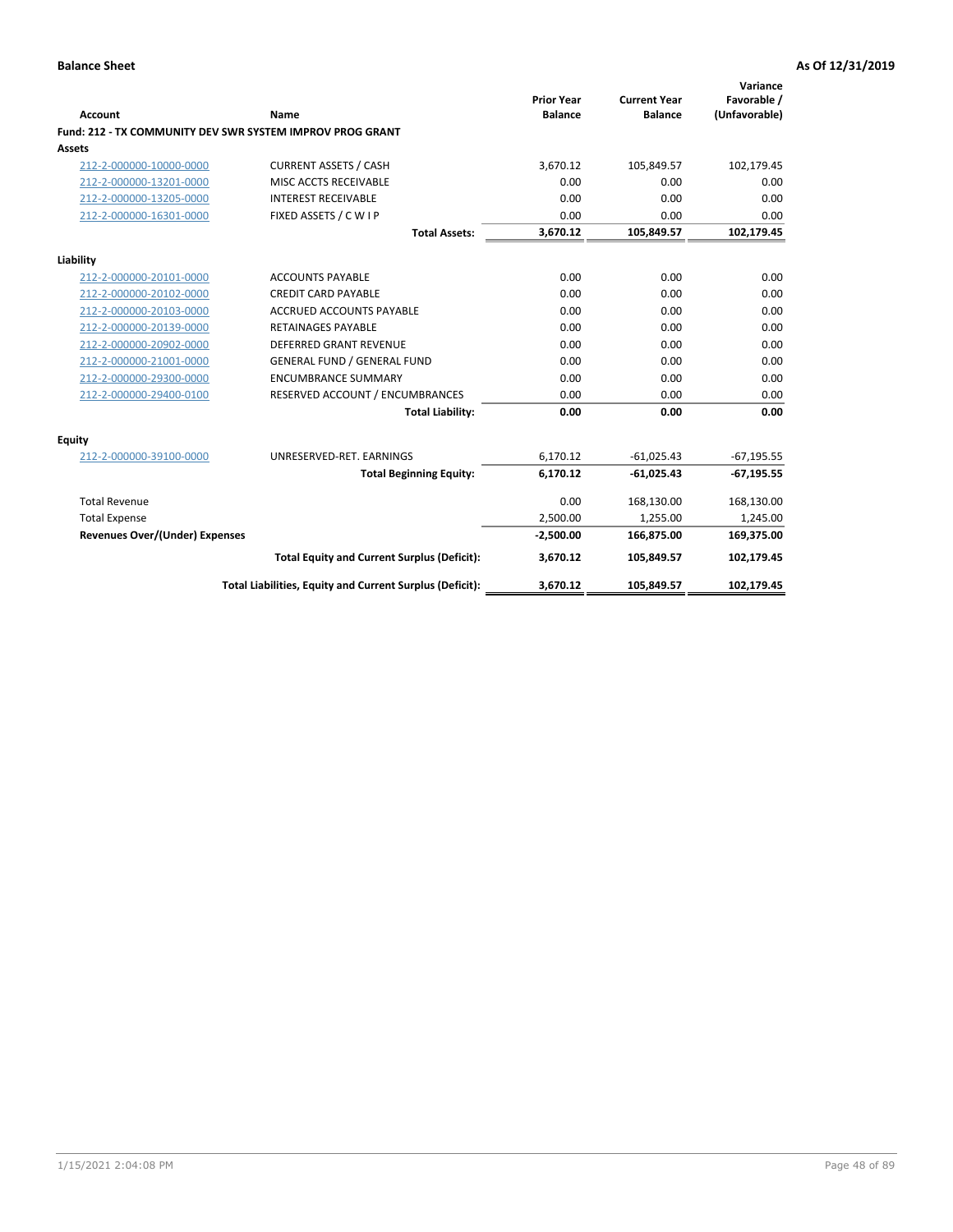**Balance Sheet** **As Of 12/31/2019**

| Account | Name | Prior Year Balance | Current Year Balance | Variance Favorable / (Unfavorable) |
|---|---|---|---|---|
| **Fund: 212 - TX COMMUNITY DEV SWR SYSTEM IMPROV PROG GRANT** | | | | |
| **Assets** | | | | |
| 212-2-000000-10000-0000 | CURRENT ASSETS / CASH | 3,670.12 | 105,849.57 | 102,179.45 |
| 212-2-000000-13201-0000 | MISC ACCTS RECEIVABLE | 0.00 | 0.00 | 0.00 |
| 212-2-000000-13205-0000 | INTEREST RECEIVABLE | 0.00 | 0.00 | 0.00 |
| 212-2-000000-16301-0000 | FIXED ASSETS / C W I P | 0.00 | 0.00 | 0.00 |
| | **Total Assets:** | **3,670.12** | **105,849.57** | **102,179.45** |
| **Liability** | | | | |
| 212-2-000000-20101-0000 | ACCOUNTS PAYABLE | 0.00 | 0.00 | 0.00 |
| 212-2-000000-20102-0000 | CREDIT CARD PAYABLE | 0.00 | 0.00 | 0.00 |
| 212-2-000000-20103-0000 | ACCRUED ACCOUNTS PAYABLE | 0.00 | 0.00 | 0.00 |
| 212-2-000000-20139-0000 | RETAINAGES PAYABLE | 0.00 | 0.00 | 0.00 |
| 212-2-000000-20902-0000 | DEFERRED GRANT REVENUE | 0.00 | 0.00 | 0.00 |
| 212-2-000000-21001-0000 | GENERAL FUND / GENERAL FUND | 0.00 | 0.00 | 0.00 |
| 212-2-000000-29300-0000 | ENCUMBRANCE SUMMARY | 0.00 | 0.00 | 0.00 |
| 212-2-000000-29400-0100 | RESERVED ACCOUNT / ENCUMBRANCES | 0.00 | 0.00 | 0.00 |
| | **Total Liability:** | **0.00** | **0.00** | **0.00** |
| **Equity** | | | | |
| 212-2-000000-39100-0000 | UNRESERVED-RET. EARNINGS | 6,170.12 | -61,025.43 | -67,195.55 |
| | **Total Beginning Equity:** | **6,170.12** | **-61,025.43** | **-67,195.55** |
| Total Revenue | | 0.00 | 168,130.00 | 168,130.00 |
| Total Expense | | 2,500.00 | 1,255.00 | 1,245.00 |
| **Revenues Over/(Under) Expenses** | | **-2,500.00** | **166,875.00** | **169,375.00** |
| | **Total Equity and Current Surplus (Deficit):** | **3,670.12** | **105,849.57** | **102,179.45** |
| | **Total Liabilities, Equity and Current Surplus (Deficit):** | **3,670.12** | **105,849.57** | **102,179.45** |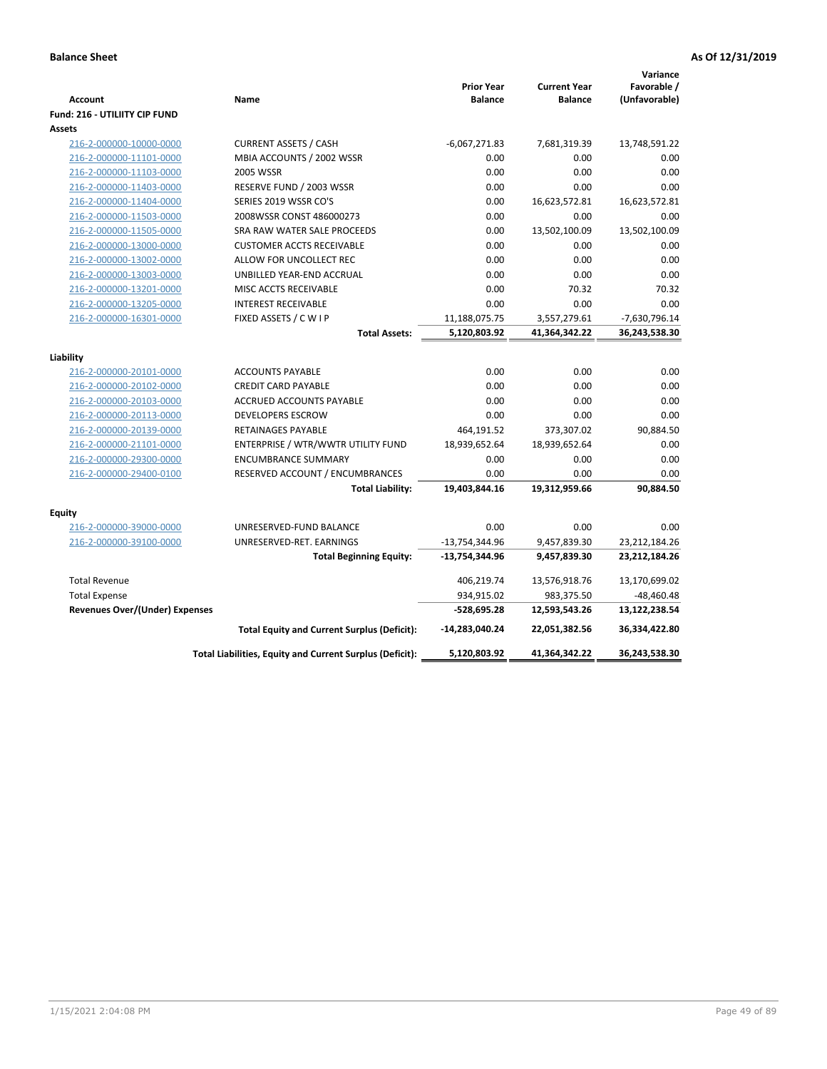**Balance Sheet** **As Of 12/31/2019**

| Account | Name | Prior Year Balance | Current Year Balance | Variance Favorable / (Unfavorable) |
|---|---|---|---|---|
| **Fund: 216 - UTILIITY CIP FUND** | | | | |
| **Assets** | | | | |
| 216-2-000000-10000-0000 | CURRENT ASSETS / CASH | -6,067,271.83 | 7,681,319.39 | 13,748,591.22 |
| 216-2-000000-11101-0000 | MBIA ACCOUNTS / 2002 WSSR | 0.00 | 0.00 | 0.00 |
| 216-2-000000-11103-0000 | 2005 WSSR | 0.00 | 0.00 | 0.00 |
| 216-2-000000-11403-0000 | RESERVE FUND / 2003 WSSR | 0.00 | 0.00 | 0.00 |
| 216-2-000000-11404-0000 | SERIES 2019 WSSR CO'S | 0.00 | 16,623,572.81 | 16,623,572.81 |
| 216-2-000000-11503-0000 | 2008WSSR CONST 486000273 | 0.00 | 0.00 | 0.00 |
| 216-2-000000-11505-0000 | SRA RAW WATER SALE PROCEEDS | 0.00 | 13,502,100.09 | 13,502,100.09 |
| 216-2-000000-13000-0000 | CUSTOMER ACCTS RECEIVABLE | 0.00 | 0.00 | 0.00 |
| 216-2-000000-13002-0000 | ALLOW FOR UNCOLLECT REC | 0.00 | 0.00 | 0.00 |
| 216-2-000000-13003-0000 | UNBILLED YEAR-END ACCRUAL | 0.00 | 0.00 | 0.00 |
| 216-2-000000-13201-0000 | MISC ACCTS RECEIVABLE | 0.00 | 70.32 | 70.32 |
| 216-2-000000-13205-0000 | INTEREST RECEIVABLE | 0.00 | 0.00 | 0.00 |
| 216-2-000000-16301-0000 | FIXED ASSETS / C W I P | 11,188,075.75 | 3,557,279.61 | -7,630,796.14 |
| | **Total Assets:** | **5,120,803.92** | **41,364,342.22** | **36,243,538.30** |
| **Liability** | | | | |
| 216-2-000000-20101-0000 | ACCOUNTS PAYABLE | 0.00 | 0.00 | 0.00 |
| 216-2-000000-20102-0000 | CREDIT CARD PAYABLE | 0.00 | 0.00 | 0.00 |
| 216-2-000000-20103-0000 | ACCRUED ACCOUNTS PAYABLE | 0.00 | 0.00 | 0.00 |
| 216-2-000000-20113-0000 | DEVELOPERS ESCROW | 0.00 | 0.00 | 0.00 |
| 216-2-000000-20139-0000 | RETAINAGES PAYABLE | 464,191.52 | 373,307.02 | 90,884.50 |
| 216-2-000000-21101-0000 | ENTERPRISE / WTR/WWTR UTILITY FUND | 18,939,652.64 | 18,939,652.64 | 0.00 |
| 216-2-000000-29300-0000 | ENCUMBRANCE SUMMARY | 0.00 | 0.00 | 0.00 |
| 216-2-000000-29400-0100 | RESERVED ACCOUNT / ENCUMBRANCES | 0.00 | 0.00 | 0.00 |
| | **Total Liability:** | **19,403,844.16** | **19,312,959.66** | **90,884.50** |
| **Equity** | | | | |
| 216-2-000000-39000-0000 | UNRESERVED-FUND BALANCE | 0.00 | 0.00 | 0.00 |
| 216-2-000000-39100-0000 | UNRESERVED-RET. EARNINGS | -13,754,344.96 | 9,457,839.30 | 23,212,184.26 |
| | **Total Beginning Equity:** | **-13,754,344.96** | **9,457,839.30** | **23,212,184.26** |
| Total Revenue | | 406,219.74 | 13,576,918.76 | 13,170,699.02 |
| Total Expense | | 934,915.02 | 983,375.50 | -48,460.48 |
| **Revenues Over/(Under) Expenses** | | **-528,695.28** | **12,593,543.26** | **13,122,238.54** |
| | **Total Equity and Current Surplus (Deficit):** | **-14,283,040.24** | **22,051,382.56** | **36,334,422.80** |
| | **Total Liabilities, Equity and Current Surplus (Deficit):** | **5,120,803.92** | **41,364,342.22** | **36,243,538.30** |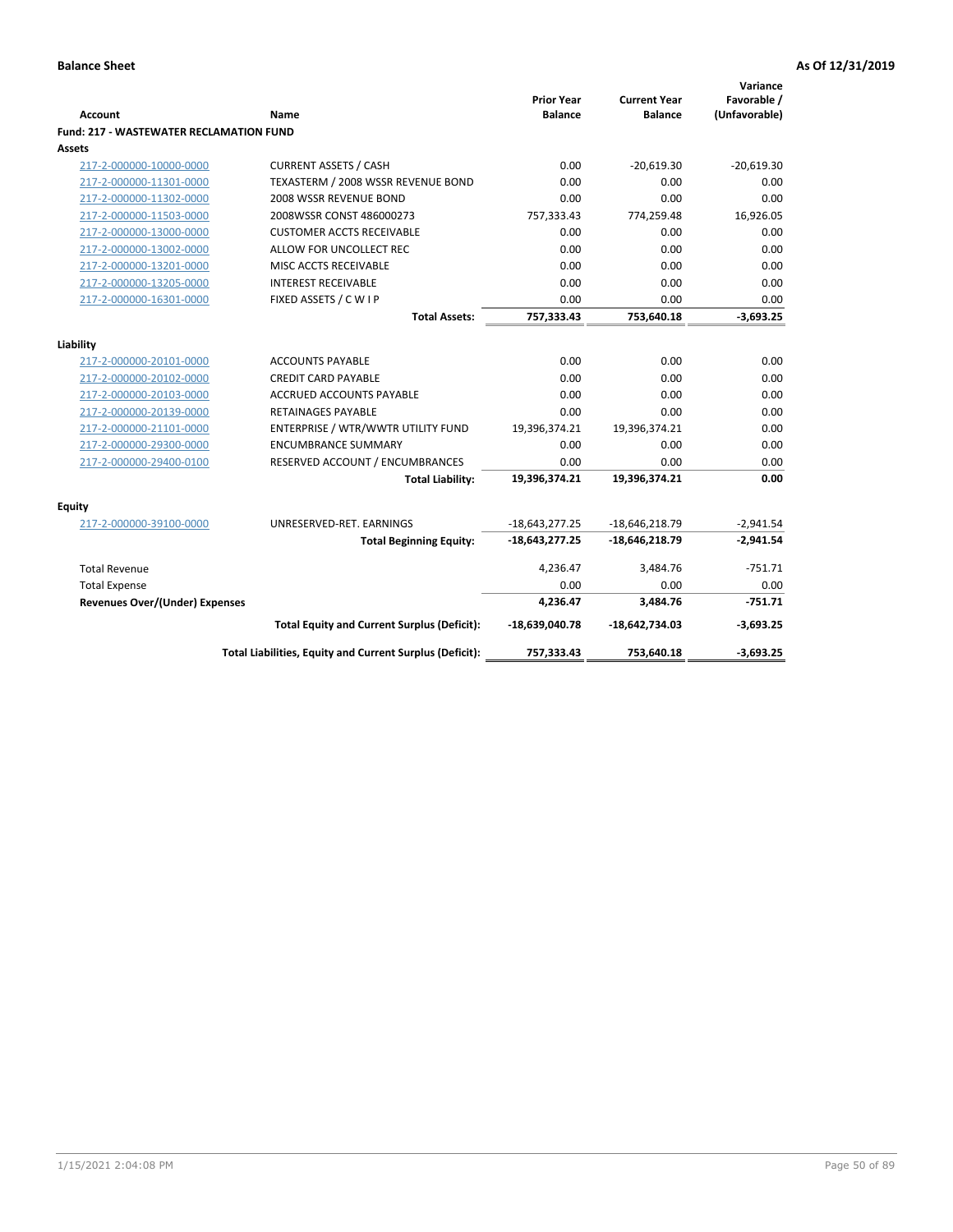**Balance Sheet** **As Of 12/31/2019**

| Account | Name | Prior Year Balance | Current Year Balance | Variance Favorable / (Unfavorable) |
|---|---|---|---|---|
| **Fund: 217 - WASTEWATER RECLAMATION FUND** | | | | |
| **Assets** | | | | |
| 217-2-000000-10000-0000 | CURRENT ASSETS / CASH | 0.00 | -20,619.30 | -20,619.30 |
| 217-2-000000-11301-0000 | TEXASTERM / 2008 WSSR REVENUE BOND | 0.00 | 0.00 | 0.00 |
| 217-2-000000-11302-0000 | 2008 WSSR REVENUE BOND | 0.00 | 0.00 | 0.00 |
| 217-2-000000-11503-0000 | 2008WSSR CONST 486000273 | 757,333.43 | 774,259.48 | 16,926.05 |
| 217-2-000000-13000-0000 | CUSTOMER ACCTS RECEIVABLE | 0.00 | 0.00 | 0.00 |
| 217-2-000000-13002-0000 | ALLOW FOR UNCOLLECT REC | 0.00 | 0.00 | 0.00 |
| 217-2-000000-13201-0000 | MISC ACCTS RECEIVABLE | 0.00 | 0.00 | 0.00 |
| 217-2-000000-13205-0000 | INTEREST RECEIVABLE | 0.00 | 0.00 | 0.00 |
| 217-2-000000-16301-0000 | FIXED ASSETS / C W I P | 0.00 | 0.00 | 0.00 |
| | **Total Assets:** | **757,333.43** | **753,640.18** | **-3,693.25** |
| **Liability** | | | | |
| 217-2-000000-20101-0000 | ACCOUNTS PAYABLE | 0.00 | 0.00 | 0.00 |
| 217-2-000000-20102-0000 | CREDIT CARD PAYABLE | 0.00 | 0.00 | 0.00 |
| 217-2-000000-20103-0000 | ACCRUED ACCOUNTS PAYABLE | 0.00 | 0.00 | 0.00 |
| 217-2-000000-20139-0000 | RETAINAGES PAYABLE | 0.00 | 0.00 | 0.00 |
| 217-2-000000-21101-0000 | ENTERPRISE / WTR/WWTR UTILITY FUND | 19,396,374.21 | 19,396,374.21 | 0.00 |
| 217-2-000000-29300-0000 | ENCUMBRANCE SUMMARY | 0.00 | 0.00 | 0.00 |
| 217-2-000000-29400-0100 | RESERVED ACCOUNT / ENCUMBRANCES | 0.00 | 0.00 | 0.00 |
| | **Total Liability:** | **19,396,374.21** | **19,396,374.21** | **0.00** |
| **Equity** | | | | |
| 217-2-000000-39100-0000 | UNRESERVED-RET. EARNINGS | -18,643,277.25 | -18,646,218.79 | -2,941.54 |
| | **Total Beginning Equity:** | **-18,643,277.25** | **-18,646,218.79** | **-2,941.54** |
| Total Revenue | | 4,236.47 | 3,484.76 | -751.71 |
| Total Expense | | 0.00 | 0.00 | 0.00 |
| **Revenues Over/(Under) Expenses** | | **4,236.47** | **3,484.76** | **-751.71** |
| | **Total Equity and Current Surplus (Deficit):** | **-18,639,040.78** | **-18,642,734.03** | **-3,693.25** |
| | **Total Liabilities, Equity and Current Surplus (Deficit):** | **757,333.43** | **753,640.18** | **-3,693.25** |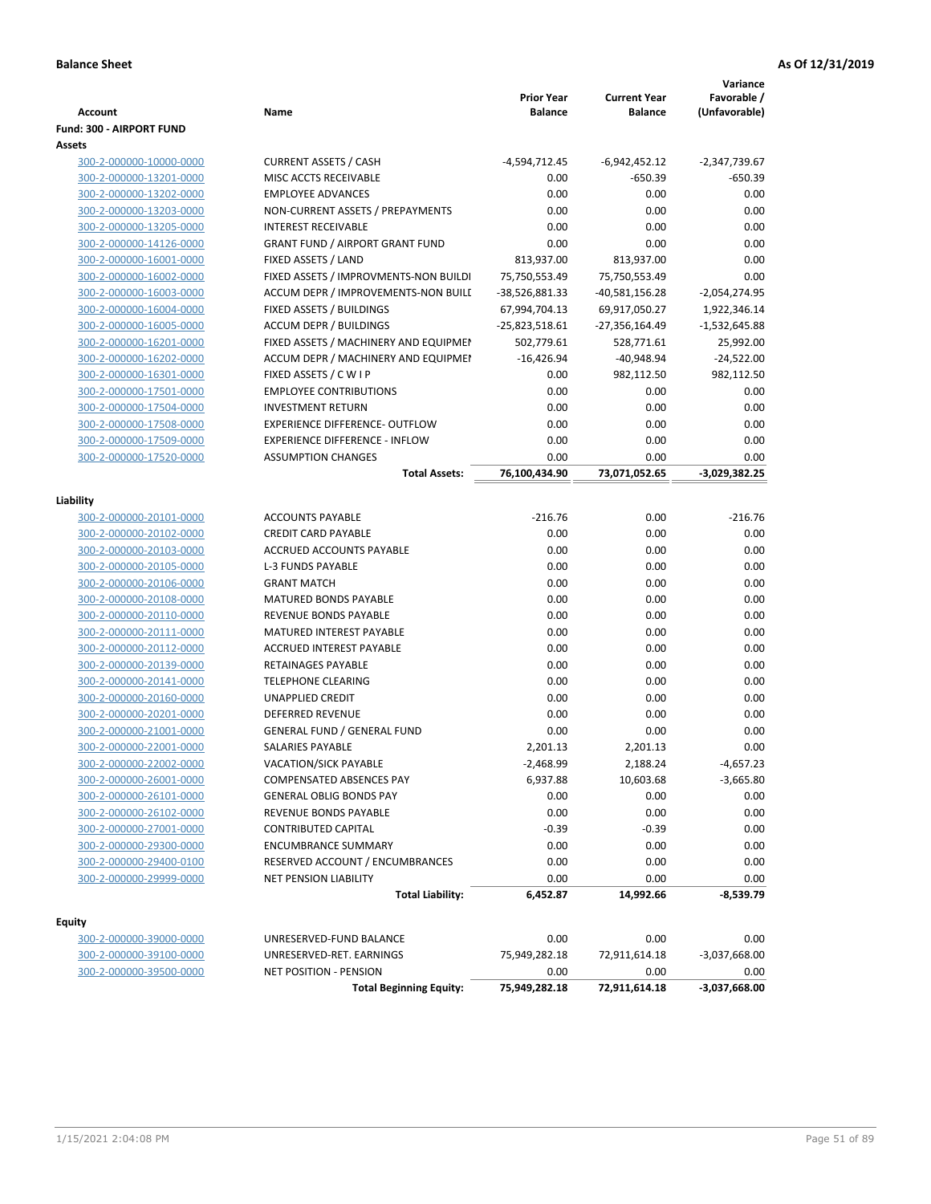**Balance Sheet** **As Of 12/31/2019**

| Account | Name | Prior Year Balance | Current Year Balance | Variance Favorable / (Unfavorable) |
|---|---|---|---|---|
| **Fund: 300 - AIRPORT FUND** | | | | |
| **Assets** | | | | |
| 300-2-000000-10000-0000 | CURRENT ASSETS / CASH | -4,594,712.45 | -6,942,452.12 | -2,347,739.67 |
| 300-2-000000-13201-0000 | MISC ACCTS RECEIVABLE | 0.00 | -650.39 | -650.39 |
| 300-2-000000-13202-0000 | EMPLOYEE ADVANCES | 0.00 | 0.00 | 0.00 |
| 300-2-000000-13203-0000 | NON-CURRENT ASSETS / PREPAYMENTS | 0.00 | 0.00 | 0.00 |
| 300-2-000000-13205-0000 | INTEREST RECEIVABLE | 0.00 | 0.00 | 0.00 |
| 300-2-000000-14126-0000 | GRANT FUND / AIRPORT GRANT FUND | 0.00 | 0.00 | 0.00 |
| 300-2-000000-16001-0000 | FIXED ASSETS / LAND | 813,937.00 | 813,937.00 | 0.00 |
| 300-2-000000-16002-0000 | FIXED ASSETS / IMPROVMENTS-NON BUILDI | 75,750,553.49 | 75,750,553.49 | 0.00 |
| 300-2-000000-16003-0000 | ACCUM DEPR / IMPROVEMENTS-NON BUILI | -38,526,881.33 | -40,581,156.28 | -2,054,274.95 |
| 300-2-000000-16004-0000 | FIXED ASSETS / BUILDINGS | 67,994,704.13 | 69,917,050.27 | 1,922,346.14 |
| 300-2-000000-16005-0000 | ACCUM DEPR / BUILDINGS | -25,823,518.61 | -27,356,164.49 | -1,532,645.88 |
| 300-2-000000-16201-0000 | FIXED ASSETS / MACHINERY AND EQUIPMEI | 502,779.61 | 528,771.61 | 25,992.00 |
| 300-2-000000-16202-0000 | ACCUM DEPR / MACHINERY AND EQUIPMEI | -16,426.94 | -40,948.94 | -24,522.00 |
| 300-2-000000-16301-0000 | FIXED ASSETS / C W I P | 0.00 | 982,112.50 | 982,112.50 |
| 300-2-000000-17501-0000 | EMPLOYEE CONTRIBUTIONS | 0.00 | 0.00 | 0.00 |
| 300-2-000000-17504-0000 | INVESTMENT RETURN | 0.00 | 0.00 | 0.00 |
| 300-2-000000-17508-0000 | EXPERIENCE DIFFERENCE- OUTFLOW | 0.00 | 0.00 | 0.00 |
| 300-2-000000-17509-0000 | EXPERIENCE DIFFERENCE - INFLOW | 0.00 | 0.00 | 0.00 |
| 300-2-000000-17520-0000 | ASSUMPTION CHANGES | 0.00 | 0.00 | 0.00 |
| | **Total Assets:** | **76,100,434.90** | **73,071,052.65** | **-3,029,382.25** |
| **Liability** | | | | |
| 300-2-000000-20101-0000 | ACCOUNTS PAYABLE | -216.76 | 0.00 | -216.76 |
| 300-2-000000-20102-0000 | CREDIT CARD PAYABLE | 0.00 | 0.00 | 0.00 |
| 300-2-000000-20103-0000 | ACCRUED ACCOUNTS PAYABLE | 0.00 | 0.00 | 0.00 |
| 300-2-000000-20105-0000 | L-3 FUNDS PAYABLE | 0.00 | 0.00 | 0.00 |
| 300-2-000000-20106-0000 | GRANT MATCH | 0.00 | 0.00 | 0.00 |
| 300-2-000000-20108-0000 | MATURED BONDS PAYABLE | 0.00 | 0.00 | 0.00 |
| 300-2-000000-20110-0000 | REVENUE BONDS PAYABLE | 0.00 | 0.00 | 0.00 |
| 300-2-000000-20111-0000 | MATURED INTEREST PAYABLE | 0.00 | 0.00 | 0.00 |
| 300-2-000000-20112-0000 | ACCRUED INTEREST PAYABLE | 0.00 | 0.00 | 0.00 |
| 300-2-000000-20139-0000 | RETAINAGES PAYABLE | 0.00 | 0.00 | 0.00 |
| 300-2-000000-20141-0000 | TELEPHONE CLEARING | 0.00 | 0.00 | 0.00 |
| 300-2-000000-20160-0000 | UNAPPLIED CREDIT | 0.00 | 0.00 | 0.00 |
| 300-2-000000-20201-0000 | DEFERRED REVENUE | 0.00 | 0.00 | 0.00 |
| 300-2-000000-21001-0000 | GENERAL FUND / GENERAL FUND | 0.00 | 0.00 | 0.00 |
| 300-2-000000-22001-0000 | SALARIES PAYABLE | 2,201.13 | 2,201.13 | 0.00 |
| 300-2-000000-22002-0000 | VACATION/SICK PAYABLE | -2,468.99 | 2,188.24 | -4,657.23 |
| 300-2-000000-26001-0000 | COMPENSATED ABSENCES PAY | 6,937.88 | 10,603.68 | -3,665.80 |
| 300-2-000000-26101-0000 | GENERAL OBLIG BONDS PAY | 0.00 | 0.00 | 0.00 |
| 300-2-000000-26102-0000 | REVENUE BONDS PAYABLE | 0.00 | 0.00 | 0.00 |
| 300-2-000000-27001-0000 | CONTRIBUTED CAPITAL | -0.39 | -0.39 | 0.00 |
| 300-2-000000-29300-0000 | ENCUMBRANCE SUMMARY | 0.00 | 0.00 | 0.00 |
| 300-2-000000-29400-0100 | RESERVED ACCOUNT / ENCUMBRANCES | 0.00 | 0.00 | 0.00 |
| 300-2-000000-29999-0000 | NET PENSION LIABILITY | 0.00 | 0.00 | 0.00 |
| | **Total Liability:** | **6,452.87** | **14,992.66** | **-8,539.79** |
| **Equity** | | | | |
| 300-2-000000-39000-0000 | UNRESERVED-FUND BALANCE | 0.00 | 0.00 | 0.00 |
| 300-2-000000-39100-0000 | UNRESERVED-RET. EARNINGS | 75,949,282.18 | 72,911,614.18 | -3,037,668.00 |
| 300-2-000000-39500-0000 | NET POSITION - PENSION | 0.00 | 0.00 | 0.00 |
| | **Total Beginning Equity:** | **75,949,282.18** | **72,911,614.18** | **-3,037,668.00** |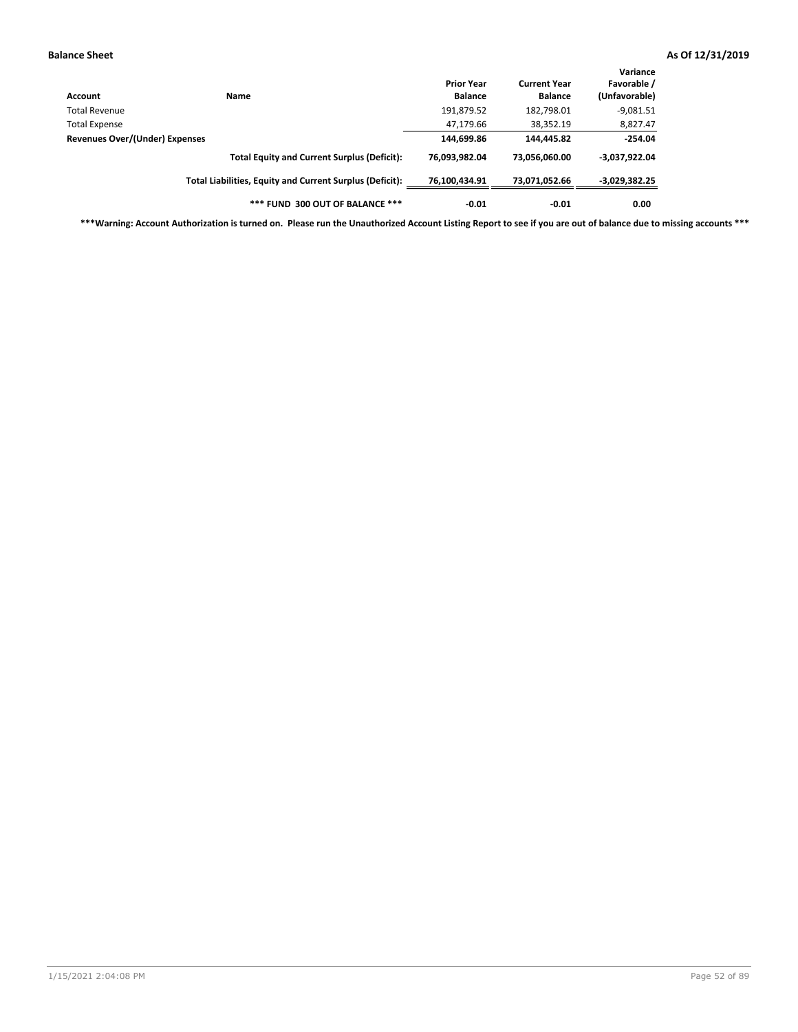**Balance Sheet** **As Of 12/31/2019**

| Account | Name | Prior Year Balance | Current Year Balance | Variance Favorable / (Unfavorable) |
|---|---|---|---|---|
| Total Revenue | | 191,879.52 | 182,798.01 | -9,081.51 |
| Total Expense | | 47,179.66 | 38,352.19 | 8,827.47 |
| **Revenues Over/(Under) Expenses** | | **144,699.86** | **144,445.82** | **-254.04** |
| | **Total Equity and Current Surplus (Deficit):** | **76,093,982.04** | **73,056,060.00** | **-3,037,922.04** |
| | **Total Liabilities, Equity and Current Surplus (Deficit):** | **76,100,434.91** | **73,071,052.66** | **-3,029,382.25** |
| | **\*\*\* FUND 300 OUT OF BALANCE \*\*\*** | **-0.01** | **-0.01** | **0.00** |

**\*\*\*Warning: Account Authorization is turned on. Please run the Unauthorized Account Listing Report to see if you are out of balance due to missing accounts \*\*\***

1/15/2021 2:04:08 PM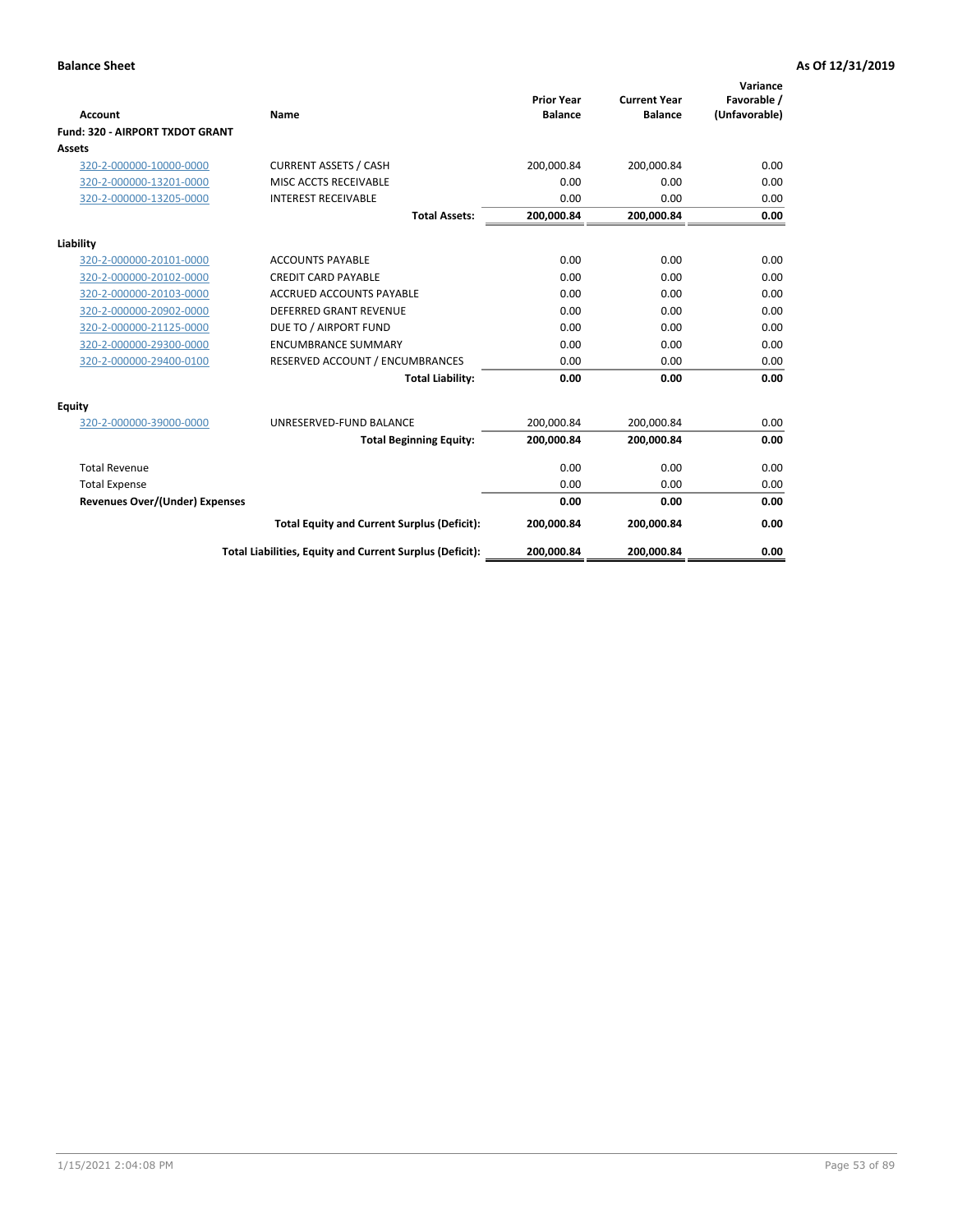**Balance Sheet** **As Of 12/31/2019**

| Account | Name | Prior Year Balance | Current Year Balance | Variance Favorable / (Unfavorable) |
|---|---|---|---|---|
| **Fund: 320 - AIRPORT TXDOT GRANT** | | | | |
| **Assets** | | | | |
| 320-2-000000-10000-0000 | CURRENT ASSETS / CASH | 200,000.84 | 200,000.84 | 0.00 |
| 320-2-000000-13201-0000 | MISC ACCTS RECEIVABLE | 0.00 | 0.00 | 0.00 |
| 320-2-000000-13205-0000 | INTEREST RECEIVABLE | 0.00 | 0.00 | 0.00 |
| | **Total Assets:** | **200,000.84** | **200,000.84** | **0.00** |
| **Liability** | | | | |
| 320-2-000000-20101-0000 | ACCOUNTS PAYABLE | 0.00 | 0.00 | 0.00 |
| 320-2-000000-20102-0000 | CREDIT CARD PAYABLE | 0.00 | 0.00 | 0.00 |
| 320-2-000000-20103-0000 | ACCRUED ACCOUNTS PAYABLE | 0.00 | 0.00 | 0.00 |
| 320-2-000000-20902-0000 | DEFERRED GRANT REVENUE | 0.00 | 0.00 | 0.00 |
| 320-2-000000-21125-0000 | DUE TO / AIRPORT FUND | 0.00 | 0.00 | 0.00 |
| 320-2-000000-29300-0000 | ENCUMBRANCE SUMMARY | 0.00 | 0.00 | 0.00 |
| 320-2-000000-29400-0100 | RESERVED ACCOUNT / ENCUMBRANCES | 0.00 | 0.00 | 0.00 |
| | **Total Liability:** | **0.00** | **0.00** | **0.00** |
| **Equity** | | | | |
| 320-2-000000-39000-0000 | UNRESERVED-FUND BALANCE | 200,000.84 | 200,000.84 | 0.00 |
| | **Total Beginning Equity:** | **200,000.84** | **200,000.84** | **0.00** |
| Total Revenue | | 0.00 | 0.00 | 0.00 |
| Total Expense | | 0.00 | 0.00 | 0.00 |
| **Revenues Over/(Under) Expenses** | | **0.00** | **0.00** | **0.00** |
| | **Total Equity and Current Surplus (Deficit):** | **200,000.84** | **200,000.84** | **0.00** |
| | **Total Liabilities, Equity and Current Surplus (Deficit):** | **200,000.84** | **200,000.84** | **0.00** |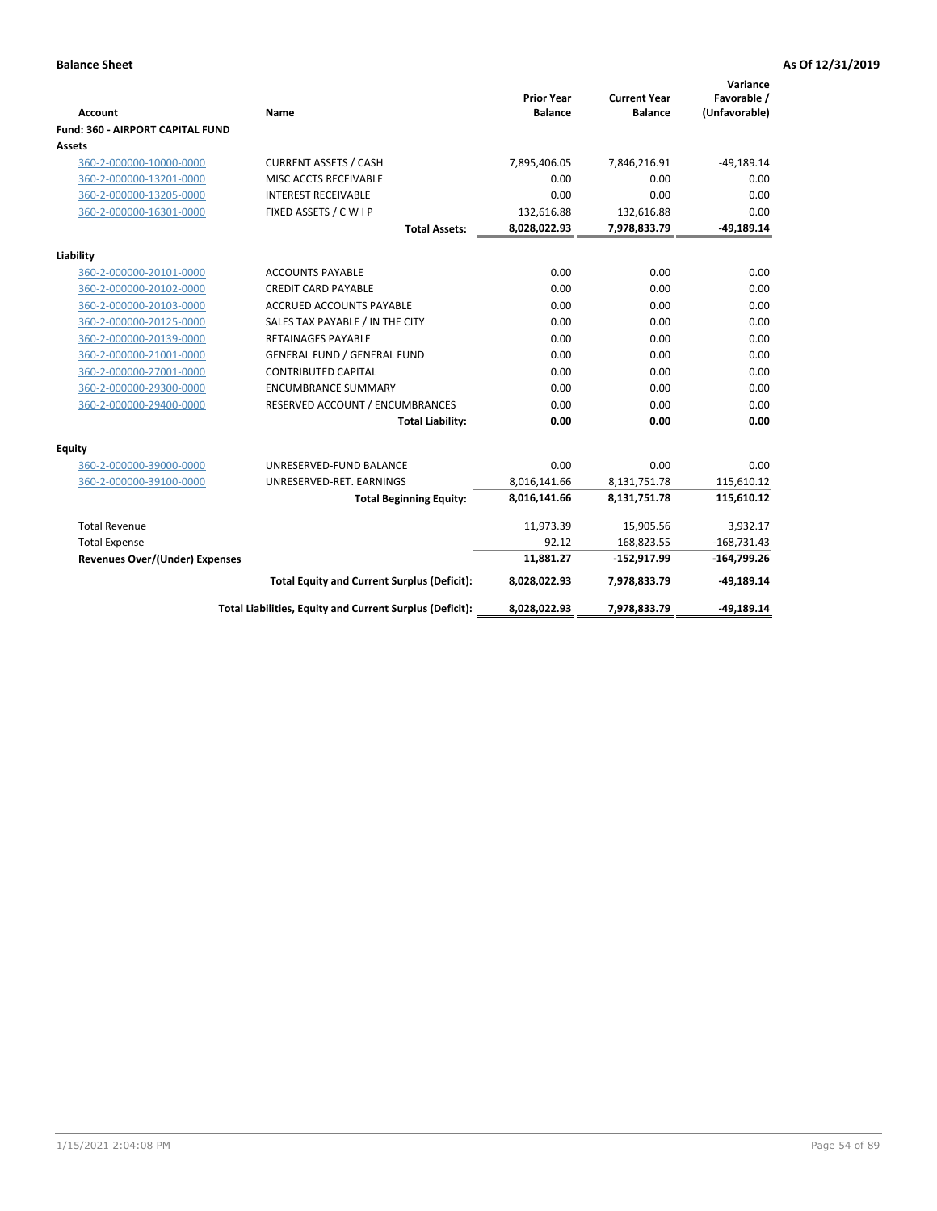**Balance Sheet** **As Of 12/31/2019**

| Account | Name | Prior Year Balance | Current Year Balance | Variance Favorable / (Unfavorable) |
|---|---|---|---|---|
| **Fund: 360 - AIRPORT CAPITAL FUND** | | | | |
| **Assets** | | | | |
| 360-2-000000-10000-0000 | CURRENT ASSETS / CASH | 7,895,406.05 | 7,846,216.91 | -49,189.14 |
| 360-2-000000-13201-0000 | MISC ACCTS RECEIVABLE | 0.00 | 0.00 | 0.00 |
| 360-2-000000-13205-0000 | INTEREST RECEIVABLE | 0.00 | 0.00 | 0.00 |
| 360-2-000000-16301-0000 | FIXED ASSETS / C W I P | 132,616.88 | 132,616.88 | 0.00 |
| | **Total Assets:** | **8,028,022.93** | **7,978,833.79** | **-49,189.14** |
| **Liability** | | | | |
| 360-2-000000-20101-0000 | ACCOUNTS PAYABLE | 0.00 | 0.00 | 0.00 |
| 360-2-000000-20102-0000 | CREDIT CARD PAYABLE | 0.00 | 0.00 | 0.00 |
| 360-2-000000-20103-0000 | ACCRUED ACCOUNTS PAYABLE | 0.00 | 0.00 | 0.00 |
| 360-2-000000-20125-0000 | SALES TAX PAYABLE / IN THE CITY | 0.00 | 0.00 | 0.00 |
| 360-2-000000-20139-0000 | RETAINAGES PAYABLE | 0.00 | 0.00 | 0.00 |
| 360-2-000000-21001-0000 | GENERAL FUND / GENERAL FUND | 0.00 | 0.00 | 0.00 |
| 360-2-000000-27001-0000 | CONTRIBUTED CAPITAL | 0.00 | 0.00 | 0.00 |
| 360-2-000000-29300-0000 | ENCUMBRANCE SUMMARY | 0.00 | 0.00 | 0.00 |
| 360-2-000000-29400-0000 | RESERVED ACCOUNT / ENCUMBRANCES | 0.00 | 0.00 | 0.00 |
| | **Total Liability:** | **0.00** | **0.00** | **0.00** |
| **Equity** | | | | |
| 360-2-000000-39000-0000 | UNRESERVED-FUND BALANCE | 0.00 | 0.00 | 0.00 |
| 360-2-000000-39100-0000 | UNRESERVED-RET. EARNINGS | 8,016,141.66 | 8,131,751.78 | 115,610.12 |
| | **Total Beginning Equity:** | **8,016,141.66** | **8,131,751.78** | **115,610.12** |
| Total Revenue | | 11,973.39 | 15,905.56 | 3,932.17 |
| Total Expense | | 92.12 | 168,823.55 | -168,731.43 |
| **Revenues Over/(Under) Expenses** | | **11,881.27** | **-152,917.99** | **-164,799.26** |
| | **Total Equity and Current Surplus (Deficit):** | **8,028,022.93** | **7,978,833.79** | **-49,189.14** |
| | **Total Liabilities, Equity and Current Surplus (Deficit):** | **8,028,022.93** | **7,978,833.79** | **-49,189.14** |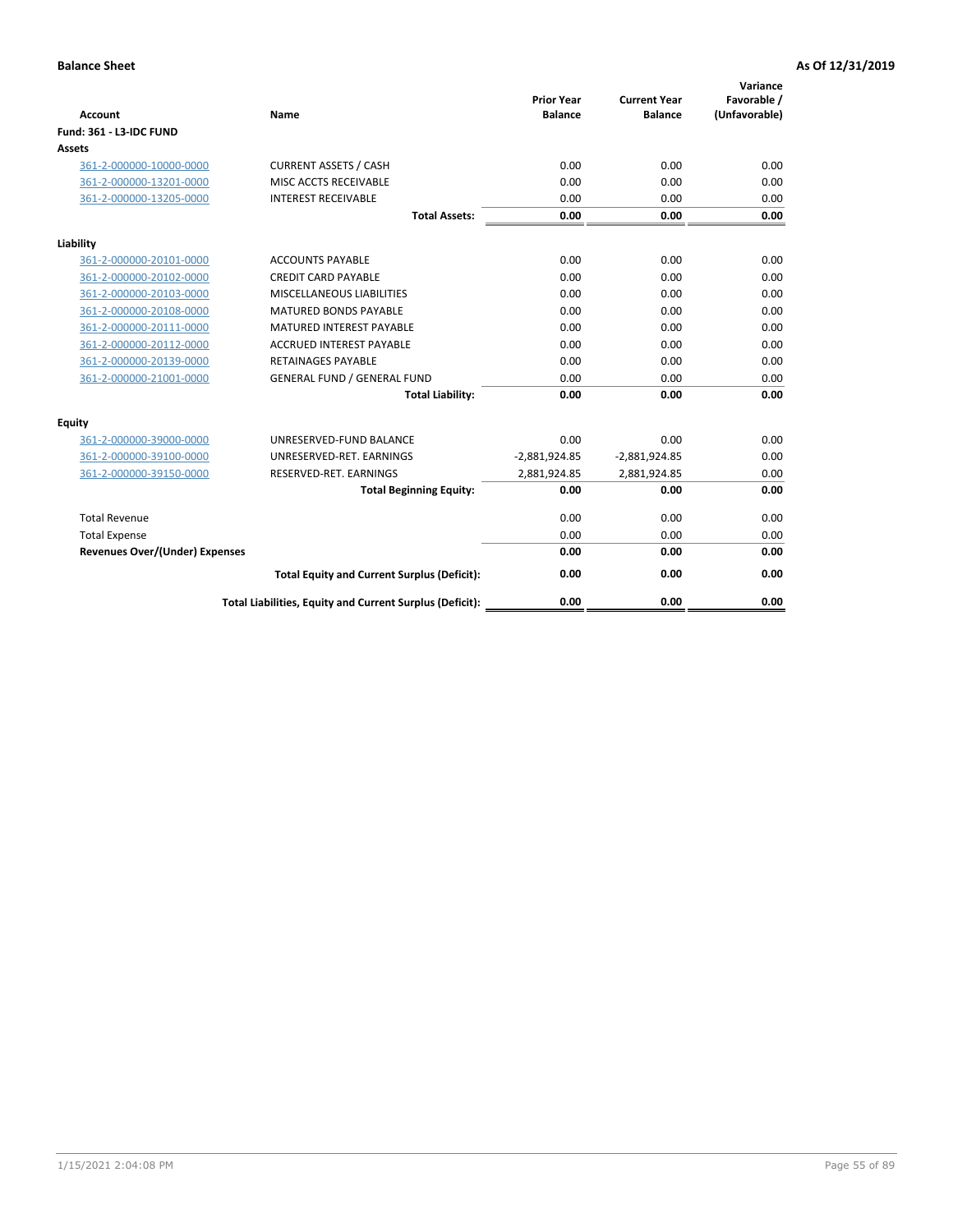**Balance Sheet** **As Of 12/31/2019**

| Account | Name | Prior Year Balance | Current Year Balance | Variance Favorable / (Unfavorable) |
|---|---|---|---|---|
| **Fund: 361 - L3-IDC FUND** | | | | |
| **Assets** | | | | |
| 361-2-000000-10000-0000 | CURRENT ASSETS / CASH | 0.00 | 0.00 | 0.00 |
| 361-2-000000-13201-0000 | MISC ACCTS RECEIVABLE | 0.00 | 0.00 | 0.00 |
| 361-2-000000-13205-0000 | INTEREST RECEIVABLE | 0.00 | 0.00 | 0.00 |
| | **Total Assets:** | **0.00** | **0.00** | **0.00** |
| **Liability** | | | | |
| 361-2-000000-20101-0000 | ACCOUNTS PAYABLE | 0.00 | 0.00 | 0.00 |
| 361-2-000000-20102-0000 | CREDIT CARD PAYABLE | 0.00 | 0.00 | 0.00 |
| 361-2-000000-20103-0000 | MISCELLANEOUS LIABILITIES | 0.00 | 0.00 | 0.00 |
| 361-2-000000-20108-0000 | MATURED BONDS PAYABLE | 0.00 | 0.00 | 0.00 |
| 361-2-000000-20111-0000 | MATURED INTEREST PAYABLE | 0.00 | 0.00 | 0.00 |
| 361-2-000000-20112-0000 | ACCRUED INTEREST PAYABLE | 0.00 | 0.00 | 0.00 |
| 361-2-000000-20139-0000 | RETAINAGES PAYABLE | 0.00 | 0.00 | 0.00 |
| 361-2-000000-21001-0000 | GENERAL FUND / GENERAL FUND | 0.00 | 0.00 | 0.00 |
| | **Total Liability:** | **0.00** | **0.00** | **0.00** |
| **Equity** | | | | |
| 361-2-000000-39000-0000 | UNRESERVED-FUND BALANCE | 0.00 | 0.00 | 0.00 |
| 361-2-000000-39100-0000 | UNRESERVED-RET. EARNINGS | -2,881,924.85 | -2,881,924.85 | 0.00 |
| 361-2-000000-39150-0000 | RESERVED-RET. EARNINGS | 2,881,924.85 | 2,881,924.85 | 0.00 |
| | **Total Beginning Equity:** | **0.00** | **0.00** | **0.00** |
| Total Revenue | | 0.00 | 0.00 | 0.00 |
| Total Expense | | 0.00 | 0.00 | 0.00 |
| **Revenues Over/(Under) Expenses** | | **0.00** | **0.00** | **0.00** |
| | **Total Equity and Current Surplus (Deficit):** | **0.00** | **0.00** | **0.00** |
| | **Total Liabilities, Equity and Current Surplus (Deficit):** | **0.00** | **0.00** | **0.00** |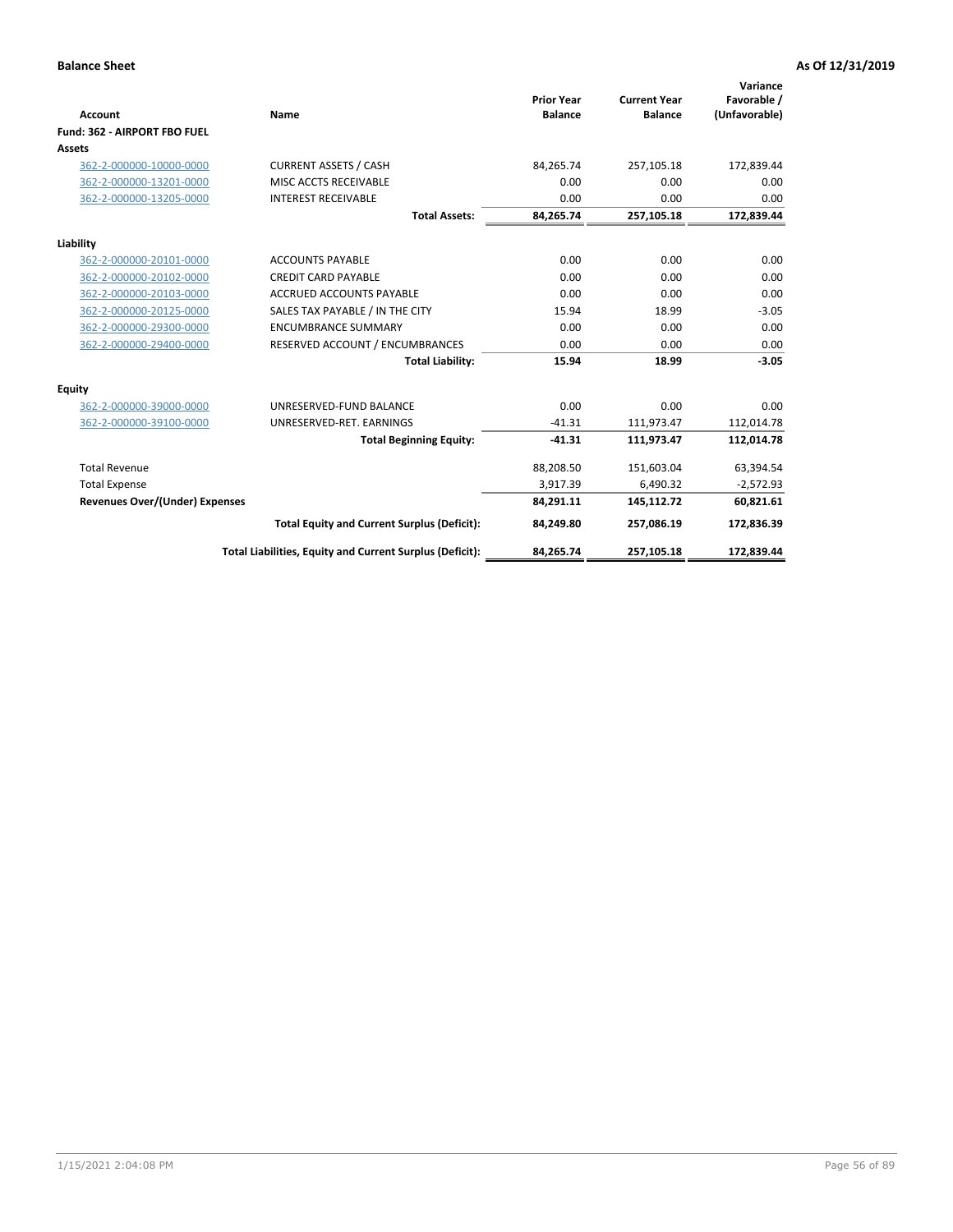**Balance Sheet** **As Of 12/31/2019**

| Account | Name | Prior Year Balance | Current Year Balance | Variance Favorable / (Unfavorable) |
|---|---|---|---|---|
| **Fund: 362 - AIRPORT FBO FUEL** | | | | |
| **Assets** | | | | |
| 362-2-000000-10000-0000 | CURRENT ASSETS / CASH | 84,265.74 | 257,105.18 | 172,839.44 |
| 362-2-000000-13201-0000 | MISC ACCTS RECEIVABLE | 0.00 | 0.00 | 0.00 |
| 362-2-000000-13205-0000 | INTEREST RECEIVABLE | 0.00 | 0.00 | 0.00 |
| | **Total Assets:** | **84,265.74** | **257,105.18** | **172,839.44** |
| **Liability** | | | | |
| 362-2-000000-20101-0000 | ACCOUNTS PAYABLE | 0.00 | 0.00 | 0.00 |
| 362-2-000000-20102-0000 | CREDIT CARD PAYABLE | 0.00 | 0.00 | 0.00 |
| 362-2-000000-20103-0000 | ACCRUED ACCOUNTS PAYABLE | 0.00 | 0.00 | 0.00 |
| 362-2-000000-20125-0000 | SALES TAX PAYABLE / IN THE CITY | 15.94 | 18.99 | -3.05 |
| 362-2-000000-29300-0000 | ENCUMBRANCE SUMMARY | 0.00 | 0.00 | 0.00 |
| 362-2-000000-29400-0000 | RESERVED ACCOUNT / ENCUMBRANCES | 0.00 | 0.00 | 0.00 |
| | **Total Liability:** | **15.94** | **18.99** | **-3.05** |
| **Equity** | | | | |
| 362-2-000000-39000-0000 | UNRESERVED-FUND BALANCE | 0.00 | 0.00 | 0.00 |
| 362-2-000000-39100-0000 | UNRESERVED-RET. EARNINGS | -41.31 | 111,973.47 | 112,014.78 |
| | **Total Beginning Equity:** | **-41.31** | **111,973.47** | **112,014.78** |
| Total Revenue | | 88,208.50 | 151,603.04 | 63,394.54 |
| Total Expense | | 3,917.39 | 6,490.32 | -2,572.93 |
| **Revenues Over/(Under) Expenses** | | **84,291.11** | **145,112.72** | **60,821.61** |
| | **Total Equity and Current Surplus (Deficit):** | **84,249.80** | **257,086.19** | **172,836.39** |
| | **Total Liabilities, Equity and Current Surplus (Deficit):** | **84,265.74** | **257,105.18** | **172,839.44** |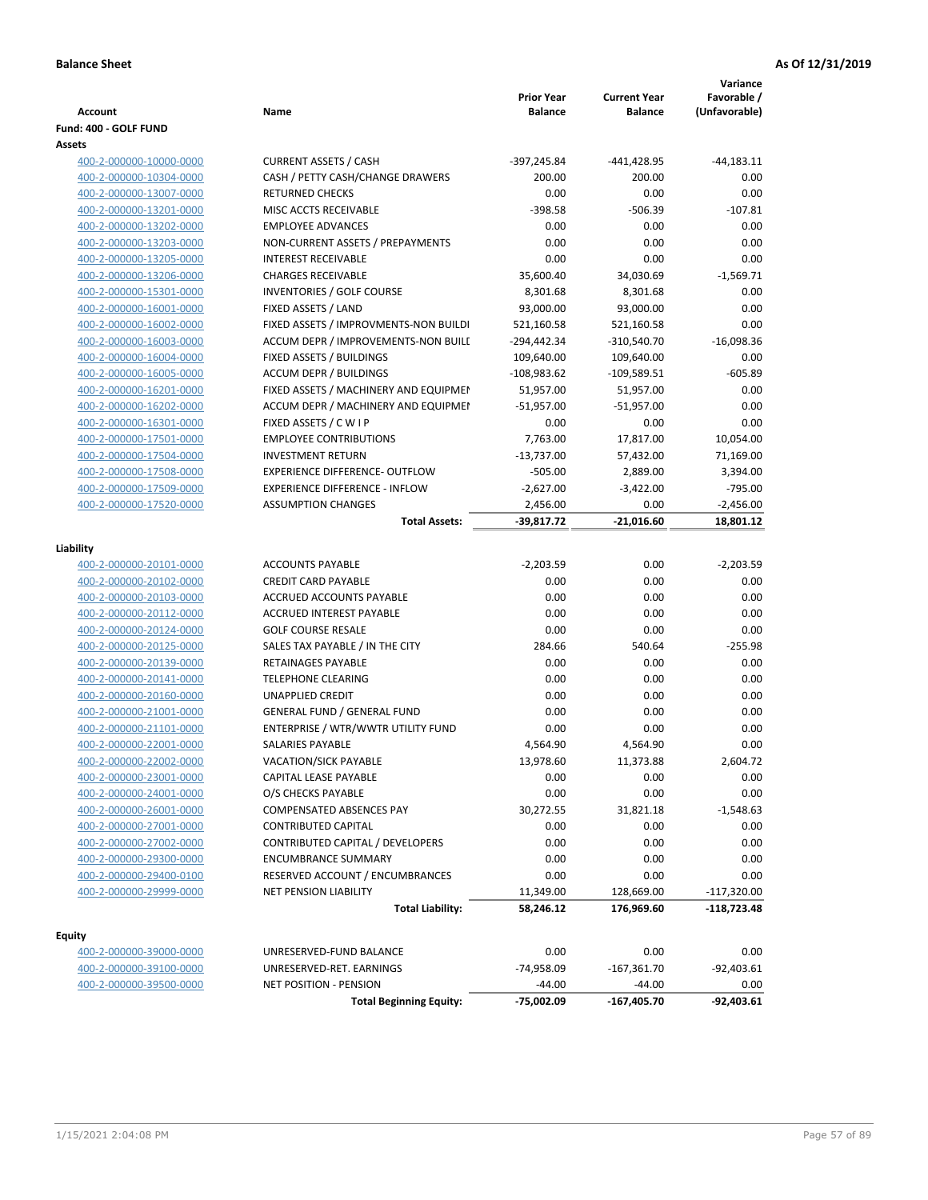**Balance Sheet** | **As Of 12/31/2019**

| Account | Name | Prior Year Balance | Current Year Balance | Variance Favorable / (Unfavorable) |
|---|---|---|---|---|
| **Fund: 400 - GOLF FUND** | | | | |
| **Assets** | | | | |
| 400-2-000000-10000-0000 | CURRENT ASSETS / CASH | -397,245.84 | -441,428.95 | -44,183.11 |
| 400-2-000000-10304-0000 | CASH / PETTY CASH/CHANGE DRAWERS | 200.00 | 200.00 | 0.00 |
| 400-2-000000-13007-0000 | RETURNED CHECKS | 0.00 | 0.00 | 0.00 |
| 400-2-000000-13201-0000 | MISC ACCTS RECEIVABLE | -398.58 | -506.39 | -107.81 |
| 400-2-000000-13202-0000 | EMPLOYEE ADVANCES | 0.00 | 0.00 | 0.00 |
| 400-2-000000-13203-0000 | NON-CURRENT ASSETS / PREPAYMENTS | 0.00 | 0.00 | 0.00 |
| 400-2-000000-13205-0000 | INTEREST RECEIVABLE | 0.00 | 0.00 | 0.00 |
| 400-2-000000-13206-0000 | CHARGES RECEIVABLE | 35,600.40 | 34,030.69 | -1,569.71 |
| 400-2-000000-15301-0000 | INVENTORIES / GOLF COURSE | 8,301.68 | 8,301.68 | 0.00 |
| 400-2-000000-16001-0000 | FIXED ASSETS / LAND | 93,000.00 | 93,000.00 | 0.00 |
| 400-2-000000-16002-0000 | FIXED ASSETS / IMPROVMENTS-NON BUILDI | 521,160.58 | 521,160.58 | 0.00 |
| 400-2-000000-16003-0000 | ACCUM DEPR / IMPROVEMENTS-NON BUILI | -294,442.34 | -310,540.70 | -16,098.36 |
| 400-2-000000-16004-0000 | FIXED ASSETS / BUILDINGS | 109,640.00 | 109,640.00 | 0.00 |
| 400-2-000000-16005-0000 | ACCUM DEPR / BUILDINGS | -108,983.62 | -109,589.51 | -605.89 |
| 400-2-000000-16201-0000 | FIXED ASSETS / MACHINERY AND EQUIPMEI | 51,957.00 | 51,957.00 | 0.00 |
| 400-2-000000-16202-0000 | ACCUM DEPR / MACHINERY AND EQUIPMEI | -51,957.00 | -51,957.00 | 0.00 |
| 400-2-000000-16301-0000 | FIXED ASSETS / C W I P | 0.00 | 0.00 | 0.00 |
| 400-2-000000-17501-0000 | EMPLOYEE CONTRIBUTIONS | 7,763.00 | 17,817.00 | 10,054.00 |
| 400-2-000000-17504-0000 | INVESTMENT RETURN | -13,737.00 | 57,432.00 | 71,169.00 |
| 400-2-000000-17508-0000 | EXPERIENCE DIFFERENCE- OUTFLOW | -505.00 | 2,889.00 | 3,394.00 |
| 400-2-000000-17509-0000 | EXPERIENCE DIFFERENCE - INFLOW | -2,627.00 | -3,422.00 | -795.00 |
| 400-2-000000-17520-0000 | ASSUMPTION CHANGES | 2,456.00 | 0.00 | -2,456.00 |
| | **Total Assets:** | **-39,817.72** | **-21,016.60** | **18,801.12** |
| **Liability** | | | | |
| 400-2-000000-20101-0000 | ACCOUNTS PAYABLE | -2,203.59 | 0.00 | -2,203.59 |
| 400-2-000000-20102-0000 | CREDIT CARD PAYABLE | 0.00 | 0.00 | 0.00 |
| 400-2-000000-20103-0000 | ACCRUED ACCOUNTS PAYABLE | 0.00 | 0.00 | 0.00 |
| 400-2-000000-20112-0000 | ACCRUED INTEREST PAYABLE | 0.00 | 0.00 | 0.00 |
| 400-2-000000-20124-0000 | GOLF COURSE RESALE | 0.00 | 0.00 | 0.00 |
| 400-2-000000-20125-0000 | SALES TAX PAYABLE / IN THE CITY | 284.66 | 540.64 | -255.98 |
| 400-2-000000-20139-0000 | RETAINAGES PAYABLE | 0.00 | 0.00 | 0.00 |
| 400-2-000000-20141-0000 | TELEPHONE CLEARING | 0.00 | 0.00 | 0.00 |
| 400-2-000000-20160-0000 | UNAPPLIED CREDIT | 0.00 | 0.00 | 0.00 |
| 400-2-000000-21001-0000 | GENERAL FUND / GENERAL FUND | 0.00 | 0.00 | 0.00 |
| 400-2-000000-21101-0000 | ENTERPRISE / WTR/WWTR UTILITY FUND | 0.00 | 0.00 | 0.00 |
| 400-2-000000-22001-0000 | SALARIES PAYABLE | 4,564.90 | 4,564.90 | 0.00 |
| 400-2-000000-22002-0000 | VACATION/SICK PAYABLE | 13,978.60 | 11,373.88 | 2,604.72 |
| 400-2-000000-23001-0000 | CAPITAL LEASE PAYABLE | 0.00 | 0.00 | 0.00 |
| 400-2-000000-24001-0000 | O/S CHECKS PAYABLE | 0.00 | 0.00 | 0.00 |
| 400-2-000000-26001-0000 | COMPENSATED ABSENCES PAY | 30,272.55 | 31,821.18 | -1,548.63 |
| 400-2-000000-27001-0000 | CONTRIBUTED CAPITAL | 0.00 | 0.00 | 0.00 |
| 400-2-000000-27002-0000 | CONTRIBUTED CAPITAL / DEVELOPERS | 0.00 | 0.00 | 0.00 |
| 400-2-000000-29300-0000 | ENCUMBRANCE SUMMARY | 0.00 | 0.00 | 0.00 |
| 400-2-000000-29400-0100 | RESERVED ACCOUNT / ENCUMBRANCES | 0.00 | 0.00 | 0.00 |
| 400-2-000000-29999-0000 | NET PENSION LIABILITY | 11,349.00 | 128,669.00 | -117,320.00 |
| | **Total Liability:** | **58,246.12** | **176,969.60** | **-118,723.48** |
| **Equity** | | | | |
| 400-2-000000-39000-0000 | UNRESERVED-FUND BALANCE | 0.00 | 0.00 | 0.00 |
| 400-2-000000-39100-0000 | UNRESERVED-RET. EARNINGS | -74,958.09 | -167,361.70 | -92,403.61 |
| 400-2-000000-39500-0000 | NET POSITION - PENSION | -44.00 | -44.00 | 0.00 |
| | **Total Beginning Equity:** | **-75,002.09** | **-167,405.70** | **-92,403.61** |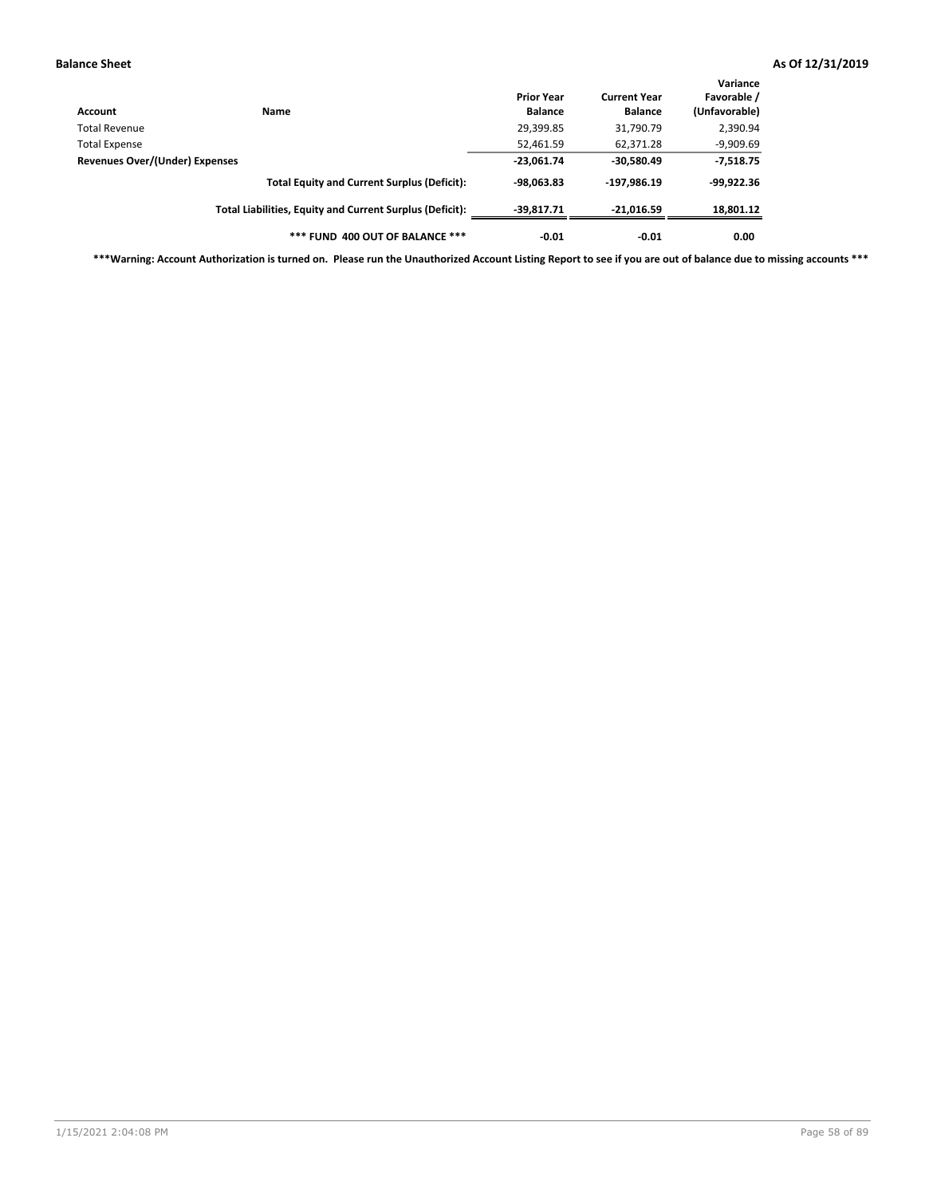| Account | Name | Prior Year Balance | Current Year Balance | Variance Favorable / (Unfavorable) |
|---|---|---|---|---|
| Total Revenue | | 29,399.85 | 31,790.79 | 2,390.94 |
| Total Expense | | 52,461.59 | 62,371.28 | -9,909.69 |
| **Revenues Over/(Under) Expenses** | | **-23,061.74** | **-30,580.49** | **-7,518.75** |
| | **Total Equity and Current Surplus (Deficit):** | **-98,063.83** | **-197,986.19** | **-99,922.36** |
| | **Total Liabilities, Equity and Current Surplus (Deficit):** | **-39,817.71** | **-21,016.59** | **18,801.12** |
| | ***** FUND 400 OUT OF BALANCE ***** | **-0.01** | **-0.01** | **0.00** |

**\*\*\*Warning: Account Authorization is turned on. Please run the Unauthorized Account Listing Report to see if you are out of balance due to missing accounts \*\*\***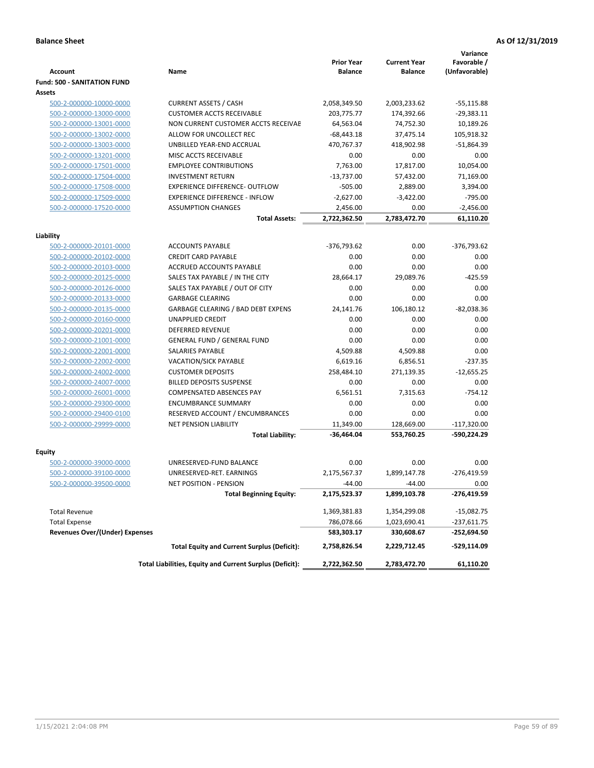**Balance Sheet** **As Of 12/31/2019**

| Account | Name | Prior Year Balance | Current Year Balance | Variance Favorable / (Unfavorable) |
|---|---|---|---|---|
| **Fund: 500 - SANITATION FUND** | | | | |
| **Assets** | | | | |
| 500-2-000000-10000-0000 | CURRENT ASSETS / CASH | 2,058,349.50 | 2,003,233.62 | -55,115.88 |
| 500-2-000000-13000-0000 | CUSTOMER ACCTS RECEIVABLE | 203,775.77 | 174,392.66 | -29,383.11 |
| 500-2-000000-13001-0000 | NON CURRENT CUSTOMER ACCTS RECEIVAE | 64,563.04 | 74,752.30 | 10,189.26 |
| 500-2-000000-13002-0000 | ALLOW FOR UNCOLLECT REC | -68,443.18 | 37,475.14 | 105,918.32 |
| 500-2-000000-13003-0000 | UNBILLED YEAR-END ACCRUAL | 470,767.37 | 418,902.98 | -51,864.39 |
| 500-2-000000-13201-0000 | MISC ACCTS RECEIVABLE | 0.00 | 0.00 | 0.00 |
| 500-2-000000-17501-0000 | EMPLOYEE CONTRIBUTIONS | 7,763.00 | 17,817.00 | 10,054.00 |
| 500-2-000000-17504-0000 | INVESTMENT RETURN | -13,737.00 | 57,432.00 | 71,169.00 |
| 500-2-000000-17508-0000 | EXPERIENCE DIFFERENCE- OUTFLOW | -505.00 | 2,889.00 | 3,394.00 |
| 500-2-000000-17509-0000 | EXPERIENCE DIFFERENCE - INFLOW | -2,627.00 | -3,422.00 | -795.00 |
| 500-2-000000-17520-0000 | ASSUMPTION CHANGES | 2,456.00 | 0.00 | -2,456.00 |
| | **Total Assets:** | **2,722,362.50** | **2,783,472.70** | **61,110.20** |
| **Liability** | | | | |
| 500-2-000000-20101-0000 | ACCOUNTS PAYABLE | -376,793.62 | 0.00 | -376,793.62 |
| 500-2-000000-20102-0000 | CREDIT CARD PAYABLE | 0.00 | 0.00 | 0.00 |
| 500-2-000000-20103-0000 | ACCRUED ACCOUNTS PAYABLE | 0.00 | 0.00 | 0.00 |
| 500-2-000000-20125-0000 | SALES TAX PAYABLE / IN THE CITY | 28,664.17 | 29,089.76 | -425.59 |
| 500-2-000000-20126-0000 | SALES TAX PAYABLE / OUT OF CITY | 0.00 | 0.00 | 0.00 |
| 500-2-000000-20133-0000 | GARBAGE CLEARING | 0.00 | 0.00 | 0.00 |
| 500-2-000000-20135-0000 | GARBAGE CLEARING / BAD DEBT EXPENS | 24,141.76 | 106,180.12 | -82,038.36 |
| 500-2-000000-20160-0000 | UNAPPLIED CREDIT | 0.00 | 0.00 | 0.00 |
| 500-2-000000-20201-0000 | DEFERRED REVENUE | 0.00 | 0.00 | 0.00 |
| 500-2-000000-21001-0000 | GENERAL FUND / GENERAL FUND | 0.00 | 0.00 | 0.00 |
| 500-2-000000-22001-0000 | SALARIES PAYABLE | 4,509.88 | 4,509.88 | 0.00 |
| 500-2-000000-22002-0000 | VACATION/SICK PAYABLE | 6,619.16 | 6,856.51 | -237.35 |
| 500-2-000000-24002-0000 | CUSTOMER DEPOSITS | 258,484.10 | 271,139.35 | -12,655.25 |
| 500-2-000000-24007-0000 | BILLED DEPOSITS SUSPENSE | 0.00 | 0.00 | 0.00 |
| 500-2-000000-26001-0000 | COMPENSATED ABSENCES PAY | 6,561.51 | 7,315.63 | -754.12 |
| 500-2-000000-29300-0000 | ENCUMBRANCE SUMMARY | 0.00 | 0.00 | 0.00 |
| 500-2-000000-29400-0100 | RESERVED ACCOUNT / ENCUMBRANCES | 0.00 | 0.00 | 0.00 |
| 500-2-000000-29999-0000 | NET PENSION LIABILITY | 11,349.00 | 128,669.00 | -117,320.00 |
| | **Total Liability:** | **-36,464.04** | **553,760.25** | **-590,224.29** |
| **Equity** | | | | |
| 500-2-000000-39000-0000 | UNRESERVED-FUND BALANCE | 0.00 | 0.00 | 0.00 |
| 500-2-000000-39100-0000 | UNRESERVED-RET. EARNINGS | 2,175,567.37 | 1,899,147.78 | -276,419.59 |
| 500-2-000000-39500-0000 | NET POSITION - PENSION | -44.00 | -44.00 | 0.00 |
| | **Total Beginning Equity:** | **2,175,523.37** | **1,899,103.78** | **-276,419.59** |
| Total Revenue | | 1,369,381.83 | 1,354,299.08 | -15,082.75 |
| Total Expense | | 786,078.66 | 1,023,690.41 | -237,611.75 |
| **Revenues Over/(Under) Expenses** | | **583,303.17** | **330,608.67** | **-252,694.50** |
| | **Total Equity and Current Surplus (Deficit):** | **2,758,826.54** | **2,229,712.45** | **-529,114.09** |
| | **Total Liabilities, Equity and Current Surplus (Deficit):** | **2,722,362.50** | **2,783,472.70** | **61,110.20** |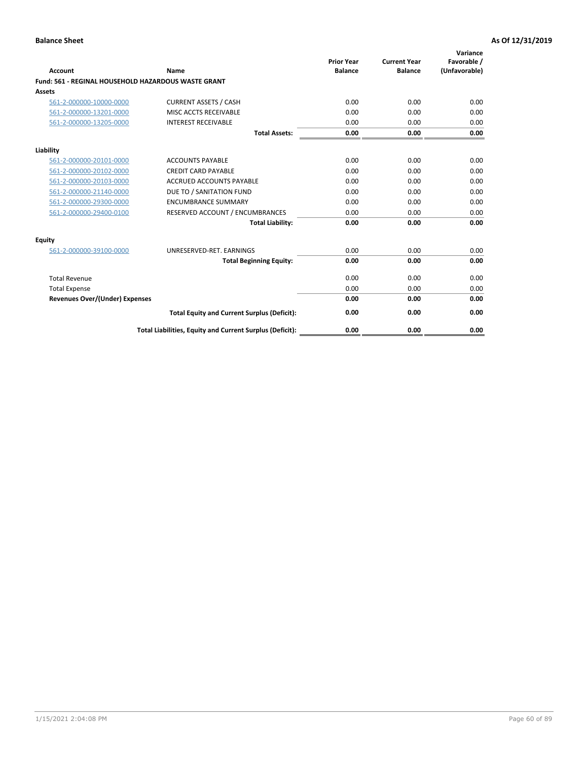**Balance Sheet** — As Of 12/31/2019

| Account | Name | Prior Year Balance | Current Year Balance | Variance Favorable / (Unfavorable) |
|---|---|---|---|---|
| **Fund: 561 - REGINAL HOUSEHOLD HAZARDOUS WASTE GRANT** | | | | |
| **Assets** | | | | |
| 561-2-000000-10000-0000 | CURRENT ASSETS / CASH | 0.00 | 0.00 | 0.00 |
| 561-2-000000-13201-0000 | MISC ACCTS RECEIVABLE | 0.00 | 0.00 | 0.00 |
| 561-2-000000-13205-0000 | INTEREST RECEIVABLE | 0.00 | 0.00 | 0.00 |
| | **Total Assets:** | **0.00** | **0.00** | **0.00** |
| **Liability** | | | | |
| 561-2-000000-20101-0000 | ACCOUNTS PAYABLE | 0.00 | 0.00 | 0.00 |
| 561-2-000000-20102-0000 | CREDIT CARD PAYABLE | 0.00 | 0.00 | 0.00 |
| 561-2-000000-20103-0000 | ACCRUED ACCOUNTS PAYABLE | 0.00 | 0.00 | 0.00 |
| 561-2-000000-21140-0000 | DUE TO / SANITATION FUND | 0.00 | 0.00 | 0.00 |
| 561-2-000000-29300-0000 | ENCUMBRANCE SUMMARY | 0.00 | 0.00 | 0.00 |
| 561-2-000000-29400-0100 | RESERVED ACCOUNT / ENCUMBRANCES | 0.00 | 0.00 | 0.00 |
| | **Total Liability:** | **0.00** | **0.00** | **0.00** |
| **Equity** | | | | |
| 561-2-000000-39100-0000 | UNRESERVED-RET. EARNINGS | 0.00 | 0.00 | 0.00 |
| | **Total Beginning Equity:** | **0.00** | **0.00** | **0.00** |
| Total Revenue | | 0.00 | 0.00 | 0.00 |
| Total Expense | | 0.00 | 0.00 | 0.00 |
| **Revenues Over/(Under) Expenses** | | **0.00** | **0.00** | **0.00** |
| | **Total Equity and Current Surplus (Deficit):** | **0.00** | **0.00** | **0.00** |
| | **Total Liabilities, Equity and Current Surplus (Deficit):** | **0.00** | **0.00** | **0.00** |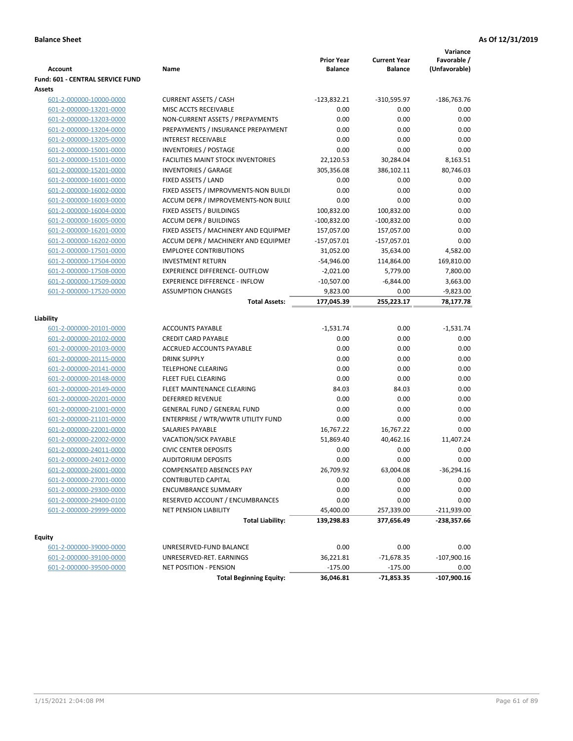**Balance Sheet** **As Of 12/31/2019**

| Account | Name | Prior Year Balance | Current Year Balance | Variance Favorable / (Unfavorable) |
|---|---|---|---|---|
| **Fund: 601 - CENTRAL SERVICE FUND** | | | | |
| **Assets** | | | | |
| 601-2-000000-10000-0000 | CURRENT ASSETS / CASH | -123,832.21 | -310,595.97 | -186,763.76 |
| 601-2-000000-13201-0000 | MISC ACCTS RECEIVABLE | 0.00 | 0.00 | 0.00 |
| 601-2-000000-13203-0000 | NON-CURRENT ASSETS / PREPAYMENTS | 0.00 | 0.00 | 0.00 |
| 601-2-000000-13204-0000 | PREPAYMENTS / INSURANCE PREPAYMENT | 0.00 | 0.00 | 0.00 |
| 601-2-000000-13205-0000 | INTEREST RECEIVABLE | 0.00 | 0.00 | 0.00 |
| 601-2-000000-15001-0000 | INVENTORIES / POSTAGE | 0.00 | 0.00 | 0.00 |
| 601-2-000000-15101-0000 | FACILITIES MAINT STOCK INVENTORIES | 22,120.53 | 30,284.04 | 8,163.51 |
| 601-2-000000-15201-0000 | INVENTORIES / GARAGE | 305,356.08 | 386,102.11 | 80,746.03 |
| 601-2-000000-16001-0000 | FIXED ASSETS / LAND | 0.00 | 0.00 | 0.00 |
| 601-2-000000-16002-0000 | FIXED ASSETS / IMPROVMENTS-NON BUILDI | 0.00 | 0.00 | 0.00 |
| 601-2-000000-16003-0000 | ACCUM DEPR / IMPROVEMENTS-NON BUILI | 0.00 | 0.00 | 0.00 |
| 601-2-000000-16004-0000 | FIXED ASSETS / BUILDINGS | 100,832.00 | 100,832.00 | 0.00 |
| 601-2-000000-16005-0000 | ACCUM DEPR / BUILDINGS | -100,832.00 | -100,832.00 | 0.00 |
| 601-2-000000-16201-0000 | FIXED ASSETS / MACHINERY AND EQUIPMEI | 157,057.00 | 157,057.00 | 0.00 |
| 601-2-000000-16202-0000 | ACCUM DEPR / MACHINERY AND EQUIPMEI | -157,057.01 | -157,057.01 | 0.00 |
| 601-2-000000-17501-0000 | EMPLOYEE CONTRIBUTIONS | 31,052.00 | 35,634.00 | 4,582.00 |
| 601-2-000000-17504-0000 | INVESTMENT RETURN | -54,946.00 | 114,864.00 | 169,810.00 |
| 601-2-000000-17508-0000 | EXPERIENCE DIFFERENCE- OUTFLOW | -2,021.00 | 5,779.00 | 7,800.00 |
| 601-2-000000-17509-0000 | EXPERIENCE DIFFERENCE - INFLOW | -10,507.00 | -6,844.00 | 3,663.00 |
| 601-2-000000-17520-0000 | ASSUMPTION CHANGES | 9,823.00 | 0.00 | -9,823.00 |
| | **Total Assets:** | **177,045.39** | **255,223.17** | **78,177.78** |
| **Liability** | | | | |
| 601-2-000000-20101-0000 | ACCOUNTS PAYABLE | -1,531.74 | 0.00 | -1,531.74 |
| 601-2-000000-20102-0000 | CREDIT CARD PAYABLE | 0.00 | 0.00 | 0.00 |
| 601-2-000000-20103-0000 | ACCRUED ACCOUNTS PAYABLE | 0.00 | 0.00 | 0.00 |
| 601-2-000000-20115-0000 | DRINK SUPPLY | 0.00 | 0.00 | 0.00 |
| 601-2-000000-20141-0000 | TELEPHONE CLEARING | 0.00 | 0.00 | 0.00 |
| 601-2-000000-20148-0000 | FLEET FUEL CLEARING | 0.00 | 0.00 | 0.00 |
| 601-2-000000-20149-0000 | FLEET MAINTENANCE CLEARING | 84.03 | 84.03 | 0.00 |
| 601-2-000000-20201-0000 | DEFERRED REVENUE | 0.00 | 0.00 | 0.00 |
| 601-2-000000-21001-0000 | GENERAL FUND / GENERAL FUND | 0.00 | 0.00 | 0.00 |
| 601-2-000000-21101-0000 | ENTERPRISE / WTR/WWTR UTILITY FUND | 0.00 | 0.00 | 0.00 |
| 601-2-000000-22001-0000 | SALARIES PAYABLE | 16,767.22 | 16,767.22 | 0.00 |
| 601-2-000000-22002-0000 | VACATION/SICK PAYABLE | 51,869.40 | 40,462.16 | 11,407.24 |
| 601-2-000000-24011-0000 | CIVIC CENTER DEPOSITS | 0.00 | 0.00 | 0.00 |
| 601-2-000000-24012-0000 | AUDITORIUM DEPOSITS | 0.00 | 0.00 | 0.00 |
| 601-2-000000-26001-0000 | COMPENSATED ABSENCES PAY | 26,709.92 | 63,004.08 | -36,294.16 |
| 601-2-000000-27001-0000 | CONTRIBUTED CAPITAL | 0.00 | 0.00 | 0.00 |
| 601-2-000000-29300-0000 | ENCUMBRANCE SUMMARY | 0.00 | 0.00 | 0.00 |
| 601-2-000000-29400-0100 | RESERVED ACCOUNT / ENCUMBRANCES | 0.00 | 0.00 | 0.00 |
| 601-2-000000-29999-0000 | NET PENSION LIABILITY | 45,400.00 | 257,339.00 | -211,939.00 |
| | **Total Liability:** | **139,298.83** | **377,656.49** | **-238,357.66** |
| **Equity** | | | | |
| 601-2-000000-39000-0000 | UNRESERVED-FUND BALANCE | 0.00 | 0.00 | 0.00 |
| 601-2-000000-39100-0000 | UNRESERVED-RET. EARNINGS | 36,221.81 | -71,678.35 | -107,900.16 |
| 601-2-000000-39500-0000 | NET POSITION - PENSION | -175.00 | -175.00 | 0.00 |
| | **Total Beginning Equity:** | **36,046.81** | **-71,853.35** | **-107,900.16** |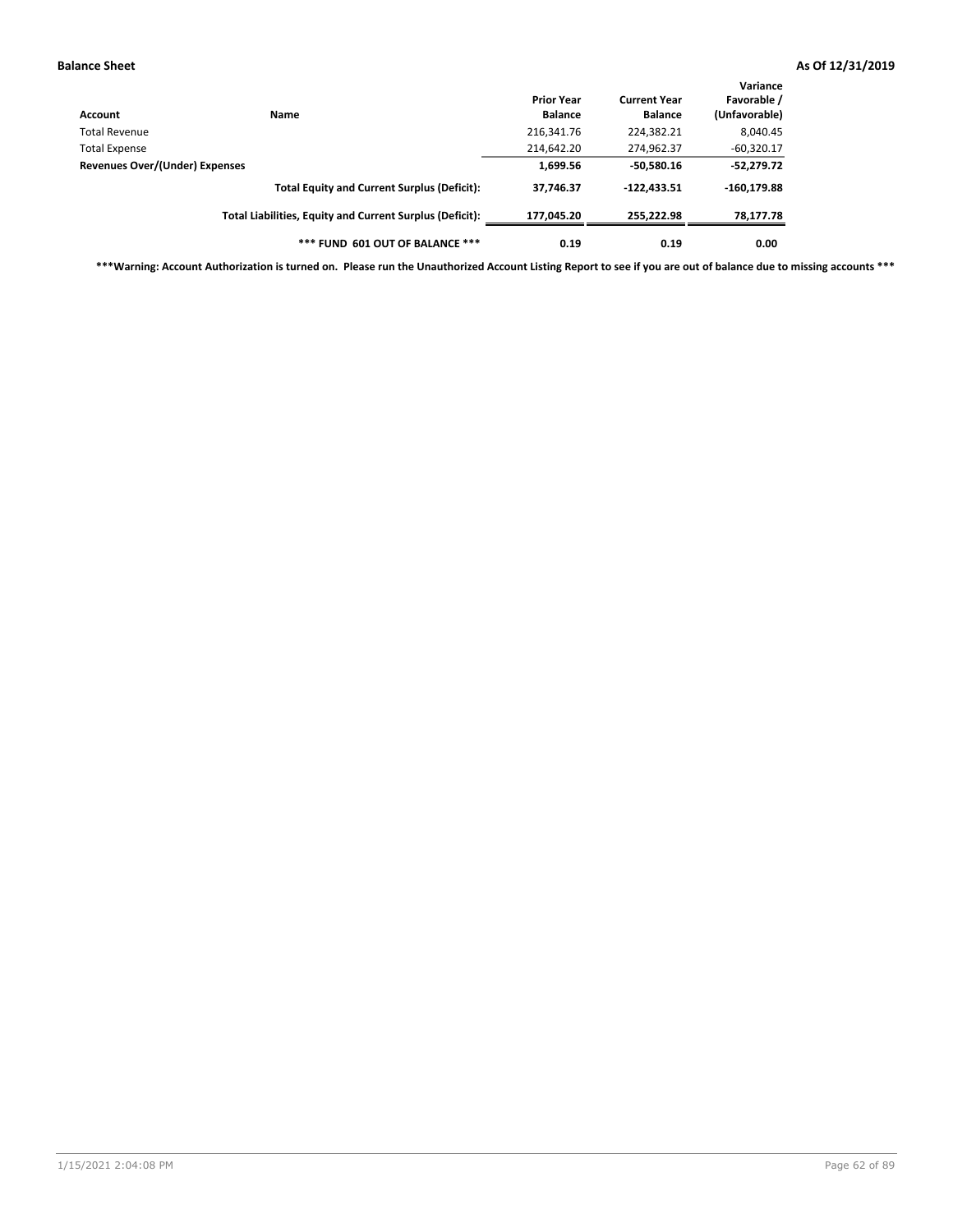| Account | Name | Prior Year Balance | Current Year Balance | Variance Favorable / (Unfavorable) |
|---|---|---|---|---|
| Total Revenue | | 216,341.76 | 224,382.21 | 8,040.45 |
| Total Expense | | 214,642.20 | 274,962.37 | -60,320.17 |
| **Revenues Over/(Under) Expenses** | | **1,699.56** | **-50,580.16** | **-52,279.72** |
| | **Total Equity and Current Surplus (Deficit):** | **37,746.37** | **-122,433.51** | **-160,179.88** |
| | **Total Liabilities, Equity and Current Surplus (Deficit):** | **177,045.20** | **255,222.98** | **78,177.78** |
| | ***** FUND 601 OUT OF BALANCE ***** | **0.19** | **0.19** | **0.00** |

*****Warning: Account Authorization is turned on. Please run the Unauthorized Account Listing Report to see if you are out of balance due to missing accounts *****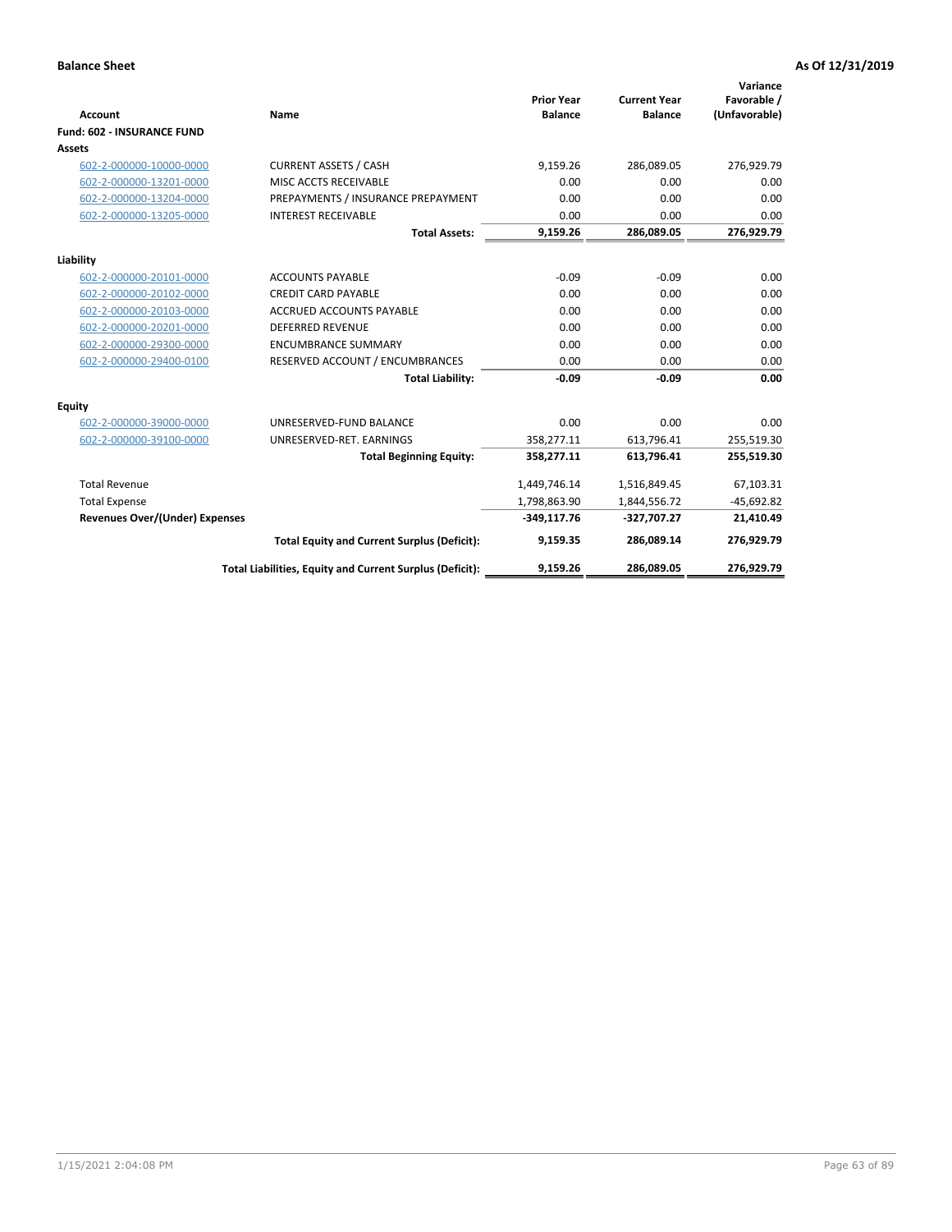**Balance Sheet** **As Of 12/31/2019**

| Account | Name | Prior Year Balance | Current Year Balance | Variance Favorable / (Unfavorable) |
|---|---|---|---|---|
| **Fund: 602 - INSURANCE FUND** | | | | |
| **Assets** | | | | |
| 602-2-000000-10000-0000 | CURRENT ASSETS / CASH | 9,159.26 | 286,089.05 | 276,929.79 |
| 602-2-000000-13201-0000 | MISC ACCTS RECEIVABLE | 0.00 | 0.00 | 0.00 |
| 602-2-000000-13204-0000 | PREPAYMENTS / INSURANCE PREPAYMENT | 0.00 | 0.00 | 0.00 |
| 602-2-000000-13205-0000 | INTEREST RECEIVABLE | 0.00 | 0.00 | 0.00 |
| | **Total Assets:** | **9,159.26** | **286,089.05** | **276,929.79** |
| **Liability** | | | | |
| 602-2-000000-20101-0000 | ACCOUNTS PAYABLE | -0.09 | -0.09 | 0.00 |
| 602-2-000000-20102-0000 | CREDIT CARD PAYABLE | 0.00 | 0.00 | 0.00 |
| 602-2-000000-20103-0000 | ACCRUED ACCOUNTS PAYABLE | 0.00 | 0.00 | 0.00 |
| 602-2-000000-20201-0000 | DEFERRED REVENUE | 0.00 | 0.00 | 0.00 |
| 602-2-000000-29300-0000 | ENCUMBRANCE SUMMARY | 0.00 | 0.00 | 0.00 |
| 602-2-000000-29400-0100 | RESERVED ACCOUNT / ENCUMBRANCES | 0.00 | 0.00 | 0.00 |
| | **Total Liability:** | **-0.09** | **-0.09** | **0.00** |
| **Equity** | | | | |
| 602-2-000000-39000-0000 | UNRESERVED-FUND BALANCE | 0.00 | 0.00 | 0.00 |
| 602-2-000000-39100-0000 | UNRESERVED-RET. EARNINGS | 358,277.11 | 613,796.41 | 255,519.30 |
| | **Total Beginning Equity:** | **358,277.11** | **613,796.41** | **255,519.30** |
| Total Revenue | | 1,449,746.14 | 1,516,849.45 | 67,103.31 |
| Total Expense | | 1,798,863.90 | 1,844,556.72 | -45,692.82 |
| **Revenues Over/(Under) Expenses** | | **-349,117.76** | **-327,707.27** | **21,410.49** |
| | **Total Equity and Current Surplus (Deficit):** | **9,159.35** | **286,089.14** | **276,929.79** |
| | **Total Liabilities, Equity and Current Surplus (Deficit):** | **9,159.26** | **286,089.05** | **276,929.79** |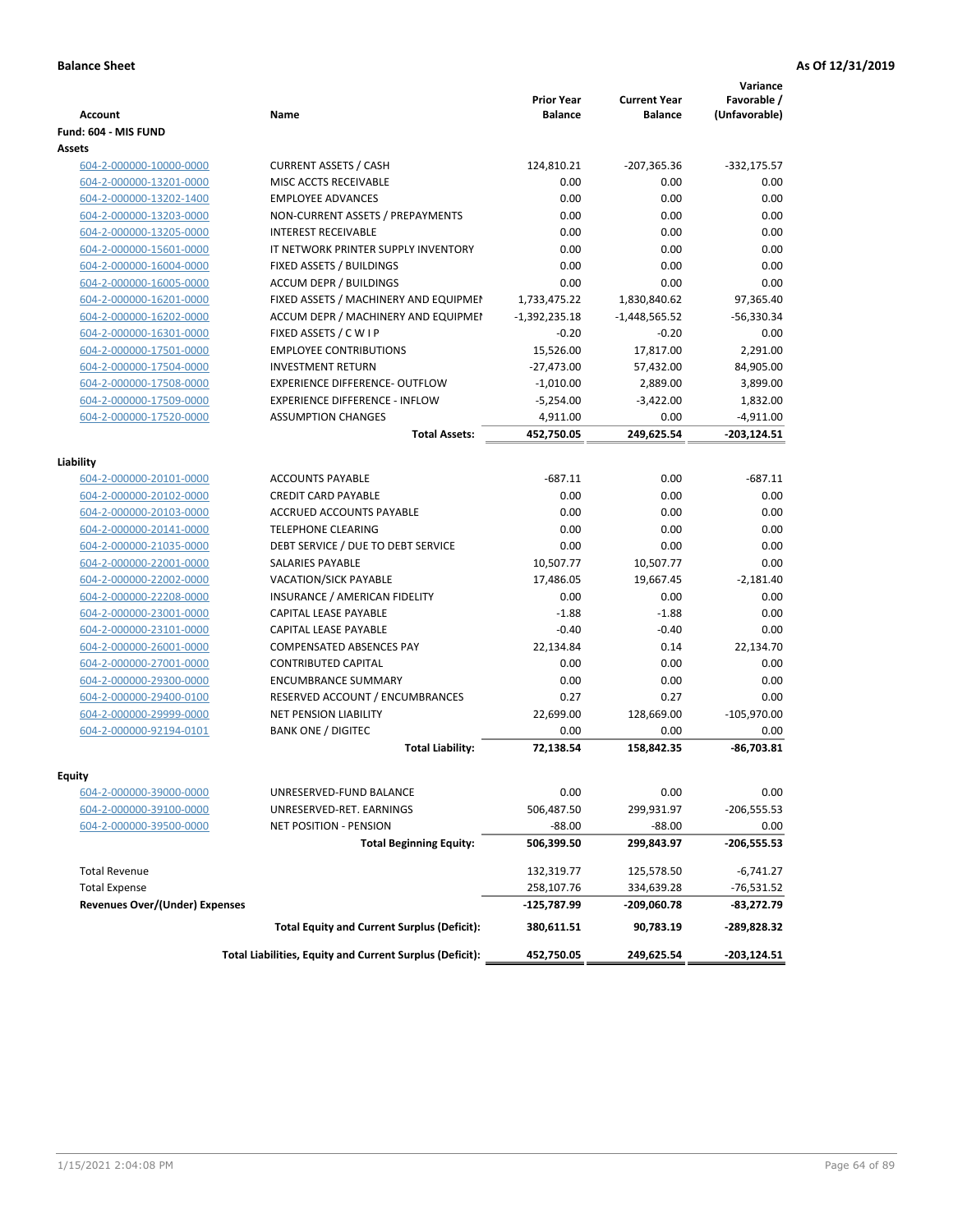**Balance Sheet** **As Of 12/31/2019**

| Account | Name | Prior Year Balance | Current Year Balance | Variance Favorable / (Unfavorable) |
|---|---|---|---|---|
| **Fund: 604 - MIS FUND** | | | | |
| **Assets** | | | | |
| 604-2-000000-10000-0000 | CURRENT ASSETS / CASH | 124,810.21 | -207,365.36 | -332,175.57 |
| 604-2-000000-13201-0000 | MISC ACCTS RECEIVABLE | 0.00 | 0.00 | 0.00 |
| 604-2-000000-13202-1400 | EMPLOYEE ADVANCES | 0.00 | 0.00 | 0.00 |
| 604-2-000000-13203-0000 | NON-CURRENT ASSETS / PREPAYMENTS | 0.00 | 0.00 | 0.00 |
| 604-2-000000-13205-0000 | INTEREST RECEIVABLE | 0.00 | 0.00 | 0.00 |
| 604-2-000000-15601-0000 | IT NETWORK PRINTER SUPPLY INVENTORY | 0.00 | 0.00 | 0.00 |
| 604-2-000000-16004-0000 | FIXED ASSETS / BUILDINGS | 0.00 | 0.00 | 0.00 |
| 604-2-000000-16005-0000 | ACCUM DEPR / BUILDINGS | 0.00 | 0.00 | 0.00 |
| 604-2-000000-16201-0000 | FIXED ASSETS / MACHINERY AND EQUIPMEI | 1,733,475.22 | 1,830,840.62 | 97,365.40 |
| 604-2-000000-16202-0000 | ACCUM DEPR / MACHINERY AND EQUIPMEI | -1,392,235.18 | -1,448,565.52 | -56,330.34 |
| 604-2-000000-16301-0000 | FIXED ASSETS / C W I P | -0.20 | -0.20 | 0.00 |
| 604-2-000000-17501-0000 | EMPLOYEE CONTRIBUTIONS | 15,526.00 | 17,817.00 | 2,291.00 |
| 604-2-000000-17504-0000 | INVESTMENT RETURN | -27,473.00 | 57,432.00 | 84,905.00 |
| 604-2-000000-17508-0000 | EXPERIENCE DIFFERENCE- OUTFLOW | -1,010.00 | 2,889.00 | 3,899.00 |
| 604-2-000000-17509-0000 | EXPERIENCE DIFFERENCE - INFLOW | -5,254.00 | -3,422.00 | 1,832.00 |
| 604-2-000000-17520-0000 | ASSUMPTION CHANGES | 4,911.00 | 0.00 | -4,911.00 |
| | **Total Assets:** | **452,750.05** | **249,625.54** | **-203,124.51** |
| **Liability** | | | | |
| 604-2-000000-20101-0000 | ACCOUNTS PAYABLE | -687.11 | 0.00 | -687.11 |
| 604-2-000000-20102-0000 | CREDIT CARD PAYABLE | 0.00 | 0.00 | 0.00 |
| 604-2-000000-20103-0000 | ACCRUED ACCOUNTS PAYABLE | 0.00 | 0.00 | 0.00 |
| 604-2-000000-20141-0000 | TELEPHONE CLEARING | 0.00 | 0.00 | 0.00 |
| 604-2-000000-21035-0000 | DEBT SERVICE / DUE TO DEBT SERVICE | 0.00 | 0.00 | 0.00 |
| 604-2-000000-22001-0000 | SALARIES PAYABLE | 10,507.77 | 10,507.77 | 0.00 |
| 604-2-000000-22002-0000 | VACATION/SICK PAYABLE | 17,486.05 | 19,667.45 | -2,181.40 |
| 604-2-000000-22208-0000 | INSURANCE / AMERICAN FIDELITY | 0.00 | 0.00 | 0.00 |
| 604-2-000000-23001-0000 | CAPITAL LEASE PAYABLE | -1.88 | -1.88 | 0.00 |
| 604-2-000000-23101-0000 | CAPITAL LEASE PAYABLE | -0.40 | -0.40 | 0.00 |
| 604-2-000000-26001-0000 | COMPENSATED ABSENCES PAY | 22,134.84 | 0.14 | 22,134.70 |
| 604-2-000000-27001-0000 | CONTRIBUTED CAPITAL | 0.00 | 0.00 | 0.00 |
| 604-2-000000-29300-0000 | ENCUMBRANCE SUMMARY | 0.00 | 0.00 | 0.00 |
| 604-2-000000-29400-0100 | RESERVED ACCOUNT / ENCUMBRANCES | 0.27 | 0.27 | 0.00 |
| 604-2-000000-29999-0000 | NET PENSION LIABILITY | 22,699.00 | 128,669.00 | -105,970.00 |
| 604-2-000000-92194-0101 | BANK ONE / DIGITEC | 0.00 | 0.00 | 0.00 |
| | **Total Liability:** | **72,138.54** | **158,842.35** | **-86,703.81** |
| **Equity** | | | | |
| 604-2-000000-39000-0000 | UNRESERVED-FUND BALANCE | 0.00 | 0.00 | 0.00 |
| 604-2-000000-39100-0000 | UNRESERVED-RET. EARNINGS | 506,487.50 | 299,931.97 | -206,555.53 |
| 604-2-000000-39500-0000 | NET POSITION - PENSION | -88.00 | -88.00 | 0.00 |
| | **Total Beginning Equity:** | **506,399.50** | **299,843.97** | **-206,555.53** |
| Total Revenue | | 132,319.77 | 125,578.50 | -6,741.27 |
| Total Expense | | 258,107.76 | 334,639.28 | -76,531.52 |
| **Revenues Over/(Under) Expenses** | | **-125,787.99** | **-209,060.78** | **-83,272.79** |
| | **Total Equity and Current Surplus (Deficit):** | **380,611.51** | **90,783.19** | **-289,828.32** |
| | **Total Liabilities, Equity and Current Surplus (Deficit):** | **452,750.05** | **249,625.54** | **-203,124.51** |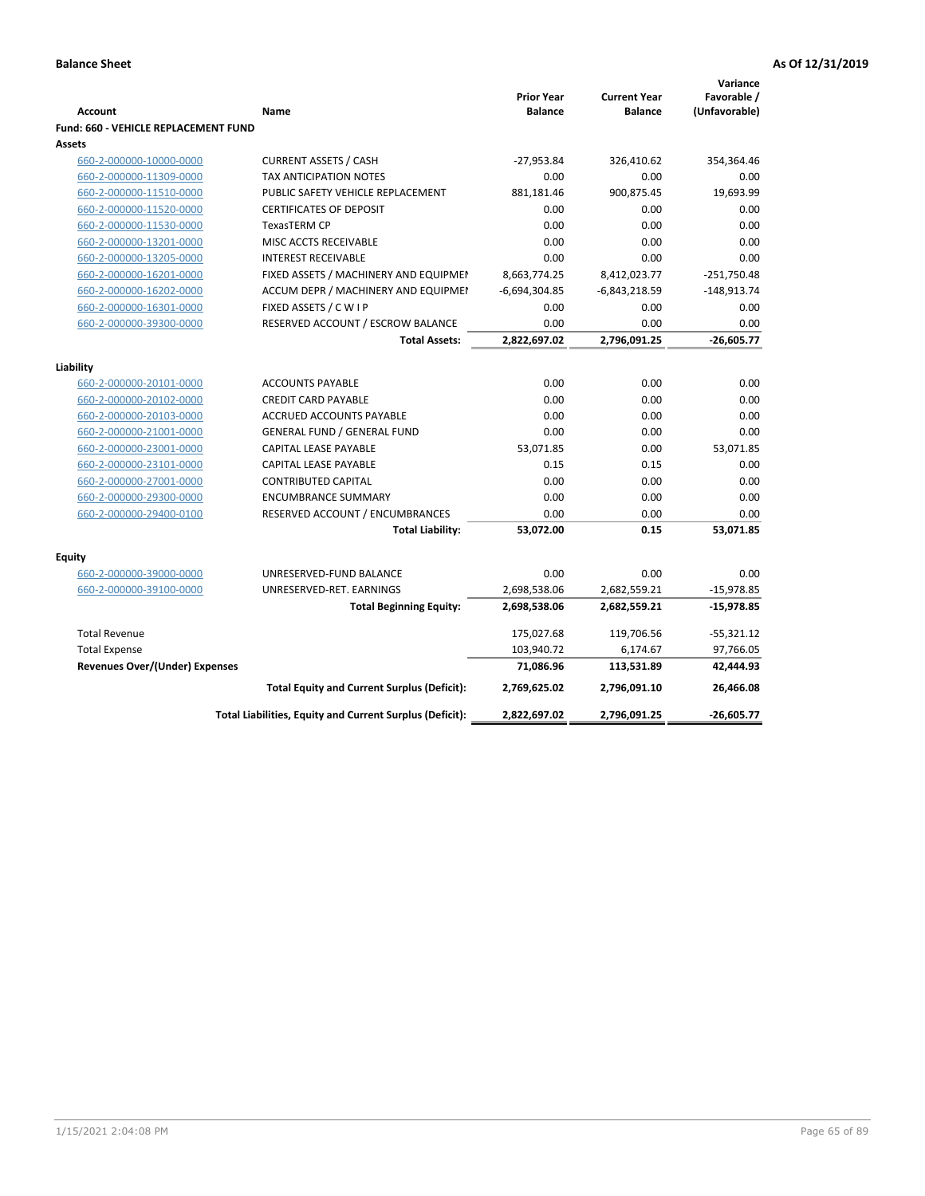**Balance Sheet** **As Of 12/31/2019**

| Account | Name | Prior Year Balance | Current Year Balance | Variance Favorable / (Unfavorable) |
|---|---|---|---|---|
| **Fund: 660 - VEHICLE REPLACEMENT FUND** | | | | |
| **Assets** | | | | |
| 660-2-000000-10000-0000 | CURRENT ASSETS / CASH | -27,953.84 | 326,410.62 | 354,364.46 |
| 660-2-000000-11309-0000 | TAX ANTICIPATION NOTES | 0.00 | 0.00 | 0.00 |
| 660-2-000000-11510-0000 | PUBLIC SAFETY VEHICLE REPLACEMENT | 881,181.46 | 900,875.45 | 19,693.99 |
| 660-2-000000-11520-0000 | CERTIFICATES OF DEPOSIT | 0.00 | 0.00 | 0.00 |
| 660-2-000000-11530-0000 | TexasTERM CP | 0.00 | 0.00 | 0.00 |
| 660-2-000000-13201-0000 | MISC ACCTS RECEIVABLE | 0.00 | 0.00 | 0.00 |
| 660-2-000000-13205-0000 | INTEREST RECEIVABLE | 0.00 | 0.00 | 0.00 |
| 660-2-000000-16201-0000 | FIXED ASSETS / MACHINERY AND EQUIPMEN | 8,663,774.25 | 8,412,023.77 | -251,750.48 |
| 660-2-000000-16202-0000 | ACCUM DEPR / MACHINERY AND EQUIPMEI | -6,694,304.85 | -6,843,218.59 | -148,913.74 |
| 660-2-000000-16301-0000 | FIXED ASSETS / C W I P | 0.00 | 0.00 | 0.00 |
| 660-2-000000-39300-0000 | RESERVED ACCOUNT / ESCROW BALANCE | 0.00 | 0.00 | 0.00 |
| | **Total Assets:** | **2,822,697.02** | **2,796,091.25** | **-26,605.77** |
| **Liability** | | | | |
| 660-2-000000-20101-0000 | ACCOUNTS PAYABLE | 0.00 | 0.00 | 0.00 |
| 660-2-000000-20102-0000 | CREDIT CARD PAYABLE | 0.00 | 0.00 | 0.00 |
| 660-2-000000-20103-0000 | ACCRUED ACCOUNTS PAYABLE | 0.00 | 0.00 | 0.00 |
| 660-2-000000-21001-0000 | GENERAL FUND / GENERAL FUND | 0.00 | 0.00 | 0.00 |
| 660-2-000000-23001-0000 | CAPITAL LEASE PAYABLE | 53,071.85 | 0.00 | 53,071.85 |
| 660-2-000000-23101-0000 | CAPITAL LEASE PAYABLE | 0.15 | 0.15 | 0.00 |
| 660-2-000000-27001-0000 | CONTRIBUTED CAPITAL | 0.00 | 0.00 | 0.00 |
| 660-2-000000-29300-0000 | ENCUMBRANCE SUMMARY | 0.00 | 0.00 | 0.00 |
| 660-2-000000-29400-0100 | RESERVED ACCOUNT / ENCUMBRANCES | 0.00 | 0.00 | 0.00 |
| | **Total Liability:** | **53,072.00** | **0.15** | **53,071.85** |
| **Equity** | | | | |
| 660-2-000000-39000-0000 | UNRESERVED-FUND BALANCE | 0.00 | 0.00 | 0.00 |
| 660-2-000000-39100-0000 | UNRESERVED-RET. EARNINGS | 2,698,538.06 | 2,682,559.21 | -15,978.85 |
| | **Total Beginning Equity:** | **2,698,538.06** | **2,682,559.21** | **-15,978.85** |
| Total Revenue | | 175,027.68 | 119,706.56 | -55,321.12 |
| Total Expense | | 103,940.72 | 6,174.67 | 97,766.05 |
| **Revenues Over/(Under) Expenses** | | **71,086.96** | **113,531.89** | **42,444.93** |
| | **Total Equity and Current Surplus (Deficit):** | **2,769,625.02** | **2,796,091.10** | **26,466.08** |
| | **Total Liabilities, Equity and Current Surplus (Deficit):** | **2,822,697.02** | **2,796,091.25** | **-26,605.77** |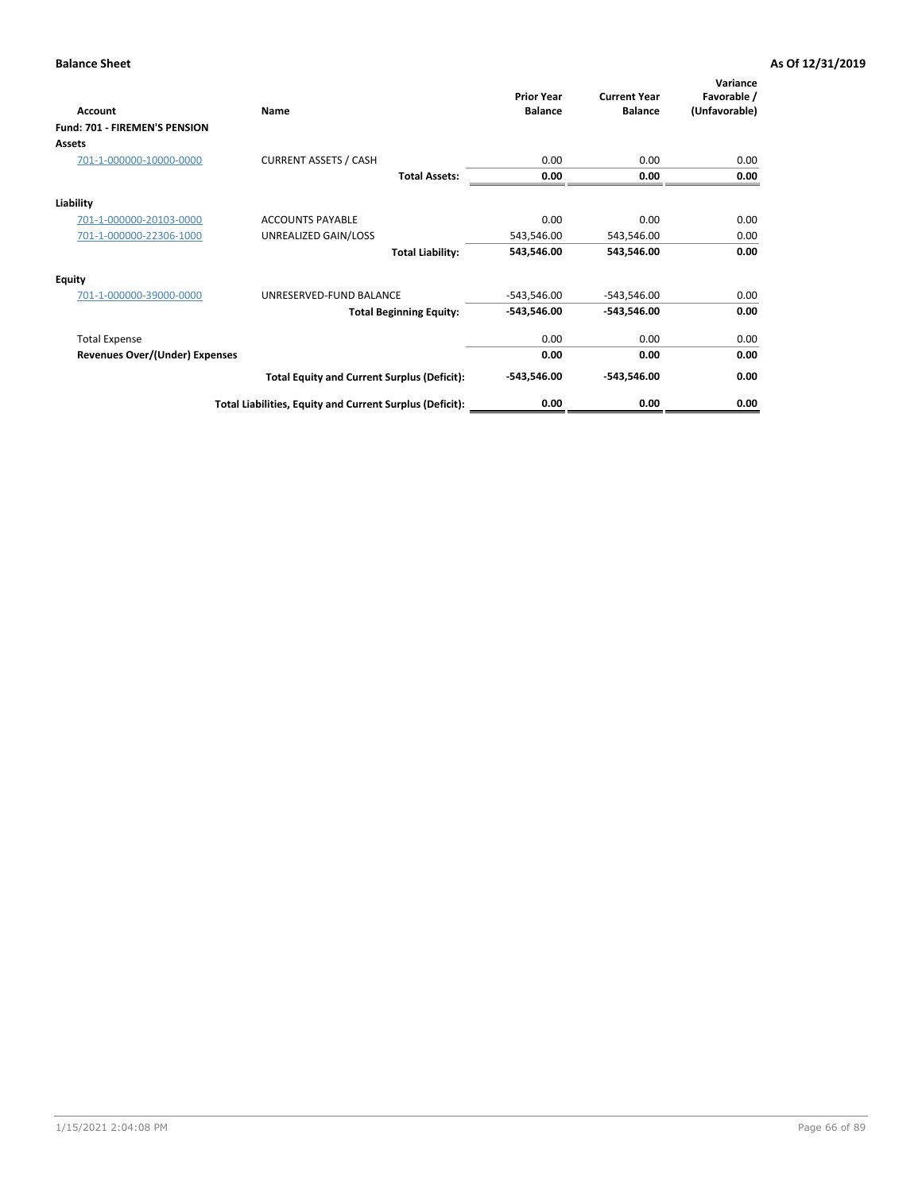**Balance Sheet** **As Of 12/31/2019**

| Account | Name | Prior Year Balance | Current Year Balance | Variance Favorable / (Unfavorable) |
|---|---|---|---|---|
| **Fund: 701 - FIREMEN'S PENSION** | | | | |
| **Assets** | | | | |
| 701-1-000000-10000-0000 | CURRENT ASSETS / CASH | 0.00 | 0.00 | 0.00 |
| | **Total Assets:** | **0.00** | **0.00** | **0.00** |
| **Liability** | | | | |
| 701-1-000000-20103-0000 | ACCOUNTS PAYABLE | 0.00 | 0.00 | 0.00 |
| 701-1-000000-22306-1000 | UNREALIZED GAIN/LOSS | 543,546.00 | 543,546.00 | 0.00 |
| | **Total Liability:** | **543,546.00** | **543,546.00** | **0.00** |
| **Equity** | | | | |
| 701-1-000000-39000-0000 | UNRESERVED-FUND BALANCE | -543,546.00 | -543,546.00 | 0.00 |
| | **Total Beginning Equity:** | **-543,546.00** | **-543,546.00** | **0.00** |
| Total Expense | | 0.00 | 0.00 | 0.00 |
| **Revenues Over/(Under) Expenses** | | **0.00** | **0.00** | **0.00** |
| | **Total Equity and Current Surplus (Deficit):** | **-543,546.00** | **-543,546.00** | **0.00** |
| | **Total Liabilities, Equity and Current Surplus (Deficit):** | **0.00** | **0.00** | **0.00** |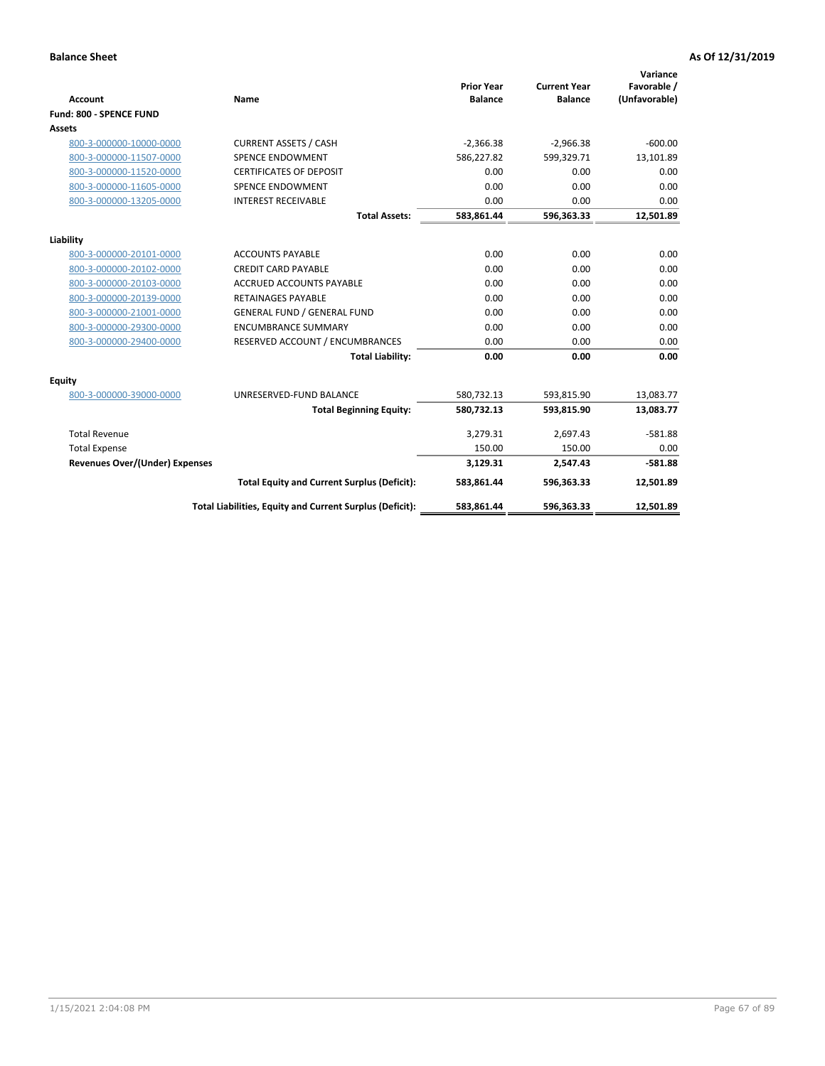**Balance Sheet** **As Of 12/31/2019**

| Account | Name | Prior Year Balance | Current Year Balance | Variance Favorable / (Unfavorable) |
|---|---|---|---|---|
| **Fund: 800 - SPENCE FUND** | | | | |
| **Assets** | | | | |
| 800-3-000000-10000-0000 | CURRENT ASSETS / CASH | -2,366.38 | -2,966.38 | -600.00 |
| 800-3-000000-11507-0000 | SPENCE ENDOWMENT | 586,227.82 | 599,329.71 | 13,101.89 |
| 800-3-000000-11520-0000 | CERTIFICATES OF DEPOSIT | 0.00 | 0.00 | 0.00 |
| 800-3-000000-11605-0000 | SPENCE ENDOWMENT | 0.00 | 0.00 | 0.00 |
| 800-3-000000-13205-0000 | INTEREST RECEIVABLE | 0.00 | 0.00 | 0.00 |
| | **Total Assets:** | **583,861.44** | **596,363.33** | **12,501.89** |
| **Liability** | | | | |
| 800-3-000000-20101-0000 | ACCOUNTS PAYABLE | 0.00 | 0.00 | 0.00 |
| 800-3-000000-20102-0000 | CREDIT CARD PAYABLE | 0.00 | 0.00 | 0.00 |
| 800-3-000000-20103-0000 | ACCRUED ACCOUNTS PAYABLE | 0.00 | 0.00 | 0.00 |
| 800-3-000000-20139-0000 | RETAINAGES PAYABLE | 0.00 | 0.00 | 0.00 |
| 800-3-000000-21001-0000 | GENERAL FUND / GENERAL FUND | 0.00 | 0.00 | 0.00 |
| 800-3-000000-29300-0000 | ENCUMBRANCE SUMMARY | 0.00 | 0.00 | 0.00 |
| 800-3-000000-29400-0000 | RESERVED ACCOUNT / ENCUMBRANCES | 0.00 | 0.00 | 0.00 |
| | **Total Liability:** | **0.00** | **0.00** | **0.00** |
| **Equity** | | | | |
| 800-3-000000-39000-0000 | UNRESERVED-FUND BALANCE | 580,732.13 | 593,815.90 | 13,083.77 |
| | **Total Beginning Equity:** | **580,732.13** | **593,815.90** | **13,083.77** |
| Total Revenue | | 3,279.31 | 2,697.43 | -581.88 |
| Total Expense | | 150.00 | 150.00 | 0.00 |
| **Revenues Over/(Under) Expenses** | | **3,129.31** | **2,547.43** | **-581.88** |
| | **Total Equity and Current Surplus (Deficit):** | **583,861.44** | **596,363.33** | **12,501.89** |
| | **Total Liabilities, Equity and Current Surplus (Deficit):** | **583,861.44** | **596,363.33** | **12,501.89** |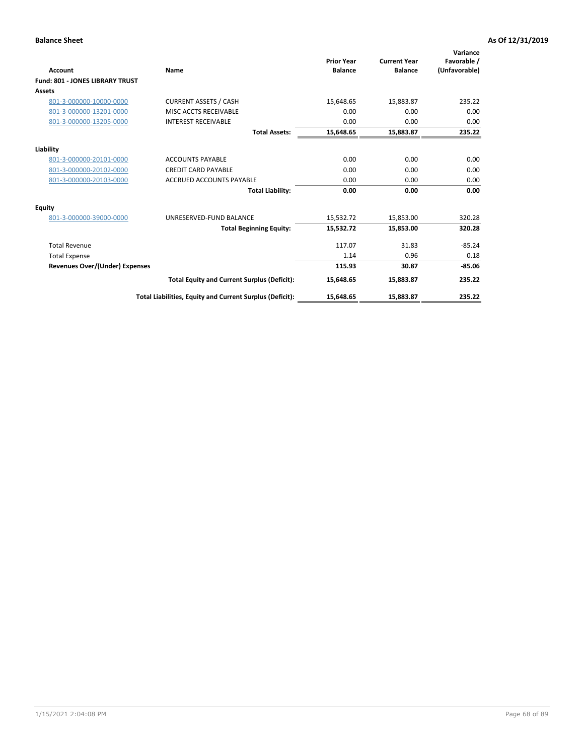**Balance Sheet** **As Of 12/31/2019**

| Account | Name | Prior Year Balance | Current Year Balance | Variance Favorable / (Unfavorable) |
|---|---|---|---|---|
| **Fund: 801 - JONES LIBRARY TRUST** | | | | |
| **Assets** | | | | |
| 801-3-000000-10000-0000 | CURRENT ASSETS / CASH | 15,648.65 | 15,883.87 | 235.22 |
| 801-3-000000-13201-0000 | MISC ACCTS RECEIVABLE | 0.00 | 0.00 | 0.00 |
| 801-3-000000-13205-0000 | INTEREST RECEIVABLE | 0.00 | 0.00 | 0.00 |
| | **Total Assets:** | **15,648.65** | **15,883.87** | **235.22** |
| **Liability** | | | | |
| 801-3-000000-20101-0000 | ACCOUNTS PAYABLE | 0.00 | 0.00 | 0.00 |
| 801-3-000000-20102-0000 | CREDIT CARD PAYABLE | 0.00 | 0.00 | 0.00 |
| 801-3-000000-20103-0000 | ACCRUED ACCOUNTS PAYABLE | 0.00 | 0.00 | 0.00 |
| | **Total Liability:** | **0.00** | **0.00** | **0.00** |
| **Equity** | | | | |
| 801-3-000000-39000-0000 | UNRESERVED-FUND BALANCE | 15,532.72 | 15,853.00 | 320.28 |
| | **Total Beginning Equity:** | **15,532.72** | **15,853.00** | **320.28** |
| Total Revenue | | 117.07 | 31.83 | -85.24 |
| Total Expense | | 1.14 | 0.96 | 0.18 |
| **Revenues Over/(Under) Expenses** | | **115.93** | **30.87** | **-85.06** |
| | **Total Equity and Current Surplus (Deficit):** | **15,648.65** | **15,883.87** | **235.22** |
| | **Total Liabilities, Equity and Current Surplus (Deficit):** | **15,648.65** | **15,883.87** | **235.22** |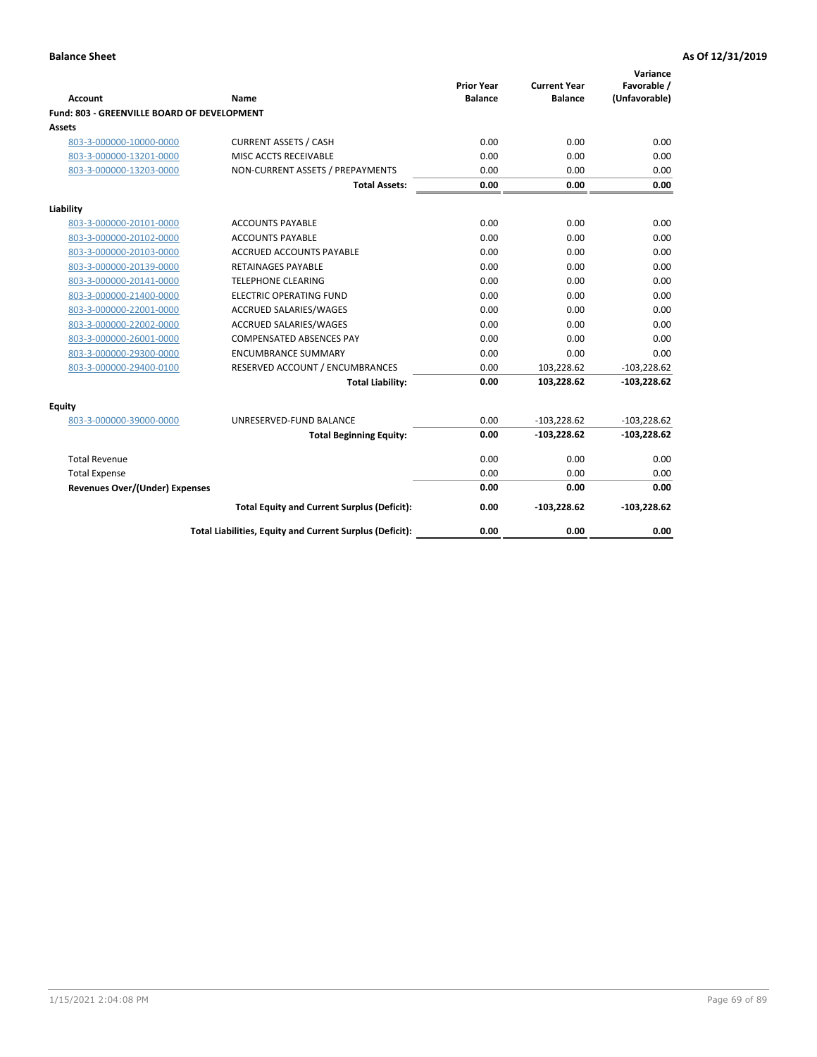**Balance Sheet** **As Of 12/31/2019**

| Account | Name | Prior Year Balance | Current Year Balance | Variance Favorable / (Unfavorable) |
|---|---|---|---|---|
| **Fund: 803 - GREENVILLE BOARD OF DEVELOPMENT** | | | | |
| **Assets** | | | | |
| 803-3-000000-10000-0000 | CURRENT ASSETS / CASH | 0.00 | 0.00 | 0.00 |
| 803-3-000000-13201-0000 | MISC ACCTS RECEIVABLE | 0.00 | 0.00 | 0.00 |
| 803-3-000000-13203-0000 | NON-CURRENT ASSETS / PREPAYMENTS | 0.00 | 0.00 | 0.00 |
| | **Total Assets:** | **0.00** | **0.00** | **0.00** |
| **Liability** | | | | |
| 803-3-000000-20101-0000 | ACCOUNTS PAYABLE | 0.00 | 0.00 | 0.00 |
| 803-3-000000-20102-0000 | ACCOUNTS PAYABLE | 0.00 | 0.00 | 0.00 |
| 803-3-000000-20103-0000 | ACCRUED ACCOUNTS PAYABLE | 0.00 | 0.00 | 0.00 |
| 803-3-000000-20139-0000 | RETAINAGES PAYABLE | 0.00 | 0.00 | 0.00 |
| 803-3-000000-20141-0000 | TELEPHONE CLEARING | 0.00 | 0.00 | 0.00 |
| 803-3-000000-21400-0000 | ELECTRIC OPERATING FUND | 0.00 | 0.00 | 0.00 |
| 803-3-000000-22001-0000 | ACCRUED SALARIES/WAGES | 0.00 | 0.00 | 0.00 |
| 803-3-000000-22002-0000 | ACCRUED SALARIES/WAGES | 0.00 | 0.00 | 0.00 |
| 803-3-000000-26001-0000 | COMPENSATED ABSENCES PAY | 0.00 | 0.00 | 0.00 |
| 803-3-000000-29300-0000 | ENCUMBRANCE SUMMARY | 0.00 | 0.00 | 0.00 |
| 803-3-000000-29400-0100 | RESERVED ACCOUNT / ENCUMBRANCES | 0.00 | 103,228.62 | -103,228.62 |
| | **Total Liability:** | **0.00** | **103,228.62** | **-103,228.62** |
| **Equity** | | | | |
| 803-3-000000-39000-0000 | UNRESERVED-FUND BALANCE | 0.00 | -103,228.62 | -103,228.62 |
| | **Total Beginning Equity:** | **0.00** | **-103,228.62** | **-103,228.62** |
| Total Revenue | | 0.00 | 0.00 | 0.00 |
| Total Expense | | 0.00 | 0.00 | 0.00 |
| **Revenues Over/(Under) Expenses** | | **0.00** | **0.00** | **0.00** |
| | **Total Equity and Current Surplus (Deficit):** | **0.00** | **-103,228.62** | **-103,228.62** |
| | **Total Liabilities, Equity and Current Surplus (Deficit):** | **0.00** | **0.00** | **0.00** |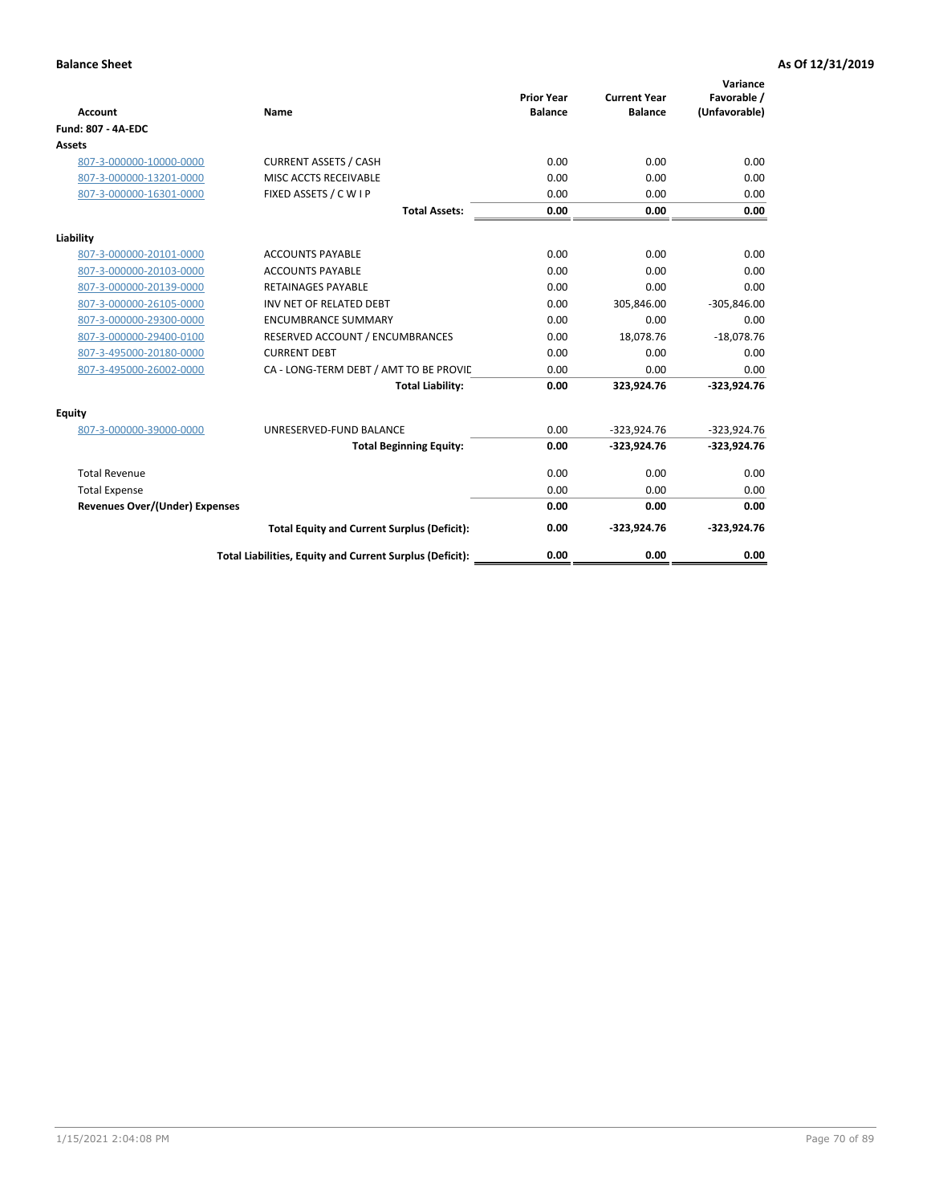**Balance Sheet** **As Of 12/31/2019**

| Account | Name | Prior Year Balance | Current Year Balance | Variance Favorable / (Unfavorable) |
|---|---|---|---|---|
| **Fund: 807 - 4A-EDC** | | | | |
| **Assets** | | | | |
| 807-3-000000-10000-0000 | CURRENT ASSETS / CASH | 0.00 | 0.00 | 0.00 |
| 807-3-000000-13201-0000 | MISC ACCTS RECEIVABLE | 0.00 | 0.00 | 0.00 |
| 807-3-000000-16301-0000 | FIXED ASSETS / C W I P | 0.00 | 0.00 | 0.00 |
| | **Total Assets:** | **0.00** | **0.00** | **0.00** |
| **Liability** | | | | |
| 807-3-000000-20101-0000 | ACCOUNTS PAYABLE | 0.00 | 0.00 | 0.00 |
| 807-3-000000-20103-0000 | ACCOUNTS PAYABLE | 0.00 | 0.00 | 0.00 |
| 807-3-000000-20139-0000 | RETAINAGES PAYABLE | 0.00 | 0.00 | 0.00 |
| 807-3-000000-26105-0000 | INV NET OF RELATED DEBT | 0.00 | 305,846.00 | -305,846.00 |
| 807-3-000000-29300-0000 | ENCUMBRANCE SUMMARY | 0.00 | 0.00 | 0.00 |
| 807-3-000000-29400-0100 | RESERVED ACCOUNT / ENCUMBRANCES | 0.00 | 18,078.76 | -18,078.76 |
| 807-3-495000-20180-0000 | CURRENT DEBT | 0.00 | 0.00 | 0.00 |
| 807-3-495000-26002-0000 | CA - LONG-TERM DEBT / AMT TO BE PROVIC | 0.00 | 0.00 | 0.00 |
| | **Total Liability:** | **0.00** | **323,924.76** | **-323,924.76** |
| **Equity** | | | | |
| 807-3-000000-39000-0000 | UNRESERVED-FUND BALANCE | 0.00 | -323,924.76 | -323,924.76 |
| | **Total Beginning Equity:** | **0.00** | **-323,924.76** | **-323,924.76** |
| Total Revenue | | 0.00 | 0.00 | 0.00 |
| Total Expense | | 0.00 | 0.00 | 0.00 |
| **Revenues Over/(Under) Expenses** | | **0.00** | **0.00** | **0.00** |
| | **Total Equity and Current Surplus (Deficit):** | **0.00** | **-323,924.76** | **-323,924.76** |
| | **Total Liabilities, Equity and Current Surplus (Deficit):** | **0.00** | **0.00** | **0.00** |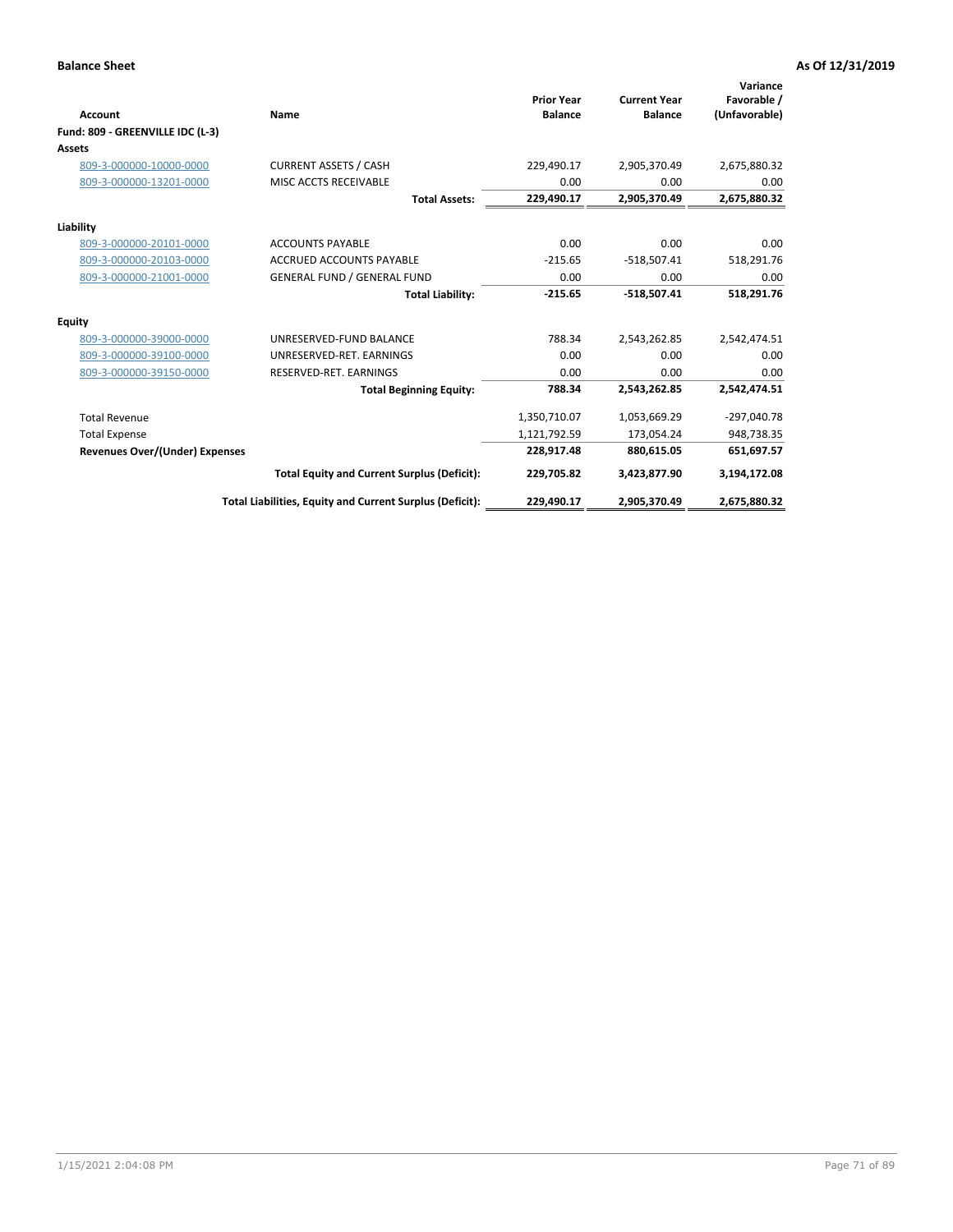**Balance Sheet** **As Of 12/31/2019**

| Account | Name | Prior Year Balance | Current Year Balance | Variance Favorable / (Unfavorable) |
|---|---|---|---|---|
| **Fund: 809 - GREENVILLE IDC (L-3)** | | | | |
| **Assets** | | | | |
| 809-3-000000-10000-0000 | CURRENT ASSETS / CASH | 229,490.17 | 2,905,370.49 | 2,675,880.32 |
| 809-3-000000-13201-0000 | MISC ACCTS RECEIVABLE | 0.00 | 0.00 | 0.00 |
| | **Total Assets:** | **229,490.17** | **2,905,370.49** | **2,675,880.32** |
| **Liability** | | | | |
| 809-3-000000-20101-0000 | ACCOUNTS PAYABLE | 0.00 | 0.00 | 0.00 |
| 809-3-000000-20103-0000 | ACCRUED ACCOUNTS PAYABLE | -215.65 | -518,507.41 | 518,291.76 |
| 809-3-000000-21001-0000 | GENERAL FUND / GENERAL FUND | 0.00 | 0.00 | 0.00 |
| | **Total Liability:** | **-215.65** | **-518,507.41** | **518,291.76** |
| **Equity** | | | | |
| 809-3-000000-39000-0000 | UNRESERVED-FUND BALANCE | 788.34 | 2,543,262.85 | 2,542,474.51 |
| 809-3-000000-39100-0000 | UNRESERVED-RET. EARNINGS | 0.00 | 0.00 | 0.00 |
| 809-3-000000-39150-0000 | RESERVED-RET. EARNINGS | 0.00 | 0.00 | 0.00 |
| | **Total Beginning Equity:** | **788.34** | **2,543,262.85** | **2,542,474.51** |
| Total Revenue | | 1,350,710.07 | 1,053,669.29 | -297,040.78 |
| Total Expense | | 1,121,792.59 | 173,054.24 | 948,738.35 |
| **Revenues Over/(Under) Expenses** | | **228,917.48** | **880,615.05** | **651,697.57** |
| | **Total Equity and Current Surplus (Deficit):** | **229,705.82** | **3,423,877.90** | **3,194,172.08** |
| | **Total Liabilities, Equity and Current Surplus (Deficit):** | **229,490.17** | **2,905,370.49** | **2,675,880.32** |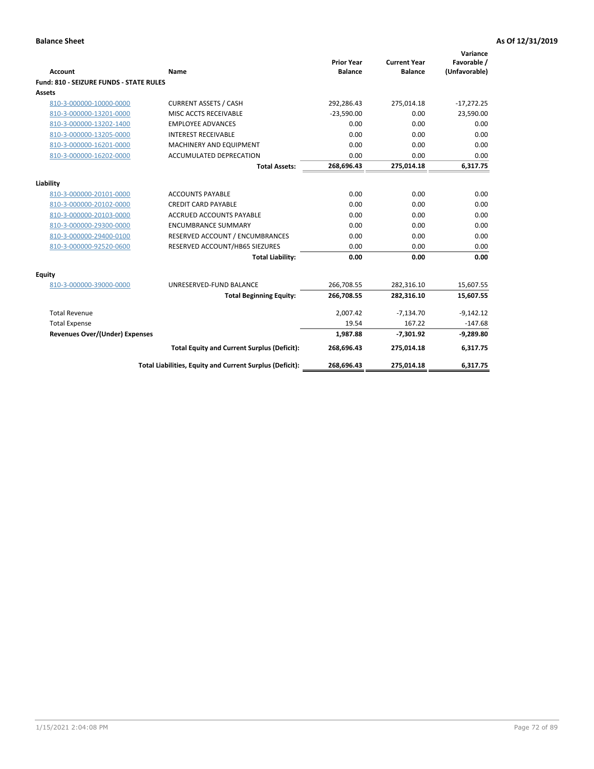**Balance Sheet** **As Of 12/31/2019**

| Account | Name | Prior Year Balance | Current Year Balance | Variance Favorable / (Unfavorable) |
|---|---|---|---|---|
| **Fund: 810 - SEIZURE FUNDS - STATE RULES** | | | | |
| **Assets** | | | | |
| 810-3-000000-10000-0000 | CURRENT ASSETS / CASH | 292,286.43 | 275,014.18 | -17,272.25 |
| 810-3-000000-13201-0000 | MISC ACCTS RECEIVABLE | -23,590.00 | 0.00 | 23,590.00 |
| 810-3-000000-13202-1400 | EMPLOYEE ADVANCES | 0.00 | 0.00 | 0.00 |
| 810-3-000000-13205-0000 | INTEREST RECEIVABLE | 0.00 | 0.00 | 0.00 |
| 810-3-000000-16201-0000 | MACHINERY AND EQUIPMENT | 0.00 | 0.00 | 0.00 |
| 810-3-000000-16202-0000 | ACCUMULATED DEPRECATION | 0.00 | 0.00 | 0.00 |
| | **Total Assets:** | **268,696.43** | **275,014.18** | **6,317.75** |
| **Liability** | | | | |
| 810-3-000000-20101-0000 | ACCOUNTS PAYABLE | 0.00 | 0.00 | 0.00 |
| 810-3-000000-20102-0000 | CREDIT CARD PAYABLE | 0.00 | 0.00 | 0.00 |
| 810-3-000000-20103-0000 | ACCRUED ACCOUNTS PAYABLE | 0.00 | 0.00 | 0.00 |
| 810-3-000000-29300-0000 | ENCUMBRANCE SUMMARY | 0.00 | 0.00 | 0.00 |
| 810-3-000000-29400-0100 | RESERVED ACCOUNT / ENCUMBRANCES | 0.00 | 0.00 | 0.00 |
| 810-3-000000-92520-0600 | RESERVED ACCOUNT/HB65 SIEZURES | 0.00 | 0.00 | 0.00 |
| | **Total Liability:** | **0.00** | **0.00** | **0.00** |
| **Equity** | | | | |
| 810-3-000000-39000-0000 | UNRESERVED-FUND BALANCE | 266,708.55 | 282,316.10 | 15,607.55 |
| | **Total Beginning Equity:** | **266,708.55** | **282,316.10** | **15,607.55** |
| Total Revenue | | 2,007.42 | -7,134.70 | -9,142.12 |
| Total Expense | | 19.54 | 167.22 | -147.68 |
| **Revenues Over/(Under) Expenses** | | **1,987.88** | **-7,301.92** | **-9,289.80** |
| | **Total Equity and Current Surplus (Deficit):** | **268,696.43** | **275,014.18** | **6,317.75** |
| | **Total Liabilities, Equity and Current Surplus (Deficit):** | **268,696.43** | **275,014.18** | **6,317.75** |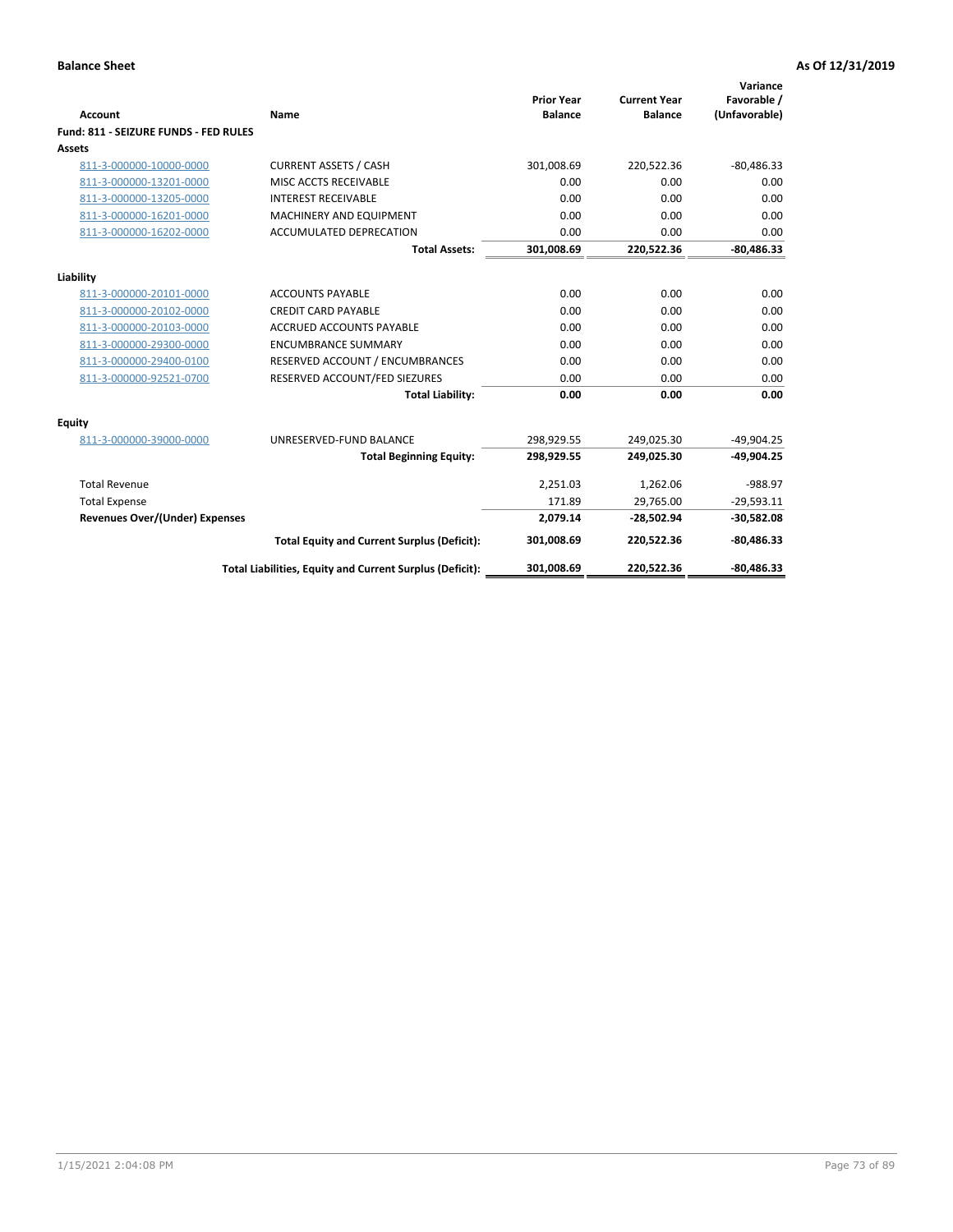**Balance Sheet** **As Of 12/31/2019**

| Account | Name | Prior Year Balance | Current Year Balance | Variance Favorable / (Unfavorable) |
|---|---|---|---|---|
| **Fund: 811 - SEIZURE FUNDS - FED RULES** | | | | |
| **Assets** | | | | |
| 811-3-000000-10000-0000 | CURRENT ASSETS / CASH | 301,008.69 | 220,522.36 | -80,486.33 |
| 811-3-000000-13201-0000 | MISC ACCTS RECEIVABLE | 0.00 | 0.00 | 0.00 |
| 811-3-000000-13205-0000 | INTEREST RECEIVABLE | 0.00 | 0.00 | 0.00 |
| 811-3-000000-16201-0000 | MACHINERY AND EQUIPMENT | 0.00 | 0.00 | 0.00 |
| 811-3-000000-16202-0000 | ACCUMULATED DEPRECATION | 0.00 | 0.00 | 0.00 |
| | **Total Assets:** | **301,008.69** | **220,522.36** | **-80,486.33** |
| **Liability** | | | | |
| 811-3-000000-20101-0000 | ACCOUNTS PAYABLE | 0.00 | 0.00 | 0.00 |
| 811-3-000000-20102-0000 | CREDIT CARD PAYABLE | 0.00 | 0.00 | 0.00 |
| 811-3-000000-20103-0000 | ACCRUED ACCOUNTS PAYABLE | 0.00 | 0.00 | 0.00 |
| 811-3-000000-29300-0000 | ENCUMBRANCE SUMMARY | 0.00 | 0.00 | 0.00 |
| 811-3-000000-29400-0100 | RESERVED ACCOUNT / ENCUMBRANCES | 0.00 | 0.00 | 0.00 |
| 811-3-000000-92521-0700 | RESERVED ACCOUNT/FED SIEZURES | 0.00 | 0.00 | 0.00 |
| | **Total Liability:** | **0.00** | **0.00** | **0.00** |
| **Equity** | | | | |
| 811-3-000000-39000-0000 | UNRESERVED-FUND BALANCE | 298,929.55 | 249,025.30 | -49,904.25 |
| | **Total Beginning Equity:** | **298,929.55** | **249,025.30** | **-49,904.25** |
| Total Revenue | | 2,251.03 | 1,262.06 | -988.97 |
| Total Expense | | 171.89 | 29,765.00 | -29,593.11 |
| **Revenues Over/(Under) Expenses** | | **2,079.14** | **-28,502.94** | **-30,582.08** |
| | **Total Equity and Current Surplus (Deficit):** | **301,008.69** | **220,522.36** | **-80,486.33** |
| | **Total Liabilities, Equity and Current Surplus (Deficit):** | **301,008.69** | **220,522.36** | **-80,486.33** |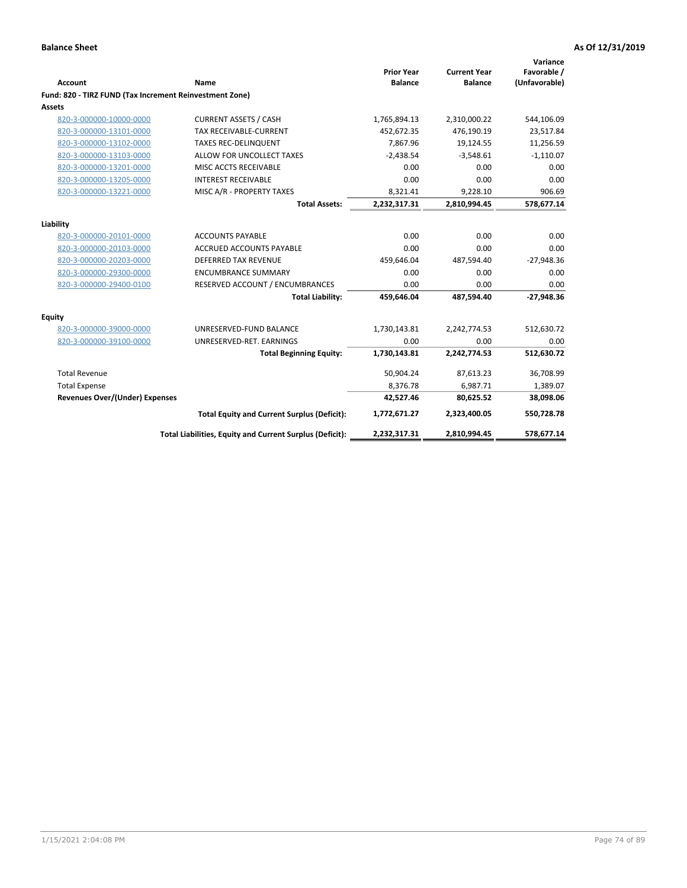**Balance Sheet** **As Of 12/31/2019**

| Account | Name | Prior Year Balance | Current Year Balance | Variance Favorable / (Unfavorable) |
|---|---|---|---|---|
| **Fund: 820 - TIRZ FUND (Tax Increment Reinvestment Zone)** | | | | |
| **Assets** | | | | |
| 820-3-000000-10000-0000 | CURRENT ASSETS / CASH | 1,765,894.13 | 2,310,000.22 | 544,106.09 |
| 820-3-000000-13101-0000 | TAX RECEIVABLE-CURRENT | 452,672.35 | 476,190.19 | 23,517.84 |
| 820-3-000000-13102-0000 | TAXES REC-DELINQUENT | 7,867.96 | 19,124.55 | 11,256.59 |
| 820-3-000000-13103-0000 | ALLOW FOR UNCOLLECT TAXES | -2,438.54 | -3,548.61 | -1,110.07 |
| 820-3-000000-13201-0000 | MISC ACCTS RECEIVABLE | 0.00 | 0.00 | 0.00 |
| 820-3-000000-13205-0000 | INTEREST RECEIVABLE | 0.00 | 0.00 | 0.00 |
| 820-3-000000-13221-0000 | MISC A/R - PROPERTY TAXES | 8,321.41 | 9,228.10 | 906.69 |
| | **Total Assets:** | **2,232,317.31** | **2,810,994.45** | **578,677.14** |
| **Liability** | | | | |
| 820-3-000000-20101-0000 | ACCOUNTS PAYABLE | 0.00 | 0.00 | 0.00 |
| 820-3-000000-20103-0000 | ACCRUED ACCOUNTS PAYABLE | 0.00 | 0.00 | 0.00 |
| 820-3-000000-20203-0000 | DEFERRED TAX REVENUE | 459,646.04 | 487,594.40 | -27,948.36 |
| 820-3-000000-29300-0000 | ENCUMBRANCE SUMMARY | 0.00 | 0.00 | 0.00 |
| 820-3-000000-29400-0100 | RESERVED ACCOUNT / ENCUMBRANCES | 0.00 | 0.00 | 0.00 |
| | **Total Liability:** | **459,646.04** | **487,594.40** | **-27,948.36** |
| **Equity** | | | | |
| 820-3-000000-39000-0000 | UNRESERVED-FUND BALANCE | 1,730,143.81 | 2,242,774.53 | 512,630.72 |
| 820-3-000000-39100-0000 | UNRESERVED-RET. EARNINGS | 0.00 | 0.00 | 0.00 |
| | **Total Beginning Equity:** | **1,730,143.81** | **2,242,774.53** | **512,630.72** |
| Total Revenue | | 50,904.24 | 87,613.23 | 36,708.99 |
| Total Expense | | 8,376.78 | 6,987.71 | 1,389.07 |
| **Revenues Over/(Under) Expenses** | | **42,527.46** | **80,625.52** | **38,098.06** |
| | **Total Equity and Current Surplus (Deficit):** | **1,772,671.27** | **2,323,400.05** | **550,728.78** |
| | **Total Liabilities, Equity and Current Surplus (Deficit):** | **2,232,317.31** | **2,810,994.45** | **578,677.14** |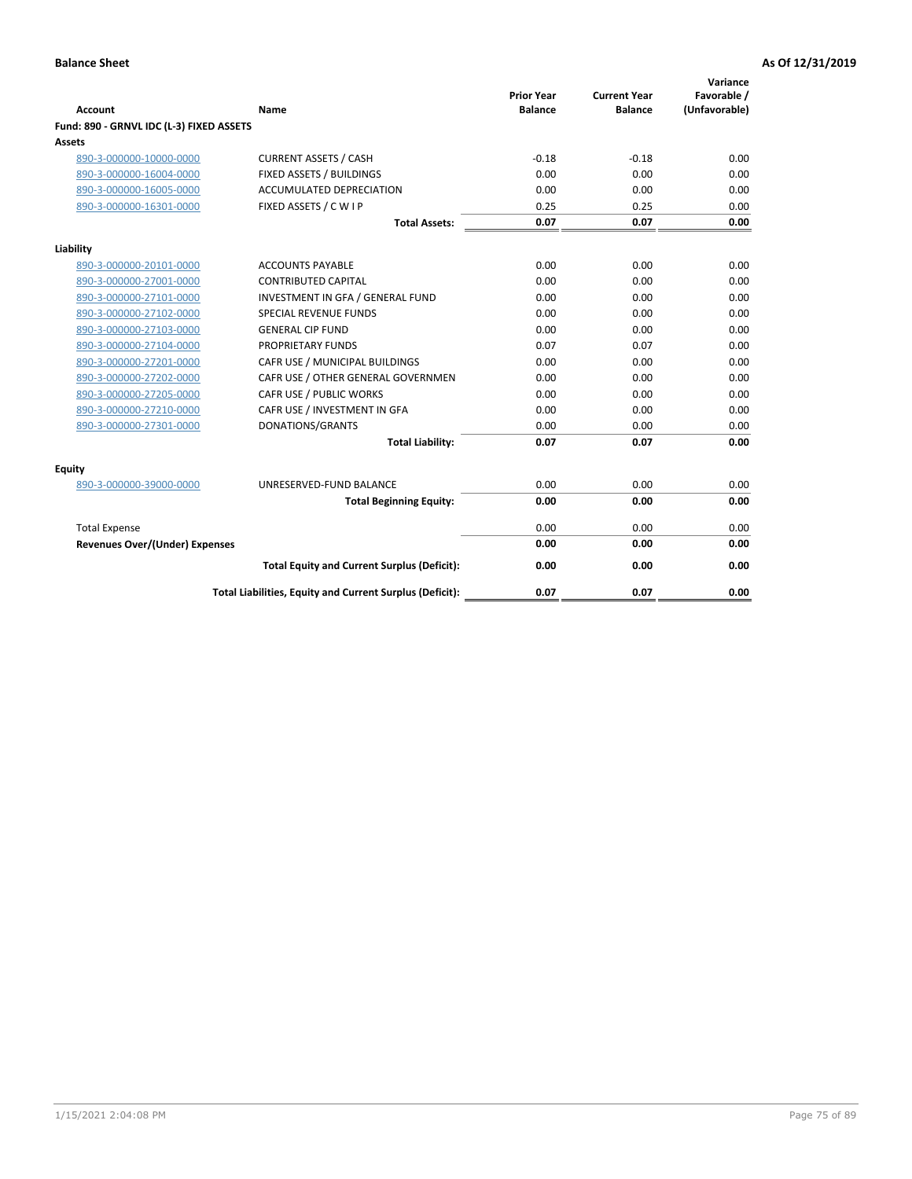**Balance Sheet** | **As Of 12/31/2019**

| Account | Name | Prior Year Balance | Current Year Balance | Variance Favorable / (Unfavorable) |
|---|---|---|---|---|
| **Fund: 890 - GRNVL IDC (L-3) FIXED ASSETS** | | | | |
| **Assets** | | | | |
| 890-3-000000-10000-0000 | CURRENT ASSETS / CASH | -0.18 | -0.18 | 0.00 |
| 890-3-000000-16004-0000 | FIXED ASSETS / BUILDINGS | 0.00 | 0.00 | 0.00 |
| 890-3-000000-16005-0000 | ACCUMULATED DEPRECIATION | 0.00 | 0.00 | 0.00 |
| 890-3-000000-16301-0000 | FIXED ASSETS / C W I P | 0.25 | 0.25 | 0.00 |
| | **Total Assets:** | **0.07** | **0.07** | **0.00** |
| **Liability** | | | | |
| 890-3-000000-20101-0000 | ACCOUNTS PAYABLE | 0.00 | 0.00 | 0.00 |
| 890-3-000000-27001-0000 | CONTRIBUTED CAPITAL | 0.00 | 0.00 | 0.00 |
| 890-3-000000-27101-0000 | INVESTMENT IN GFA / GENERAL FUND | 0.00 | 0.00 | 0.00 |
| 890-3-000000-27102-0000 | SPECIAL REVENUE FUNDS | 0.00 | 0.00 | 0.00 |
| 890-3-000000-27103-0000 | GENERAL CIP FUND | 0.00 | 0.00 | 0.00 |
| 890-3-000000-27104-0000 | PROPRIETARY FUNDS | 0.07 | 0.07 | 0.00 |
| 890-3-000000-27201-0000 | CAFR USE / MUNICIPAL BUILDINGS | 0.00 | 0.00 | 0.00 |
| 890-3-000000-27202-0000 | CAFR USE / OTHER GENERAL GOVERNMEN | 0.00 | 0.00 | 0.00 |
| 890-3-000000-27205-0000 | CAFR USE / PUBLIC WORKS | 0.00 | 0.00 | 0.00 |
| 890-3-000000-27210-0000 | CAFR USE / INVESTMENT IN GFA | 0.00 | 0.00 | 0.00 |
| 890-3-000000-27301-0000 | DONATIONS/GRANTS | 0.00 | 0.00 | 0.00 |
| | **Total Liability:** | **0.07** | **0.07** | **0.00** |
| **Equity** | | | | |
| 890-3-000000-39000-0000 | UNRESERVED-FUND BALANCE | 0.00 | 0.00 | 0.00 |
| | **Total Beginning Equity:** | **0.00** | **0.00** | **0.00** |
| Total Expense | | 0.00 | 0.00 | 0.00 |
| **Revenues Over/(Under) Expenses** | | **0.00** | **0.00** | **0.00** |
| | **Total Equity and Current Surplus (Deficit):** | **0.00** | **0.00** | **0.00** |
| | **Total Liabilities, Equity and Current Surplus (Deficit):** | **0.07** | **0.07** | **0.00** |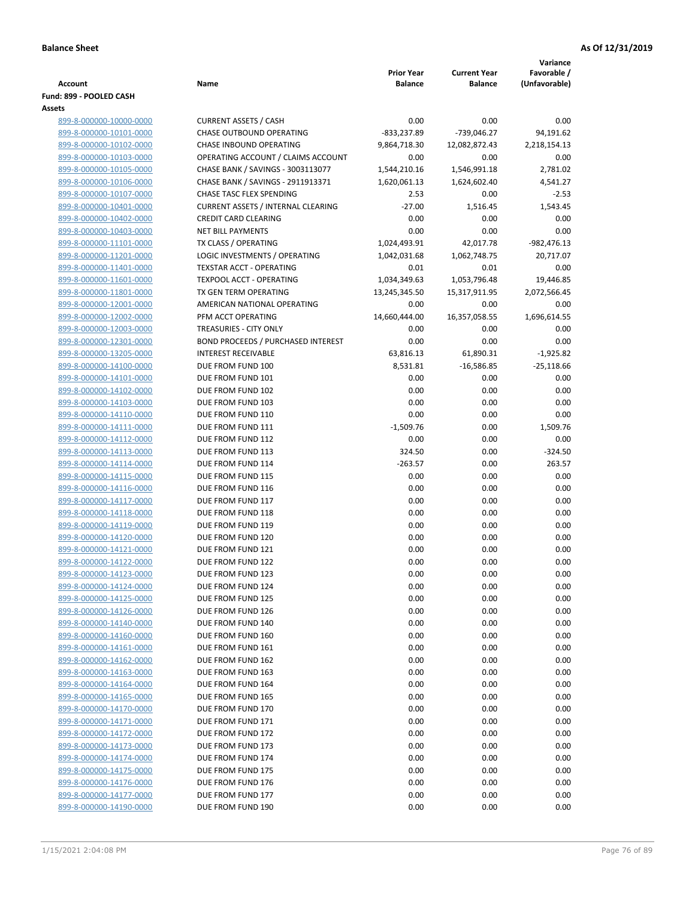**Balance Sheet** **As Of 12/31/2019**

| Account | Name | Prior Year Balance | Current Year Balance | Variance Favorable / (Unfavorable) |
|---|---|---|---|---|
| **Fund: 899 - POOLED CASH** | | | | |
| **Assets** | | | | |
| 899-8-000000-10000-0000 | CURRENT ASSETS / CASH | 0.00 | 0.00 | 0.00 |
| 899-8-000000-10101-0000 | CHASE OUTBOUND OPERATING | -833,237.89 | -739,046.27 | 94,191.62 |
| 899-8-000000-10102-0000 | CHASE INBOUND OPERATING | 9,864,718.30 | 12,082,872.43 | 2,218,154.13 |
| 899-8-000000-10103-0000 | OPERATING ACCOUNT / CLAIMS ACCOUNT | 0.00 | 0.00 | 0.00 |
| 899-8-000000-10105-0000 | CHASE BANK / SAVINGS - 3003113077 | 1,544,210.16 | 1,546,991.18 | 2,781.02 |
| 899-8-000000-10106-0000 | CHASE BANK / SAVINGS - 2911913371 | 1,620,061.13 | 1,624,602.40 | 4,541.27 |
| 899-8-000000-10107-0000 | CHASE TASC FLEX SPENDING | 2.53 | 0.00 | -2.53 |
| 899-8-000000-10401-0000 | CURRENT ASSETS / INTERNAL CLEARING | -27.00 | 1,516.45 | 1,543.45 |
| 899-8-000000-10402-0000 | CREDIT CARD CLEARING | 0.00 | 0.00 | 0.00 |
| 899-8-000000-10403-0000 | NET BILL PAYMENTS | 0.00 | 0.00 | 0.00 |
| 899-8-000000-11101-0000 | TX CLASS / OPERATING | 1,024,493.91 | 42,017.78 | -982,476.13 |
| 899-8-000000-11201-0000 | LOGIC INVESTMENTS / OPERATING | 1,042,031.68 | 1,062,748.75 | 20,717.07 |
| 899-8-000000-11401-0000 | TEXSTAR ACCT - OPERATING | 0.01 | 0.01 | 0.00 |
| 899-8-000000-11601-0000 | TEXPOOL ACCT - OPERATING | 1,034,349.63 | 1,053,796.48 | 19,446.85 |
| 899-8-000000-11801-0000 | TX GEN TERM OPERATING | 13,245,345.50 | 15,317,911.95 | 2,072,566.45 |
| 899-8-000000-12001-0000 | AMERICAN NATIONAL OPERATING | 0.00 | 0.00 | 0.00 |
| 899-8-000000-12002-0000 | PFM ACCT OPERATING | 14,660,444.00 | 16,357,058.55 | 1,696,614.55 |
| 899-8-000000-12003-0000 | TREASURIES - CITY ONLY | 0.00 | 0.00 | 0.00 |
| 899-8-000000-12301-0000 | BOND PROCEEDS / PURCHASED INTEREST | 0.00 | 0.00 | 0.00 |
| 899-8-000000-13205-0000 | INTEREST RECEIVABLE | 63,816.13 | 61,890.31 | -1,925.82 |
| 899-8-000000-14100-0000 | DUE FROM FUND 100 | 8,531.81 | -16,586.85 | -25,118.66 |
| 899-8-000000-14101-0000 | DUE FROM FUND 101 | 0.00 | 0.00 | 0.00 |
| 899-8-000000-14102-0000 | DUE FROM FUND 102 | 0.00 | 0.00 | 0.00 |
| 899-8-000000-14103-0000 | DUE FROM FUND 103 | 0.00 | 0.00 | 0.00 |
| 899-8-000000-14110-0000 | DUE FROM FUND 110 | 0.00 | 0.00 | 0.00 |
| 899-8-000000-14111-0000 | DUE FROM FUND 111 | -1,509.76 | 0.00 | 1,509.76 |
| 899-8-000000-14112-0000 | DUE FROM FUND 112 | 0.00 | 0.00 | 0.00 |
| 899-8-000000-14113-0000 | DUE FROM FUND 113 | 324.50 | 0.00 | -324.50 |
| 899-8-000000-14114-0000 | DUE FROM FUND 114 | -263.57 | 0.00 | 263.57 |
| 899-8-000000-14115-0000 | DUE FROM FUND 115 | 0.00 | 0.00 | 0.00 |
| 899-8-000000-14116-0000 | DUE FROM FUND 116 | 0.00 | 0.00 | 0.00 |
| 899-8-000000-14117-0000 | DUE FROM FUND 117 | 0.00 | 0.00 | 0.00 |
| 899-8-000000-14118-0000 | DUE FROM FUND 118 | 0.00 | 0.00 | 0.00 |
| 899-8-000000-14119-0000 | DUE FROM FUND 119 | 0.00 | 0.00 | 0.00 |
| 899-8-000000-14120-0000 | DUE FROM FUND 120 | 0.00 | 0.00 | 0.00 |
| 899-8-000000-14121-0000 | DUE FROM FUND 121 | 0.00 | 0.00 | 0.00 |
| 899-8-000000-14122-0000 | DUE FROM FUND 122 | 0.00 | 0.00 | 0.00 |
| 899-8-000000-14123-0000 | DUE FROM FUND 123 | 0.00 | 0.00 | 0.00 |
| 899-8-000000-14124-0000 | DUE FROM FUND 124 | 0.00 | 0.00 | 0.00 |
| 899-8-000000-14125-0000 | DUE FROM FUND 125 | 0.00 | 0.00 | 0.00 |
| 899-8-000000-14126-0000 | DUE FROM FUND 126 | 0.00 | 0.00 | 0.00 |
| 899-8-000000-14140-0000 | DUE FROM FUND 140 | 0.00 | 0.00 | 0.00 |
| 899-8-000000-14160-0000 | DUE FROM FUND 160 | 0.00 | 0.00 | 0.00 |
| 899-8-000000-14161-0000 | DUE FROM FUND 161 | 0.00 | 0.00 | 0.00 |
| 899-8-000000-14162-0000 | DUE FROM FUND 162 | 0.00 | 0.00 | 0.00 |
| 899-8-000000-14163-0000 | DUE FROM FUND 163 | 0.00 | 0.00 | 0.00 |
| 899-8-000000-14164-0000 | DUE FROM FUND 164 | 0.00 | 0.00 | 0.00 |
| 899-8-000000-14165-0000 | DUE FROM FUND 165 | 0.00 | 0.00 | 0.00 |
| 899-8-000000-14170-0000 | DUE FROM FUND 170 | 0.00 | 0.00 | 0.00 |
| 899-8-000000-14171-0000 | DUE FROM FUND 171 | 0.00 | 0.00 | 0.00 |
| 899-8-000000-14172-0000 | DUE FROM FUND 172 | 0.00 | 0.00 | 0.00 |
| 899-8-000000-14173-0000 | DUE FROM FUND 173 | 0.00 | 0.00 | 0.00 |
| 899-8-000000-14174-0000 | DUE FROM FUND 174 | 0.00 | 0.00 | 0.00 |
| 899-8-000000-14175-0000 | DUE FROM FUND 175 | 0.00 | 0.00 | 0.00 |
| 899-8-000000-14176-0000 | DUE FROM FUND 176 | 0.00 | 0.00 | 0.00 |
| 899-8-000000-14177-0000 | DUE FROM FUND 177 | 0.00 | 0.00 | 0.00 |
| 899-8-000000-14190-0000 | DUE FROM FUND 190 | 0.00 | 0.00 | 0.00 |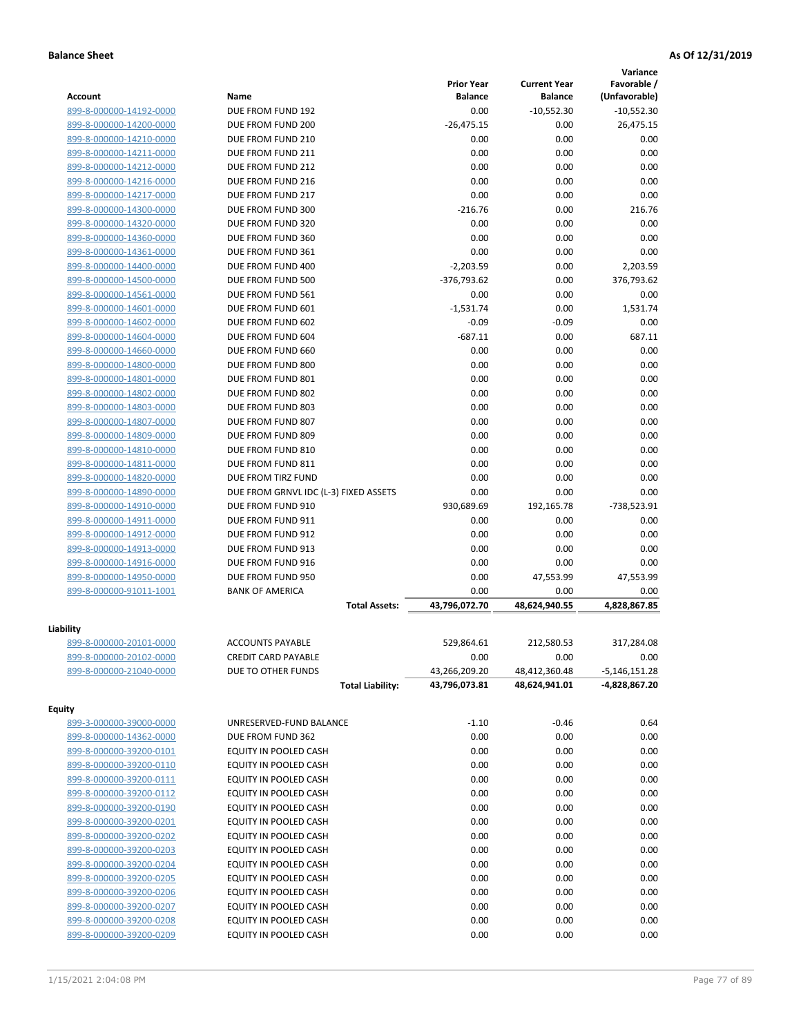**Balance Sheet** **As Of 12/31/2019**

| Account | Name | Prior Year Balance | Current Year Balance | Variance Favorable / (Unfavorable) |
|---|---|---|---|---|
| 899-8-000000-14192-0000 | DUE FROM FUND 192 | 0.00 | -10,552.30 | -10,552.30 |
| 899-8-000000-14200-0000 | DUE FROM FUND 200 | -26,475.15 | 0.00 | 26,475.15 |
| 899-8-000000-14210-0000 | DUE FROM FUND 210 | 0.00 | 0.00 | 0.00 |
| 899-8-000000-14211-0000 | DUE FROM FUND 211 | 0.00 | 0.00 | 0.00 |
| 899-8-000000-14212-0000 | DUE FROM FUND 212 | 0.00 | 0.00 | 0.00 |
| 899-8-000000-14216-0000 | DUE FROM FUND 216 | 0.00 | 0.00 | 0.00 |
| 899-8-000000-14217-0000 | DUE FROM FUND 217 | 0.00 | 0.00 | 0.00 |
| 899-8-000000-14300-0000 | DUE FROM FUND 300 | -216.76 | 0.00 | 216.76 |
| 899-8-000000-14320-0000 | DUE FROM FUND 320 | 0.00 | 0.00 | 0.00 |
| 899-8-000000-14360-0000 | DUE FROM FUND 360 | 0.00 | 0.00 | 0.00 |
| 899-8-000000-14361-0000 | DUE FROM FUND 361 | 0.00 | 0.00 | 0.00 |
| 899-8-000000-14400-0000 | DUE FROM FUND 400 | -2,203.59 | 0.00 | 2,203.59 |
| 899-8-000000-14500-0000 | DUE FROM FUND 500 | -376,793.62 | 0.00 | 376,793.62 |
| 899-8-000000-14561-0000 | DUE FROM FUND 561 | 0.00 | 0.00 | 0.00 |
| 899-8-000000-14601-0000 | DUE FROM FUND 601 | -1,531.74 | 0.00 | 1,531.74 |
| 899-8-000000-14602-0000 | DUE FROM FUND 602 | -0.09 | -0.09 | 0.00 |
| 899-8-000000-14604-0000 | DUE FROM FUND 604 | -687.11 | 0.00 | 687.11 |
| 899-8-000000-14660-0000 | DUE FROM FUND 660 | 0.00 | 0.00 | 0.00 |
| 899-8-000000-14800-0000 | DUE FROM FUND 800 | 0.00 | 0.00 | 0.00 |
| 899-8-000000-14801-0000 | DUE FROM FUND 801 | 0.00 | 0.00 | 0.00 |
| 899-8-000000-14802-0000 | DUE FROM FUND 802 | 0.00 | 0.00 | 0.00 |
| 899-8-000000-14803-0000 | DUE FROM FUND 803 | 0.00 | 0.00 | 0.00 |
| 899-8-000000-14807-0000 | DUE FROM FUND 807 | 0.00 | 0.00 | 0.00 |
| 899-8-000000-14809-0000 | DUE FROM FUND 809 | 0.00 | 0.00 | 0.00 |
| 899-8-000000-14810-0000 | DUE FROM FUND 810 | 0.00 | 0.00 | 0.00 |
| 899-8-000000-14811-0000 | DUE FROM FUND 811 | 0.00 | 0.00 | 0.00 |
| 899-8-000000-14820-0000 | DUE FROM TIRZ FUND | 0.00 | 0.00 | 0.00 |
| 899-8-000000-14890-0000 | DUE FROM GRNVL IDC (L-3) FIXED ASSETS | 0.00 | 0.00 | 0.00 |
| 899-8-000000-14910-0000 | DUE FROM FUND 910 | 930,689.69 | 192,165.78 | -738,523.91 |
| 899-8-000000-14911-0000 | DUE FROM FUND 911 | 0.00 | 0.00 | 0.00 |
| 899-8-000000-14912-0000 | DUE FROM FUND 912 | 0.00 | 0.00 | 0.00 |
| 899-8-000000-14913-0000 | DUE FROM FUND 913 | 0.00 | 0.00 | 0.00 |
| 899-8-000000-14916-0000 | DUE FROM FUND 916 | 0.00 | 0.00 | 0.00 |
| 899-8-000000-14950-0000 | DUE FROM FUND 950 | 0.00 | 47,553.99 | 47,553.99 |
| 899-8-000000-91011-1001 | BANK OF AMERICA | 0.00 | 0.00 | 0.00 |
| | **Total Assets:** | **43,796,072.70** | **48,624,940.55** | **4,828,867.85** |

**Liability**

| Account | Name | Prior Year Balance | Current Year Balance | Variance Favorable / (Unfavorable) |
|---|---|---|---|---|
| 899-8-000000-20101-0000 | ACCOUNTS PAYABLE | 529,864.61 | 212,580.53 | 317,284.08 |
| 899-8-000000-20102-0000 | CREDIT CARD PAYABLE | 0.00 | 0.00 | 0.00 |
| 899-8-000000-21040-0000 | DUE TO OTHER FUNDS | 43,266,209.20 | 48,412,360.48 | -5,146,151.28 |
| | **Total Liability:** | **43,796,073.81** | **48,624,941.01** | **-4,828,867.20** |

**Equity**

| Account | Name | Prior Year Balance | Current Year Balance | Variance Favorable / (Unfavorable) |
|---|---|---|---|---|
| 899-3-000000-39000-0000 | UNRESERVED-FUND BALANCE | -1.10 | -0.46 | 0.64 |
| 899-8-000000-14362-0000 | DUE FROM FUND 362 | 0.00 | 0.00 | 0.00 |
| 899-8-000000-39200-0101 | EQUITY IN POOLED CASH | 0.00 | 0.00 | 0.00 |
| 899-8-000000-39200-0110 | EQUITY IN POOLED CASH | 0.00 | 0.00 | 0.00 |
| 899-8-000000-39200-0111 | EQUITY IN POOLED CASH | 0.00 | 0.00 | 0.00 |
| 899-8-000000-39200-0112 | EQUITY IN POOLED CASH | 0.00 | 0.00 | 0.00 |
| 899-8-000000-39200-0190 | EQUITY IN POOLED CASH | 0.00 | 0.00 | 0.00 |
| 899-8-000000-39200-0201 | EQUITY IN POOLED CASH | 0.00 | 0.00 | 0.00 |
| 899-8-000000-39200-0202 | EQUITY IN POOLED CASH | 0.00 | 0.00 | 0.00 |
| 899-8-000000-39200-0203 | EQUITY IN POOLED CASH | 0.00 | 0.00 | 0.00 |
| 899-8-000000-39200-0204 | EQUITY IN POOLED CASH | 0.00 | 0.00 | 0.00 |
| 899-8-000000-39200-0205 | EQUITY IN POOLED CASH | 0.00 | 0.00 | 0.00 |
| 899-8-000000-39200-0206 | EQUITY IN POOLED CASH | 0.00 | 0.00 | 0.00 |
| 899-8-000000-39200-0207 | EQUITY IN POOLED CASH | 0.00 | 0.00 | 0.00 |
| 899-8-000000-39200-0208 | EQUITY IN POOLED CASH | 0.00 | 0.00 | 0.00 |
| 899-8-000000-39200-0209 | EQUITY IN POOLED CASH | 0.00 | 0.00 | 0.00 |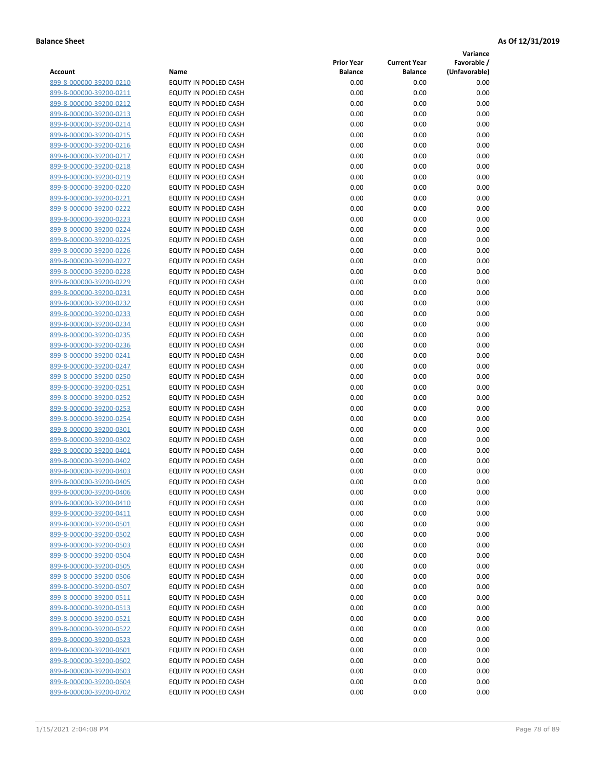**Balance Sheet** **As Of 12/31/2019**

| Account | Name | Prior Year Balance | Current Year Balance | Variance Favorable / (Unfavorable) |
|---|---|---|---|---|
| 899-8-000000-39200-0210 | EQUITY IN POOLED CASH | 0.00 | 0.00 | 0.00 |
| 899-8-000000-39200-0211 | EQUITY IN POOLED CASH | 0.00 | 0.00 | 0.00 |
| 899-8-000000-39200-0212 | EQUITY IN POOLED CASH | 0.00 | 0.00 | 0.00 |
| 899-8-000000-39200-0213 | EQUITY IN POOLED CASH | 0.00 | 0.00 | 0.00 |
| 899-8-000000-39200-0214 | EQUITY IN POOLED CASH | 0.00 | 0.00 | 0.00 |
| 899-8-000000-39200-0215 | EQUITY IN POOLED CASH | 0.00 | 0.00 | 0.00 |
| 899-8-000000-39200-0216 | EQUITY IN POOLED CASH | 0.00 | 0.00 | 0.00 |
| 899-8-000000-39200-0217 | EQUITY IN POOLED CASH | 0.00 | 0.00 | 0.00 |
| 899-8-000000-39200-0218 | EQUITY IN POOLED CASH | 0.00 | 0.00 | 0.00 |
| 899-8-000000-39200-0219 | EQUITY IN POOLED CASH | 0.00 | 0.00 | 0.00 |
| 899-8-000000-39200-0220 | EQUITY IN POOLED CASH | 0.00 | 0.00 | 0.00 |
| 899-8-000000-39200-0221 | EQUITY IN POOLED CASH | 0.00 | 0.00 | 0.00 |
| 899-8-000000-39200-0222 | EQUITY IN POOLED CASH | 0.00 | 0.00 | 0.00 |
| 899-8-000000-39200-0223 | EQUITY IN POOLED CASH | 0.00 | 0.00 | 0.00 |
| 899-8-000000-39200-0224 | EQUITY IN POOLED CASH | 0.00 | 0.00 | 0.00 |
| 899-8-000000-39200-0225 | EQUITY IN POOLED CASH | 0.00 | 0.00 | 0.00 |
| 899-8-000000-39200-0226 | EQUITY IN POOLED CASH | 0.00 | 0.00 | 0.00 |
| 899-8-000000-39200-0227 | EQUITY IN POOLED CASH | 0.00 | 0.00 | 0.00 |
| 899-8-000000-39200-0228 | EQUITY IN POOLED CASH | 0.00 | 0.00 | 0.00 |
| 899-8-000000-39200-0229 | EQUITY IN POOLED CASH | 0.00 | 0.00 | 0.00 |
| 899-8-000000-39200-0231 | EQUITY IN POOLED CASH | 0.00 | 0.00 | 0.00 |
| 899-8-000000-39200-0232 | EQUITY IN POOLED CASH | 0.00 | 0.00 | 0.00 |
| 899-8-000000-39200-0233 | EQUITY IN POOLED CASH | 0.00 | 0.00 | 0.00 |
| 899-8-000000-39200-0234 | EQUITY IN POOLED CASH | 0.00 | 0.00 | 0.00 |
| 899-8-000000-39200-0235 | EQUITY IN POOLED CASH | 0.00 | 0.00 | 0.00 |
| 899-8-000000-39200-0236 | EQUITY IN POOLED CASH | 0.00 | 0.00 | 0.00 |
| 899-8-000000-39200-0241 | EQUITY IN POOLED CASH | 0.00 | 0.00 | 0.00 |
| 899-8-000000-39200-0247 | EQUITY IN POOLED CASH | 0.00 | 0.00 | 0.00 |
| 899-8-000000-39200-0250 | EQUITY IN POOLED CASH | 0.00 | 0.00 | 0.00 |
| 899-8-000000-39200-0251 | EQUITY IN POOLED CASH | 0.00 | 0.00 | 0.00 |
| 899-8-000000-39200-0252 | EQUITY IN POOLED CASH | 0.00 | 0.00 | 0.00 |
| 899-8-000000-39200-0253 | EQUITY IN POOLED CASH | 0.00 | 0.00 | 0.00 |
| 899-8-000000-39200-0254 | EQUITY IN POOLED CASH | 0.00 | 0.00 | 0.00 |
| 899-8-000000-39200-0301 | EQUITY IN POOLED CASH | 0.00 | 0.00 | 0.00 |
| 899-8-000000-39200-0302 | EQUITY IN POOLED CASH | 0.00 | 0.00 | 0.00 |
| 899-8-000000-39200-0401 | EQUITY IN POOLED CASH | 0.00 | 0.00 | 0.00 |
| 899-8-000000-39200-0402 | EQUITY IN POOLED CASH | 0.00 | 0.00 | 0.00 |
| 899-8-000000-39200-0403 | EQUITY IN POOLED CASH | 0.00 | 0.00 | 0.00 |
| 899-8-000000-39200-0405 | EQUITY IN POOLED CASH | 0.00 | 0.00 | 0.00 |
| 899-8-000000-39200-0406 | EQUITY IN POOLED CASH | 0.00 | 0.00 | 0.00 |
| 899-8-000000-39200-0410 | EQUITY IN POOLED CASH | 0.00 | 0.00 | 0.00 |
| 899-8-000000-39200-0411 | EQUITY IN POOLED CASH | 0.00 | 0.00 | 0.00 |
| 899-8-000000-39200-0501 | EQUITY IN POOLED CASH | 0.00 | 0.00 | 0.00 |
| 899-8-000000-39200-0502 | EQUITY IN POOLED CASH | 0.00 | 0.00 | 0.00 |
| 899-8-000000-39200-0503 | EQUITY IN POOLED CASH | 0.00 | 0.00 | 0.00 |
| 899-8-000000-39200-0504 | EQUITY IN POOLED CASH | 0.00 | 0.00 | 0.00 |
| 899-8-000000-39200-0505 | EQUITY IN POOLED CASH | 0.00 | 0.00 | 0.00 |
| 899-8-000000-39200-0506 | EQUITY IN POOLED CASH | 0.00 | 0.00 | 0.00 |
| 899-8-000000-39200-0507 | EQUITY IN POOLED CASH | 0.00 | 0.00 | 0.00 |
| 899-8-000000-39200-0511 | EQUITY IN POOLED CASH | 0.00 | 0.00 | 0.00 |
| 899-8-000000-39200-0513 | EQUITY IN POOLED CASH | 0.00 | 0.00 | 0.00 |
| 899-8-000000-39200-0521 | EQUITY IN POOLED CASH | 0.00 | 0.00 | 0.00 |
| 899-8-000000-39200-0522 | EQUITY IN POOLED CASH | 0.00 | 0.00 | 0.00 |
| 899-8-000000-39200-0523 | EQUITY IN POOLED CASH | 0.00 | 0.00 | 0.00 |
| 899-8-000000-39200-0601 | EQUITY IN POOLED CASH | 0.00 | 0.00 | 0.00 |
| 899-8-000000-39200-0602 | EQUITY IN POOLED CASH | 0.00 | 0.00 | 0.00 |
| 899-8-000000-39200-0603 | EQUITY IN POOLED CASH | 0.00 | 0.00 | 0.00 |
| 899-8-000000-39200-0604 | EQUITY IN POOLED CASH | 0.00 | 0.00 | 0.00 |
| 899-8-000000-39200-0702 | EQUITY IN POOLED CASH | 0.00 | 0.00 | 0.00 |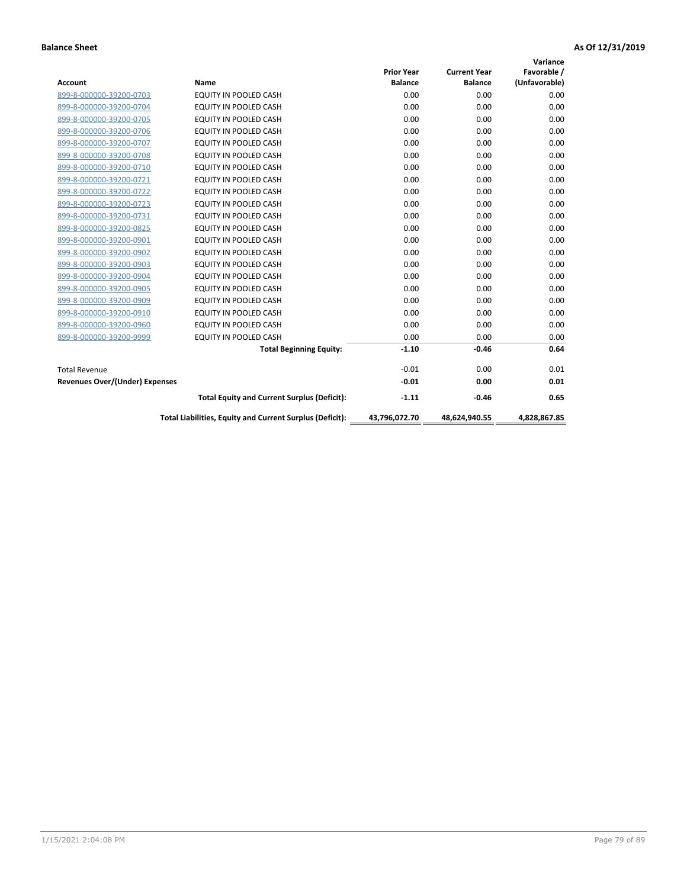**Balance Sheet** **As Of 12/31/2019**

| Account | Name | Prior Year Balance | Current Year Balance | Variance Favorable / (Unfavorable) |
|---|---|---|---|---|
| 899-8-000000-39200-0703 | EQUITY IN POOLED CASH | 0.00 | 0.00 | 0.00 |
| 899-8-000000-39200-0704 | EQUITY IN POOLED CASH | 0.00 | 0.00 | 0.00 |
| 899-8-000000-39200-0705 | EQUITY IN POOLED CASH | 0.00 | 0.00 | 0.00 |
| 899-8-000000-39200-0706 | EQUITY IN POOLED CASH | 0.00 | 0.00 | 0.00 |
| 899-8-000000-39200-0707 | EQUITY IN POOLED CASH | 0.00 | 0.00 | 0.00 |
| 899-8-000000-39200-0708 | EQUITY IN POOLED CASH | 0.00 | 0.00 | 0.00 |
| 899-8-000000-39200-0710 | EQUITY IN POOLED CASH | 0.00 | 0.00 | 0.00 |
| 899-8-000000-39200-0721 | EQUITY IN POOLED CASH | 0.00 | 0.00 | 0.00 |
| 899-8-000000-39200-0722 | EQUITY IN POOLED CASH | 0.00 | 0.00 | 0.00 |
| 899-8-000000-39200-0723 | EQUITY IN POOLED CASH | 0.00 | 0.00 | 0.00 |
| 899-8-000000-39200-0731 | EQUITY IN POOLED CASH | 0.00 | 0.00 | 0.00 |
| 899-8-000000-39200-0825 | EQUITY IN POOLED CASH | 0.00 | 0.00 | 0.00 |
| 899-8-000000-39200-0901 | EQUITY IN POOLED CASH | 0.00 | 0.00 | 0.00 |
| 899-8-000000-39200-0902 | EQUITY IN POOLED CASH | 0.00 | 0.00 | 0.00 |
| 899-8-000000-39200-0903 | EQUITY IN POOLED CASH | 0.00 | 0.00 | 0.00 |
| 899-8-000000-39200-0904 | EQUITY IN POOLED CASH | 0.00 | 0.00 | 0.00 |
| 899-8-000000-39200-0905 | EQUITY IN POOLED CASH | 0.00 | 0.00 | 0.00 |
| 899-8-000000-39200-0909 | EQUITY IN POOLED CASH | 0.00 | 0.00 | 0.00 |
| 899-8-000000-39200-0910 | EQUITY IN POOLED CASH | 0.00 | 0.00 | 0.00 |
| 899-8-000000-39200-0960 | EQUITY IN POOLED CASH | 0.00 | 0.00 | 0.00 |
| 899-8-000000-39200-9999 | EQUITY IN POOLED CASH | 0.00 | 0.00 | 0.00 |
| | **Total Beginning Equity:** | **-1.10** | **-0.46** | **0.64** |
| Total Revenue | | -0.01 | 0.00 | 0.01 |
| **Revenues Over/(Under) Expenses** | | **-0.01** | **0.00** | **0.01** |
| | **Total Equity and Current Surplus (Deficit):** | **-1.11** | **-0.46** | **0.65** |
| | **Total Liabilities, Equity and Current Surplus (Deficit):** | **43,796,072.70** | **48,624,940.55** | **4,828,867.85** |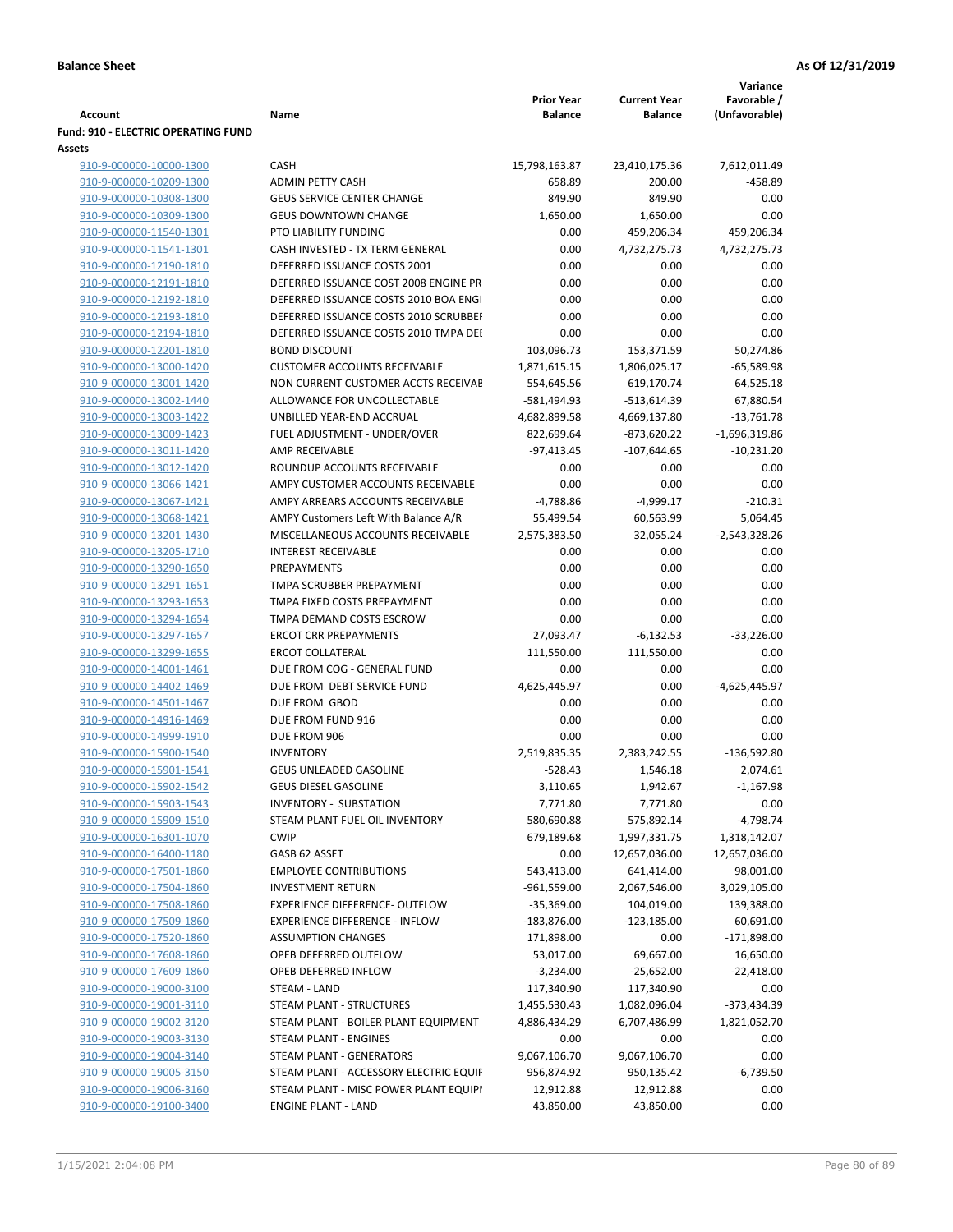**Balance Sheet** | **As Of 12/31/2019**

| Account | Name | Prior Year Balance | Current Year Balance | Variance Favorable / (Unfavorable) |
|---|---|---|---|---|
| **Fund: 910 - ELECTRIC OPERATING FUND** | | | | |
| **Assets** | | | | |
| 910-9-000000-10000-1300 | CASH | 15,798,163.87 | 23,410,175.36 | 7,612,011.49 |
| 910-9-000000-10209-1300 | ADMIN PETTY CASH | 658.89 | 200.00 | -458.89 |
| 910-9-000000-10308-1300 | GEUS SERVICE CENTER CHANGE | 849.90 | 849.90 | 0.00 |
| 910-9-000000-10309-1300 | GEUS DOWNTOWN CHANGE | 1,650.00 | 1,650.00 | 0.00 |
| 910-9-000000-11540-1301 | PTO LIABILITY FUNDING | 0.00 | 459,206.34 | 459,206.34 |
| 910-9-000000-11541-1301 | CASH INVESTED - TX TERM GENERAL | 0.00 | 4,732,275.73 | 4,732,275.73 |
| 910-9-000000-12190-1810 | DEFERRED ISSUANCE COSTS 2001 | 0.00 | 0.00 | 0.00 |
| 910-9-000000-12191-1810 | DEFERRED ISSUANCE COST 2008 ENGINE PR | 0.00 | 0.00 | 0.00 |
| 910-9-000000-12192-1810 | DEFERRED ISSUANCE COSTS 2010 BOA ENGI | 0.00 | 0.00 | 0.00 |
| 910-9-000000-12193-1810 | DEFERRED ISSUANCE COSTS 2010 SCRUBBEI | 0.00 | 0.00 | 0.00 |
| 910-9-000000-12194-1810 | DEFERRED ISSUANCE COSTS 2010 TMPA DEI | 0.00 | 0.00 | 0.00 |
| 910-9-000000-12201-1810 | BOND DISCOUNT | 103,096.73 | 153,371.59 | 50,274.86 |
| 910-9-000000-13000-1420 | CUSTOMER ACCOUNTS RECEIVABLE | 1,871,615.15 | 1,806,025.17 | -65,589.98 |
| 910-9-000000-13001-1420 | NON CURRENT CUSTOMER ACCTS RECEIVAE | 554,645.56 | 619,170.74 | 64,525.18 |
| 910-9-000000-13002-1440 | ALLOWANCE FOR UNCOLLECTABLE | -581,494.93 | -513,614.39 | 67,880.54 |
| 910-9-000000-13003-1422 | UNBILLED YEAR-END ACCRUAL | 4,682,899.58 | 4,669,137.80 | -13,761.78 |
| 910-9-000000-13009-1423 | FUEL ADJUSTMENT - UNDER/OVER | 822,699.64 | -873,620.22 | -1,696,319.86 |
| 910-9-000000-13011-1420 | AMP RECEIVABLE | -97,413.45 | -107,644.65 | -10,231.20 |
| 910-9-000000-13012-1420 | ROUNDUP ACCOUNTS RECEIVABLE | 0.00 | 0.00 | 0.00 |
| 910-9-000000-13066-1421 | AMPY CUSTOMER ACCOUNTS RECEIVABLE | 0.00 | 0.00 | 0.00 |
| 910-9-000000-13067-1421 | AMPY ARREARS ACCOUNTS RECEIVABLE | -4,788.86 | -4,999.17 | -210.31 |
| 910-9-000000-13068-1421 | AMPY Customers Left With Balance A/R | 55,499.54 | 60,563.99 | 5,064.45 |
| 910-9-000000-13201-1430 | MISCELLANEOUS ACCOUNTS RECEIVABLE | 2,575,383.50 | 32,055.24 | -2,543,328.26 |
| 910-9-000000-13205-1710 | INTEREST RECEIVABLE | 0.00 | 0.00 | 0.00 |
| 910-9-000000-13290-1650 | PREPAYMENTS | 0.00 | 0.00 | 0.00 |
| 910-9-000000-13291-1651 | TMPA SCRUBBER PREPAYMENT | 0.00 | 0.00 | 0.00 |
| 910-9-000000-13293-1653 | TMPA FIXED COSTS PREPAYMENT | 0.00 | 0.00 | 0.00 |
| 910-9-000000-13294-1654 | TMPA DEMAND COSTS ESCROW | 0.00 | 0.00 | 0.00 |
| 910-9-000000-13297-1657 | ERCOT CRR PREPAYMENTS | 27,093.47 | -6,132.53 | -33,226.00 |
| 910-9-000000-13299-1655 | ERCOT COLLATERAL | 111,550.00 | 111,550.00 | 0.00 |
| 910-9-000000-14001-1461 | DUE FROM COG - GENERAL FUND | 0.00 | 0.00 | 0.00 |
| 910-9-000000-14402-1469 | DUE FROM DEBT SERVICE FUND | 4,625,445.97 | 0.00 | -4,625,445.97 |
| 910-9-000000-14501-1467 | DUE FROM GBOD | 0.00 | 0.00 | 0.00 |
| 910-9-000000-14916-1469 | DUE FROM FUND 916 | 0.00 | 0.00 | 0.00 |
| 910-9-000000-14999-1910 | DUE FROM 906 | 0.00 | 0.00 | 0.00 |
| 910-9-000000-15900-1540 | INVENTORY | 2,519,835.35 | 2,383,242.55 | -136,592.80 |
| 910-9-000000-15901-1541 | GEUS UNLEADED GASOLINE | -528.43 | 1,546.18 | 2,074.61 |
| 910-9-000000-15902-1542 | GEUS DIESEL GASOLINE | 3,110.65 | 1,942.67 | -1,167.98 |
| 910-9-000000-15903-1543 | INVENTORY - SUBSTATION | 7,771.80 | 7,771.80 | 0.00 |
| 910-9-000000-15909-1510 | STEAM PLANT FUEL OIL INVENTORY | 580,690.88 | 575,892.14 | -4,798.74 |
| 910-9-000000-16301-1070 | CWIP | 679,189.68 | 1,997,331.75 | 1,318,142.07 |
| 910-9-000000-16400-1180 | GASB 62 ASSET | 0.00 | 12,657,036.00 | 12,657,036.00 |
| 910-9-000000-17501-1860 | EMPLOYEE CONTRIBUTIONS | 543,413.00 | 641,414.00 | 98,001.00 |
| 910-9-000000-17504-1860 | INVESTMENT RETURN | -961,559.00 | 2,067,546.00 | 3,029,105.00 |
| 910-9-000000-17508-1860 | EXPERIENCE DIFFERENCE- OUTFLOW | -35,369.00 | 104,019.00 | 139,388.00 |
| 910-9-000000-17509-1860 | EXPERIENCE DIFFERENCE - INFLOW | -183,876.00 | -123,185.00 | 60,691.00 |
| 910-9-000000-17520-1860 | ASSUMPTION CHANGES | 171,898.00 | 0.00 | -171,898.00 |
| 910-9-000000-17608-1860 | OPEB DEFERRED OUTFLOW | 53,017.00 | 69,667.00 | 16,650.00 |
| 910-9-000000-17609-1860 | OPEB DEFERRED INFLOW | -3,234.00 | -25,652.00 | -22,418.00 |
| 910-9-000000-19000-3100 | STEAM - LAND | 117,340.90 | 117,340.90 | 0.00 |
| 910-9-000000-19001-3110 | STEAM PLANT - STRUCTURES | 1,455,530.43 | 1,082,096.04 | -373,434.39 |
| 910-9-000000-19002-3120 | STEAM PLANT - BOILER PLANT EQUIPMENT | 4,886,434.29 | 6,707,486.99 | 1,821,052.70 |
| 910-9-000000-19003-3130 | STEAM PLANT - ENGINES | 0.00 | 0.00 | 0.00 |
| 910-9-000000-19004-3140 | STEAM PLANT - GENERATORS | 9,067,106.70 | 9,067,106.70 | 0.00 |
| 910-9-000000-19005-3150 | STEAM PLANT - ACCESSORY ELECTRIC EQUIF | 956,874.92 | 950,135.42 | -6,739.50 |
| 910-9-000000-19006-3160 | STEAM PLANT - MISC POWER PLANT EQUIPI | 12,912.88 | 12,912.88 | 0.00 |
| 910-9-000000-19100-3400 | ENGINE PLANT - LAND | 43,850.00 | 43,850.00 | 0.00 |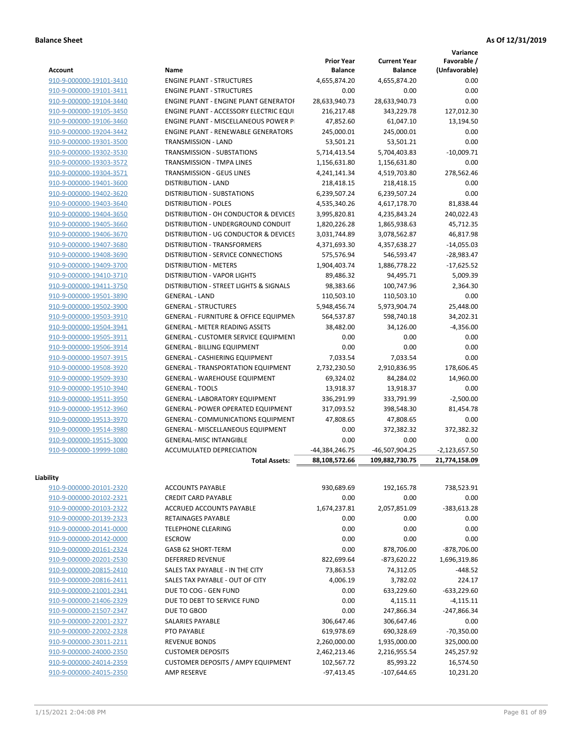**Balance Sheet** **As Of 12/31/2019**

| Account | Name | Prior Year Balance | Current Year Balance | Variance Favorable / (Unfavorable) |
|---|---|---|---|---|
| 910-9-000000-19101-3410 | ENGINE PLANT - STRUCTURES | 4,655,874.20 | 4,655,874.20 | 0.00 |
| 910-9-000000-19101-3411 | ENGINE PLANT - STRUCTURES | 0.00 | 0.00 | 0.00 |
| 910-9-000000-19104-3440 | ENGINE PLANT - ENGINE PLANT GENERATOR | 28,633,940.73 | 28,633,940.73 | 0.00 |
| 910-9-000000-19105-3450 | ENGINE PLANT - ACCESSORY ELECTRIC EQUI | 216,217.48 | 343,229.78 | 127,012.30 |
| 910-9-000000-19106-3460 | ENGINE PLANT - MISCELLANEOUS POWER P | 47,852.60 | 61,047.10 | 13,194.50 |
| 910-9-000000-19204-3442 | ENGINE PLANT - RENEWABLE GENERATORS | 245,000.01 | 245,000.01 | 0.00 |
| 910-9-000000-19301-3500 | TRANSMISSION - LAND | 53,501.21 | 53,501.21 | 0.00 |
| 910-9-000000-19302-3530 | TRANSMISSION - SUBSTATIONS | 5,714,413.54 | 5,704,403.83 | -10,009.71 |
| 910-9-000000-19303-3572 | TRANSMISSION - TMPA LINES | 1,156,631.80 | 1,156,631.80 | 0.00 |
| 910-9-000000-19304-3571 | TRANSMISSION - GEUS LINES | 4,241,141.34 | 4,519,703.80 | 278,562.46 |
| 910-9-000000-19401-3600 | DISTRIBUTION - LAND | 218,418.15 | 218,418.15 | 0.00 |
| 910-9-000000-19402-3620 | DISTRIBUTION - SUBSTATIONS | 6,239,507.24 | 6,239,507.24 | 0.00 |
| 910-9-000000-19403-3640 | DISTRIBUTION - POLES | 4,535,340.26 | 4,617,178.70 | 81,838.44 |
| 910-9-000000-19404-3650 | DISTRIBUTION - OH CONDUCTOR & DEVICES | 3,995,820.81 | 4,235,843.24 | 240,022.43 |
| 910-9-000000-19405-3660 | DISTRIBUTION - UNDERGROUND CONDUIT | 1,820,226.28 | 1,865,938.63 | 45,712.35 |
| 910-9-000000-19406-3670 | DISTRIBUTION - UG CONDUCTOR & DEVICES | 3,031,744.89 | 3,078,562.87 | 46,817.98 |
| 910-9-000000-19407-3680 | DISTRIBUTION - TRANSFORMERS | 4,371,693.30 | 4,357,638.27 | -14,055.03 |
| 910-9-000000-19408-3690 | DISTRIBUTION - SERVICE CONNECTIONS | 575,576.94 | 546,593.47 | -28,983.47 |
| 910-9-000000-19409-3700 | DISTRIBUTION - METERS | 1,904,403.74 | 1,886,778.22 | -17,625.52 |
| 910-9-000000-19410-3710 | DISTRIBUTION - VAPOR LIGHTS | 89,486.32 | 94,495.71 | 5,009.39 |
| 910-9-000000-19411-3750 | DISTRIBUTION - STREET LIGHTS & SIGNALS | 98,383.66 | 100,747.96 | 2,364.30 |
| 910-9-000000-19501-3890 | GENERAL - LAND | 110,503.10 | 110,503.10 | 0.00 |
| 910-9-000000-19502-3900 | GENERAL - STRUCTURES | 5,948,456.74 | 5,973,904.74 | 25,448.00 |
| 910-9-000000-19503-3910 | GENERAL - FURNITURE & OFFICE EQUIPMEN | 564,537.87 | 598,740.18 | 34,202.31 |
| 910-9-000000-19504-3941 | GENERAL - METER READING ASSETS | 38,482.00 | 34,126.00 | -4,356.00 |
| 910-9-000000-19505-3911 | GENERAL - CUSTOMER SERVICE EQUIPMENT | 0.00 | 0.00 | 0.00 |
| 910-9-000000-19506-3914 | GENERAL - BILLING EQUIPMENT | 0.00 | 0.00 | 0.00 |
| 910-9-000000-19507-3915 | GENERAL - CASHIERING EQUIPMENT | 7,033.54 | 7,033.54 | 0.00 |
| 910-9-000000-19508-3920 | GENERAL - TRANSPORTATION EQUIPMENT | 2,732,230.50 | 2,910,836.95 | 178,606.45 |
| 910-9-000000-19509-3930 | GENERAL - WAREHOUSE EQUIPMENT | 69,324.02 | 84,284.02 | 14,960.00 |
| 910-9-000000-19510-3940 | GENERAL - TOOLS | 13,918.37 | 13,918.37 | 0.00 |
| 910-9-000000-19511-3950 | GENERAL - LABORATORY EQUIPMENT | 336,291.99 | 333,791.99 | -2,500.00 |
| 910-9-000000-19512-3960 | GENERAL - POWER OPERATED EQUIPMENT | 317,093.52 | 398,548.30 | 81,454.78 |
| 910-9-000000-19513-3970 | GENERAL - COMMUNICATIONS EQUIPMENT | 47,808.65 | 47,808.65 | 0.00 |
| 910-9-000000-19514-3980 | GENERAL - MISCELLANEOUS EQUIPMENT | 0.00 | 372,382.32 | 372,382.32 |
| 910-9-000000-19515-3000 | GENERAL-MISC INTANGIBLE | 0.00 | 0.00 | 0.00 |
| 910-9-000000-19999-1080 | ACCUMULATED DEPRECIATION | -44,384,246.75 | -46,507,904.25 | -2,123,657.50 |
| | **Total Assets:** | **88,108,572.66** | **109,882,730.75** | **21,774,158.09** |

**Liability**

| Account | Name | Prior Year Balance | Current Year Balance | Variance Favorable / (Unfavorable) |
|---|---|---|---|---|
| 910-9-000000-20101-2320 | ACCOUNTS PAYABLE | 930,689.69 | 192,165.78 | 738,523.91 |
| 910-9-000000-20102-2321 | CREDIT CARD PAYABLE | 0.00 | 0.00 | 0.00 |
| 910-9-000000-20103-2322 | ACCRUED ACCOUNTS PAYABLE | 1,674,237.81 | 2,057,851.09 | -383,613.28 |
| 910-9-000000-20139-2323 | RETAINAGES PAYABLE | 0.00 | 0.00 | 0.00 |
| 910-9-000000-20141-0000 | TELEPHONE CLEARING | 0.00 | 0.00 | 0.00 |
| 910-9-000000-20142-0000 | ESCROW | 0.00 | 0.00 | 0.00 |
| 910-9-000000-20161-2324 | GASB 62 SHORT-TERM | 0.00 | 878,706.00 | -878,706.00 |
| 910-9-000000-20201-2530 | DEFERRED REVENUE | 822,699.64 | -873,620.22 | 1,696,319.86 |
| 910-9-000000-20815-2410 | SALES TAX PAYABLE - IN THE CITY | 73,863.53 | 74,312.05 | -448.52 |
| 910-9-000000-20816-2411 | SALES TAX PAYABLE - OUT OF CITY | 4,006.19 | 3,782.02 | 224.17 |
| 910-9-000000-21001-2341 | DUE TO COG - GEN FUND | 0.00 | 633,229.60 | -633,229.60 |
| 910-9-000000-21406-2329 | DUE TO DEBT TO SERVICE FUND | 0.00 | 4,115.11 | -4,115.11 |
| 910-9-000000-21507-2347 | DUE TO GBOD | 0.00 | 247,866.34 | -247,866.34 |
| 910-9-000000-22001-2327 | SALARIES PAYABLE | 306,647.46 | 306,647.46 | 0.00 |
| 910-9-000000-22002-2328 | PTO PAYABLE | 619,978.69 | 690,328.69 | -70,350.00 |
| 910-9-000000-23011-2211 | REVENUE BONDS | 2,260,000.00 | 1,935,000.00 | 325,000.00 |
| 910-9-000000-24000-2350 | CUSTOMER DEPOSITS | 2,462,213.46 | 2,216,955.54 | 245,257.92 |
| 910-9-000000-24014-2359 | CUSTOMER DEPOSITS / AMPY EQUIPMENT | 102,567.72 | 85,993.22 | 16,574.50 |
| 910-9-000000-24015-2350 | AMP RESERVE | -97,413.45 | -107,644.65 | 10,231.20 |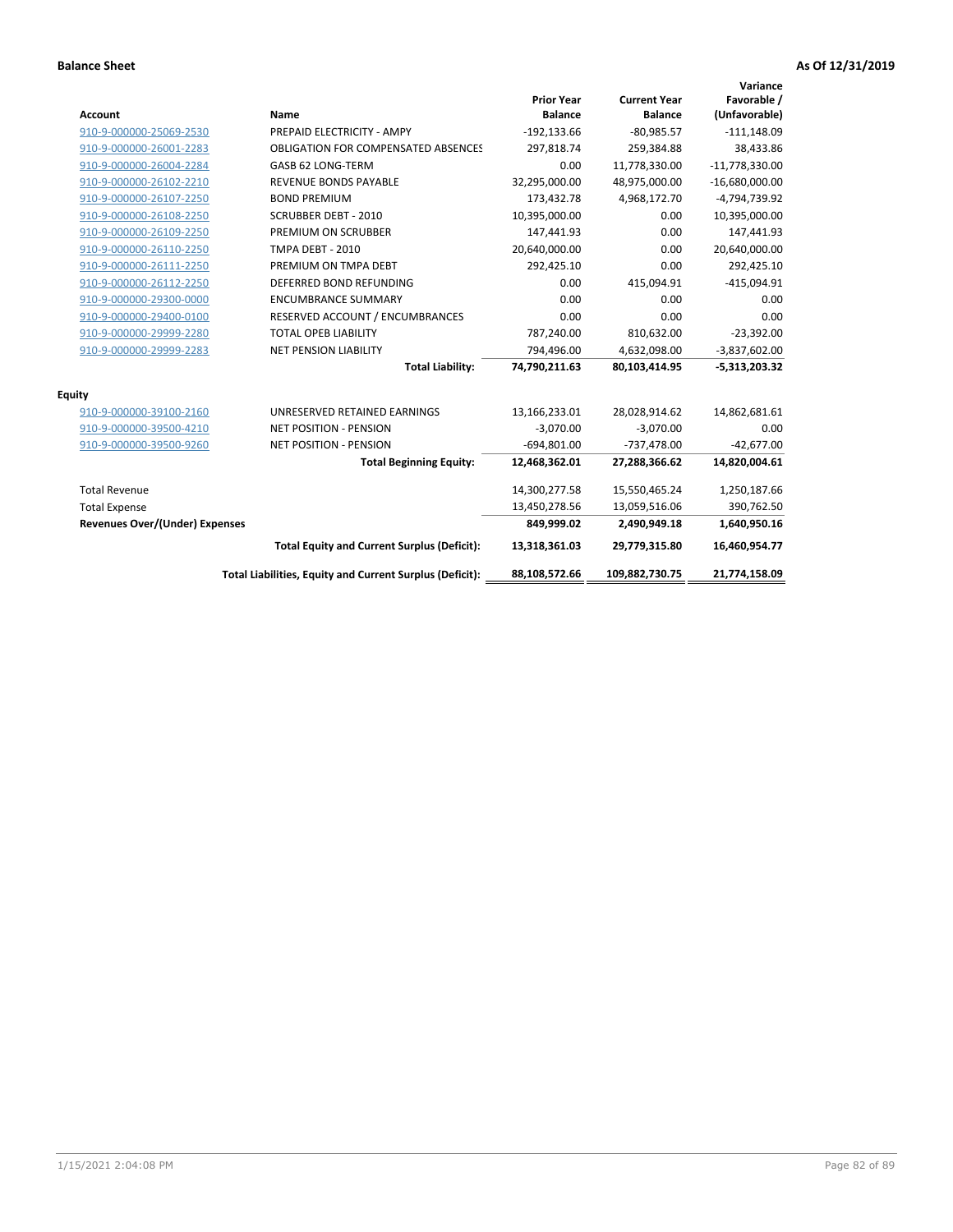**Balance Sheet** **As Of 12/31/2019**

| Account | Name | Prior Year Balance | Current Year Balance | Variance Favorable / (Unfavorable) |
|---|---|---|---|---|
| 910-9-000000-25069-2530 | PREPAID ELECTRICITY - AMPY | -192,133.66 | -80,985.57 | -111,148.09 |
| 910-9-000000-26001-2283 | OBLIGATION FOR COMPENSATED ABSENCES | 297,818.74 | 259,384.88 | 38,433.86 |
| 910-9-000000-26004-2284 | GASB 62 LONG-TERM | 0.00 | 11,778,330.00 | -11,778,330.00 |
| 910-9-000000-26102-2210 | REVENUE BONDS PAYABLE | 32,295,000.00 | 48,975,000.00 | -16,680,000.00 |
| 910-9-000000-26107-2250 | BOND PREMIUM | 173,432.78 | 4,968,172.70 | -4,794,739.92 |
| 910-9-000000-26108-2250 | SCRUBBER DEBT - 2010 | 10,395,000.00 | 0.00 | 10,395,000.00 |
| 910-9-000000-26109-2250 | PREMIUM ON SCRUBBER | 147,441.93 | 0.00 | 147,441.93 |
| 910-9-000000-26110-2250 | TMPA DEBT - 2010 | 20,640,000.00 | 0.00 | 20,640,000.00 |
| 910-9-000000-26111-2250 | PREMIUM ON TMPA DEBT | 292,425.10 | 0.00 | 292,425.10 |
| 910-9-000000-26112-2250 | DEFERRED BOND REFUNDING | 0.00 | 415,094.91 | -415,094.91 |
| 910-9-000000-29300-0000 | ENCUMBRANCE SUMMARY | 0.00 | 0.00 | 0.00 |
| 910-9-000000-29400-0100 | RESERVED ACCOUNT / ENCUMBRANCES | 0.00 | 0.00 | 0.00 |
| 910-9-000000-29999-2280 | TOTAL OPEB LIABILITY | 787,240.00 | 810,632.00 | -23,392.00 |
| 910-9-000000-29999-2283 | NET PENSION LIABILITY | 794,496.00 | 4,632,098.00 | -3,837,602.00 |
| | **Total Liability:** | **74,790,211.63** | **80,103,414.95** | **-5,313,203.32** |
| **Equity** | | | | |
| 910-9-000000-39100-2160 | UNRESERVED RETAINED EARNINGS | 13,166,233.01 | 28,028,914.62 | 14,862,681.61 |
| 910-9-000000-39500-4210 | NET POSITION - PENSION | -3,070.00 | -3,070.00 | 0.00 |
| 910-9-000000-39500-9260 | NET POSITION - PENSION | -694,801.00 | -737,478.00 | -42,677.00 |
| | **Total Beginning Equity:** | **12,468,362.01** | **27,288,366.62** | **14,820,004.61** |
| Total Revenue | | 14,300,277.58 | 15,550,465.24 | 1,250,187.66 |
| Total Expense | | 13,450,278.56 | 13,059,516.06 | 390,762.50 |
| **Revenues Over/(Under) Expenses** | | **849,999.02** | **2,490,949.18** | **1,640,950.16** |
| | **Total Equity and Current Surplus (Deficit):** | **13,318,361.03** | **29,779,315.80** | **16,460,954.77** |
| | **Total Liabilities, Equity and Current Surplus (Deficit):** | **88,108,572.66** | **109,882,730.75** | **21,774,158.09** |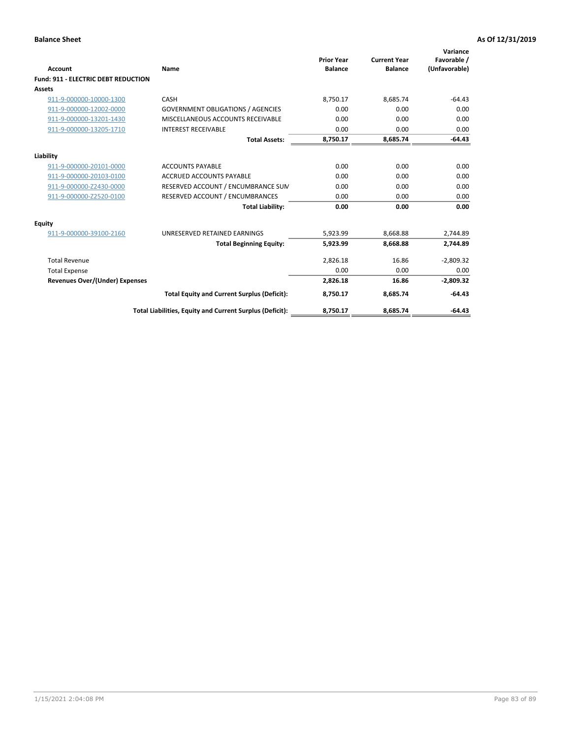**Balance Sheet** **As Of 12/31/2019**

| Account | Name | Prior Year Balance | Current Year Balance | Variance Favorable / (Unfavorable) |
|---|---|---|---|---|
| **Fund: 911 - ELECTRIC DEBT REDUCTION** | | | | |
| **Assets** | | | | |
| 911-9-000000-10000-1300 | CASH | 8,750.17 | 8,685.74 | -64.43 |
| 911-9-000000-12002-0000 | GOVERNMENT OBLIGATIONS / AGENCIES | 0.00 | 0.00 | 0.00 |
| 911-9-000000-13201-1430 | MISCELLANEOUS ACCOUNTS RECEIVABLE | 0.00 | 0.00 | 0.00 |
| 911-9-000000-13205-1710 | INTEREST RECEIVABLE | 0.00 | 0.00 | 0.00 |
| | **Total Assets:** | **8,750.17** | **8,685.74** | **-64.43** |
| **Liability** | | | | |
| 911-9-000000-20101-0000 | ACCOUNTS PAYABLE | 0.00 | 0.00 | 0.00 |
| 911-9-000000-20103-0100 | ACCRUED ACCOUNTS PAYABLE | 0.00 | 0.00 | 0.00 |
| 911-9-000000-Z2430-0000 | RESERVED ACCOUNT / ENCUMBRANCE SUM | 0.00 | 0.00 | 0.00 |
| 911-9-000000-Z2520-0100 | RESERVED ACCOUNT / ENCUMBRANCES | 0.00 | 0.00 | 0.00 |
| | **Total Liability:** | **0.00** | **0.00** | **0.00** |
| **Equity** | | | | |
| 911-9-000000-39100-2160 | UNRESERVED RETAINED EARNINGS | 5,923.99 | 8,668.88 | 2,744.89 |
| | **Total Beginning Equity:** | **5,923.99** | **8,668.88** | **2,744.89** |
| Total Revenue | | 2,826.18 | 16.86 | -2,809.32 |
| Total Expense | | 0.00 | 0.00 | 0.00 |
| **Revenues Over/(Under) Expenses** | | **2,826.18** | **16.86** | **-2,809.32** |
| | **Total Equity and Current Surplus (Deficit):** | **8,750.17** | **8,685.74** | **-64.43** |
| | **Total Liabilities, Equity and Current Surplus (Deficit):** | **8,750.17** | **8,685.74** | **-64.43** |

1/15/2021 2:04:08 PM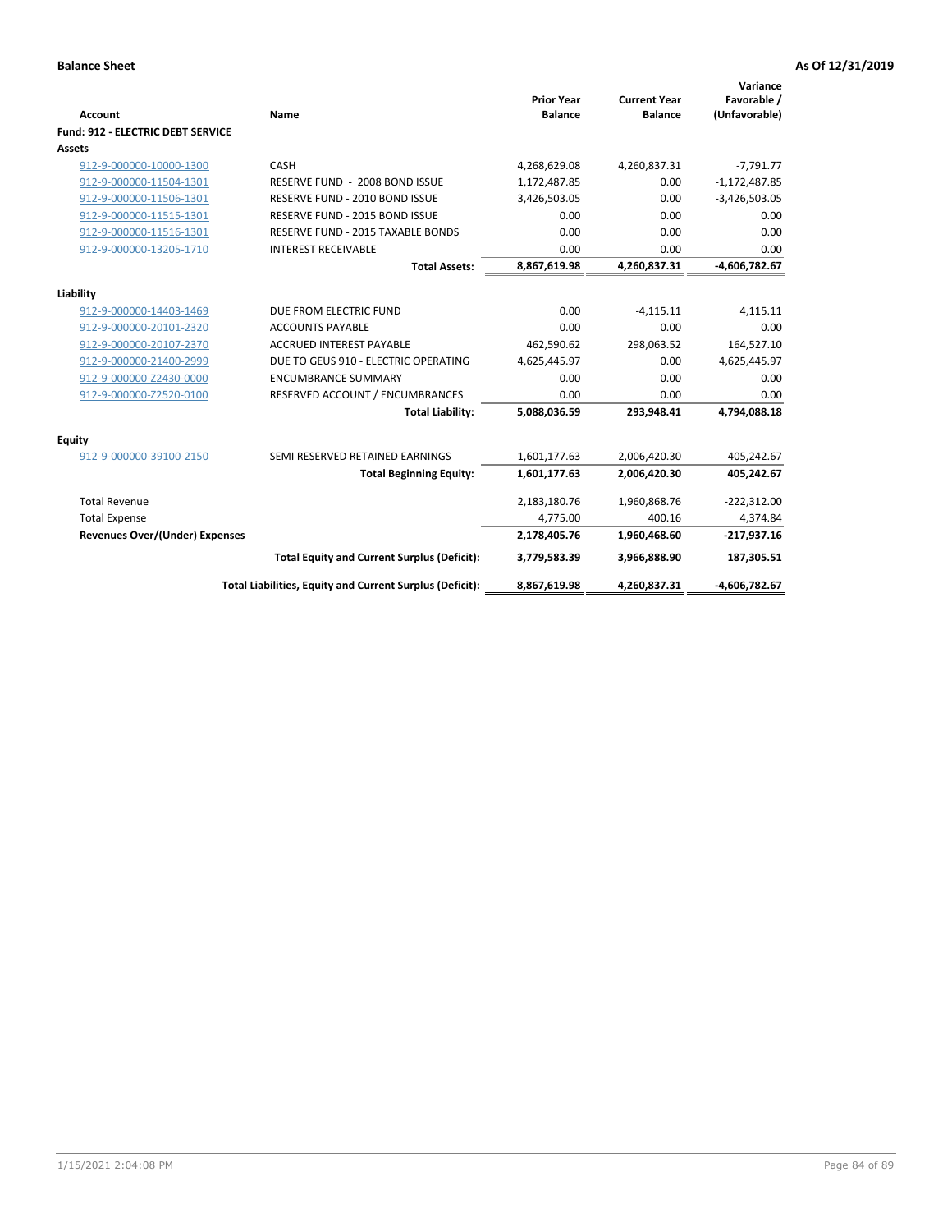**Balance Sheet** **As Of 12/31/2019**

| Account | Name | Prior Year Balance | Current Year Balance | Variance Favorable / (Unfavorable) |
|---|---|---|---|---|
| **Fund: 912 - ELECTRIC DEBT SERVICE** | | | | |
| **Assets** | | | | |
| 912-9-000000-10000-1300 | CASH | 4,268,629.08 | 4,260,837.31 | -7,791.77 |
| 912-9-000000-11504-1301 | RESERVE FUND - 2008 BOND ISSUE | 1,172,487.85 | 0.00 | -1,172,487.85 |
| 912-9-000000-11506-1301 | RESERVE FUND - 2010 BOND ISSUE | 3,426,503.05 | 0.00 | -3,426,503.05 |
| 912-9-000000-11515-1301 | RESERVE FUND - 2015 BOND ISSUE | 0.00 | 0.00 | 0.00 |
| 912-9-000000-11516-1301 | RESERVE FUND - 2015 TAXABLE BONDS | 0.00 | 0.00 | 0.00 |
| 912-9-000000-13205-1710 | INTEREST RECEIVABLE | 0.00 | 0.00 | 0.00 |
| | **Total Assets:** | **8,867,619.98** | **4,260,837.31** | **-4,606,782.67** |
| **Liability** | | | | |
| 912-9-000000-14403-1469 | DUE FROM ELECTRIC FUND | 0.00 | -4,115.11 | 4,115.11 |
| 912-9-000000-20101-2320 | ACCOUNTS PAYABLE | 0.00 | 0.00 | 0.00 |
| 912-9-000000-20107-2370 | ACCRUED INTEREST PAYABLE | 462,590.62 | 298,063.52 | 164,527.10 |
| 912-9-000000-21400-2999 | DUE TO GEUS 910 - ELECTRIC OPERATING | 4,625,445.97 | 0.00 | 4,625,445.97 |
| 912-9-000000-Z2430-0000 | ENCUMBRANCE SUMMARY | 0.00 | 0.00 | 0.00 |
| 912-9-000000-Z2520-0100 | RESERVED ACCOUNT / ENCUMBRANCES | 0.00 | 0.00 | 0.00 |
| | **Total Liability:** | **5,088,036.59** | **293,948.41** | **4,794,088.18** |
| **Equity** | | | | |
| 912-9-000000-39100-2150 | SEMI RESERVED RETAINED EARNINGS | 1,601,177.63 | 2,006,420.30 | 405,242.67 |
| | **Total Beginning Equity:** | **1,601,177.63** | **2,006,420.30** | **405,242.67** |
| Total Revenue | | 2,183,180.76 | 1,960,868.76 | -222,312.00 |
| Total Expense | | 4,775.00 | 400.16 | 4,374.84 |
| **Revenues Over/(Under) Expenses** | | **2,178,405.76** | **1,960,468.60** | **-217,937.16** |
| | **Total Equity and Current Surplus (Deficit):** | **3,779,583.39** | **3,966,888.90** | **187,305.51** |
| | **Total Liabilities, Equity and Current Surplus (Deficit):** | **8,867,619.98** | **4,260,837.31** | **-4,606,782.67** |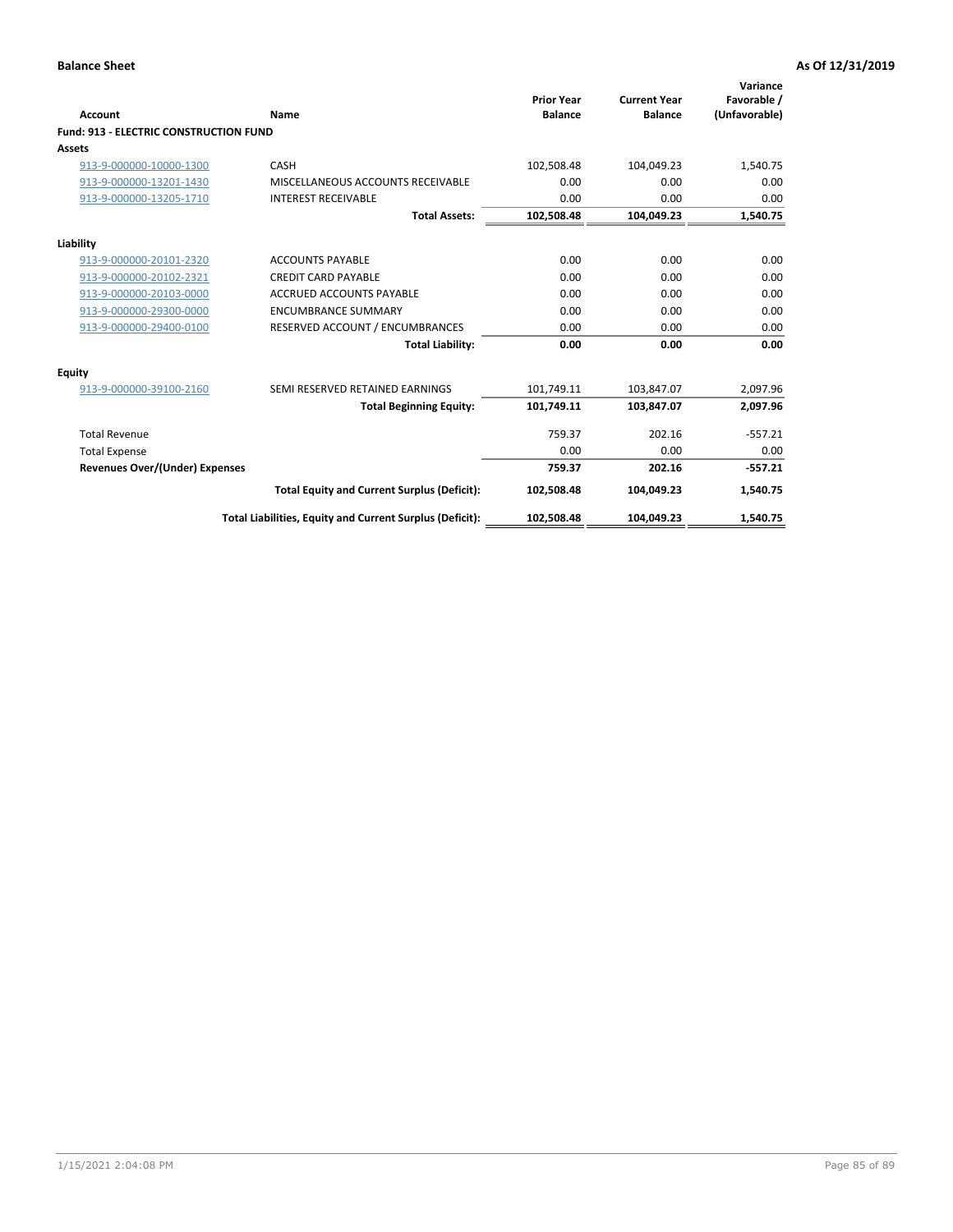**Balance Sheet** — **As Of 12/31/2019**

| Account | Name | Prior Year Balance | Current Year Balance | Variance Favorable / (Unfavorable) |
|---|---|---|---|---|
| **Fund: 913 - ELECTRIC CONSTRUCTION FUND** | | | | |
| **Assets** | | | | |
| 913-9-000000-10000-1300 | CASH | 102,508.48 | 104,049.23 | 1,540.75 |
| 913-9-000000-13201-1430 | MISCELLANEOUS ACCOUNTS RECEIVABLE | 0.00 | 0.00 | 0.00 |
| 913-9-000000-13205-1710 | INTEREST RECEIVABLE | 0.00 | 0.00 | 0.00 |
| | **Total Assets:** | **102,508.48** | **104,049.23** | **1,540.75** |
| **Liability** | | | | |
| 913-9-000000-20101-2320 | ACCOUNTS PAYABLE | 0.00 | 0.00 | 0.00 |
| 913-9-000000-20102-2321 | CREDIT CARD PAYABLE | 0.00 | 0.00 | 0.00 |
| 913-9-000000-20103-0000 | ACCRUED ACCOUNTS PAYABLE | 0.00 | 0.00 | 0.00 |
| 913-9-000000-29300-0000 | ENCUMBRANCE SUMMARY | 0.00 | 0.00 | 0.00 |
| 913-9-000000-29400-0100 | RESERVED ACCOUNT / ENCUMBRANCES | 0.00 | 0.00 | 0.00 |
| | **Total Liability:** | **0.00** | **0.00** | **0.00** |
| **Equity** | | | | |
| 913-9-000000-39100-2160 | SEMI RESERVED RETAINED EARNINGS | 101,749.11 | 103,847.07 | 2,097.96 |
| | **Total Beginning Equity:** | **101,749.11** | **103,847.07** | **2,097.96** |
| Total Revenue | | 759.37 | 202.16 | -557.21 |
| Total Expense | | 0.00 | 0.00 | 0.00 |
| **Revenues Over/(Under) Expenses** | | **759.37** | **202.16** | **-557.21** |
| | **Total Equity and Current Surplus (Deficit):** | **102,508.48** | **104,049.23** | **1,540.75** |
| | **Total Liabilities, Equity and Current Surplus (Deficit):** | **102,508.48** | **104,049.23** | **1,540.75** |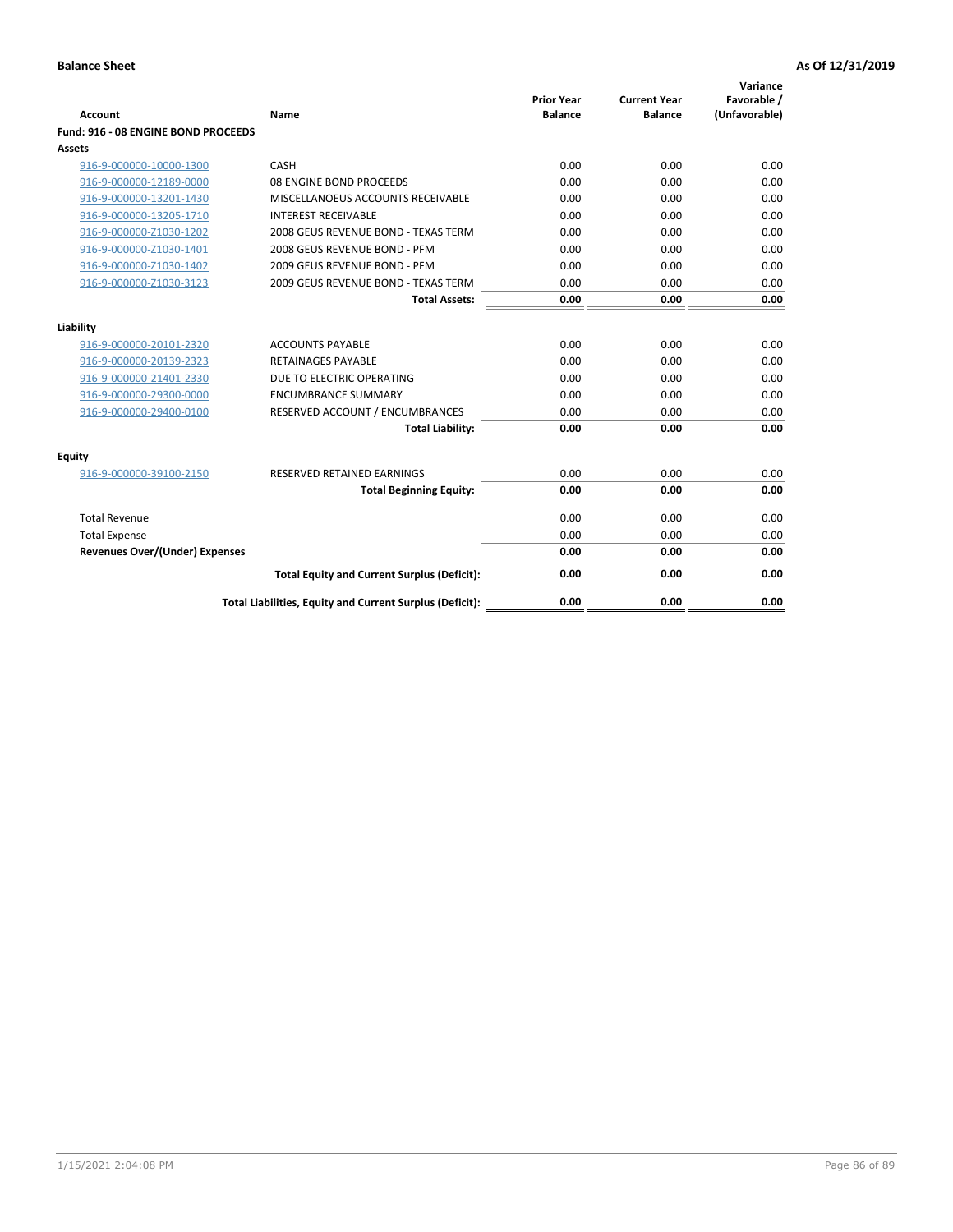**Balance Sheet** | **As Of 12/31/2019**

| Account | Name | Prior Year Balance | Current Year Balance | Variance Favorable / (Unfavorable) |
|---|---|---|---|---|
| **Fund: 916 - 08 ENGINE BOND PROCEEDS** | | | | |
| **Assets** | | | | |
| 916-9-000000-10000-1300 | CASH | 0.00 | 0.00 | 0.00 |
| 916-9-000000-12189-0000 | 08 ENGINE BOND PROCEEDS | 0.00 | 0.00 | 0.00 |
| 916-9-000000-13201-1430 | MISCELLANOEUS ACCOUNTS RECEIVABLE | 0.00 | 0.00 | 0.00 |
| 916-9-000000-13205-1710 | INTEREST RECEIVABLE | 0.00 | 0.00 | 0.00 |
| 916-9-000000-Z1030-1202 | 2008 GEUS REVENUE BOND - TEXAS TERM | 0.00 | 0.00 | 0.00 |
| 916-9-000000-Z1030-1401 | 2008 GEUS REVENUE BOND - PFM | 0.00 | 0.00 | 0.00 |
| 916-9-000000-Z1030-1402 | 2009 GEUS REVENUE BOND - PFM | 0.00 | 0.00 | 0.00 |
| 916-9-000000-Z1030-3123 | 2009 GEUS REVENUE BOND - TEXAS TERM | 0.00 | 0.00 | 0.00 |
| | **Total Assets:** | **0.00** | **0.00** | **0.00** |
| **Liability** | | | | |
| 916-9-000000-20101-2320 | ACCOUNTS PAYABLE | 0.00 | 0.00 | 0.00 |
| 916-9-000000-20139-2323 | RETAINAGES PAYABLE | 0.00 | 0.00 | 0.00 |
| 916-9-000000-21401-2330 | DUE TO ELECTRIC OPERATING | 0.00 | 0.00 | 0.00 |
| 916-9-000000-29300-0000 | ENCUMBRANCE SUMMARY | 0.00 | 0.00 | 0.00 |
| 916-9-000000-29400-0100 | RESERVED ACCOUNT / ENCUMBRANCES | 0.00 | 0.00 | 0.00 |
| | **Total Liability:** | **0.00** | **0.00** | **0.00** |
| **Equity** | | | | |
| 916-9-000000-39100-2150 | RESERVED RETAINED EARNINGS | 0.00 | 0.00 | 0.00 |
| | **Total Beginning Equity:** | **0.00** | **0.00** | **0.00** |
| Total Revenue | | 0.00 | 0.00 | 0.00 |
| Total Expense | | 0.00 | 0.00 | 0.00 |
| **Revenues Over/(Under) Expenses** | | **0.00** | **0.00** | **0.00** |
| | **Total Equity and Current Surplus (Deficit):** | **0.00** | **0.00** | **0.00** |
| | **Total Liabilities, Equity and Current Surplus (Deficit):** | **0.00** | **0.00** | **0.00** |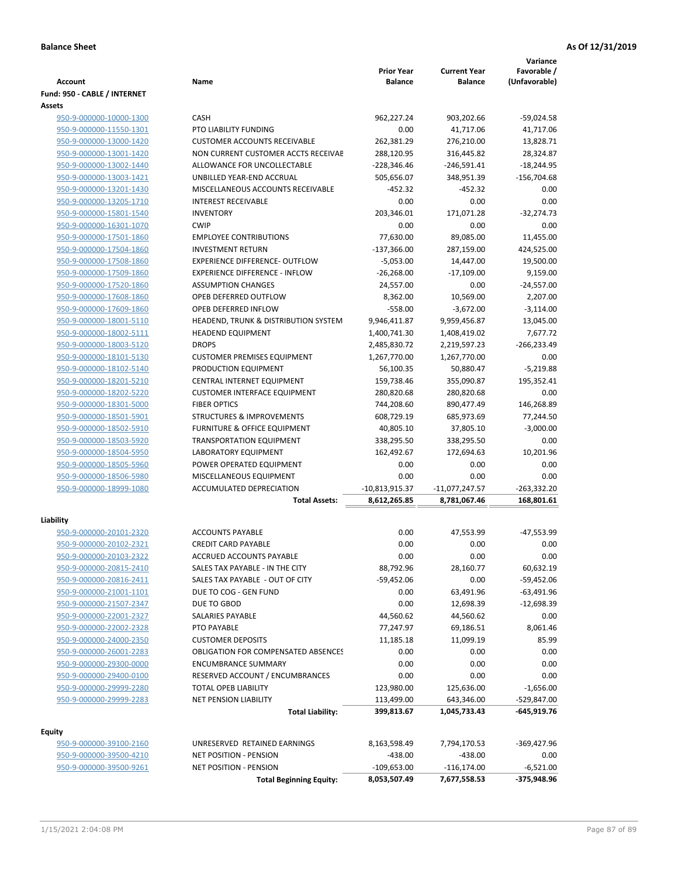**Balance Sheet** | **As Of 12/31/2019**

| Account | Name | Prior Year Balance | Current Year Balance | Variance Favorable / (Unfavorable) |
|---|---|---|---|---|
| **Fund: 950 - CABLE / INTERNET** | | | | |
| **Assets** | | | | |
| 950-9-000000-10000-1300 | CASH | 962,227.24 | 903,202.66 | -59,024.58 |
| 950-9-000000-11550-1301 | PTO LIABILITY FUNDING | 0.00 | 41,717.06 | 41,717.06 |
| 950-9-000000-13000-1420 | CUSTOMER ACCOUNTS RECEIVABLE | 262,381.29 | 276,210.00 | 13,828.71 |
| 950-9-000000-13001-1420 | NON CURRENT CUSTOMER ACCTS RECEIVAE | 288,120.95 | 316,445.82 | 28,324.87 |
| 950-9-000000-13002-1440 | ALLOWANCE FOR UNCOLLECTABLE | -228,346.46 | -246,591.41 | -18,244.95 |
| 950-9-000000-13003-1421 | UNBILLED YEAR-END ACCRUAL | 505,656.07 | 348,951.39 | -156,704.68 |
| 950-9-000000-13201-1430 | MISCELLANEOUS ACCOUNTS RECEIVABLE | -452.32 | -452.32 | 0.00 |
| 950-9-000000-13205-1710 | INTEREST RECEIVABLE | 0.00 | 0.00 | 0.00 |
| 950-9-000000-15801-1540 | INVENTORY | 203,346.01 | 171,071.28 | -32,274.73 |
| 950-9-000000-16301-1070 | CWIP | 0.00 | 0.00 | 0.00 |
| 950-9-000000-17501-1860 | EMPLOYEE CONTRIBUTIONS | 77,630.00 | 89,085.00 | 11,455.00 |
| 950-9-000000-17504-1860 | INVESTMENT RETURN | -137,366.00 | 287,159.00 | 424,525.00 |
| 950-9-000000-17508-1860 | EXPERIENCE DIFFERENCE- OUTFLOW | -5,053.00 | 14,447.00 | 19,500.00 |
| 950-9-000000-17509-1860 | EXPERIENCE DIFFERENCE - INFLOW | -26,268.00 | -17,109.00 | 9,159.00 |
| 950-9-000000-17520-1860 | ASSUMPTION CHANGES | 24,557.00 | 0.00 | -24,557.00 |
| 950-9-000000-17608-1860 | OPEB DEFERRED OUTFLOW | 8,362.00 | 10,569.00 | 2,207.00 |
| 950-9-000000-17609-1860 | OPEB DEFERRED INFLOW | -558.00 | -3,672.00 | -3,114.00 |
| 950-9-000000-18001-5110 | HEADEND, TRUNK & DISTRIBUTION SYSTEM | 9,946,411.87 | 9,959,456.87 | 13,045.00 |
| 950-9-000000-18002-5111 | HEADEND EQUIPMENT | 1,400,741.30 | 1,408,419.02 | 7,677.72 |
| 950-9-000000-18003-5120 | DROPS | 2,485,830.72 | 2,219,597.23 | -266,233.49 |
| 950-9-000000-18101-5130 | CUSTOMER PREMISES EQUIPMENT | 1,267,770.00 | 1,267,770.00 | 0.00 |
| 950-9-000000-18102-5140 | PRODUCTION EQUIPMENT | 56,100.35 | 50,880.47 | -5,219.88 |
| 950-9-000000-18201-5210 | CENTRAL INTERNET EQUIPMENT | 159,738.46 | 355,090.87 | 195,352.41 |
| 950-9-000000-18202-5220 | CUSTOMER INTERFACE EQUIPMENT | 280,820.68 | 280,820.68 | 0.00 |
| 950-9-000000-18301-5000 | FIBER OPTICS | 744,208.60 | 890,477.49 | 146,268.89 |
| 950-9-000000-18501-5901 | STRUCTURES & IMPROVEMENTS | 608,729.19 | 685,973.69 | 77,244.50 |
| 950-9-000000-18502-5910 | FURNITURE & OFFICE EQUIPMENT | 40,805.10 | 37,805.10 | -3,000.00 |
| 950-9-000000-18503-5920 | TRANSPORTATION EQUIPMENT | 338,295.50 | 338,295.50 | 0.00 |
| 950-9-000000-18504-5950 | LABORATORY EQUIPMENT | 162,492.67 | 172,694.63 | 10,201.96 |
| 950-9-000000-18505-5960 | POWER OPERATED EQUIPMENT | 0.00 | 0.00 | 0.00 |
| 950-9-000000-18506-5980 | MISCELLANEOUS EQUIPMENT | 0.00 | 0.00 | 0.00 |
| 950-9-000000-18999-1080 | ACCUMULATED DEPRECIATION | -10,813,915.37 | -11,077,247.57 | -263,332.20 |
| | **Total Assets:** | **8,612,265.85** | **8,781,067.46** | **168,801.61** |
| **Liability** | | | | |
| 950-9-000000-20101-2320 | ACCOUNTS PAYABLE | 0.00 | 47,553.99 | -47,553.99 |
| 950-9-000000-20102-2321 | CREDIT CARD PAYABLE | 0.00 | 0.00 | 0.00 |
| 950-9-000000-20103-2322 | ACCRUED ACCOUNTS PAYABLE | 0.00 | 0.00 | 0.00 |
| 950-9-000000-20815-2410 | SALES TAX PAYABLE - IN THE CITY | 88,792.96 | 28,160.77 | 60,632.19 |
| 950-9-000000-20816-2411 | SALES TAX PAYABLE - OUT OF CITY | -59,452.06 | 0.00 | -59,452.06 |
| 950-9-000000-21001-1101 | DUE TO COG - GEN FUND | 0.00 | 63,491.96 | -63,491.96 |
| 950-9-000000-21507-2347 | DUE TO GBOD | 0.00 | 12,698.39 | -12,698.39 |
| 950-9-000000-22001-2327 | SALARIES PAYABLE | 44,560.62 | 44,560.62 | 0.00 |
| 950-9-000000-22002-2328 | PTO PAYABLE | 77,247.97 | 69,186.51 | 8,061.46 |
| 950-9-000000-24000-2350 | CUSTOMER DEPOSITS | 11,185.18 | 11,099.19 | 85.99 |
| 950-9-000000-26001-2283 | OBLIGATION FOR COMPENSATED ABSENCES | 0.00 | 0.00 | 0.00 |
| 950-9-000000-29300-0000 | ENCUMBRANCE SUMMARY | 0.00 | 0.00 | 0.00 |
| 950-9-000000-29400-0100 | RESERVED ACCOUNT / ENCUMBRANCES | 0.00 | 0.00 | 0.00 |
| 950-9-000000-29999-2280 | TOTAL OPEB LIABILITY | 123,980.00 | 125,636.00 | -1,656.00 |
| 950-9-000000-29999-2283 | NET PENSION LIABILITY | 113,499.00 | 643,346.00 | -529,847.00 |
| | **Total Liability:** | **399,813.67** | **1,045,733.43** | **-645,919.76** |
| **Equity** | | | | |
| 950-9-000000-39100-2160 | UNRESERVED RETAINED EARNINGS | 8,163,598.49 | 7,794,170.53 | -369,427.96 |
| 950-9-000000-39500-4210 | NET POSITION - PENSION | -438.00 | -438.00 | 0.00 |
| 950-9-000000-39500-9261 | NET POSITION - PENSION | -109,653.00 | -116,174.00 | -6,521.00 |
| | **Total Beginning Equity:** | **8,053,507.49** | **7,677,558.53** | **-375,948.96** |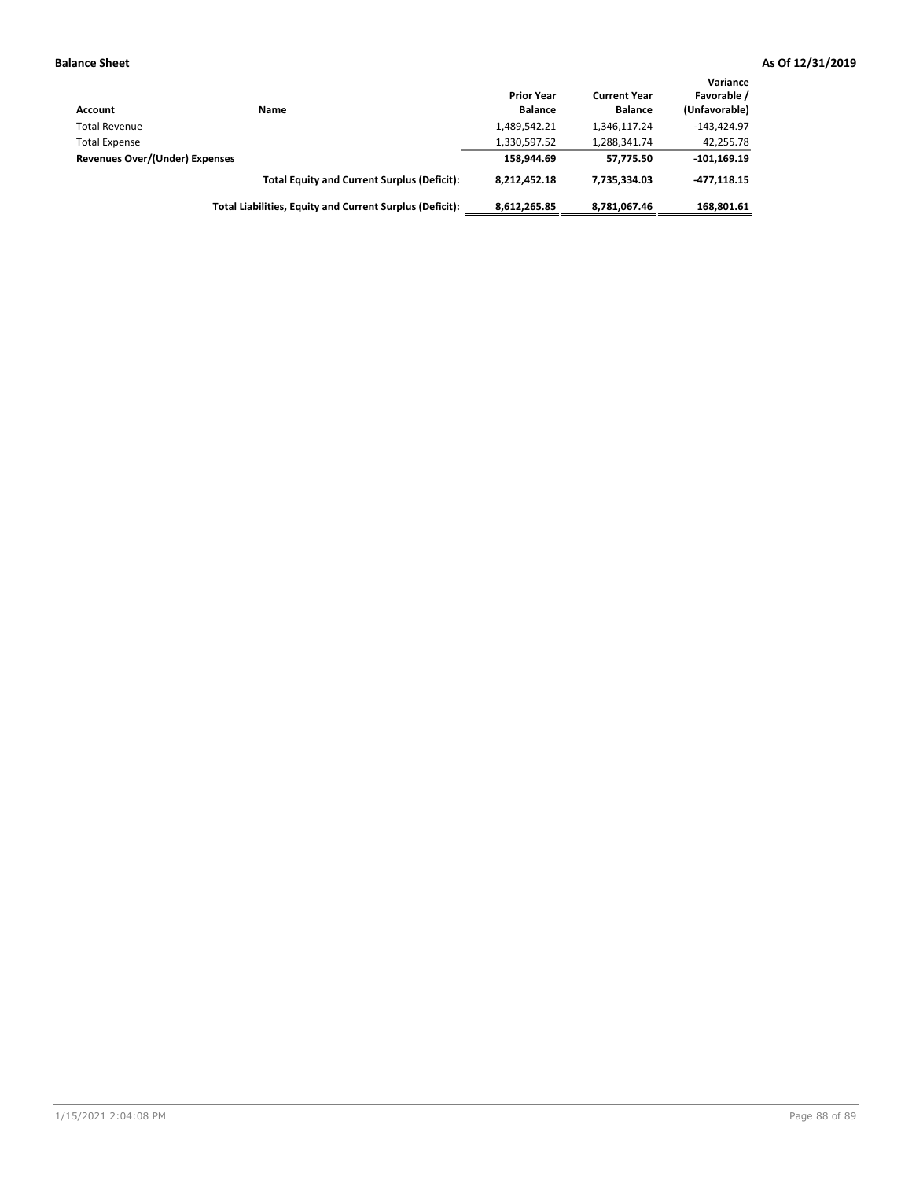**Balance Sheet** **As Of 12/31/2019**

| Account | Name | Prior Year Balance | Current Year Balance | Variance Favorable / (Unfavorable) |
|---|---|---|---|---|
| Total Revenue | | 1,489,542.21 | 1,346,117.24 | -143,424.97 |
| Total Expense | | 1,330,597.52 | 1,288,341.74 | 42,255.78 |
| **Revenues Over/(Under) Expenses** | | **158,944.69** | **57,775.50** | **-101,169.19** |
| | **Total Equity and Current Surplus (Deficit):** | **8,212,452.18** | **7,735,334.03** | **-477,118.15** |
| | **Total Liabilities, Equity and Current Surplus (Deficit):** | **8,612,265.85** | **8,781,067.46** | **168,801.61** |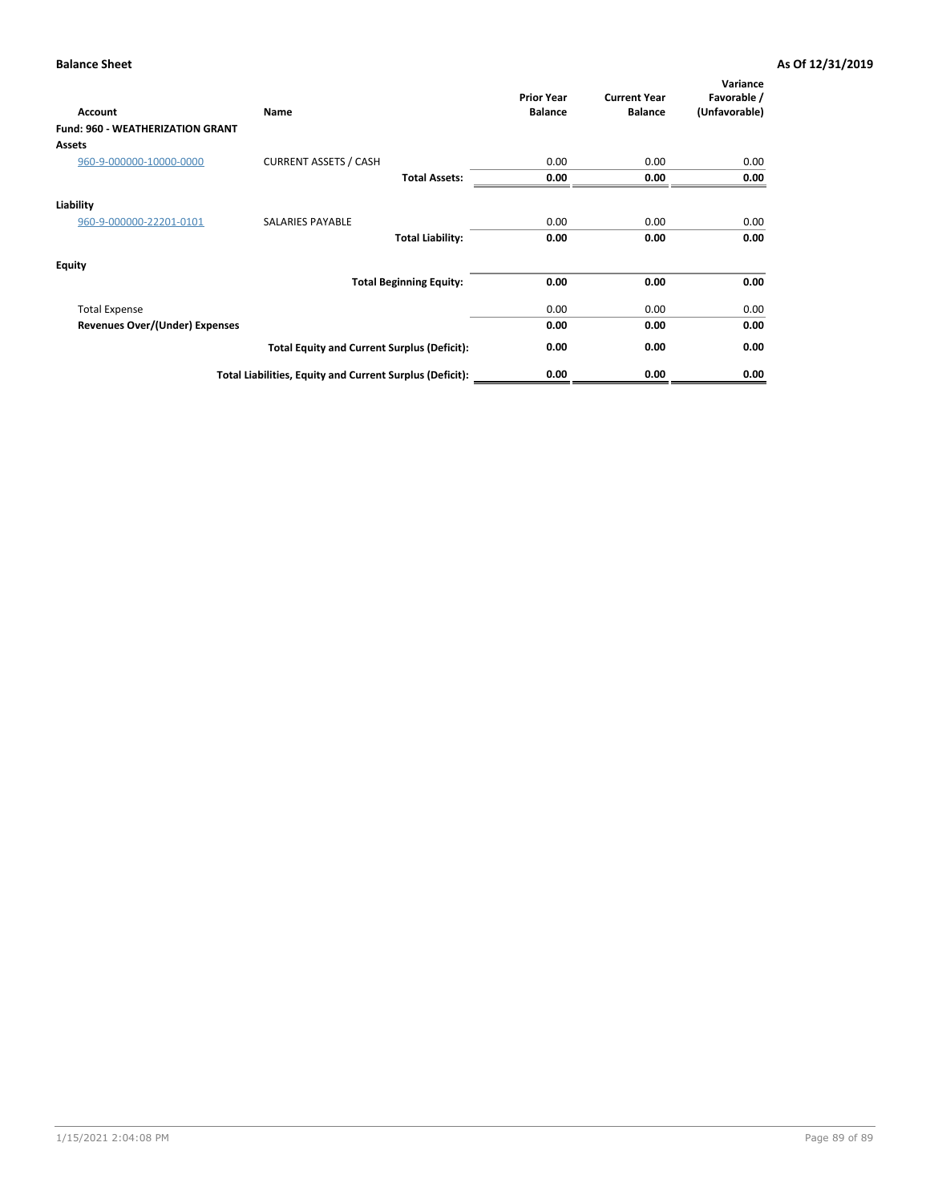**Balance Sheet** **As Of 12/31/2019**

| Account | Name | Prior Year Balance | Current Year Balance | Variance Favorable / (Unfavorable) |
|---|---|---|---|---|
| **Fund: 960 - WEATHERIZATION GRANT** | | | | |
| **Assets** | | | | |
| 960-9-000000-10000-0000 | CURRENT ASSETS / CASH | 0.00 | 0.00 | 0.00 |
| | **Total Assets:** | **0.00** | **0.00** | **0.00** |
| **Liability** | | | | |
| 960-9-000000-22201-0101 | SALARIES PAYABLE | 0.00 | 0.00 | 0.00 |
| | **Total Liability:** | **0.00** | **0.00** | **0.00** |
| **Equity** | | | | |
| | **Total Beginning Equity:** | **0.00** | **0.00** | **0.00** |
| Total Expense | | 0.00 | 0.00 | 0.00 |
| **Revenues Over/(Under) Expenses** | | **0.00** | **0.00** | **0.00** |
| | **Total Equity and Current Surplus (Deficit):** | **0.00** | **0.00** | **0.00** |
| | **Total Liabilities, Equity and Current Surplus (Deficit):** | **0.00** | **0.00** | **0.00** |

1/15/2021 2:04:08 PM